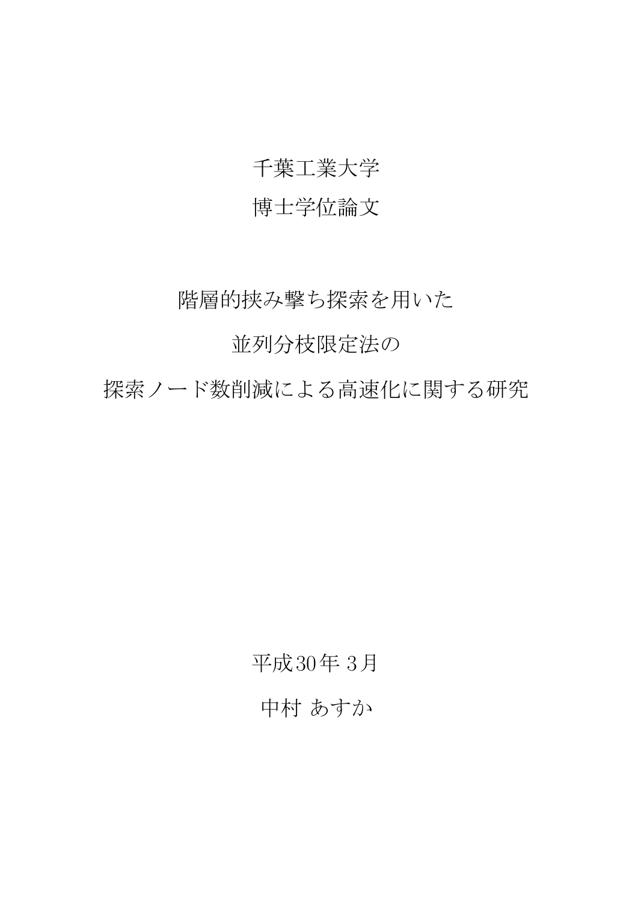千葉工業大学

博士学位論文

# 階層的挟み撃ち探索を用いた並列分枝限定法の探索ノード数削減による高速化に関する研究

平成30年 3月

中村 あすか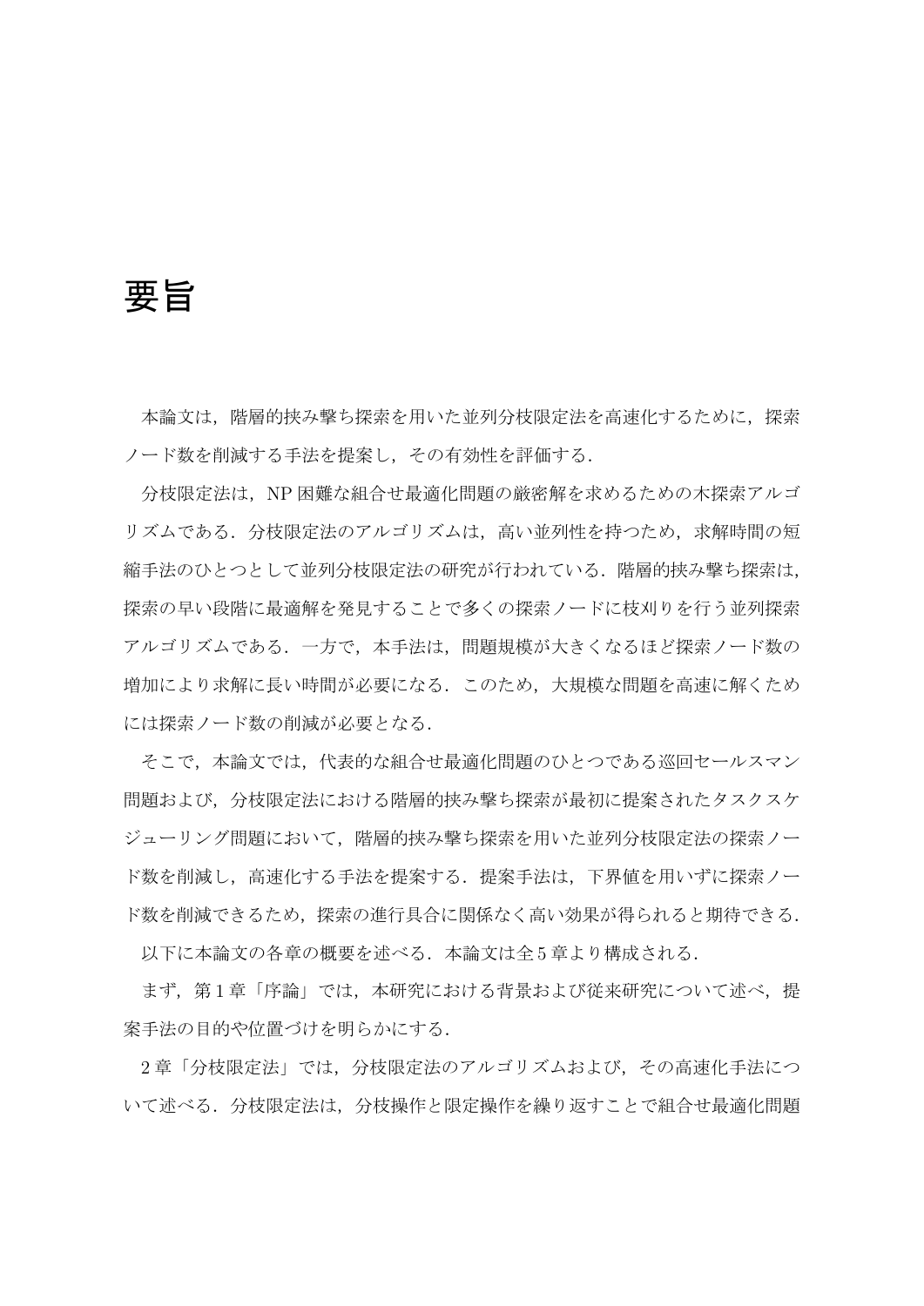# 要旨

本論文は，階層的挟み撃ち探索を用いた並列分枝限定法を高速化するために，探索ノード数を削減する手法を提案し，その有効性を評価する．

分枝限定法は，NP 困難な組合せ最適化問題の厳密解を求めるための木探索アルゴリズムである．分枝限定法のアルゴリズムは，高い並列性を持つため，求解時間の短縮手法のひとつとして並列分枝限定法の研究が行われている．階層的挟み撃ち探索は，探索の早い段階に最適解を発見することで多くの探索ノードに枝刈りを行う並列探索アルゴリズムである．一方で，本手法は，問題規模が大きくなるほど探索ノード数の増加により求解に長い時間が必要になる．このため，大規模な問題を高速に解くためには探索ノード数の削減が必要となる．

そこで，本論文では，代表的な組合せ最適化問題のひとつである巡回セールスマン問題および，分枝限定法における階層的挟み撃ち探索が最初に提案されたタスクスケジューリング問題において，階層的挟み撃ち探索を用いた並列分枝限定法の探索ノード数を削減し，高速化する手法を提案する．提案手法は，下界値を用いずに探索ノード数を削減できるため，探索の進行具合に関係なく高い効果が得られると期待できる．

以下に本論文の各章の概要を述べる．本論文は全 5 章より構成される．

まず，第 1 章「序論」では，本研究における背景および従来研究について述べ，提案手法の目的や位置づけを明らかにする．

2 章「分枝限定法」では，分枝限定法のアルゴリズムおよび，その高速化手法について述べる．分枝限定法は，分枝操作と限定操作を繰り返すことで組合せ最適化問題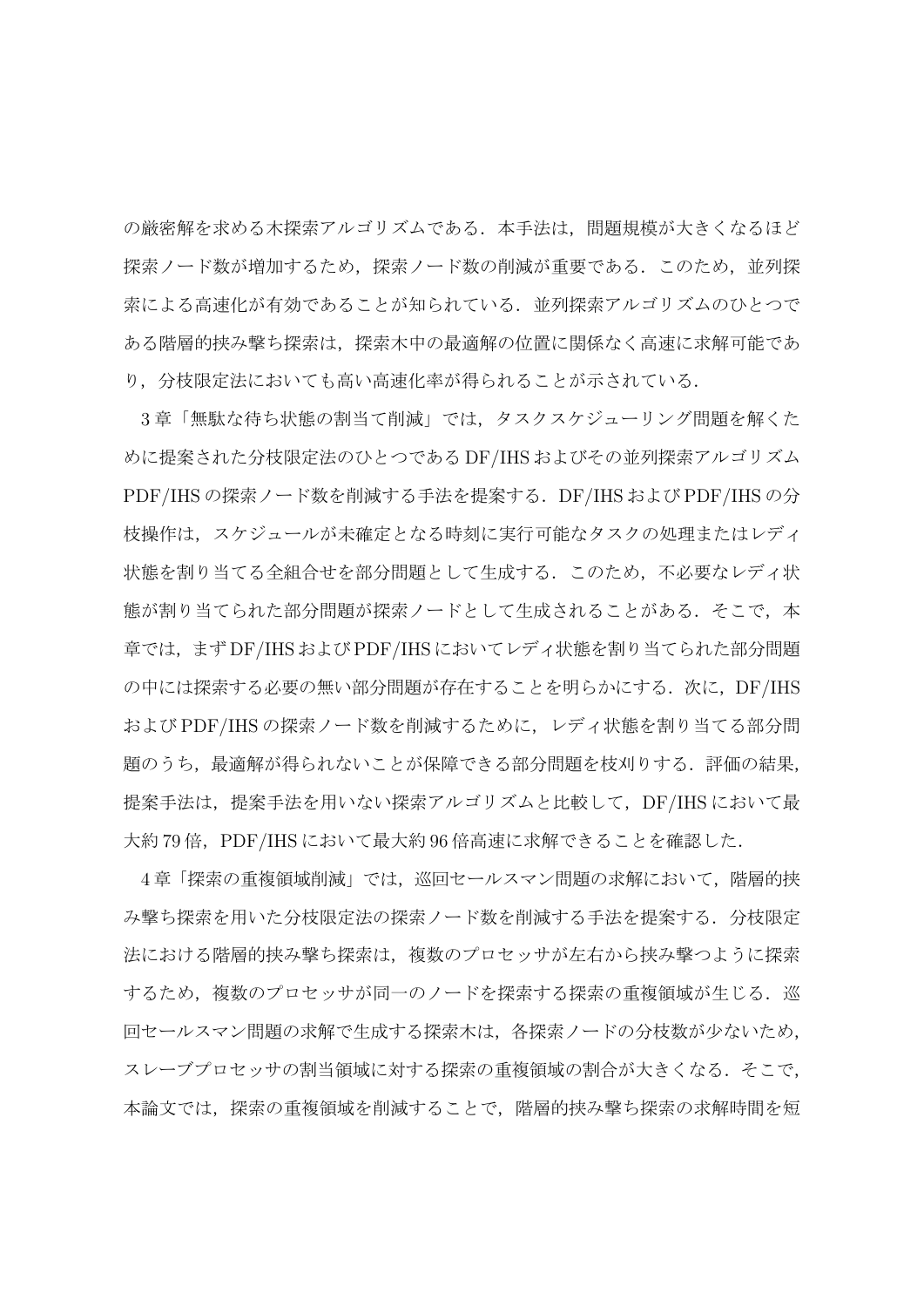の厳密解を求める木探索アルゴリズムである．本手法は，問題規模が大きくなるほど探索ノード数が増加するため，探索ノード数の削減が重要である．このため，並列探索による高速化が有効であることが知られている．並列探索アルゴリズムのひとつである階層的挟み撃ち探索は，探索木中の最適解の位置に関係なく高速に求解可能であり，分枝限定法においても高い高速化率が得られることが示されている．

3 章「無駄な待ち状態の割当て削減」では，タスクスケジューリング問題を解くために提案された分枝限定法のひとつである DF/IHS およびその並列探索アルゴリズム PDF/IHS の探索ノード数を削減する手法を提案する．DF/IHS および PDF/IHS の分枝操作は，スケジュールが未確定となる時刻に実行可能なタスクの処理またはレディ状態を割り当てる全組合せを部分問題として生成する．このため，不必要なレディ状態が割り当てられた部分問題が探索ノードとして生成されることがある．そこで，本章では，まず DF/IHS および PDF/IHS においてレディ状態を割り当てられた部分問題の中には探索する必要の無い部分問題が存在することを明らかにする．次に，DF/IHS および PDF/IHS の探索ノード数を削減するために，レディ状態を割り当てる部分問題のうち，最適解が得られないことが保障できる部分問題を枝刈りする．評価の結果，提案手法は，提案手法を用いない探索アルゴリズムと比較して，DF/IHS において最大約 79 倍，PDF/IHS において最大約 96 倍高速に求解できることを確認した．

4 章「探索の重複領域削減」では，巡回セールスマン問題の求解において，階層的挟み撃ち探索を用いた分枝限定法の探索ノード数を削減する手法を提案する．分枝限定法における階層的挟み撃ち探索は，複数のプロセッサが左右から挟み撃つように探索するため，複数のプロセッサが同一のノードを探索する探索の重複領域が生じる．巡回セールスマン問題の求解で生成する探索木は，各探索ノードの分枝数が少ないため，スレーブプロセッサの割当領域に対する探索の重複領域の割合が大きくなる．そこで，本論文では，探索の重複領域を削減することで，階層的挟み撃ち探索の求解時間を短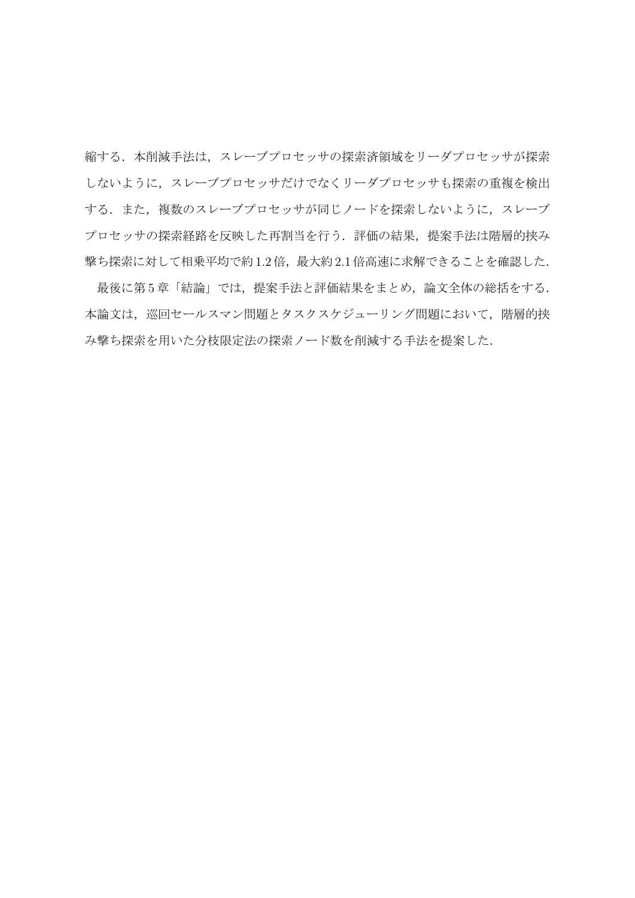縮する．本削減手法は，スレーブプロセッサの探索済領域をリーダプロセッサが探索しないように，スレーブプロセッサだけでなくリーダプロセッサも探索の重複を検出する．また，複数のスレーブプロセッサが同じノードを探索しないように，スレーブプロセッサの探索経路を反映した再割当を行う．評価の結果，提案手法は階層的挟み撃ち探索に対して相乗平均で約 1.2 倍，最大約 2.1 倍高速に求解できることを確認した．

最後に第 5 章「結論」では，提案手法と評価結果をまとめ，論文全体の総括をする．本論文は，巡回セールスマン問題とタスクスケジューリング問題において，階層的挟み撃ち探索を用いた分枝限定法の探索ノード数を削減する手法を提案した．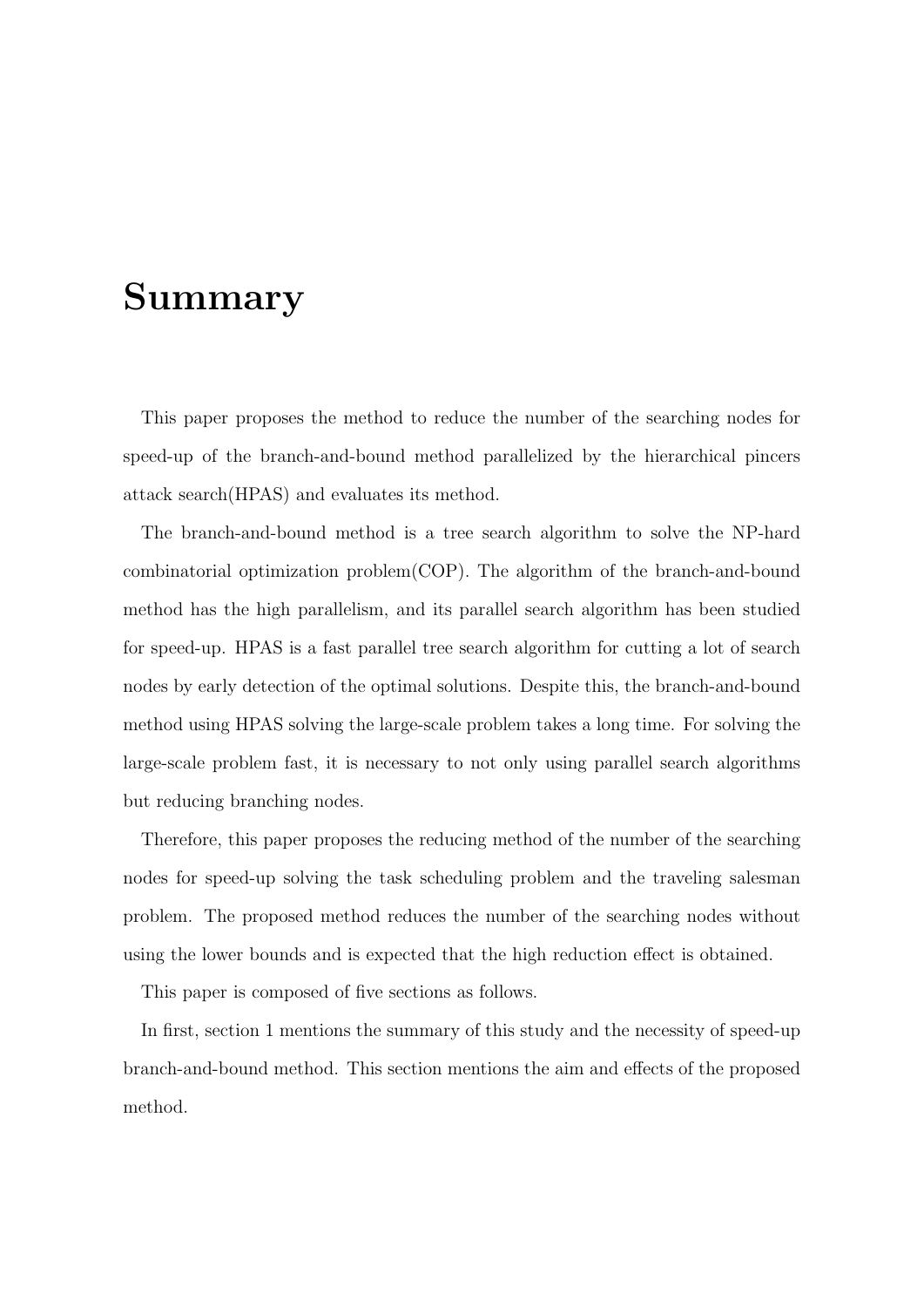# Summary

This paper proposes the method to reduce the number of the searching nodes for speed-up of the branch-and-bound method parallelized by the hierarchical pincers attack search(HPAS) and evaluates its method.

The branch-and-bound method is a tree search algorithm to solve the NP-hard combinatorial optimization problem(COP). The algorithm of the branch-and-bound method has the high parallelism, and its parallel search algorithm has been studied for speed-up. HPAS is a fast parallel tree search algorithm for cutting a lot of search nodes by early detection of the optimal solutions. Despite this, the branch-and-bound method using HPAS solving the large-scale problem takes a long time. For solving the large-scale problem fast, it is necessary to not only using parallel search algorithms but reducing branching nodes.

Therefore, this paper proposes the reducing method of the number of the searching nodes for speed-up solving the task scheduling problem and the traveling salesman problem. The proposed method reduces the number of the searching nodes without using the lower bounds and is expected that the high reduction effect is obtained.

This paper is composed of five sections as follows.

In first, section 1 mentions the summary of this study and the necessity of speed-up branch-and-bound method. This section mentions the aim and effects of the proposed method.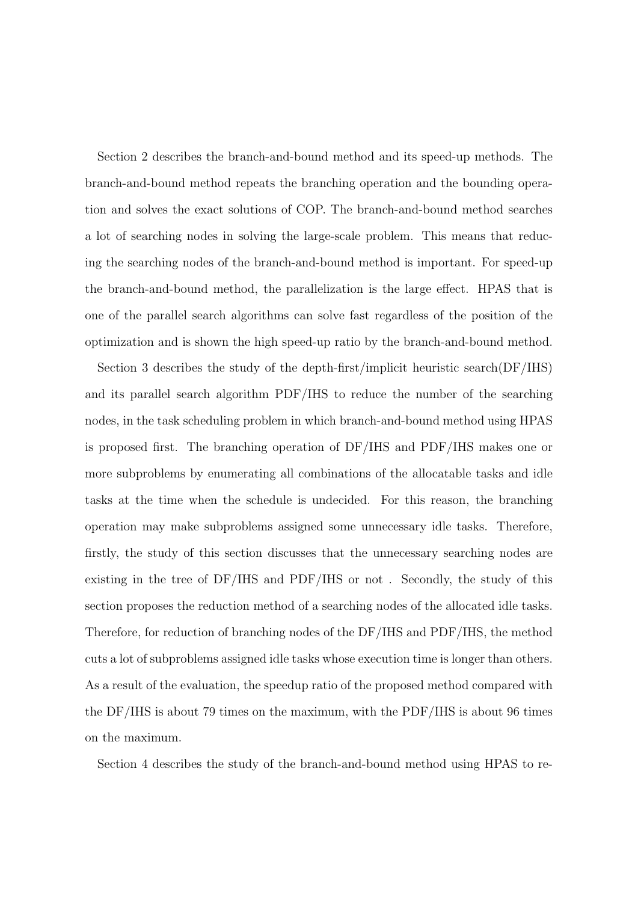Section 2 describes the branch-and-bound method and its speed-up methods. The branch-and-bound method repeats the branching operation and the bounding operation and solves the exact solutions of COP. The branch-and-bound method searches a lot of searching nodes in solving the large-scale problem. This means that reducing the searching nodes of the branch-and-bound method is important. For speed-up the branch-and-bound method, the parallelization is the large effect. HPAS that is one of the parallel search algorithms can solve fast regardless of the position of the optimization and is shown the high speed-up ratio by the branch-and-bound method.

Section 3 describes the study of the depth-first/implicit heuristic search(DF/IHS) and its parallel search algorithm PDF/IHS to reduce the number of the searching nodes, in the task scheduling problem in which branch-and-bound method using HPAS is proposed first. The branching operation of DF/IHS and PDF/IHS makes one or more subproblems by enumerating all combinations of the allocatable tasks and idle tasks at the time when the schedule is undecided. For this reason, the branching operation may make subproblems assigned some unnecessary idle tasks. Therefore, firstly, the study of this section discusses that the unnecessary searching nodes are existing in the tree of DF/IHS and PDF/IHS or not . Secondly, the study of this section proposes the reduction method of a searching nodes of the allocated idle tasks. Therefore, for reduction of branching nodes of the DF/IHS and PDF/IHS, the method cuts a lot of subproblems assigned idle tasks whose execution time is longer than others. As a result of the evaluation, the speedup ratio of the proposed method compared with the DF/IHS is about 79 times on the maximum, with the PDF/IHS is about 96 times on the maximum.

Section 4 describes the study of the branch-and-bound method using HPAS to re-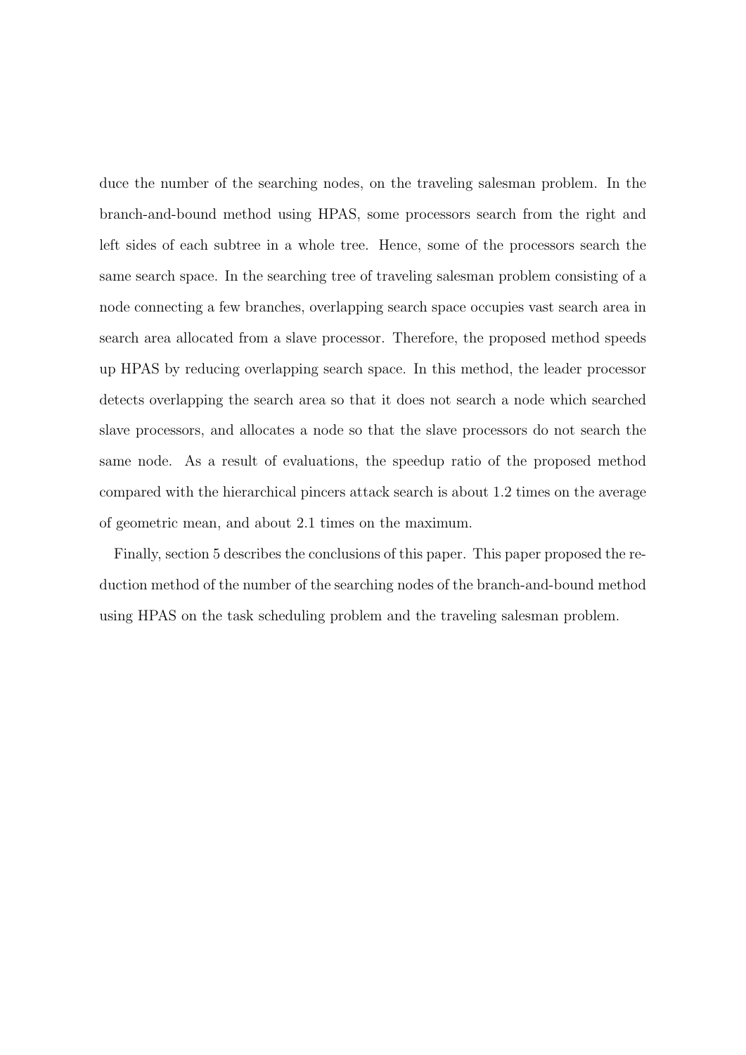duce the number of the searching nodes, on the traveling salesman problem. In the branch-and-bound method using HPAS, some processors search from the right and left sides of each subtree in a whole tree. Hence, some of the processors search the same search space. In the searching tree of traveling salesman problem consisting of a node connecting a few branches, overlapping search space occupies vast search area in search area allocated from a slave processor. Therefore, the proposed method speeds up HPAS by reducing overlapping search space. In this method, the leader processor detects overlapping the search area so that it does not search a node which searched slave processors, and allocates a node so that the slave processors do not search the same node. As a result of evaluations, the speedup ratio of the proposed method compared with the hierarchical pincers attack search is about 1.2 times on the average of geometric mean, and about 2.1 times on the maximum.

Finally, section 5 describes the conclusions of this paper. This paper proposed the reduction method of the number of the searching nodes of the branch-and-bound method using HPAS on the task scheduling problem and the traveling salesman problem.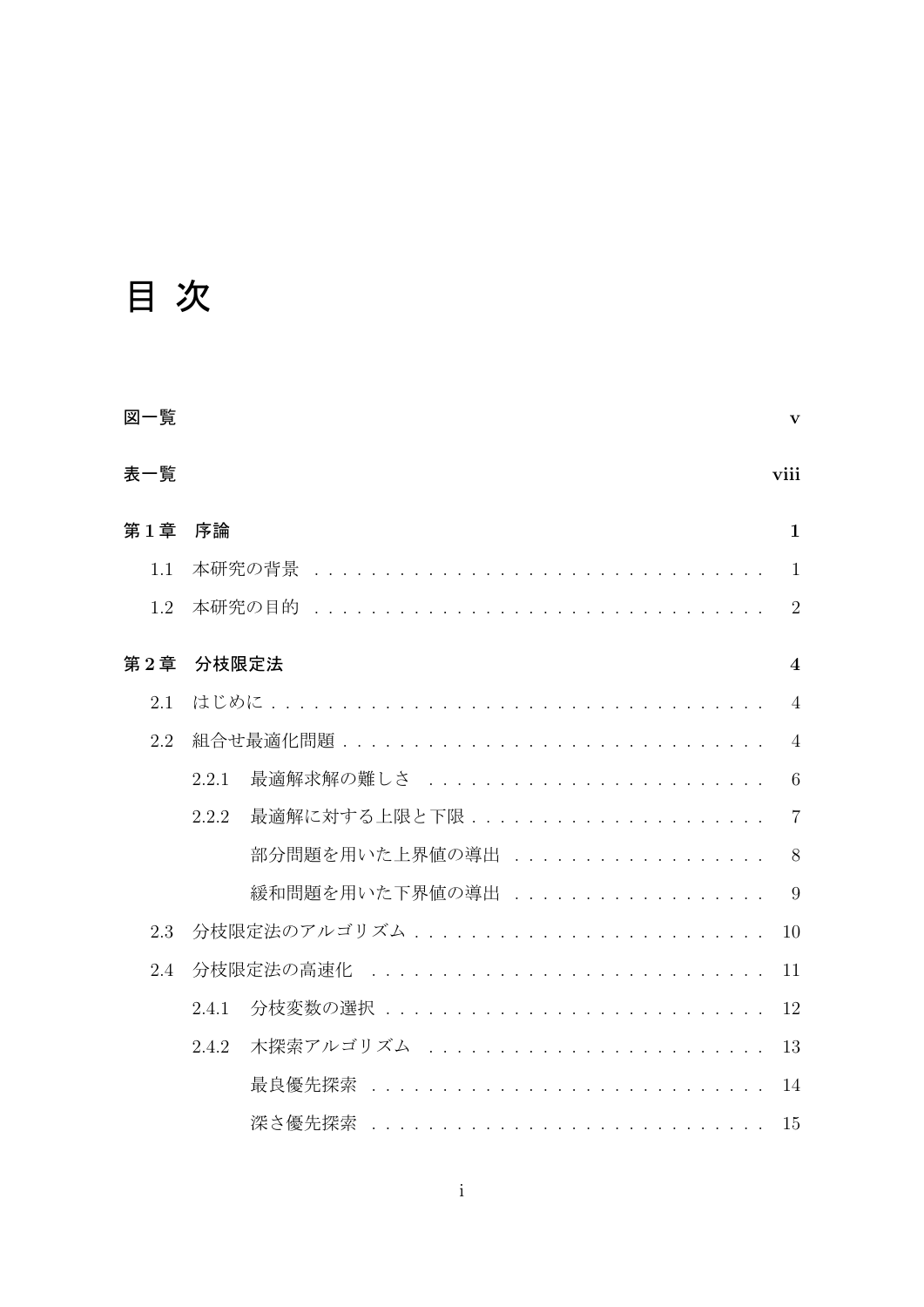# 目 次

**図一覧** **v**

**表一覧** **viii**

**第 1 章　序論** **1**

1.1 本研究の背景 . . . . . . . . . . . . . . . . . . . . . . . . . . . . . . . . 1

1.2 本研究の目的 . . . . . . . . . . . . . . . . . . . . . . . . . . . . . . . . 2

**第 2 章　分枝限定法** **4**

2.1 はじめに . . . . . . . . . . . . . . . . . . . . . . . . . . . . . . . . . . 4

2.2 組合せ最適化問題 . . . . . . . . . . . . . . . . . . . . . . . . . . . . . . 4

2.2.1 最適解求解の難しさ . . . . . . . . . . . . . . . . . . . . . . . . 6

2.2.2 最適解に対する上限と下限 . . . . . . . . . . . . . . . . . . . . . 7

部分問題を用いた上界値の導出 . . . . . . . . . . . . . . . . . . 8

緩和問題を用いた下界値の導出 . . . . . . . . . . . . . . . . . . 9

2.3 分枝限定法のアルゴリズム . . . . . . . . . . . . . . . . . . . . . . . . 10

2.4 分枝限定法の高速化 . . . . . . . . . . . . . . . . . . . . . . . . . . . . 11

2.4.1 分枝変数の選択 . . . . . . . . . . . . . . . . . . . . . . . . . . . 12

2.4.2 木探索アルゴリズム . . . . . . . . . . . . . . . . . . . . . . . . 13

最良優先探索 . . . . . . . . . . . . . . . . . . . . . . . . . . . . 14

深さ優先探索 . . . . . . . . . . . . . . . . . . . . . . . . . . . . 15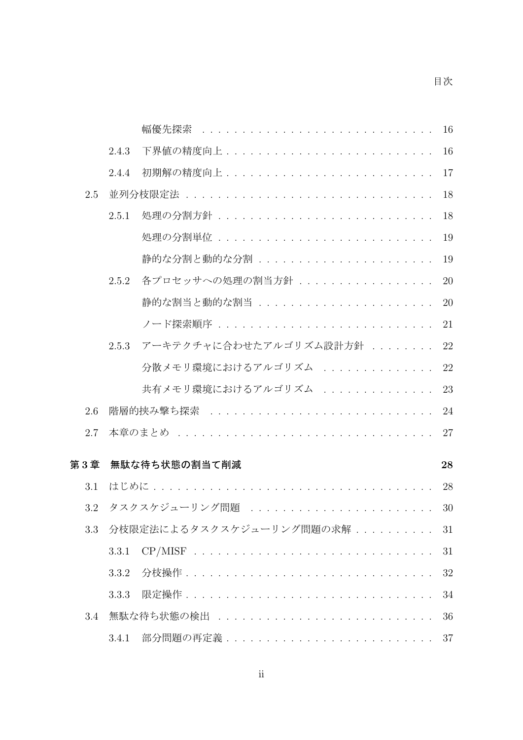幅優先探索 . . . . . . . . . . . . . . . . . . . . . . . . . . . 16

2.4.3 下界値の精度向上 . . . . . . . . . . . . . . . . . . . . . . . . . 16

2.4.4 初期解の精度向上 . . . . . . . . . . . . . . . . . . . . . . . . . 17

2.5 並列分枝限定法 . . . . . . . . . . . . . . . . . . . . . . . . . . . . . 18

2.5.1 処理の分割方針 . . . . . . . . . . . . . . . . . . . . . . . . . . 18

処理の分割単位 . . . . . . . . . . . . . . . . . . . . . . . . . . 19

静的な分割と動的な分割 . . . . . . . . . . . . . . . . . . . . . . 19

2.5.2 各プロセッサへの処理の割当方針 . . . . . . . . . . . . . . . . . 20

静的な割当と動的な割当 . . . . . . . . . . . . . . . . . . . . . . 20

ノード探索順序 . . . . . . . . . . . . . . . . . . . . . . . . . . 21

2.5.3 アーキテクチャに合わせたアルゴリズム設計方針 . . . . . . . . 22

分散メモリ環境におけるアルゴリズム . . . . . . . . . . . . . . 22

共有メモリ環境におけるアルゴリズム . . . . . . . . . . . . . . 23

2.6 階層的挟み撃ち探索 . . . . . . . . . . . . . . . . . . . . . . . . . . . 24

2.7 本章のまとめ . . . . . . . . . . . . . . . . . . . . . . . . . . . . . . . 27

**第 3 章 無駄な待ち状態の割当て削減 28**

3.1 はじめに . . . . . . . . . . . . . . . . . . . . . . . . . . . . . . . . . 28

3.2 タスクスケジューリング問題 . . . . . . . . . . . . . . . . . . . . . . 30

3.3 分枝限定法によるタスクスケジューリング問題の求解 . . . . . . . . . . 31

3.3.1 CP/MISF . . . . . . . . . . . . . . . . . . . . . . . . . . . . . 31

3.3.2 分枝操作 . . . . . . . . . . . . . . . . . . . . . . . . . . . . . . 32

3.3.3 限定操作 . . . . . . . . . . . . . . . . . . . . . . . . . . . . . . 34

3.4 無駄な待ち状態の検出 . . . . . . . . . . . . . . . . . . . . . . . . . . 36

3.4.1 部分問題の再定義 . . . . . . . . . . . . . . . . . . . . . . . . . 37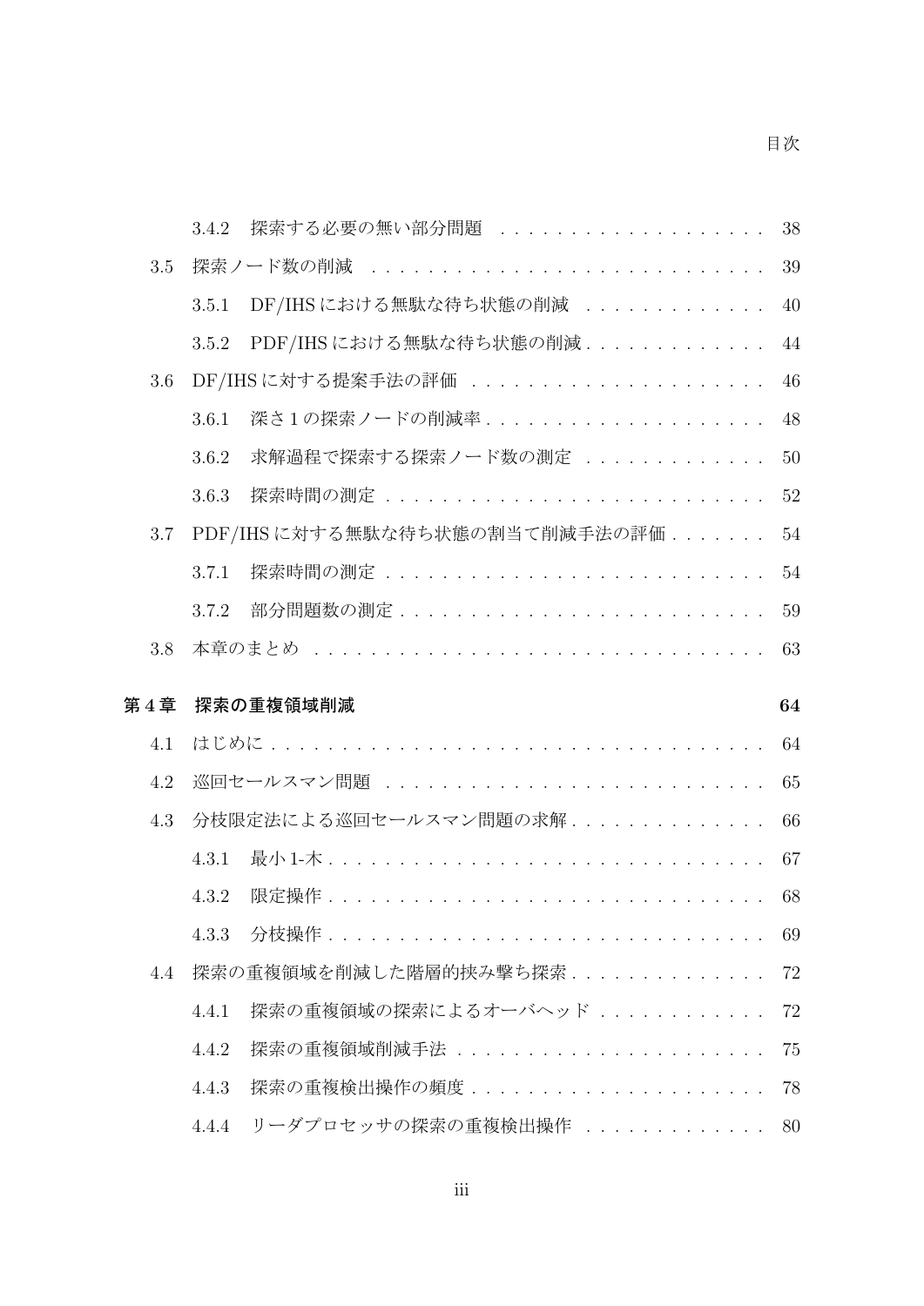3.4.2　探索する必要の無い部分問題 . . . . . . . . . . . . . . . . . . . 38

3.5　探索ノード数の削減 . . . . . . . . . . . . . . . . . . . . . . . . . . . . 39

3.5.1　DF/IHS における無駄な待ち状態の削減 . . . . . . . . . . . . . 40

3.5.2　PDF/IHS における無駄な待ち状態の削減 . . . . . . . . . . . . . 44

3.6　DF/IHS に対する提案手法の評価 . . . . . . . . . . . . . . . . . . . . 46

3.6.1　深さ 1 の探索ノードの削減率 . . . . . . . . . . . . . . . . . . . . 48

3.6.2　求解過程で探索する探索ノード数の測定 . . . . . . . . . . . . . 50

3.6.3　探索時間の測定 . . . . . . . . . . . . . . . . . . . . . . . . . . . 52

3.7　PDF/IHS に対する無駄な待ち状態の割当て削減手法の評価 . . . . . . . 54

3.7.1　探索時間の測定 . . . . . . . . . . . . . . . . . . . . . . . . . . . 54

3.7.2　部分問題数の測定 . . . . . . . . . . . . . . . . . . . . . . . . . . 59

3.8　本章のまとめ . . . . . . . . . . . . . . . . . . . . . . . . . . . . . . . 63

**第 4 章　探索の重複領域削減　64**

4.1　はじめに . . . . . . . . . . . . . . . . . . . . . . . . . . . . . . . . . . 64

4.2　巡回セールスマン問題 . . . . . . . . . . . . . . . . . . . . . . . . . . . 65

4.3　分枝限定法による巡回セールスマン問題の求解 . . . . . . . . . . . . . . 66

4.3.1　最小 1-木 . . . . . . . . . . . . . . . . . . . . . . . . . . . . . . . 67

4.3.2　限定操作 . . . . . . . . . . . . . . . . . . . . . . . . . . . . . . . 68

4.3.3　分枝操作 . . . . . . . . . . . . . . . . . . . . . . . . . . . . . . . 69

4.4　探索の重複領域を削減した階層的挟み撃ち探索 . . . . . . . . . . . . . . 72

4.4.1　探索の重複領域の探索によるオーバヘッド . . . . . . . . . . . . 72

4.4.2　探索の重複領域削減手法 . . . . . . . . . . . . . . . . . . . . . . 75

4.4.3　探索の重複検出操作の頻度 . . . . . . . . . . . . . . . . . . . . . 78

4.4.4　リーダプロセッサの探索の重複検出操作 . . . . . . . . . . . . . 80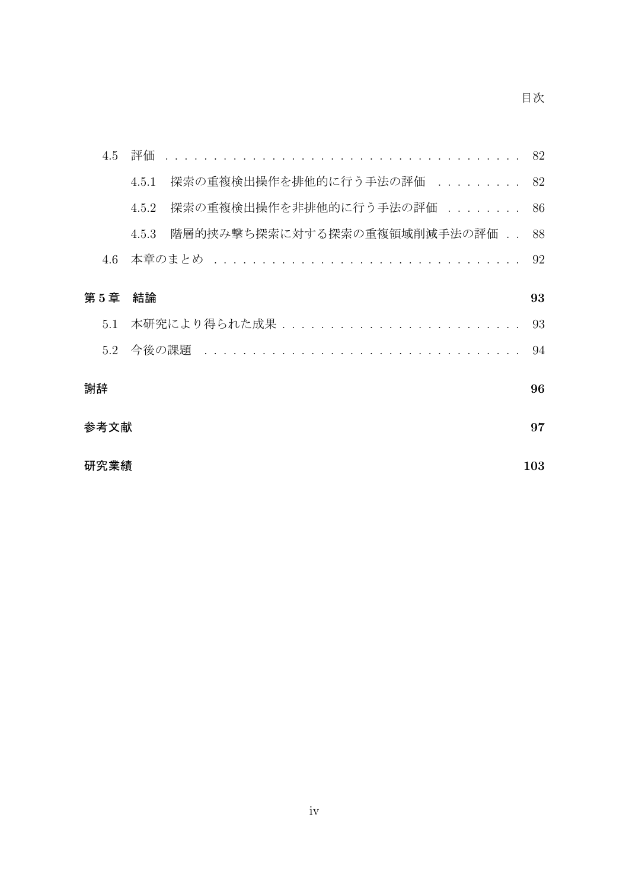4.5 評価 . . . . . . . . . . . . . . . . . . . . . . . . . . . . . . . . . . . . 82

4.5.1 探索の重複検出操作を排他的に行う手法の評価 . . . . . . . . . 82

4.5.2 探索の重複検出操作を非排他的に行う手法の評価 . . . . . . . . 86

4.5.3 階層的挟み撃ち探索に対する探索の重複領域削減手法の評価 . . 88

4.6 本章のまとめ . . . . . . . . . . . . . . . . . . . . . . . . . . . . . . . . 92

**第 5 章 結論** **93**

5.1 本研究により得られた成果 . . . . . . . . . . . . . . . . . . . . . . . . . 93

5.2 今後の課題 . . . . . . . . . . . . . . . . . . . . . . . . . . . . . . . . . 94

**謝辞** **96**

**参考文献** **97**

**研究業績** **103**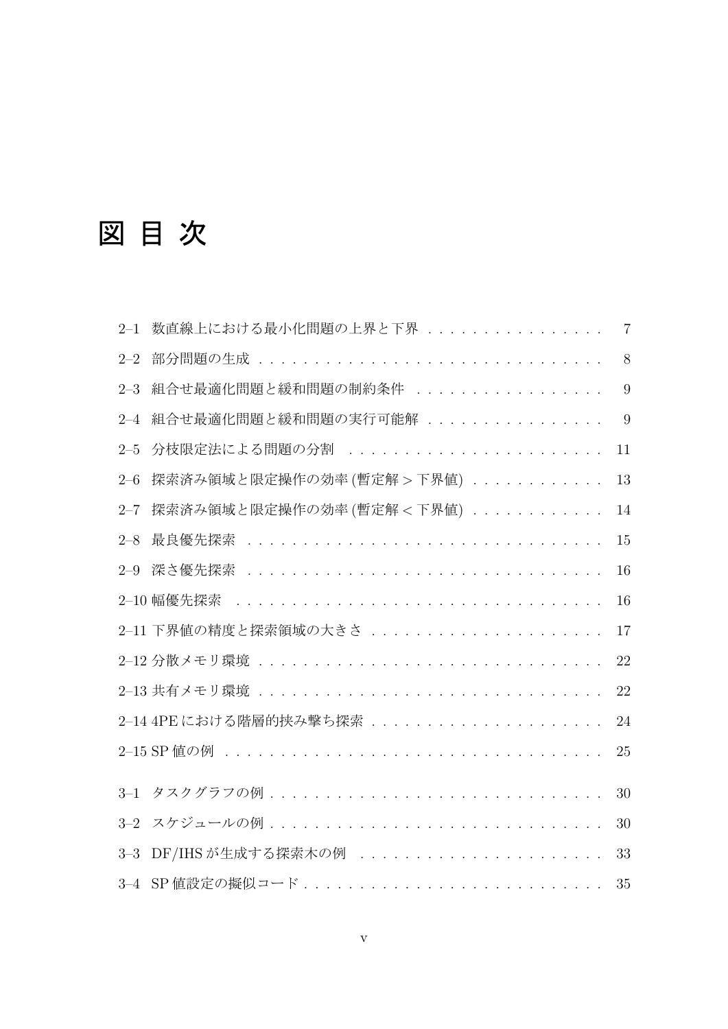# 図 目 次

2–1 数直線上における最小化問題の上界と下界 . . . . . . . . . . . . . . . . 7

2–2 部分問題の生成 . . . . . . . . . . . . . . . . . . . . . . . . . . . . . . 8

2–3 組合せ最適化問題と緩和問題の制約条件 . . . . . . . . . . . . . . . . . 9

2–4 組合せ最適化問題と緩和問題の実行可能解 . . . . . . . . . . . . . . . . 9

2–5 分枝限定法による問題の分割 . . . . . . . . . . . . . . . . . . . . . . . 11

2–6 探索済み領域と限定操作の効率 (暫定解 > 下界値) . . . . . . . . . . . . 13

2–7 探索済み領域と限定操作の効率 (暫定解 < 下界値) . . . . . . . . . . . . 14

2–8 最良優先探索 . . . . . . . . . . . . . . . . . . . . . . . . . . . . . . . 15

2–9 深さ優先探索 . . . . . . . . . . . . . . . . . . . . . . . . . . . . . . . 16

2–10 幅優先探索 . . . . . . . . . . . . . . . . . . . . . . . . . . . . . . . . 16

2–11 下界値の精度と探索領域の大きさ . . . . . . . . . . . . . . . . . . . . 17

2–12 分散メモリ環境 . . . . . . . . . . . . . . . . . . . . . . . . . . . . . . 22

2–13 共有メモリ環境 . . . . . . . . . . . . . . . . . . . . . . . . . . . . . . 22

2–14 4PE における階層的挟み撃ち探索 . . . . . . . . . . . . . . . . . . . . . 24

2–15 SP 値の例 . . . . . . . . . . . . . . . . . . . . . . . . . . . . . . . . . 25

3–1 タスクグラフの例 . . . . . . . . . . . . . . . . . . . . . . . . . . . . . 30

3–2 スケジュールの例 . . . . . . . . . . . . . . . . . . . . . . . . . . . . . 30

3–3 DF/IHS が生成する探索木の例 . . . . . . . . . . . . . . . . . . . . . . 33

3–4 SP 値設定の擬似コード . . . . . . . . . . . . . . . . . . . . . . . . . . 35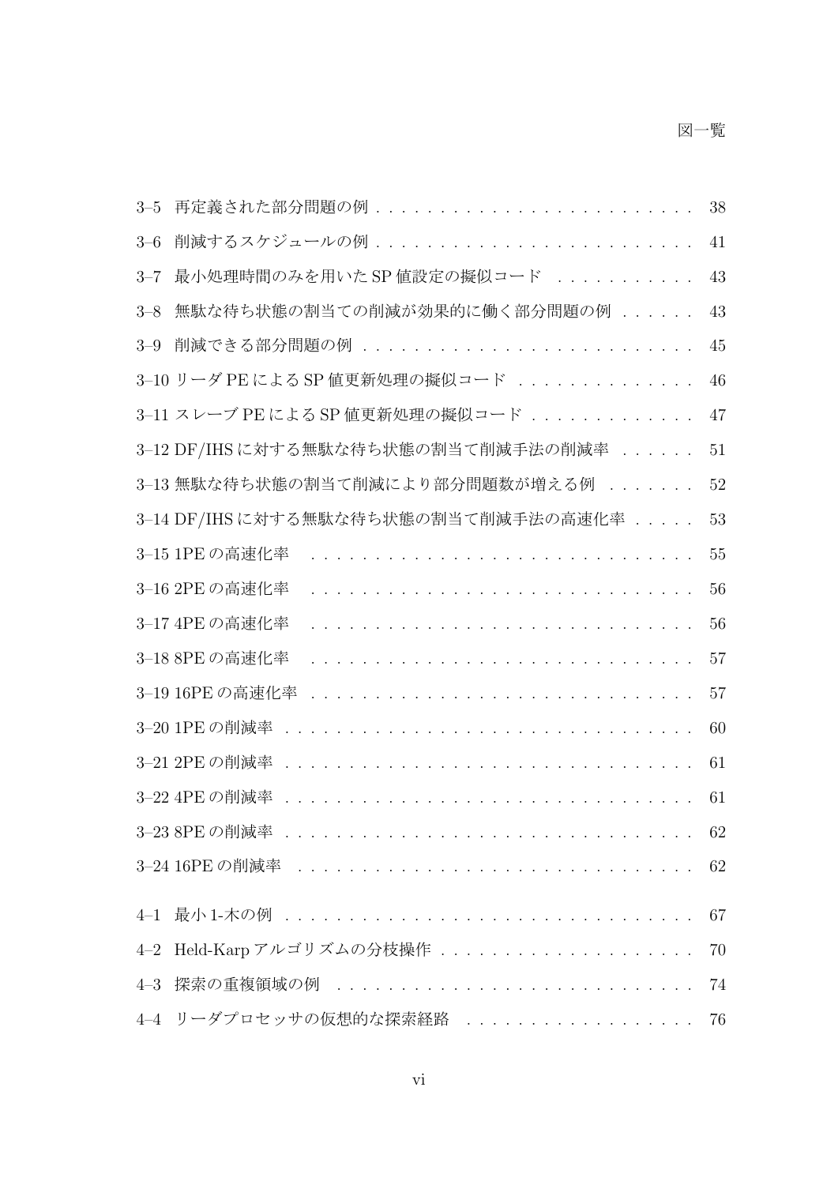3–5 再定義された部分問題の例 . . . . . . . . . . . . . . . . . . . . . . . . . 38

3–6 削減するスケジュールの例 . . . . . . . . . . . . . . . . . . . . . . . . . 41

3–7 最小処理時間のみを用いた SP 値設定の擬似コード . . . . . . . . . . . 43

3–8 無駄な待ち状態の割当ての削減が効果的に働く部分問題の例 . . . . . . 43

3–9 削減できる部分問題の例 . . . . . . . . . . . . . . . . . . . . . . . . . 45

3–10 リーダ PE による SP 値更新処理の擬似コード . . . . . . . . . . . . . . 46

3–11 スレーブ PE による SP 値更新処理の擬似コード . . . . . . . . . . . . . 47

3–12 DF/IHS に対する無駄な待ち状態の割当て削減手法の削減率 . . . . . . 51

3–13 無駄な待ち状態の割当て削減により部分問題数が増える例 . . . . . . . 52

3–14 DF/IHS に対する無駄な待ち状態の割当て削減手法の高速化率 . . . . . 53

3–15 1PE の高速化率 . . . . . . . . . . . . . . . . . . . . . . . . . . . . . . 55

3–16 2PE の高速化率 . . . . . . . . . . . . . . . . . . . . . . . . . . . . . . 56

3–17 4PE の高速化率 . . . . . . . . . . . . . . . . . . . . . . . . . . . . . . 56

3–18 8PE の高速化率 . . . . . . . . . . . . . . . . . . . . . . . . . . . . . . 57

3–19 16PE の高速化率 . . . . . . . . . . . . . . . . . . . . . . . . . . . . . 57

3–20 1PE の削減率 . . . . . . . . . . . . . . . . . . . . . . . . . . . . . . . 60

3–21 2PE の削減率 . . . . . . . . . . . . . . . . . . . . . . . . . . . . . . . 61

3–22 4PE の削減率 . . . . . . . . . . . . . . . . . . . . . . . . . . . . . . . 61

3–23 8PE の削減率 . . . . . . . . . . . . . . . . . . . . . . . . . . . . . . . 62

3–24 16PE の削減率 . . . . . . . . . . . . . . . . . . . . . . . . . . . . . . 62

4–1 最小 1-木の例 . . . . . . . . . . . . . . . . . . . . . . . . . . . . . . . 67

4–2 Held-Karp アルゴリズムの分枝操作 . . . . . . . . . . . . . . . . . . . 70

4–3 探索の重複領域の例 . . . . . . . . . . . . . . . . . . . . . . . . . . . . 74

4–4 リーダプロセッサの仮想的な探索経路 . . . . . . . . . . . . . . . . . . 76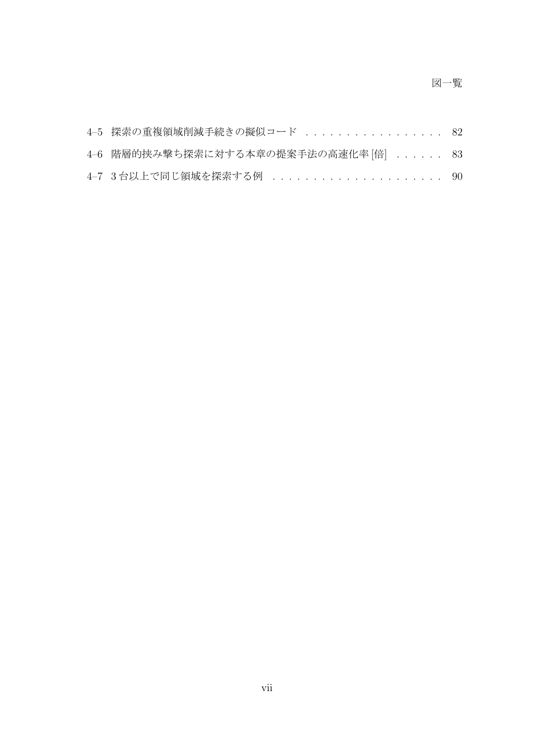4–5 探索の重複領域削減手続きの擬似コード . . . . . . . . . . . . . . . . . . 82

4–6 階層的挟み撃ち探索に対する本章の提案手法の高速化率 [倍] . . . . . . 83

4–7 3 台以上で同じ領域を探索する例 . . . . . . . . . . . . . . . . . . . . . . 90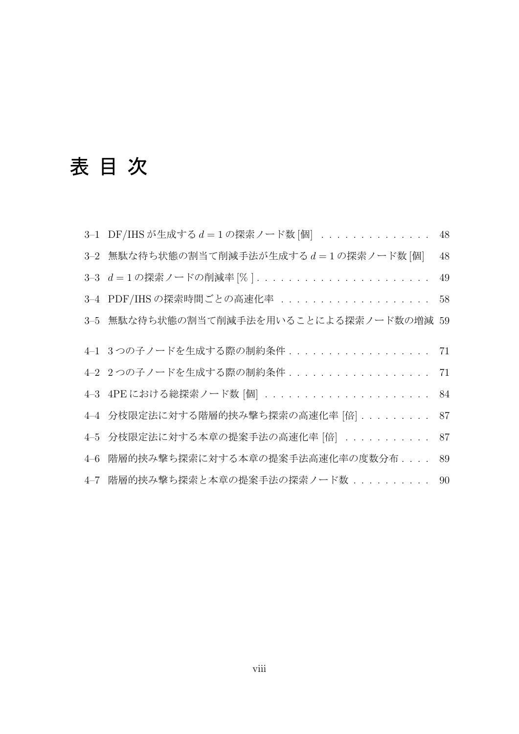# 表 目 次

3–1 DF/IHS が生成する $d = 1$ の探索ノード数 [個] . . . . . . . . . . . . . . 48

3–2 無駄な待ち状態の割当て削減手法が生成する $d = 1$ の探索ノード数 [個] 48

3–3 $d = 1$ の探索ノードの削減率 [% ] . . . . . . . . . . . . . . . . . . . . . . 49

3–4 PDF/IHS の探索時間ごとの高速化率 . . . . . . . . . . . . . . . . . . . 58

3–5 無駄な待ち状態の割当て削減手法を用いることによる探索ノード数の増減 59

4–1 3 つの子ノードを生成する際の制約条件 . . . . . . . . . . . . . . . . . . 71

4–2 2 つの子ノードを生成する際の制約条件 . . . . . . . . . . . . . . . . . . 71

4–3 4PE における総探索ノード数 [個] . . . . . . . . . . . . . . . . . . . . . 84

4–4 分枝限定法に対する階層的挟み撃ち探索の高速化率 [倍] . . . . . . . . . 87

4–5 分枝限定法に対する本章の提案手法の高速化率 [倍] . . . . . . . . . . . 87

4–6 階層的挟み撃ち探索に対する本章の提案手法高速化率の度数分布 . . . . 89

4–7 階層的挟み撃ち探索と本章の提案手法の探索ノード数 . . . . . . . . . . 90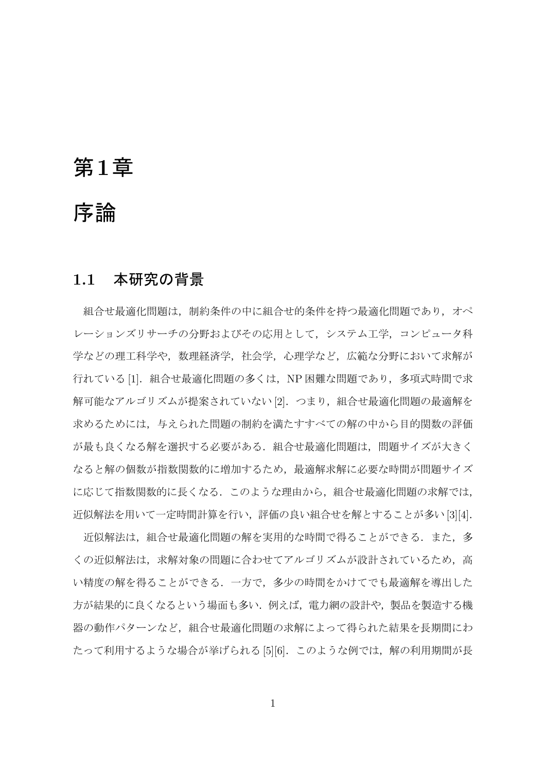# 第1章

# 序論

## 1.1　本研究の背景

組合せ最適化問題は，制約条件の中に組合せ的条件を持つ最適化問題であり，オペレーションズリサーチの分野およびその応用として，システム工学，コンピュータ科学などの理工科学や，数理経済学，社会学，心理学など，広範な分野において求解が行れている [1]．組合せ最適化問題の多くは，NP 困難な問題であり，多項式時間で求解可能なアルゴリズムが提案されていない [2]．つまり，組合せ最適化問題の最適解を求めるためには，与えられた問題の制約を満たすすべての解の中から目的関数の評価が最も良くなる解を選択する必要がある．組合せ最適化問題は，問題サイズが大きくなると解の個数が指数関数的に増加するため，最適解求解に必要な時間が問題サイズに応じて指数関数的に長くなる．このような理由から，組合せ最適化問題の求解では，近似解法を用いて一定時間計算を行い，評価の良い組合せを解とすることが多い [3][4]．

近似解法は，組合せ最適化問題の解を実用的な時間で得ることができる．また，多くの近似解法は，求解対象の問題に合わせてアルゴリズムが設計されているため，高い精度の解を得ることができる．一方で，多少の時間をかけてでも最適解を導出した方が結果的に良くなるという場面も多い．例えば，電力網の設計や，製品を製造する機器の動作パターンなど，組合せ最適化問題の求解によって得られた結果を長期間にわたって利用するような場合が挙げられる [5][6]．このような例では，解の利用期間が長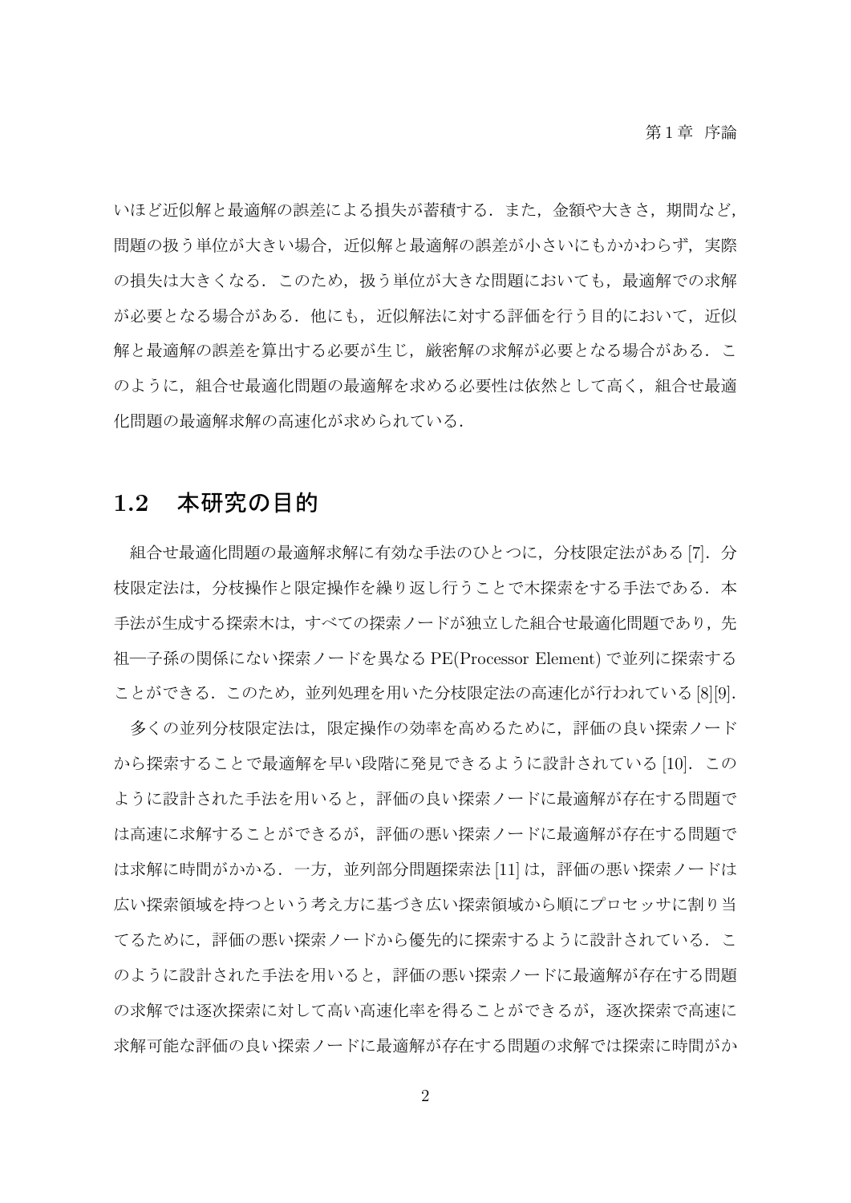いほど近似解と最適解の誤差による損失が蓄積する．また，金額や大きさ，期間など，問題の扱う単位が大きい場合，近似解と最適解の誤差が小さいにもかかわらず，実際の損失は大きくなる．このため，扱う単位が大きな問題においても，最適解での求解が必要となる場合がある．他にも，近似解法に対する評価を行う目的において，近似解と最適解の誤差を算出する必要が生じ，厳密解の求解が必要となる場合がある．このように，組合せ最適化問題の最適解を求める必要性は依然として高く，組合せ最適化問題の最適解求解の高速化が求められている．

## 1.2 本研究の目的

組合せ最適化問題の最適解求解に有効な手法のひとつに，分枝限定法がある [7]．分枝限定法は，分枝操作と限定操作を繰り返し行うことで木探索をする手法である．本手法が生成する探索木は，すべての探索ノードが独立した組合せ最適化問題であり，先祖—子孫の関係にない探索ノードを異なる PE(Processor Element) で並列に探索することができる．このため，並列処理を用いた分枝限定法の高速化が行われている [8][9].

多くの並列分枝限定法は，限定操作の効率を高めるために，評価の良い探索ノードから探索することで最適解を早い段階に発見できるように設計されている [10]．このように設計された手法を用いると，評価の良い探索ノードに最適解が存在する問題では高速に求解することができるが，評価の悪い探索ノードに最適解が存在する問題では求解に時間がかかる．一方，並列部分問題探索法 [11] は，評価の悪い探索ノードは広い探索領域を持つという考え方に基づき広い探索領域から順にプロセッサに割り当てるために，評価の悪い探索ノードから優先的に探索するように設計されている．このように設計された手法を用いると，評価の悪い探索ノードに最適解が存在する問題の求解では逐次探索に対して高い高速化率を得ることができるが，逐次探索で高速に求解可能な評価の良い探索ノードに最適解が存在する問題の求解では探索に時間がか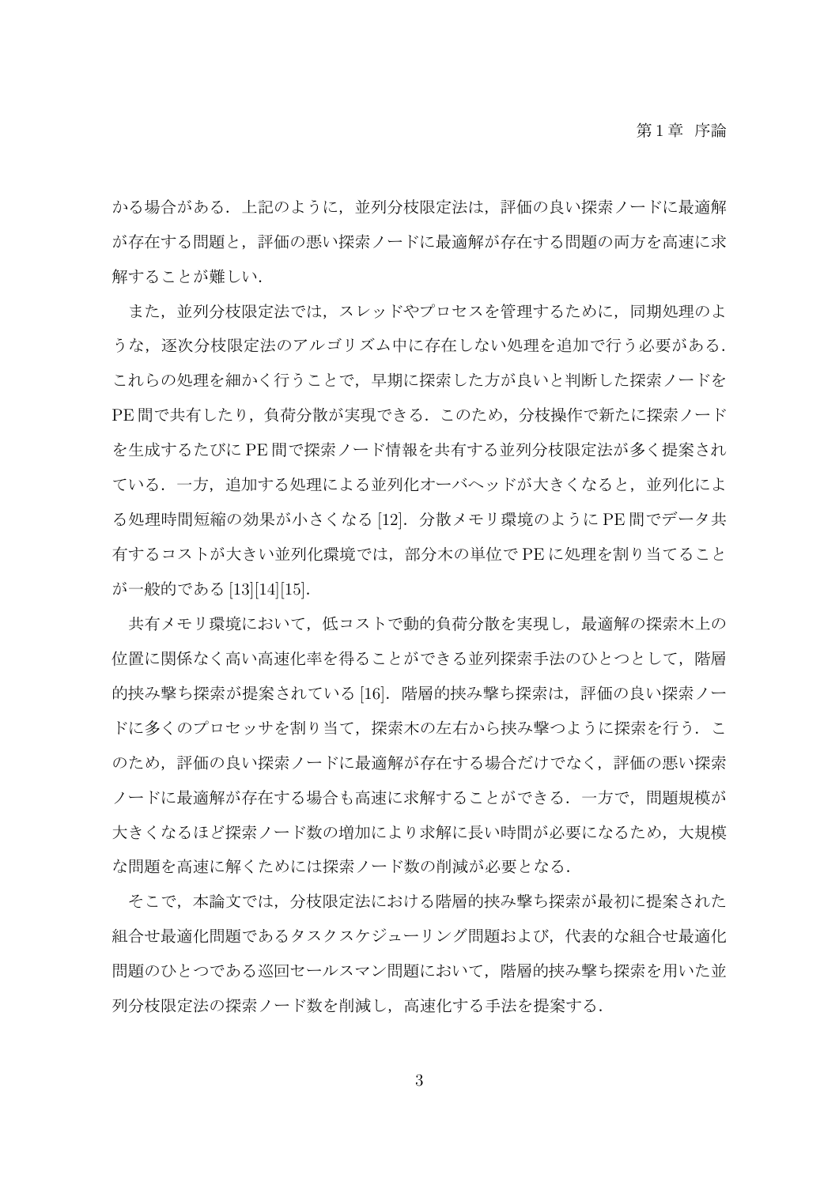かる場合がある．上記のように，並列分枝限定法は，評価の良い探索ノードに最適解が存在する問題と，評価の悪い探索ノードに最適解が存在する問題の両方を高速に求解することが難しい．

また，並列分枝限定法では，スレッドやプロセスを管理するために，同期処理のような，逐次分枝限定法のアルゴリズム中に存在しない処理を追加で行う必要がある．これらの処理を細かく行うことで，早期に探索した方が良いと判断した探索ノードを PE 間で共有したり，負荷分散が実現できる．このため，分枝操作で新たに探索ノードを生成するたびに PE 間で探索ノード情報を共有する並列分枝限定法が多く提案されている．一方，追加する処理による並列化オーバヘッドが大きくなると，並列化による処理時間短縮の効果が小さくなる [12]．分散メモリ環境のように PE 間でデータ共有するコストが大きい並列化環境では，部分木の単位で PE に処理を割り当てることが一般的である [13][14][15]．

共有メモリ環境において，低コストで動的負荷分散を実現し，最適解の探索木上の位置に関係なく高い高速化率を得ることができる並列探索手法のひとつとして，階層的挟み撃ち探索が提案されている [16]．階層的挟み撃ち探索は，評価の良い探索ノードに多くのプロセッサを割り当て，探索木の左右から挟み撃つように探索を行う．このため，評価の良い探索ノードに最適解が存在する場合だけでなく，評価の悪い探索ノードに最適解が存在する場合も高速に求解することができる．一方で，問題規模が大きくなるほど探索ノード数の増加により求解に長い時間が必要になるため，大規模な問題を高速に解くためには探索ノード数の削減が必要となる．

そこで，本論文では，分枝限定法における階層的挟み撃ち探索が最初に提案された組合せ最適化問題であるタスクスケジューリング問題および，代表的な組合せ最適化問題のひとつである巡回セールスマン問題において，階層的挟み撃ち探索を用いた並列分枝限定法の探索ノード数を削減し，高速化する手法を提案する．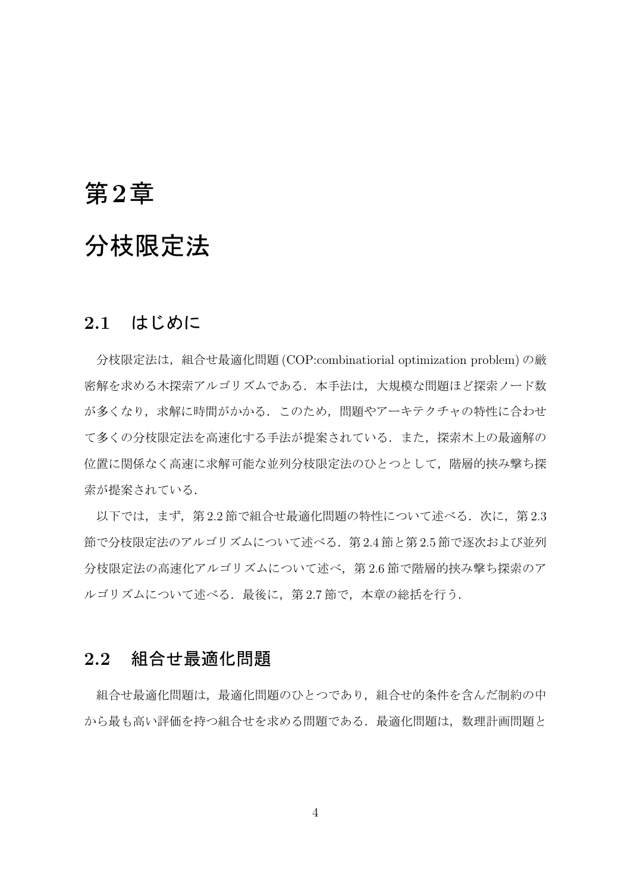# 第2章

# 分枝限定法

## 2.1 はじめに

分枝限定法は，組合せ最適化問題 (COP:combinatiorial optimization problem) の厳密解を求める木探索アルゴリズムである．本手法は，大規模な問題ほど探索ノード数が多くなり，求解に時間がかかる．このため，問題やアーキテクチャの特性に合わせて多くの分枝限定法を高速化する手法が提案されている．また，探索木上の最適解の位置に関係なく高速に求解可能な並列分枝限定法のひとつとして，階層的挟み撃ち探索が提案されている．

以下では，まず，第 2.2 節で組合せ最適化問題の特性について述べる．次に，第 2.3 節で分枝限定法のアルゴリズムについて述べる．第 2.4 節と第 2.5 節で逐次および並列分枝限定法の高速化アルゴリズムについて述べ，第 2.6 節で階層的挟み撃ち探索のアルゴリズムについて述べる．最後に，第 2.7 節で，本章の総括を行う．

## 2.2 組合せ最適化問題

組合せ最適化問題は，最適化問題のひとつであり，組合せ的条件を含んだ制約の中から最も高い評価を持つ組合せを求める問題である．最適化問題は，数理計画問題と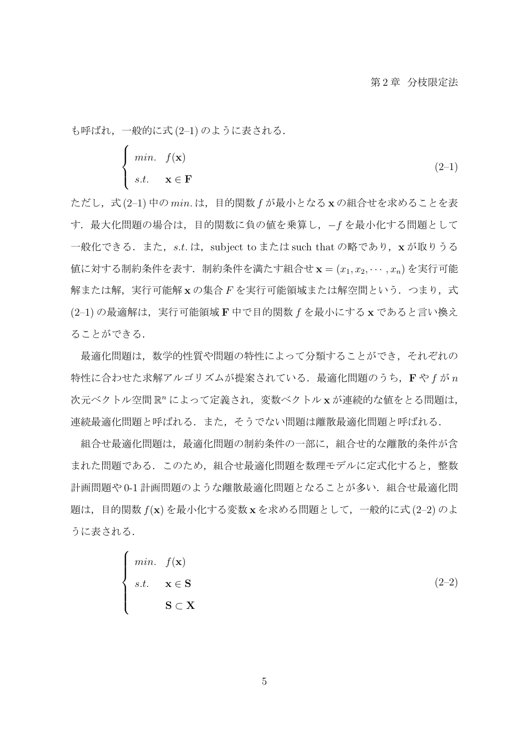も呼ばれ，一般的に式 (2–1) のように表される．

$$\begin{cases} min. & f(\mathbf{x}) \\ s.t. & \mathbf{x} \in \mathbf{F} \end{cases} \tag{2–1}$$

ただし，式 (2–1) 中の $min.$ は，目的関数 $f$ が最小となる $\mathbf{x}$ の組合せを求めることを表す．最大化問題の場合は，目的関数に負の値を乗算し，$-f$ を最小化する問題として一般化できる．また，$s.t.$ は，subject to または such that の略であり，$\mathbf{x}$ が取りうる値に対する制約条件を表す．制約条件を満たす組合せ $\mathbf{x} = (x_1, x_2, \cdots, x_n)$ を実行可能解または解，実行可能解 $\mathbf{x}$ の集合 $F$ を実行可能領域または解空間という．つまり，式 (2–1) の最適解は，実行可能領域 $\mathbf{F}$ 中で目的関数 $f$ を最小にする $\mathbf{x}$ であると言い換えることができる．

最適化問題は，数学的性質や問題の特性によって分類することができ，それぞれの特性に合わせた求解アルゴリズムが提案されている．最適化問題のうち，$\mathbf{F}$ や $f$ が $n$ 次元ベクトル空間 $\mathbb{R}^n$ によって定義され，変数ベクトル $\mathbf{x}$ が連続的な値をとる問題は，連続最適化問題と呼ばれる．また，そうでない問題は離散最適化問題と呼ばれる．

組合せ最適化問題は，最適化問題の制約条件の一部に，組合せ的な離散的条件が含まれた問題である．このため，組合せ最適化問題を数理モデルに定式化すると，整数計画問題や 0-1 計画問題のような離散最適化問題となることが多い．組合せ最適化問題は，目的関数 $f(\mathbf{x})$ を最小化する変数 $\mathbf{x}$ を求める問題として，一般的に式 (2–2) のように表される．

$$\begin{cases} min. & f(\mathbf{x}) \\ s.t. & \mathbf{x} \in \mathbf{S} \\ & \mathbf{S} \subset \mathbf{X} \end{cases} \tag{2–2}$$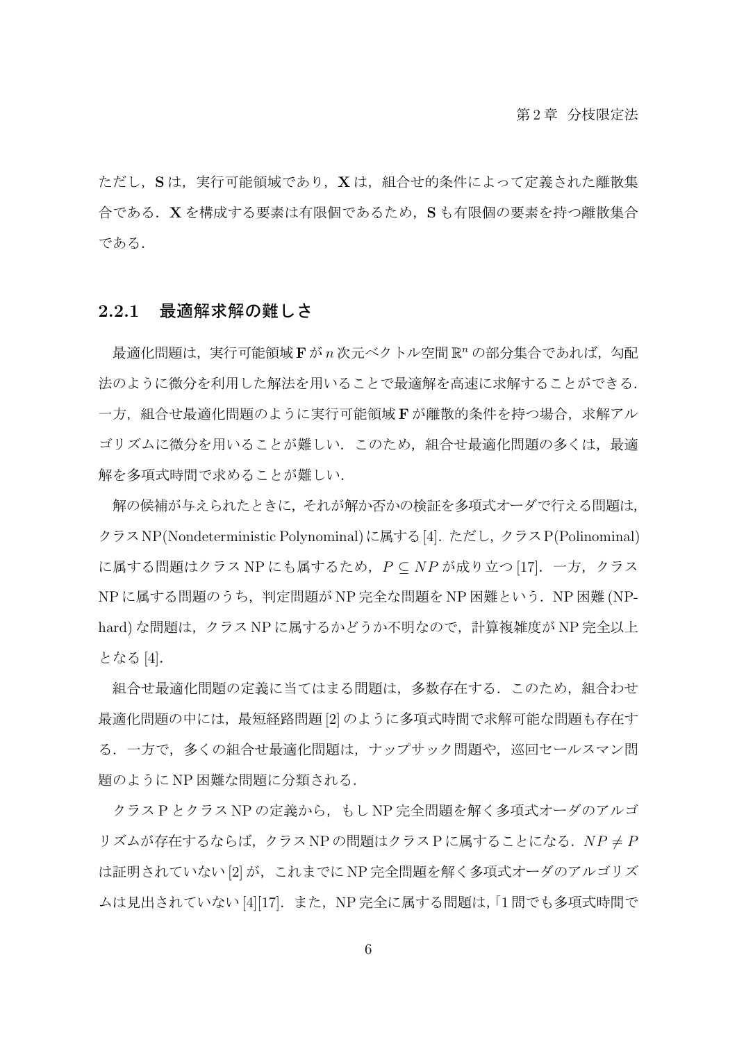ただし，$\mathbf{S}$ は，実行可能領域であり，$\mathbf{X}$ は，組合せ的条件によって定義された離散集合である．$\mathbf{X}$ を構成する要素は有限個であるため，$\mathbf{S}$ も有限個の要素を持つ離散集合である．

### 2.2.1 最適解求解の難しさ

最適化問題は，実行可能領域 $\mathbf{F}$ が $n$ 次元ベクトル空間 $\mathbb{R}^n$ の部分集合であれば，勾配法のように微分を利用した解法を用いることで最適解を高速に求解することができる．一方，組合せ最適化問題のように実行可能領域 $\mathbf{F}$ が離散的条件を持つ場合，求解アルゴリズムに微分を用いることが難しい．このため，組合せ最適化問題の多くは，最適解を多項式時間で求めることが難しい．

解の候補が与えられたときに，それが解か否かの検証を多項式オーダで行える問題は，クラス NP(Nondeterministic Polynominal) に属する [4]．ただし，クラス P(Polinominal) に属する問題はクラス NP にも属するため，$P \subseteq NP$ が成り立つ [17]．一方，クラス NP に属する問題のうち，判定問題が NP 完全な問題を NP 困難という．NP 困難 (NP-hard) な問題は，クラス NP に属するかどうか不明なので，計算複雑度が NP 完全以上となる [4]．

組合せ最適化問題の定義に当てはまる問題は，多数存在する．このため，組合わせ最適化問題の中には，最短経路問題 [2] のように多項式時間で求解可能な問題も存在する．一方で，多くの組合せ最適化問題は，ナップサック問題や，巡回セールスマン問題のように NP 困難な問題に分類される．

クラス P とクラス NP の定義から，もし NP 完全問題を解く多項式オーダのアルゴリズムが存在するならば，クラス NP の問題はクラス P に属することになる．$NP \neq P$ は証明されていない [2] が，これまでに NP 完全問題を解く多項式オーダのアルゴリズムは見出されていない [4][17]．また，NP 完全に属する問題は,「1 問でも多項式時間で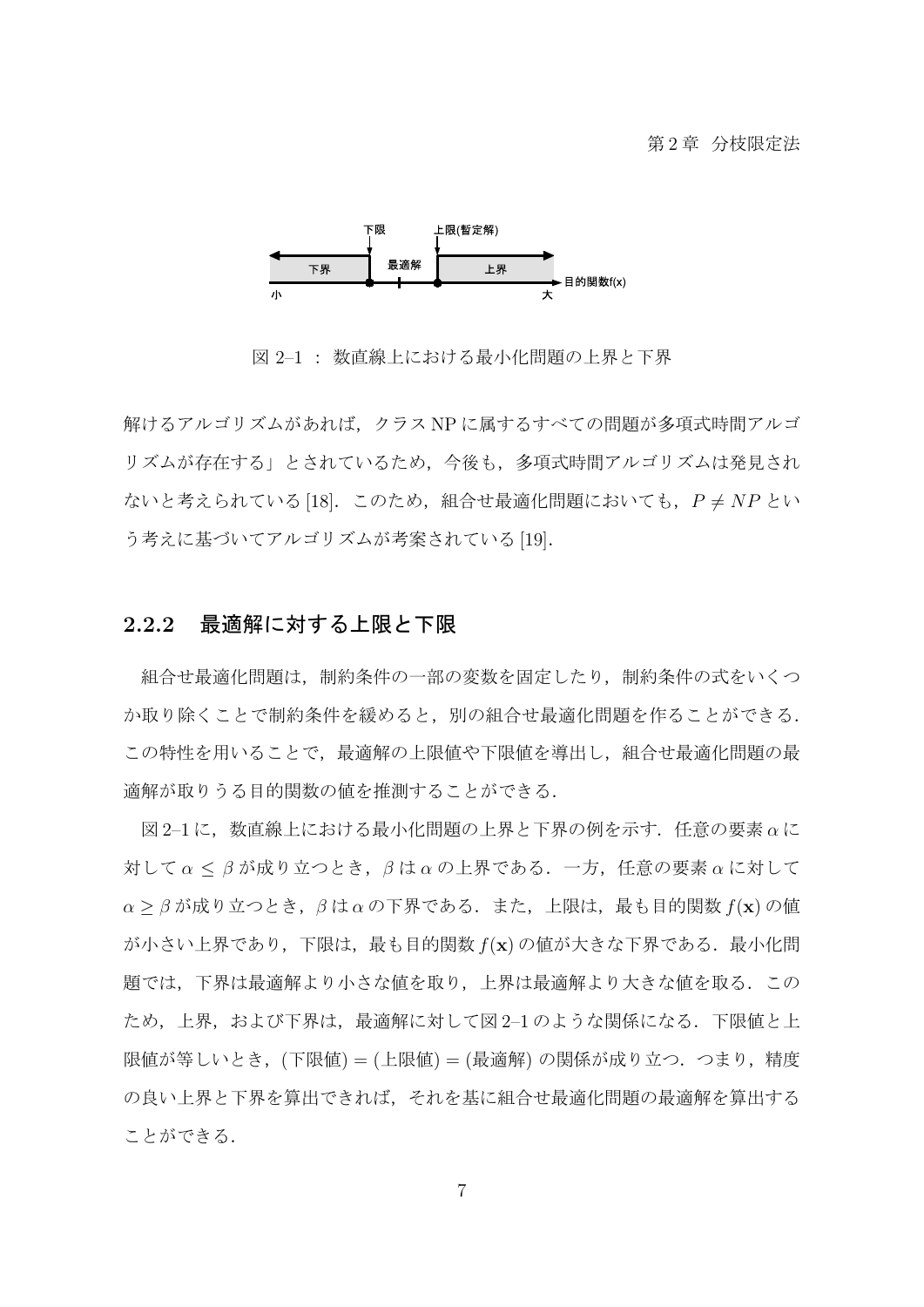図 2–1 ： 数直線上における最小化問題の上界と下界

解けるアルゴリズムがあれば，クラス NP に属するすべての問題が多項式時間アルゴリズムが存在する」とされているため，今後も，多項式時間アルゴリズムは発見されないと考えられている [18]．このため，組合せ最適化問題においても，$P \neq NP$ という考えに基づいてアルゴリズムが考案されている [19]．

### 2.2.2 最適解に対する上限と下限

組合せ最適化問題は，制約条件の一部の変数を固定したり，制約条件の式をいくつか取り除くことで制約条件を緩めると，別の組合せ最適化問題を作ることができる．この特性を用いることで，最適解の上限値や下限値を導出し，組合せ最適化問題の最適解が取りうる目的関数の値を推測することができる．

図 2–1 に，数直線上における最小化問題の上界と下界の例を示す．任意の要素 $\alpha$ に対して $\alpha \leq \beta$ が成り立つとき，$\beta$ は $\alpha$ の上界である．一方，任意の要素 $\alpha$ に対して $\alpha \geq \beta$ が成り立つとき，$\beta$ は $\alpha$ の下界である．また，上限は，最も目的関数 $f(\mathbf{x})$ の値が小さい上界であり，下限は，最も目的関数 $f(\mathbf{x})$ の値が大きな下界である．最小化問題では，下界は最適解より小さな値を取り，上界は最適解より大きな値を取る．このため，上界，および下界は，最適解に対して図 2–1 のような関係になる．下限値と上限値が等しいとき，(下限値) = (上限値) = (最適解) の関係が成り立つ．つまり，精度の良い上界と下界を算出できれば，それを基に組合せ最適化問題の最適解を算出することができる．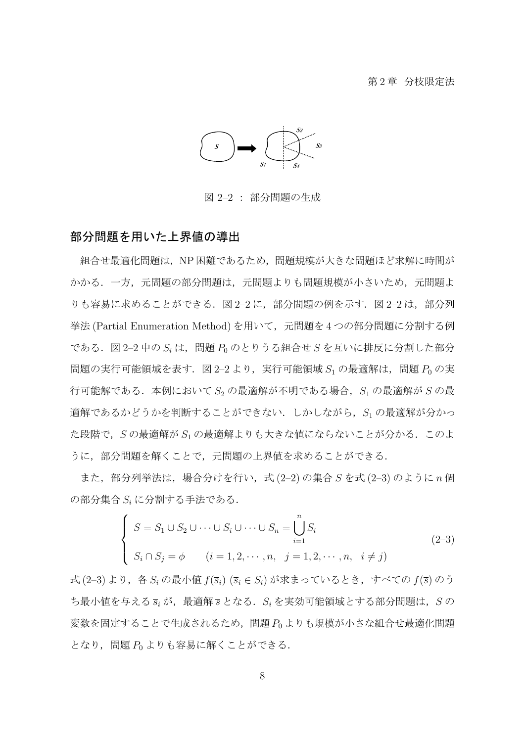図 2–2 ： 部分問題の生成

## 部分問題を用いた上界値の導出

組合せ最適化問題は，NP 困難であるため，問題規模が大きな問題ほど求解に時間がかかる．一方，元問題の部分問題は，元問題よりも問題規模が小さいため，元問題よりも容易に求めることができる．図 2–2 に，部分問題の例を示す．図 2–2 は，部分列挙法 (Partial Enumeration Method) を用いて，元問題を 4 つの部分問題に分割する例である．図 2–2 中の $S_i$ は，問題 $P_0$ のとりうる組合せ $S$ を互いに排反に分割した部分問題の実行可能領域を表す．図 2–2 より，実行可能領域 $S_1$ の最適解は，問題 $P_0$ の実行可能解である．本例において $S_2$ の最適解が不明である場合，$S_1$ の最適解が $S$ の最適解であるかどうかを判断することができない．しかしながら，$S_1$ の最適解が分かった段階で，$S$ の最適解が $S_1$ の最適解よりも大きな値にならないことが分かる．このように，部分問題を解くことで，元問題の上界値を求めることができる．

また，部分列挙法は，場合分けを行い，式 (2–2) の集合 $S$ を式 (2–3) のように $n$ 個の部分集合 $S_i$ に分割する手法である．

$$
\begin{cases}
S = S_1 \cup S_2 \cup \cdots \cup S_i \cup \cdots \cup S_n = \bigcup_{i=1}^{n} S_i \\
S_i \cap S_j = \phi \qquad (i = 1, 2, \cdots, n, \quad j = 1, 2, \cdots, n, \quad i \neq j)
\end{cases}
\tag{2–3}
$$

式 (2–3) より，各 $S_i$ の最小値 $f(\overline{s}_i)$ $(\overline{s}_i \in S_i)$ が求まっているとき，すべての $f(\overline{s})$ のうち最小値を与える $\overline{s}_i$ が，最適解 $\overline{s}$ となる．$S_i$ を実効可能領域とする部分問題は，$S$ の変数を固定することで生成されるため，問題 $P_0$ よりも規模が小さな組合せ最適化問題となり，問題 $P_0$ よりも容易に解くことができる．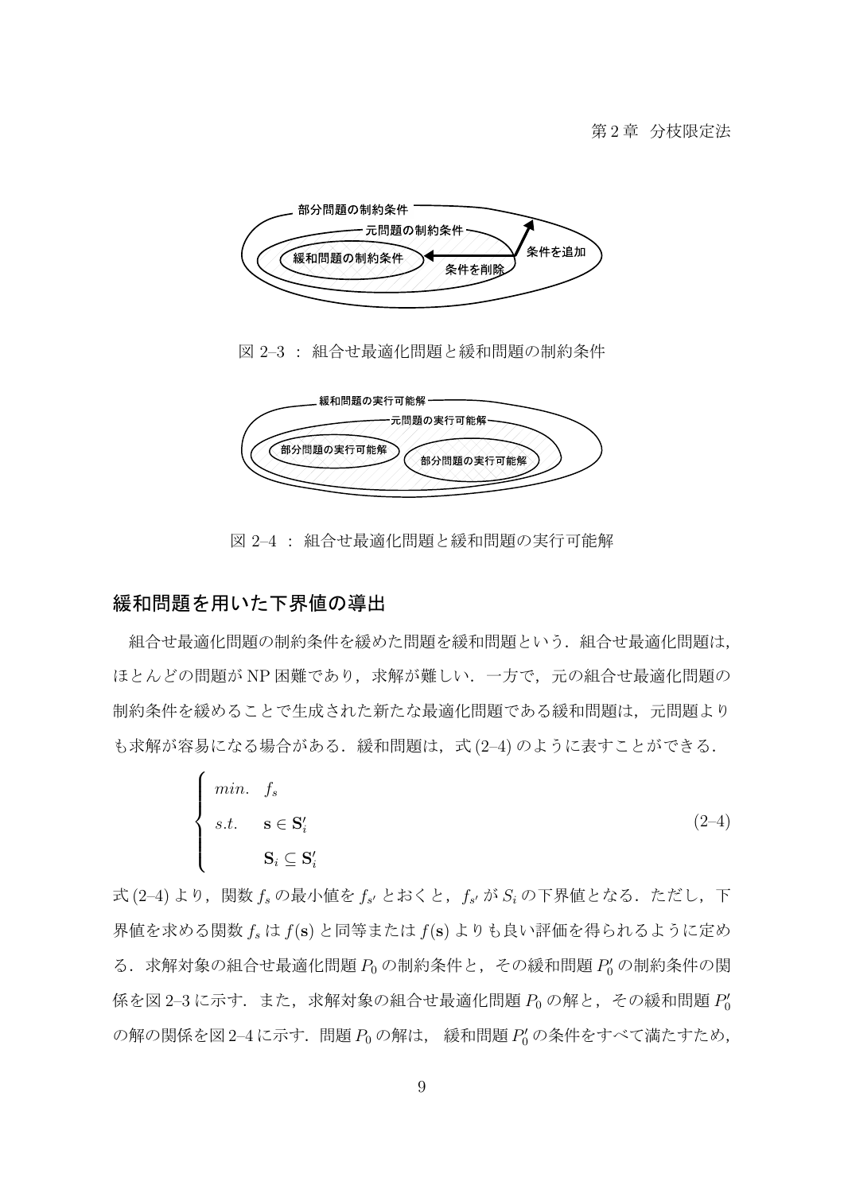部分問題の制約条件

元問題の制約条件

緩和問題の制約条件

条件を削除

条件を追加

図 2–3 ： 組合せ最適化問題と緩和問題の制約条件

緩和問題の実行可能解

元問題の実行可能解

部分問題の実行可能解

部分問題の実行可能解

図 2–4 ： 組合せ最適化問題と緩和問題の実行可能解

## 緩和問題を用いた下界値の導出

組合せ最適化問題の制約条件を緩めた問題を緩和問題という．組合せ最適化問題は，ほとんどの問題が NP 困難であり，求解が難しい．一方で，元の組合せ最適化問題の制約条件を緩めることで生成された新たな最適化問題である緩和問題は，元問題よりも求解が容易になる場合がある．緩和問題は，式 (2–4) のように表すことができる．

$$
\begin{cases}
min. \quad f_s \\
s.t. \quad \mathbf{s} \in \mathbf{S}'_i \\
\qquad\quad \mathbf{S}_i \subseteq \mathbf{S}'_i
\end{cases}
\tag{2–4}
$$

式 (2–4) より，関数 $f_s$ の最小値を $f_{s'}$ とおくと，$f_{s'}$ が $S_i$ の下界値となる．ただし，下界値を求める関数 $f_s$ は $f(\mathbf{s})$ と同等または $f(\mathbf{s})$ よりも良い評価を得られるように定める．求解対象の組合せ最適化問題 $P_0$ の制約条件と，その緩和問題 $P'_0$ の制約条件の関係を図 2–3 に示す．また，求解対象の組合せ最適化問題 $P_0$ の解と，その緩和問題 $P'_0$ の解の関係を図 2–4 に示す．問題 $P_0$ の解は， 緩和問題 $P'_0$ の条件をすべて満たすため，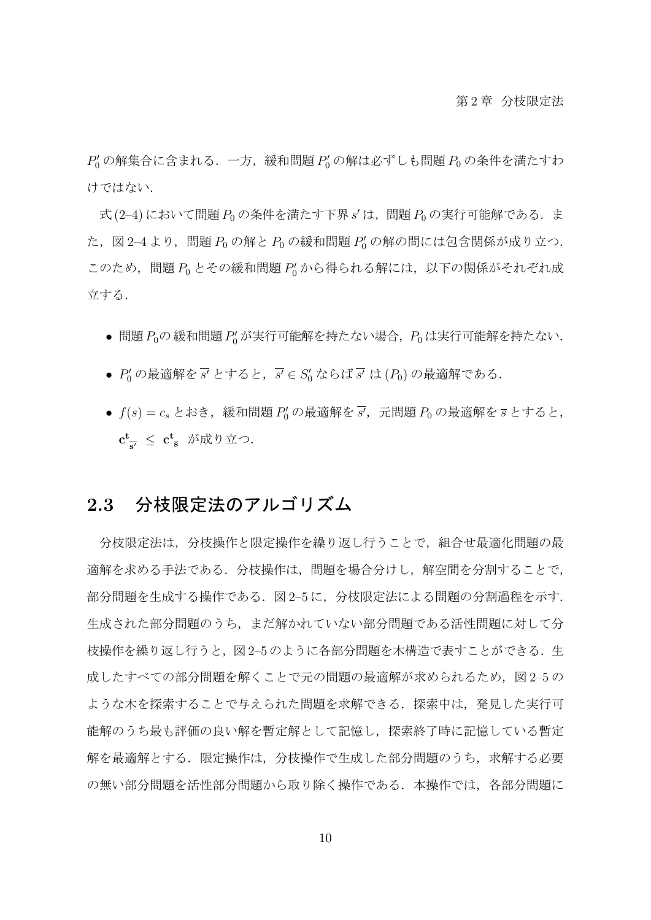$P'_0$ の解集合に含まれる．一方，緩和問題 $P'_0$ の解は必ずしも問題 $P_0$ の条件を満たすわけではない．

式 (2–4) において問題 $P_0$ の条件を満たす下界 $s'$ は，問題 $P_0$ の実行可能解である．また，図 2–4 より，問題 $P_0$ の解と $P_0$ の緩和問題 $P'_0$ の解の間には包含関係が成り立つ．このため，問題 $P_0$ とその緩和問題 $P'_0$ から得られる解には，以下の関係がそれぞれ成立する．

- 問題 $P_0$の 緩和問題 $P'_0$ が実行可能解を持たない場合，$P_0$ は実行可能解を持たない．
- $P'_0$ の最適解を $\overline{s'}$ とすると，$\overline{s'} \in S'_0$ ならば $\overline{s'}$ は $(P_0)$ の最適解である．
- $f(s) = c_s$ とおき，緩和問題 $P'_0$ の最適解を $\overline{s'}$，元問題 $P_0$ の最適解を $\overline{s}$ とすると，$\mathbf{c^t}_{\overline{\mathbf{s'}}} \ \leq \ \mathbf{c^t}_{\overline{\mathbf{s}}}$ が成り立つ．

## 2.3 分枝限定法のアルゴリズム

分枝限定法は，分枝操作と限定操作を繰り返し行うことで，組合せ最適化問題の最適解を求める手法である．分枝操作は，問題を場合分けし，解空間を分割することで，部分問題を生成する操作である．図 2–5 に，分枝限定法による問題の分割過程を示す．生成された部分問題のうち，まだ解かれていない部分問題である活性問題に対して分枝操作を繰り返し行うと，図 2–5 のように各部分問題を木構造で表すことができる．生成したすべての部分問題を解くことで元の問題の最適解が求められるため，図 2–5 のような木を探索することで与えられた問題を求解できる．探索中は，発見した実行可能解のうち最も評価の良い解を暫定解として記憶し，探索終了時に記憶している暫定解を最適解とする．限定操作は，分枝操作で生成した部分問題のうち，求解する必要の無い部分問題を活性部分問題から取り除く操作である．本操作では，各部分問題に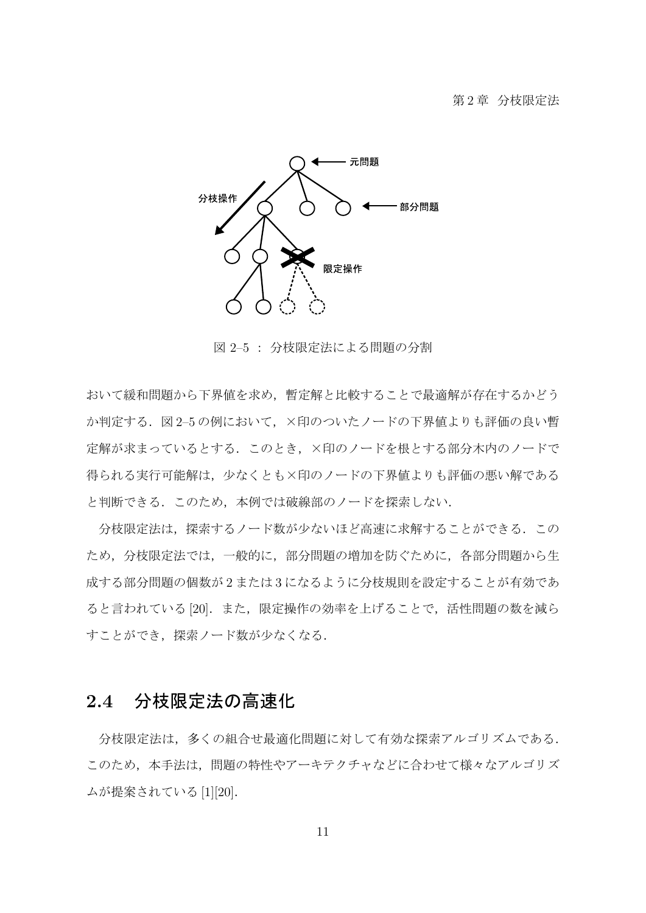図 2–5 ： 分枝限定法による問題の分割

おいて緩和問題から下界値を求め，暫定解と比較することで最適解が存在するかどうか判定する．図 2–5 の例において，×印のついたノードの下界値よりも評価の良い暫定解が求まっているとする．このとき，×印のノードを根とする部分木内のノードで得られる実行可能解は，少なくとも×印のノードの下界値よりも評価の悪い解であると判断できる．このため，本例では破線部のノードを探索しない．

分枝限定法は，探索するノード数が少ないほど高速に求解することができる．このため，分枝限定法では，一般的に，部分問題の増加を防ぐために，各部分問題から生成する部分問題の個数が 2 または 3 になるように分枝規則を設定することが有効であると言われている [20]．また，限定操作の効率を上げることで，活性問題の数を減らすことができ，探索ノード数が少なくなる．

## 2.4 分枝限定法の高速化

分枝限定法は，多くの組合せ最適化問題に対して有効な探索アルゴリズムである．このため，本手法は，問題の特性やアーキテクチャなどに合わせて様々なアルゴリズムが提案されている [1][20]．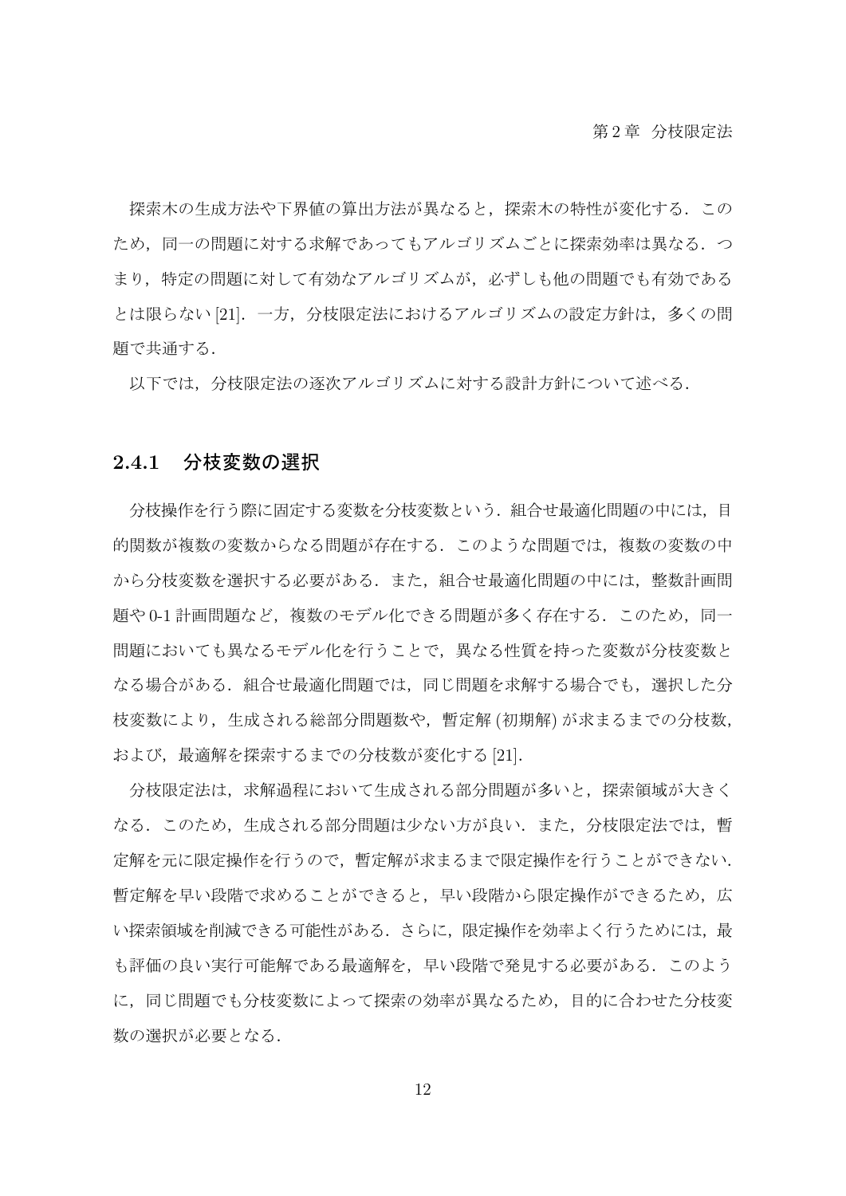探索木の生成方法や下界値の算出方法が異なると，探索木の特性が変化する．このため，同一の問題に対する求解であってもアルゴリズムごとに探索効率は異なる．つまり，特定の問題に対して有効なアルゴリズムが，必ずしも他の問題でも有効であるとは限らない [21]．一方，分枝限定法におけるアルゴリズムの設定方針は，多くの問題で共通する．

以下では，分枝限定法の逐次アルゴリズムに対する設計方針について述べる．

### 2.4.1　分枝変数の選択

分枝操作を行う際に固定する変数を分枝変数という．組合せ最適化問題の中には，目的関数が複数の変数からなる問題が存在する．このような問題では，複数の変数の中から分枝変数を選択する必要がある．また，組合せ最適化問題の中には，整数計画問題や 0-1 計画問題など，複数のモデル化できる問題が多く存在する．このため，同一問題においても異なるモデル化を行うことで，異なる性質を持った変数が分枝変数となる場合がある．組合せ最適化問題では，同じ問題を求解する場合でも，選択した分枝変数により，生成される総部分問題数や，暫定解 (初期解) が求まるまでの分枝数，および，最適解を探索するまでの分枝数が変化する [21]．

分枝限定法は，求解過程において生成される部分問題が多いと，探索領域が大きくなる．このため，生成される部分問題は少ない方が良い．また，分枝限定法では，暫定解を元に限定操作を行うので，暫定解が求まるまで限定操作を行うことができない．暫定解を早い段階で求めることができると，早い段階から限定操作ができるため，広い探索領域を削減できる可能性がある．さらに，限定操作を効率よく行うためには，最も評価の良い実行可能解である最適解を，早い段階で発見する必要がある．このように，同じ問題でも分枝変数によって探索の効率が異なるため，目的に合わせた分枝変数の選択が必要となる．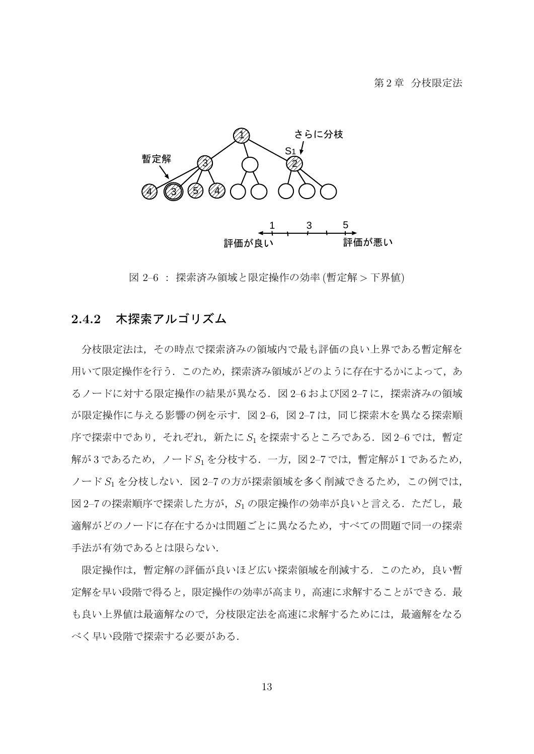図 2–6 ： 探索済み領域と限定操作の効率 (暫定解 > 下界値)

### 2.4.2　木探索アルゴリズム

分枝限定法は，その時点で探索済みの領域内で最も評価の良い上界である暫定解を用いて限定操作を行う．このため，探索済み領域がどのように存在するかによって，あるノードに対する限定操作の結果が異なる．図 2–6 および図 2–7 に，探索済みの領域が限定操作に与える影響の例を示す．図 2–6，図 2–7 は，同じ探索木を異なる探索順序で探索中であり，それぞれ，新たに $S_1$ を探索するところである．図 2–6 では，暫定解が 3 であるため，ノード $S_1$ を分枝する．一方，図 2–7 では，暫定解が 1 であるため，ノード $S_1$ を分枝しない．図 2–7 の方が探索領域を多く削減できるため，この例では，図 2–7 の探索順序で探索した方が，$S_1$ の限定操作の効率が良いと言える．ただし，最適解がどのノードに存在するかは問題ごとに異なるため，すべての問題で同一の探索手法が有効であるとは限らない．

限定操作は，暫定解の評価が良いほど広い探索領域を削減する．このため，良い暫定解を早い段階で得ると，限定操作の効率が高まり，高速に求解することができる．最も良い上界値は最適解なので，分枝限定法を高速に求解するためには，最適解をなるべく早い段階で探索する必要がある．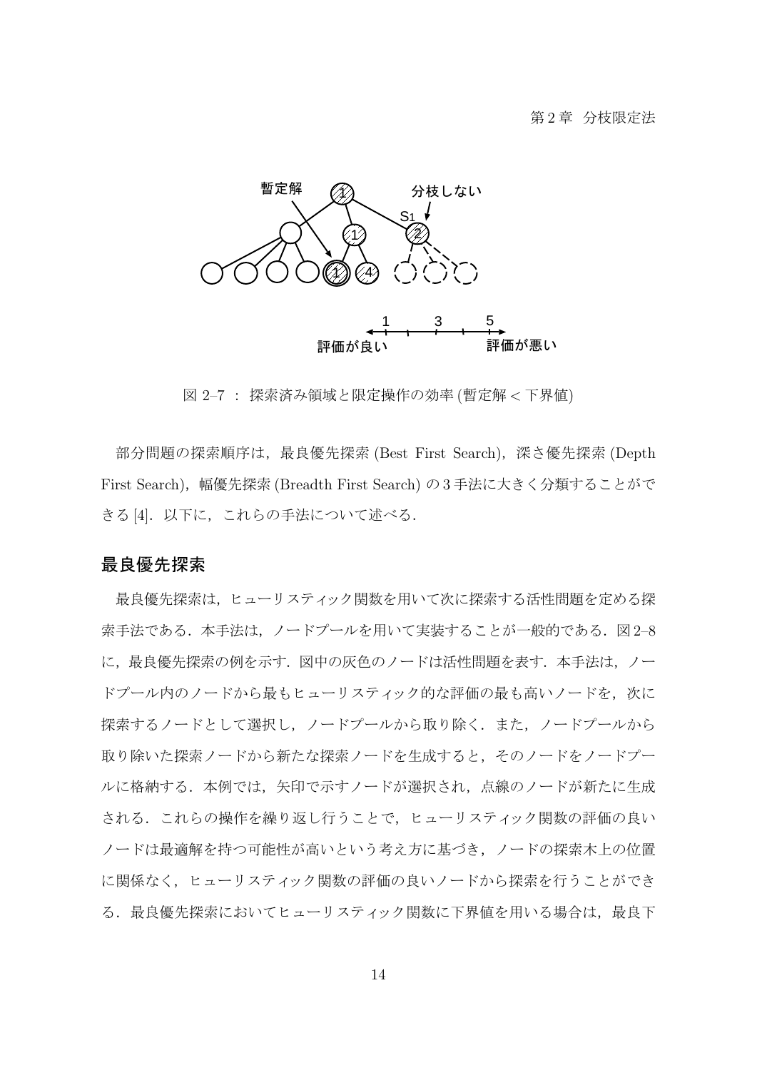図 2–7 ： 探索済み領域と限定操作の効率 (暫定解 < 下界値)

部分問題の探索順序は，最良優先探索 (Best First Search)，深さ優先探索 (Depth First Search)，幅優先探索 (Breadth First Search) の 3 手法に大きく分類することができる [4]．以下に，これらの手法について述べる．

### 最良優先探索

最良優先探索は，ヒューリスティック関数を用いて次に探索する活性問題を定める探索手法である．本手法は，ノードプールを用いて実装することが一般的である．図 2–8 に，最良優先探索の例を示す．図中の灰色のノードは活性問題を表す．本手法は，ノードプール内のノードから最もヒューリスティック的な評価の最も高いノードを，次に探索するノードとして選択し，ノードプールから取り除く．また，ノードプールから取り除いた探索ノードから新たな探索ノードを生成すると，そのノードをノードプールに格納する．本例では，矢印で示すノードが選択され，点線のノードが新たに生成される．これらの操作を繰り返し行うことで，ヒューリスティック関数の評価の良いノードは最適解を持つ可能性が高いという考え方に基づき，ノードの探索木上の位置に関係なく，ヒューリスティック関数の評価の良いノードから探索を行うことができる．最良優先探索においてヒューリスティック関数に下界値を用いる場合は，最良下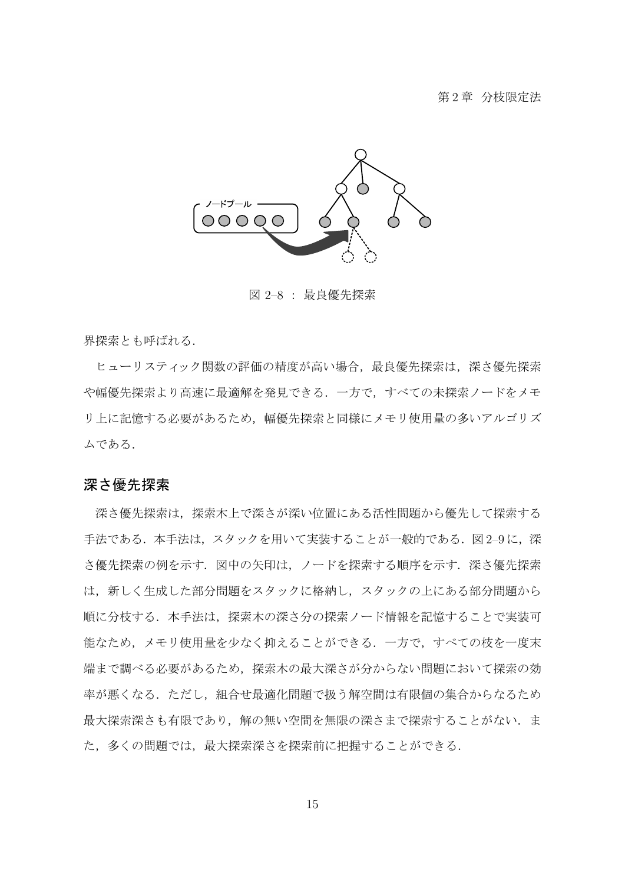図 2–8 ： 最良優先探索

界探索とも呼ばれる．

ヒューリスティック関数の評価の精度が高い場合，最良優先探索は，深さ優先探索や幅優先探索より高速に最適解を発見できる．一方で，すべての未探索ノードをメモリ上に記憶する必要があるため，幅優先探索と同様にメモリ使用量の多いアルゴリズムである．

## 深さ優先探索

深さ優先探索は，探索木上で深さが深い位置にある活性問題から優先して探索する手法である．本手法は，スタックを用いて実装することが一般的である．図 2–9 に，深さ優先探索の例を示す．図中の矢印は，ノードを探索する順序を示す．深さ優先探索は，新しく生成した部分問題をスタックに格納し，スタックの上にある部分問題から順に分枝する．本手法は，探索木の深さ分の探索ノード情報を記憶することで実装可能なため，メモリ使用量を少なく抑えることができる．一方で，すべての枝を一度末端まで調べる必要があるため，探索木の最大深さが分からない問題において探索の効率が悪くなる．ただし，組合せ最適化問題で扱う解空間は有限個の集合からなるため最大探索深さも有限であり，解の無い空間を無限の深さまで探索することがない．また，多くの問題では，最大探索深さを探索前に把握することができる．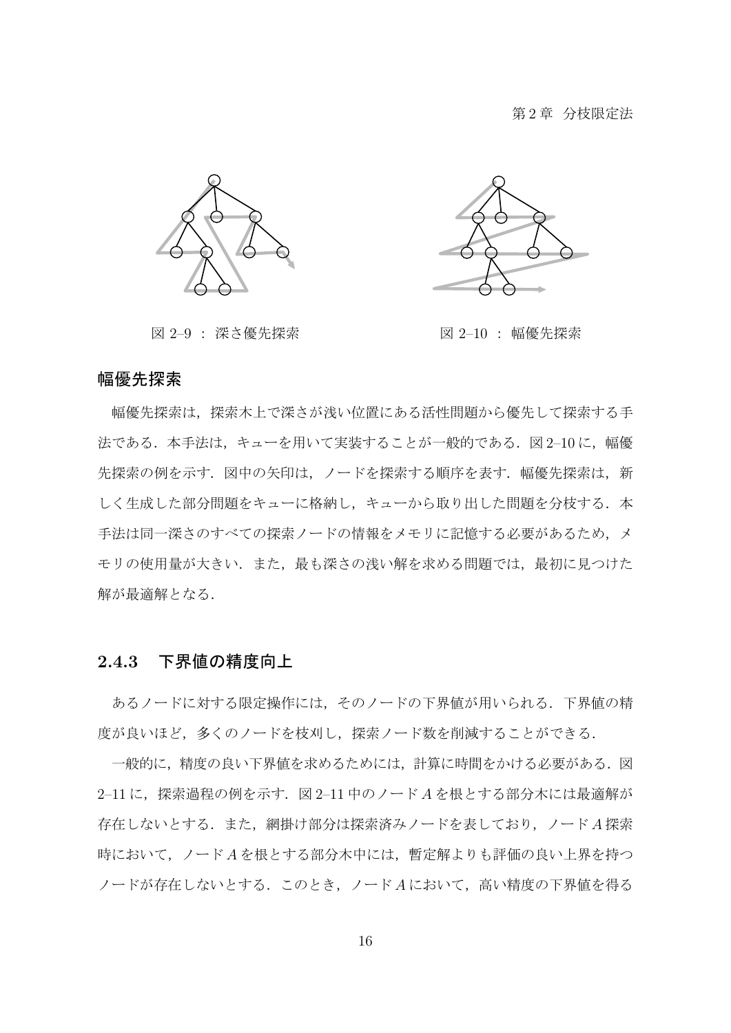図 2–9 ： 深さ優先探索

図 2–10 ： 幅優先探索

### 幅優先探索

幅優先探索は，探索木上で深さが浅い位置にある活性問題から優先して探索する手法である．本手法は，キューを用いて実装することが一般的である．図 2–10 に，幅優先探索の例を示す．図中の矢印は，ノードを探索する順序を表す．幅優先探索は，新しく生成した部分問題をキューに格納し，キューから取り出した問題を分枝する．本手法は同一深さのすべての探索ノードの情報をメモリに記憶する必要があるため，メモリの使用量が大きい．また，最も深さの浅い解を求める問題では，最初に見つけた解が最適解となる．

## 2.4.3 下界値の精度向上

あるノードに対する限定操作には，そのノードの下界値が用いられる．下界値の精度が良いほど，多くのノードを枝刈し，探索ノード数を削減することができる．

一般的に，精度の良い下界値を求めるためには，計算に時間をかける必要がある．図 2–11 に，探索過程の例を示す．図 2–11 中のノード $A$ を根とする部分木には最適解が存在しないとする．また，網掛け部分は探索済みノードを表しており，ノード $A$ 探索時において，ノード $A$ を根とする部分木中には，暫定解よりも評価の良い上界を持つノードが存在しないとする．このとき，ノード $A$ において，高い精度の下界値を得る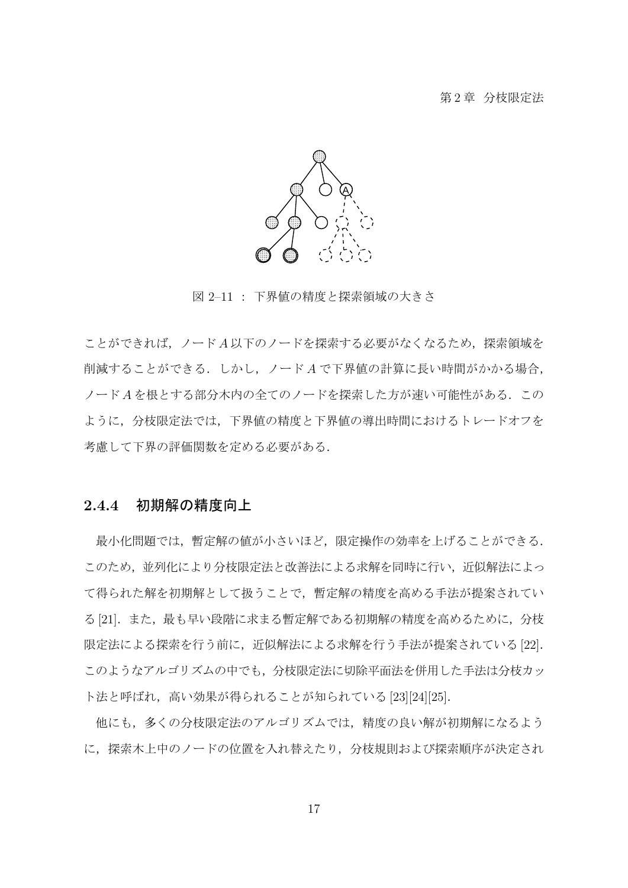図 2–11 ： 下界値の精度と探索領域の大きさ

ことができれば，ノード $A$ 以下のノードを探索する必要がなくなるため，探索領域を削減することができる．しかし，ノード $A$ で下界値の計算に長い時間がかかる場合，ノード $A$ を根とする部分木内の全てのノードを探索した方が速い可能性がある．このように，分枝限定法では，下界値の精度と下界値の導出時間におけるトレードオフを考慮して下界の評価関数を定める必要がある．

### 2.4.4 初期解の精度向上

最小化問題では，暫定解の値が小さいほど，限定操作の効率を上げることができる．このため，並列化により分枝限定法と改善法による求解を同時に行い，近似解法によって得られた解を初期解として扱うことで，暫定解の精度を高める手法が提案されている [21]．また，最も早い段階に求まる暫定解である初期解の精度を高めるために，分枝限定法による探索を行う前に，近似解法による求解を行う手法が提案されている [22]．このようなアルゴリズムの中でも，分枝限定法に切除平面法を併用した手法は分枝カット法と呼ばれ，高い効果が得られることが知られている [23][24][25]．

他にも，多くの分枝限定法のアルゴリズムでは，精度の良い解が初期解になるように，探索木上中のノードの位置を入れ替えたり，分枝規則および探索順序が決定され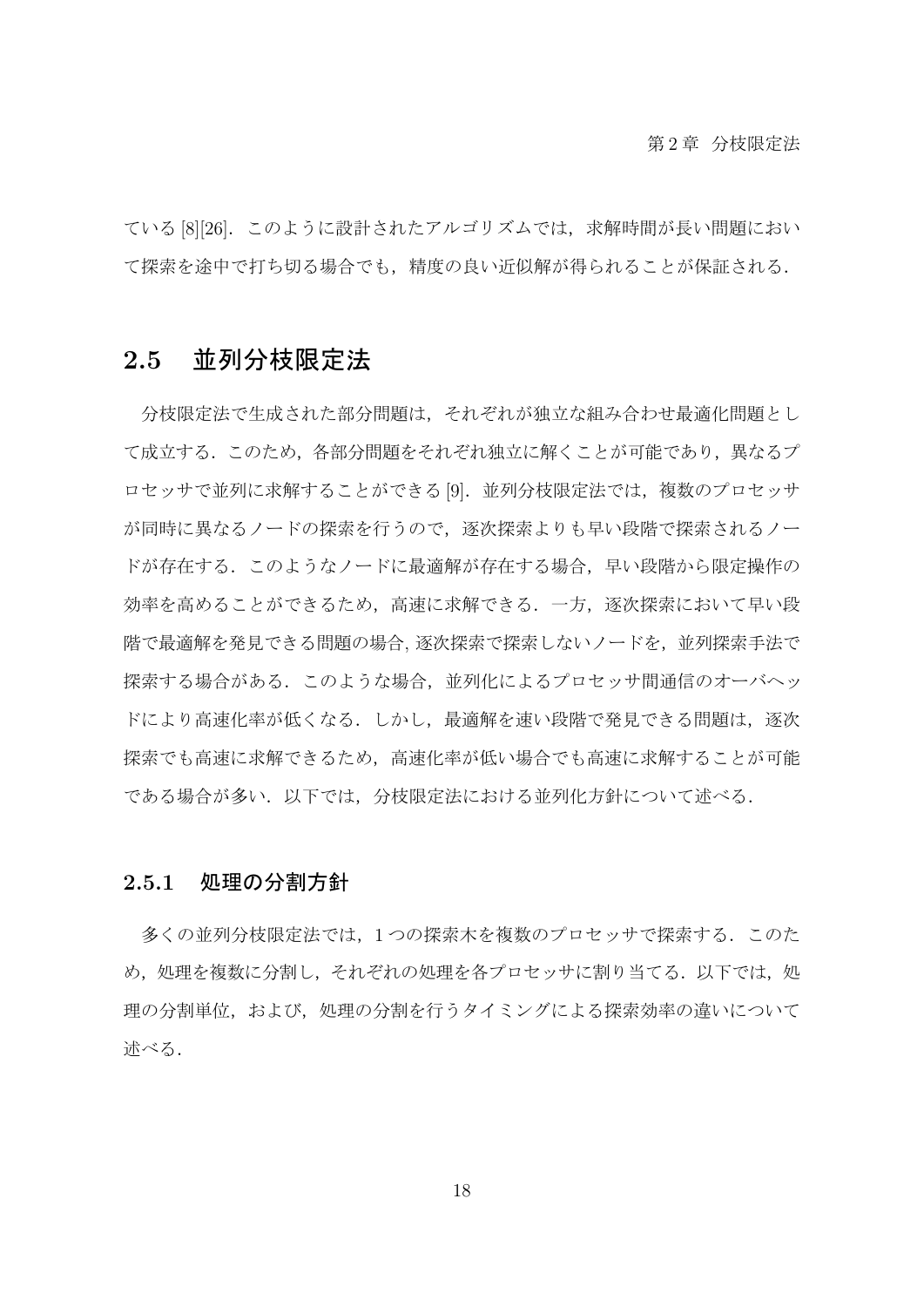ている [8][26]．このように設計されたアルゴリズムでは，求解時間が長い問題において探索を途中で打ち切る場合でも，精度の良い近似解が得られることが保証される．

## 2.5 並列分枝限定法

分枝限定法で生成された部分問題は，それぞれが独立な組み合わせ最適化問題として成立する．このため，各部分問題をそれぞれ独立に解くことが可能であり，異なるプロセッサで並列に求解することができる [9]．並列分枝限定法では，複数のプロセッサが同時に異なるノードの探索を行うので，逐次探索よりも早い段階で探索されるノードが存在する．このようなノードに最適解が存在する場合，早い段階から限定操作の効率を高めることができるため，高速に求解できる．一方，逐次探索において早い段階で最適解を発見できる問題の場合, 逐次探索で探索しないノードを，並列探索手法で探索する場合がある．このような場合，並列化によるプロセッサ間通信のオーバヘッドにより高速化率が低くなる．しかし，最適解を速い段階で発見できる問題は，逐次探索でも高速に求解できるため，高速化率が低い場合でも高速に求解することが可能である場合が多い．以下では，分枝限定法における並列化方針について述べる．

### 2.5.1 処理の分割方針

多くの並列分枝限定法では，1 つの探索木を複数のプロセッサで探索する．このため，処理を複数に分割し，それぞれの処理を各プロセッサに割り当てる．以下では，処理の分割単位，および，処理の分割を行うタイミングによる探索効率の違いについて述べる．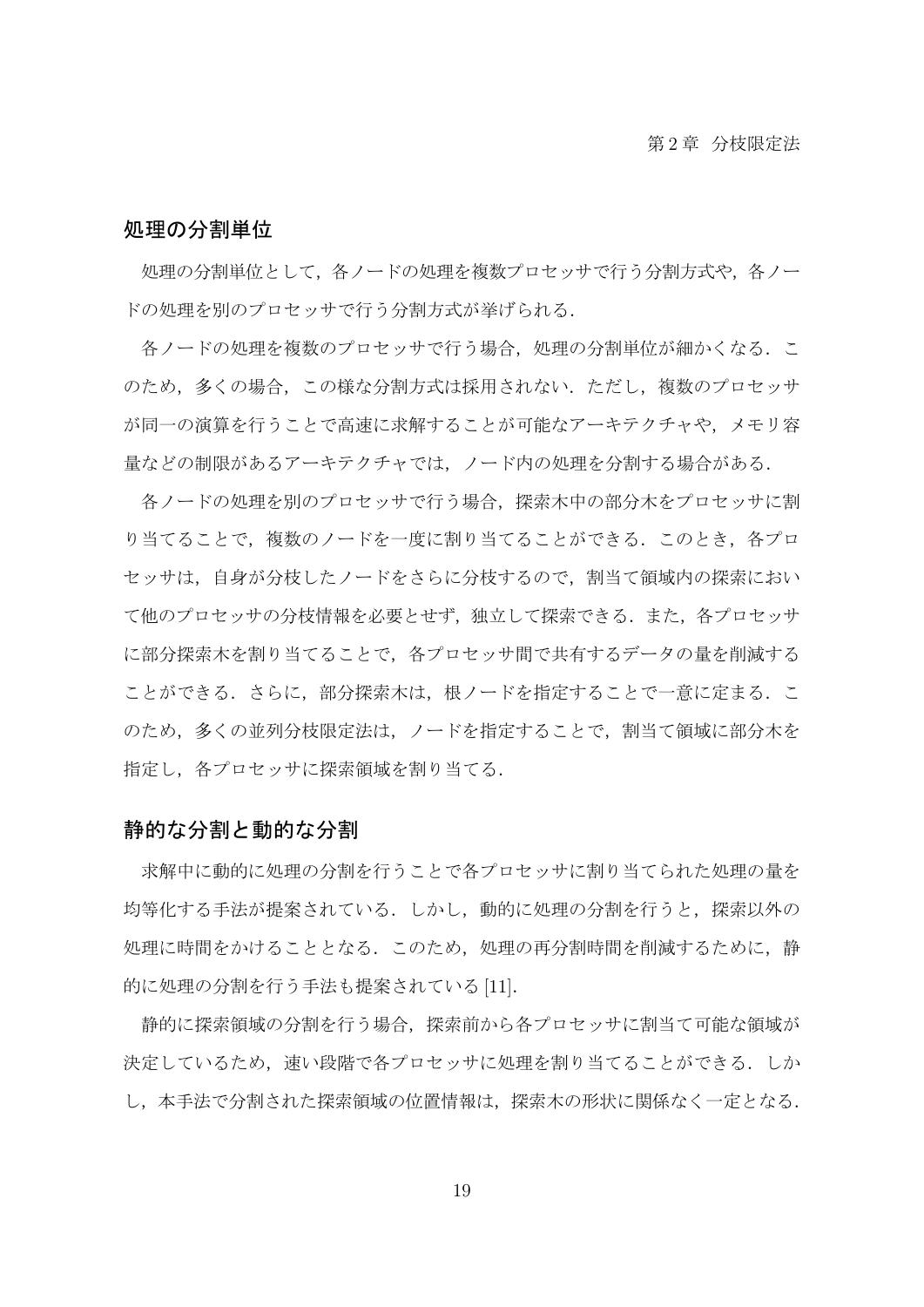### 処理の分割単位

処理の分割単位として，各ノードの処理を複数プロセッサで行う分割方式や，各ノードの処理を別のプロセッサで行う分割方式が挙げられる．

各ノードの処理を複数のプロセッサで行う場合，処理の分割単位が細かくなる．このため，多くの場合，この様な分割方式は採用されない．ただし，複数のプロセッサが同一の演算を行うことで高速に求解することが可能なアーキテクチャや，メモリ容量などの制限があるアーキテクチャでは，ノード内の処理を分割する場合がある．

各ノードの処理を別のプロセッサで行う場合，探索木中の部分木をプロセッサに割り当てることで，複数のノードを一度に割り当てることができる．このとき，各プロセッサは，自身が分枝したノードをさらに分枝するので，割当て領域内の探索において他のプロセッサの分枝情報を必要とせず，独立して探索できる．また，各プロセッサに部分探索木を割り当てることで，各プロセッサ間で共有するデータの量を削減することができる．さらに，部分探索木は，根ノードを指定することで一意に定まる．このため，多くの並列分枝限定法は，ノードを指定することで，割当て領域に部分木を指定し，各プロセッサに探索領域を割り当てる．

### 静的な分割と動的な分割

求解中に動的に処理の分割を行うことで各プロセッサに割り当てられた処理の量を均等化する手法が提案されている．しかし，動的に処理の分割を行うと，探索以外の処理に時間をかけることとなる．このため，処理の再分割時間を削減するために，静的に処理の分割を行う手法も提案されている [11]．

静的に探索領域の分割を行う場合，探索前から各プロセッサに割当て可能な領域が決定しているため，速い段階で各プロセッサに処理を割り当てることができる．しかし，本手法で分割された探索領域の位置情報は，探索木の形状に関係なく一定となる．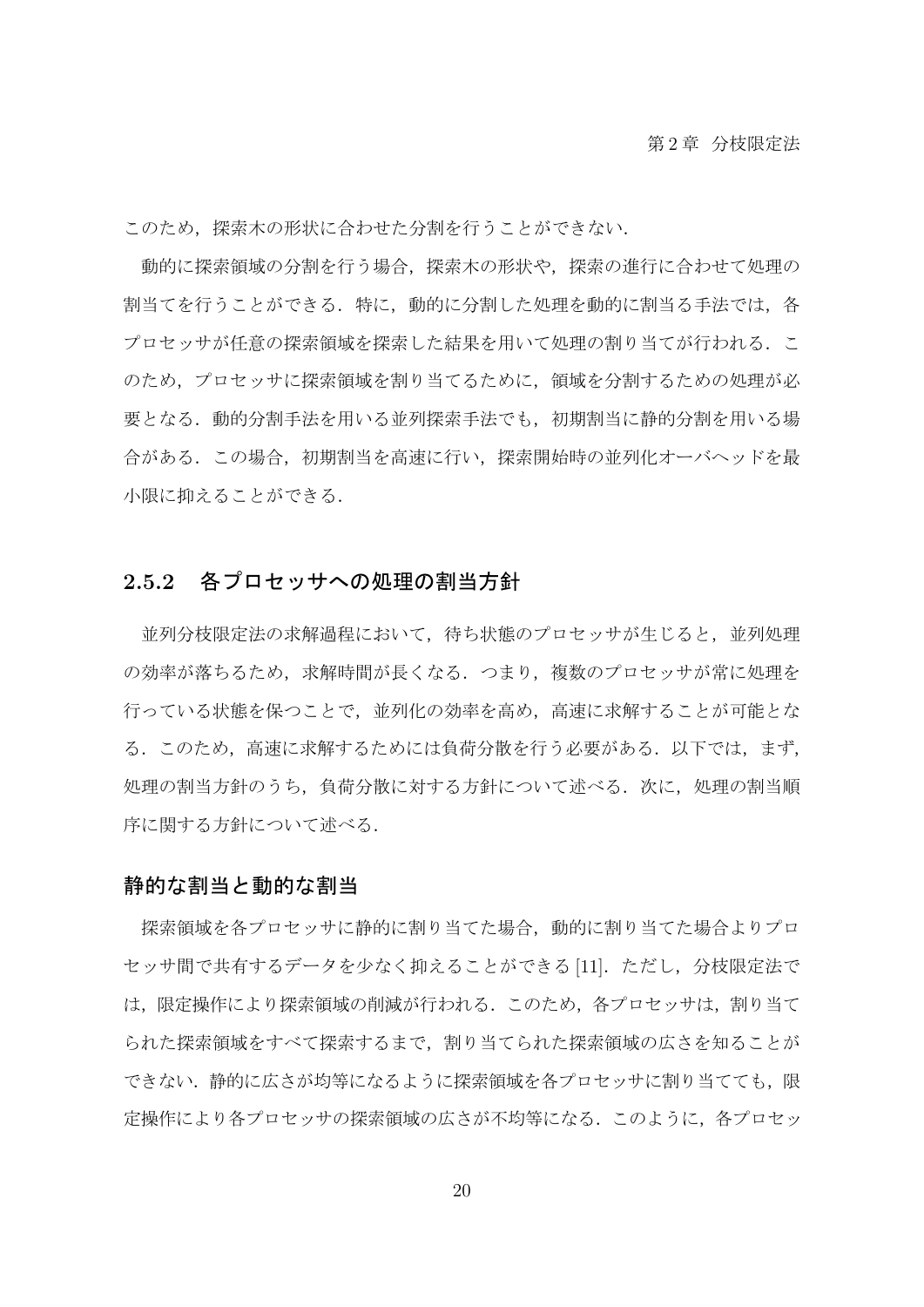このため，探索木の形状に合わせた分割を行うことができない．

動的に探索領域の分割を行う場合，探索木の形状や，探索の進行に合わせて処理の割当てを行うことができる．特に，動的に分割した処理を動的に割当る手法では，各プロセッサが任意の探索領域を探索した結果を用いて処理の割り当てが行われる．このため，プロセッサに探索領域を割り当てるために，領域を分割するための処理が必要となる．動的分割手法を用いる並列探索手法でも，初期割当に静的分割を用いる場合がある．この場合，初期割当を高速に行い，探索開始時の並列化オーバヘッドを最小限に抑えることができる．

### 2.5.2　各プロセッサへの処理の割当方針

並列分枝限定法の求解過程において，待ち状態のプロセッサが生じると，並列処理の効率が落ちるため，求解時間が長くなる．つまり，複数のプロセッサが常に処理を行っている状態を保つことで，並列化の効率を高め，高速に求解することが可能となる．このため，高速に求解するためには負荷分散を行う必要がある．以下では，まず，処理の割当方針のうち，負荷分散に対する方針について述べる．次に，処理の割当順序に関する方針について述べる．

#### 静的な割当と動的な割当

探索領域を各プロセッサに静的に割り当てた場合，動的に割り当てた場合よりプロセッサ間で共有するデータを少なく抑えることができる [11]．ただし，分枝限定法では，限定操作により探索領域の削減が行われる．このため，各プロセッサは，割り当てられた探索領域をすべて探索するまで，割り当てられた探索領域の広さを知ることができない．静的に広さが均等になるように探索領域を各プロセッサに割り当てても，限定操作により各プロセッサの探索領域の広さが不均等になる．このように，各プロセッ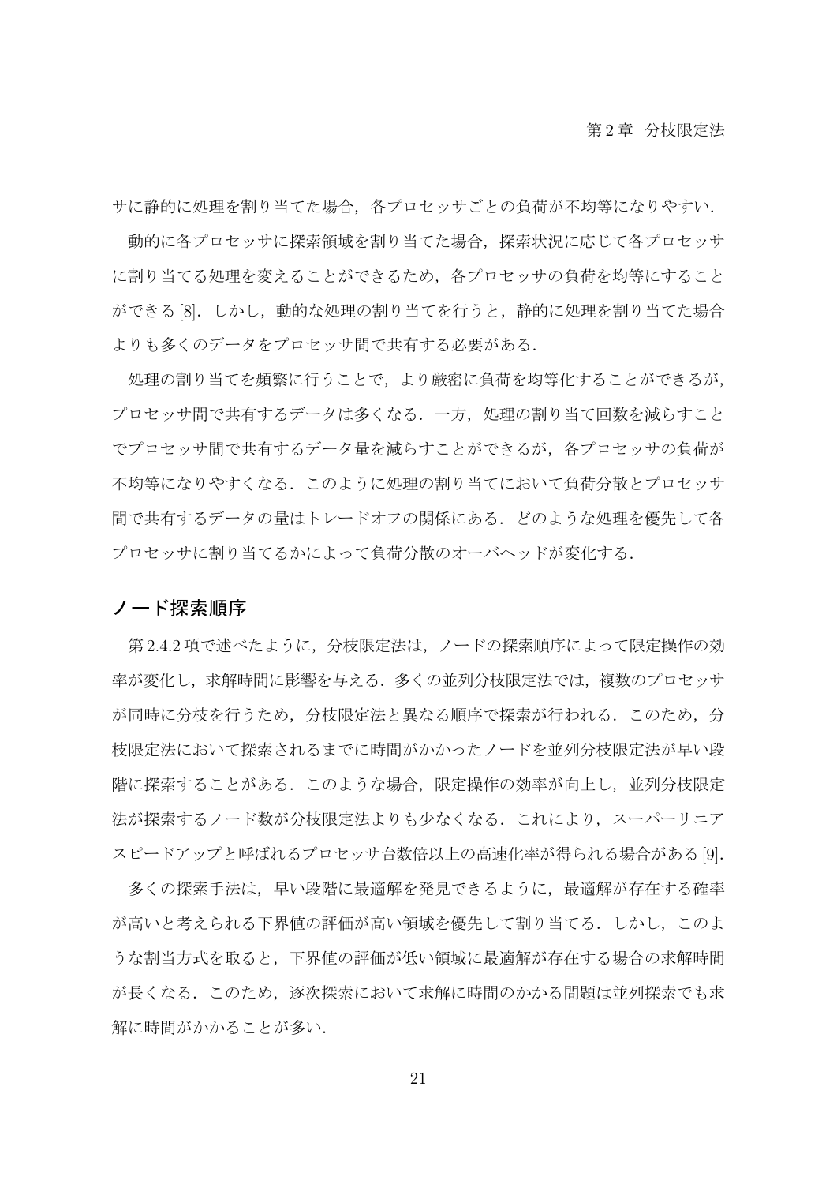サに静的に処理を割り当てた場合，各プロセッサごとの負荷が不均等になりやすい．

動的に各プロセッサに探索領域を割り当てた場合，探索状況に応じて各プロセッサに割り当てる処理を変えることができるため，各プロセッサの負荷を均等にすることができる [8]．しかし，動的な処理の割り当てを行うと，静的に処理を割り当てた場合よりも多くのデータをプロセッサ間で共有する必要がある．

処理の割り当てを頻繁に行うことで，より厳密に負荷を均等化することができるが，プロセッサ間で共有するデータは多くなる．一方，処理の割り当て回数を減らすことでプロセッサ間で共有するデータ量を減らすことができるが，各プロセッサの負荷が不均等になりやすくなる．このように処理の割り当てにおいて負荷分散とプロセッサ間で共有するデータの量はトレードオフの関係にある．どのような処理を優先して各プロセッサに割り当てるかによって負荷分散のオーバヘッドが変化する．

### ノード探索順序

第 2.4.2 項で述べたように，分枝限定法は，ノードの探索順序によって限定操作の効率が変化し，求解時間に影響を与える．多くの並列分枝限定法では，複数のプロセッサが同時に分枝を行うため，分枝限定法と異なる順序で探索が行われる．このため，分枝限定法において探索されるまでに時間がかかったノードを並列分枝限定法が早い段階に探索することがある．このような場合，限定操作の効率が向上し，並列分枝限定法が探索するノード数が分枝限定法よりも少なくなる．これにより，スーパーリニアスピードアップと呼ばれるプロセッサ台数倍以上の高速化率が得られる場合がある [9]．

多くの探索手法は，早い段階に最適解を発見できるように，最適解が存在する確率が高いと考えられる下界値の評価が高い領域を優先して割り当てる．しかし，このような割当方式を取ると，下界値の評価が低い領域に最適解が存在する場合の求解時間が長くなる．このため，逐次探索において求解に時間のかかる問題は並列探索でも求解に時間がかかることが多い．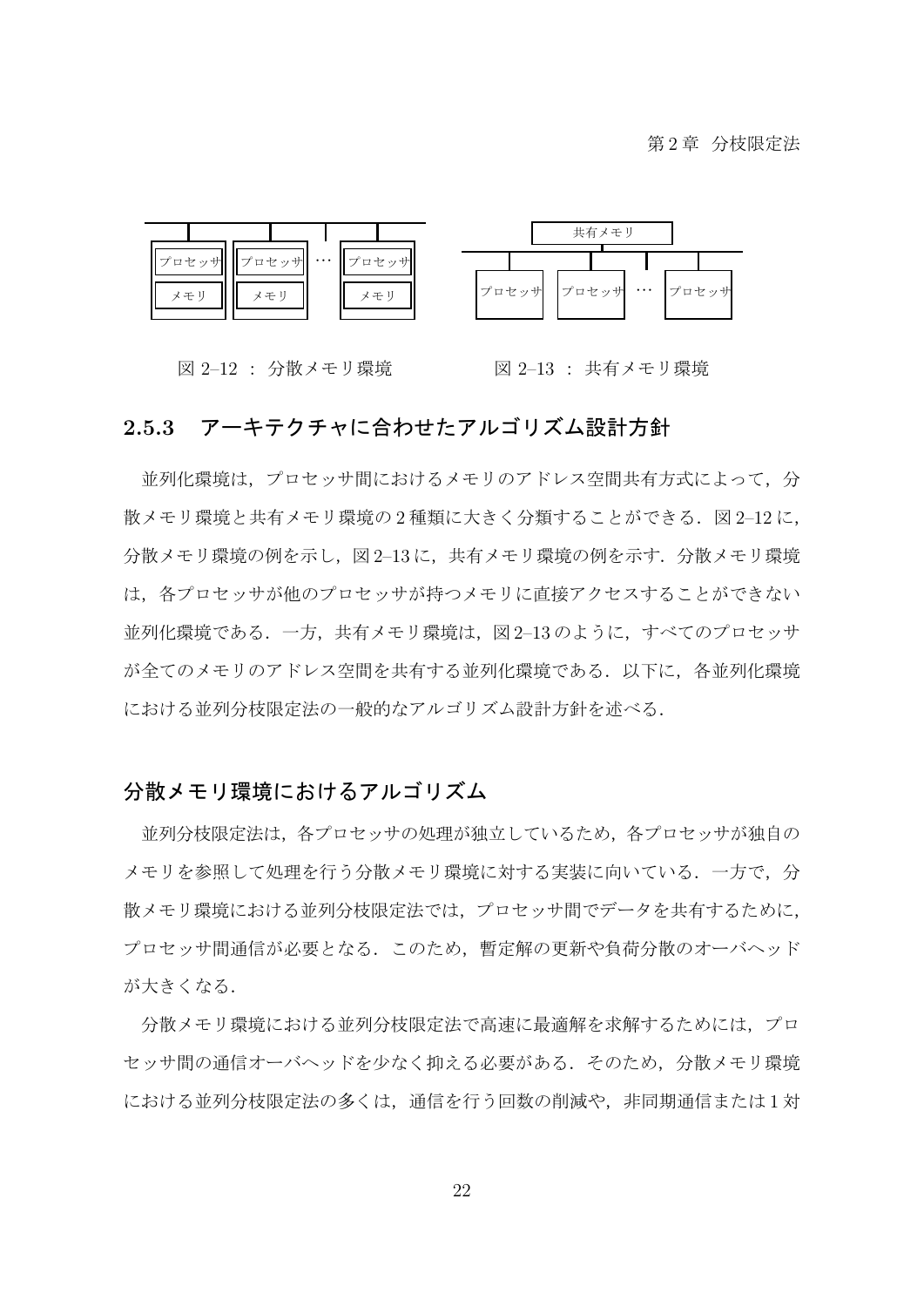プロセッサ　プロセッサ　…　プロセッサ
メモリ　メモリ　メモリ

共有メモリ
プロセッサ　プロセッサ　…　プロセッサ

図 2–12 ： 分散メモリ環境　　図 2–13 ： 共有メモリ環境

### 2.5.3　アーキテクチャに合わせたアルゴリズム設計方針

並列化環境は，プロセッサ間におけるメモリのアドレス空間共有方式によって，分散メモリ環境と共有メモリ環境の 2 種類に大きく分類することができる．図 2–12 に，分散メモリ環境の例を示し，図 2–13 に，共有メモリ環境の例を示す．分散メモリ環境は，各プロセッサが他のプロセッサが持つメモリに直接アクセスすることができない並列化環境である．一方，共有メモリ環境は，図 2–13 のように，すべてのプロセッサが全てのメモリのアドレス空間を共有する並列化環境である．以下に，各並列化環境における並列分枝限定法の一般的なアルゴリズム設計方針を述べる．

#### 分散メモリ環境におけるアルゴリズム

並列分枝限定法は，各プロセッサの処理が独立しているため，各プロセッサが独自のメモリを参照して処理を行う分散メモリ環境に対する実装に向いている．一方で，分散メモリ環境における並列分枝限定法では，プロセッサ間でデータを共有するために，プロセッサ間通信が必要となる．このため，暫定解の更新や負荷分散のオーバヘッドが大きくなる．

分散メモリ環境における並列分枝限定法で高速に最適解を求解するためには，プロセッサ間の通信オーバヘッドを少なく抑える必要がある．そのため，分散メモリ環境における並列分枝限定法の多くは，通信を行う回数の削減や，非同期通信または 1 対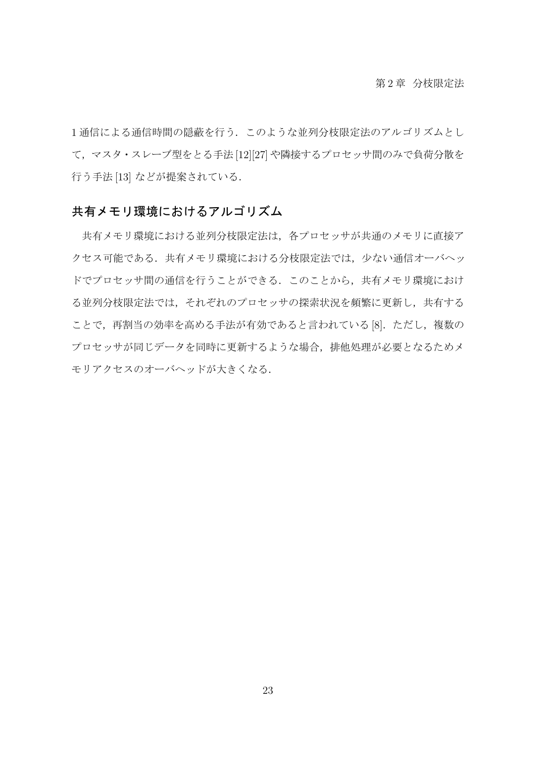1 通信による通信時間の隠蔽を行う．このような並列分枝限定法のアルゴリズムとして，マスタ・スレーブ型をとる手法 [12][27] や隣接するプロセッサ間のみで負荷分散を行う手法 [13] などが提案されている．

### 共有メモリ環境におけるアルゴリズム

共有メモリ環境における並列分枝限定法は，各プロセッサが共通のメモリに直接アクセス可能である．共有メモリ環境における分枝限定法では，少ない通信オーバヘッドでプロセッサ間の通信を行うことができる．このことから，共有メモリ環境における並列分枝限定法では，それぞれのプロセッサの探索状況を頻繁に更新し，共有することで，再割当の効率を高める手法が有効であると言われている [8]．ただし，複数のプロセッサが同じデータを同時に更新するような場合，排他処理が必要となるためメモリアクセスのオーバヘッドが大きくなる．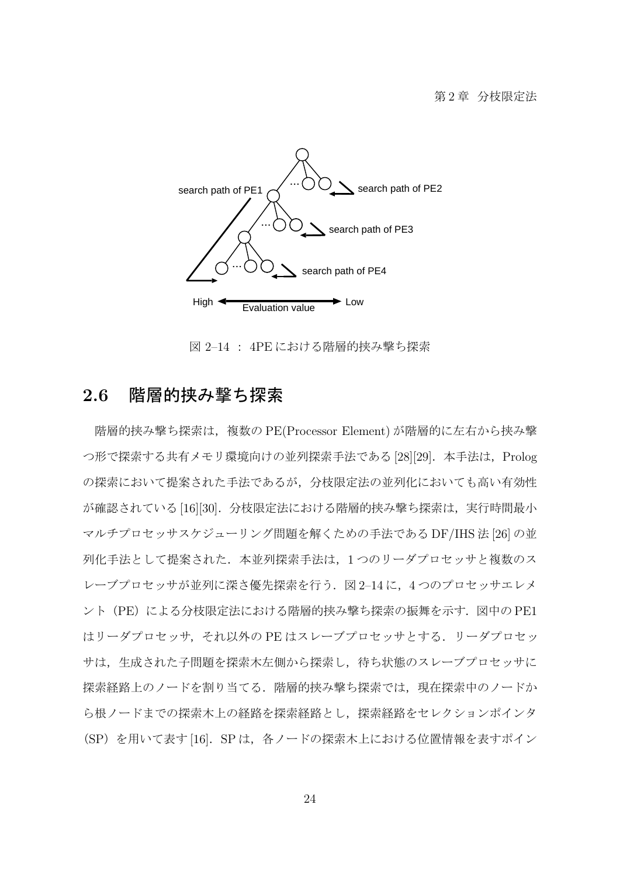図 2–14 ： 4PE における階層的挟み撃ち探索

## 2.6 階層的挟み撃ち探索

階層的挟み撃ち探索は，複数の PE(Processor Element) が階層的に左右から挟み撃つ形で探索する共有メモリ環境向けの並列探索手法である [28][29]．本手法は，Prolog の探索において提案された手法であるが，分枝限定法の並列化においても高い有効性が確認されている [16][30]．分枝限定法における階層的挟み撃ち探索は，実行時間最小マルチプロセッサスケジューリング問題を解くための手法である DF/IHS 法 [26] の並列化手法として提案された．本並列探索手法は，1 つのリーダプロセッサと複数のスレーブプロセッサが並列に深さ優先探索を行う．図 2–14 に，4 つのプロセッサエレメント（PE）による分枝限定法における階層的挟み撃ち探索の振舞を示す．図中の PE1 はリーダプロセッサ，それ以外の PE はスレーブプロセッサとする．リーダプロセッサは，生成された子問題を探索木左側から探索し，待ち状態のスレーブプロセッサに探索経路上のノードを割り当てる．階層的挟み撃ち探索では，現在探索中のノードから根ノードまでの探索木上の経路を探索経路とし，探索経路をセレクションポインタ（SP）を用いて表す [16]．SP は，各ノードの探索木上における位置情報を表すポイン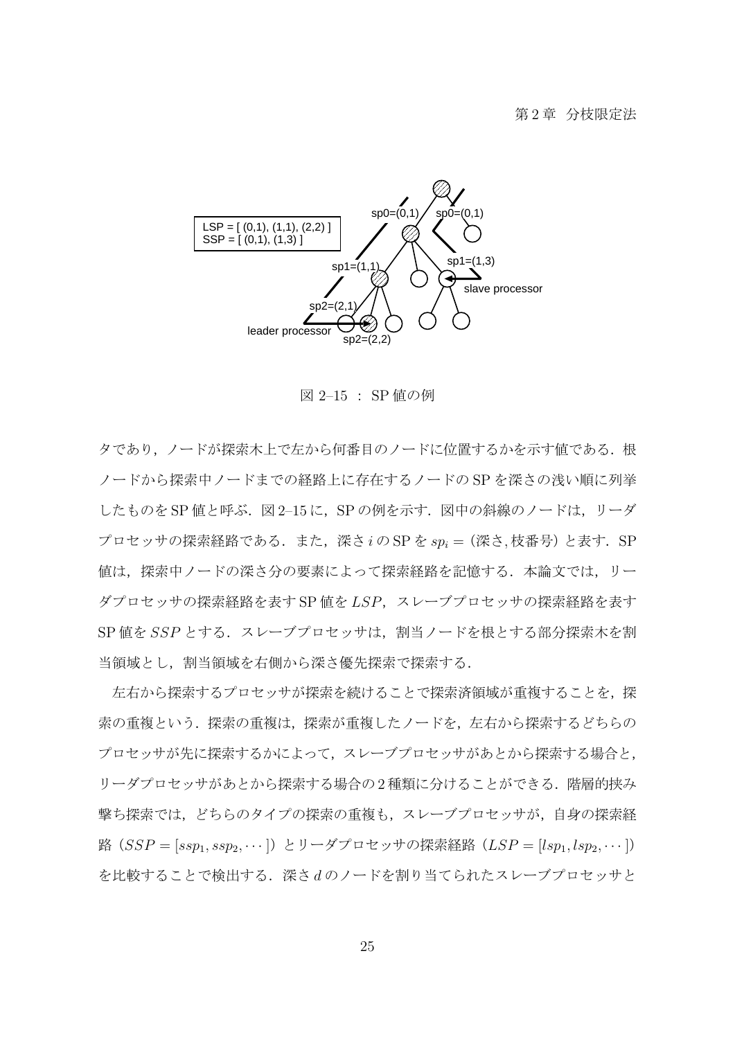図 2–15 : SP 値の例

タであり，ノードが探索木上で左から何番目のノードに位置するかを示す値である．根ノードから探索中ノードまでの経路上に存在するノードの SP を深さの浅い順に列挙したものを SP 値と呼ぶ．図 2–15 に，SP の例を示す．図中の斜線のノードは，リーダプロセッサの探索経路である．また，深さ $i$ の SP を $sp_i =$ (深さ, 枝番号) と表す．SP 値は，探索中ノードの深さ分の要素によって探索経路を記憶する．本論文では，リーダプロセッサの探索経路を表す SP 値を $LSP$，スレーブプロセッサの探索経路を表す SP 値を $SSP$ とする．スレーブプロセッサは，割当ノードを根とする部分探索木を割当領域とし，割当領域を右側から深さ優先探索で探索する．

左右から探索するプロセッサが探索を続けることで探索済領域が重複することを，探索の重複という．探索の重複は，探索が重複したノードを，左右から探索するどちらのプロセッサが先に探索するかによって，スレーブプロセッサがあとから探索する場合と，リーダプロセッサがあとから探索する場合の 2 種類に分けることができる．階層的挟み撃ち探索では，どちらのタイプの探索の重複も，スレーブプロセッサが，自身の探索経路（$SSP = [ssp_1, ssp_2, \cdots]$）とリーダプロセッサの探索経路（$LSP = [lsp_1, lsp_2, \cdots]$）を比較することで検出する．深さ $d$ のノードを割り当てられたスレーブプロセッサと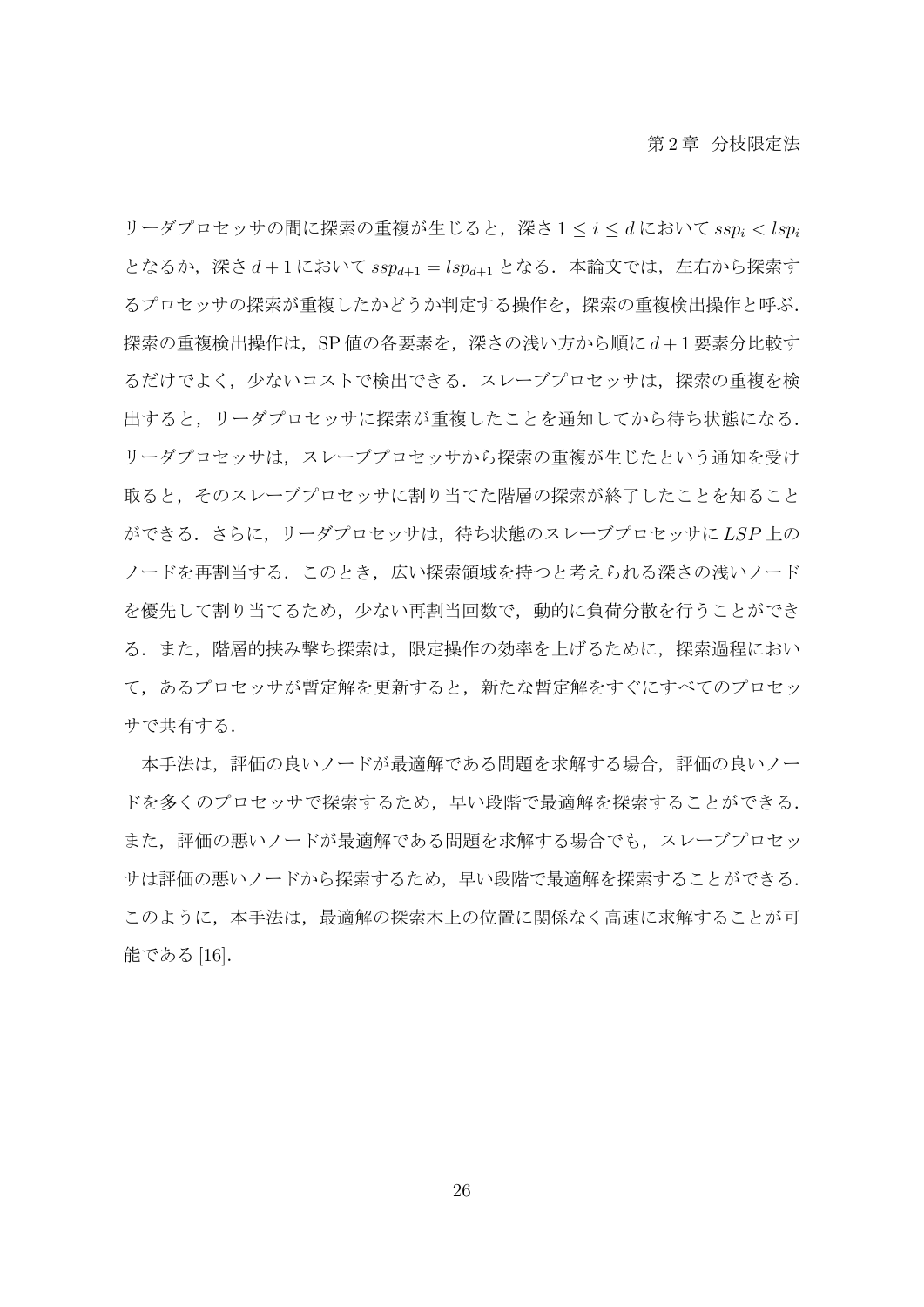リーダプロセッサの間に探索の重複が生じると，深さ $1 \leq i \leq d$ において $ssp_i < lsp_i$ となるか，深さ $d+1$ において $ssp_{d+1} = lsp_{d+1}$ となる．本論文では，左右から探索するプロセッサの探索が重複したかどうか判定する操作を，探索の重複検出操作と呼ぶ．探索の重複検出操作は，SP 値の各要素を，深さの浅い方から順に $d+1$ 要素分比較するだけでよく，少ないコストで検出できる．スレーブプロセッサは，探索の重複を検出すると，リーダプロセッサに探索が重複したことを通知してから待ち状態になる．リーダプロセッサは，スレーブプロセッサから探索の重複が生じたという通知を受け取ると，そのスレーブプロセッサに割り当てた階層の探索が終了したことを知ることができる．さらに，リーダプロセッサは，待ち状態のスレーブプロセッサに $LSP$ 上のノードを再割当する．このとき，広い探索領域を持つと考えられる深さの浅いノードを優先して割り当てるため，少ない再割当回数で，動的に負荷分散を行うことができる．また，階層的挟み撃ち探索は，限定操作の効率を上げるために，探索過程において，あるプロセッサが暫定解を更新すると，新たな暫定解をすぐにすべてのプロセッサで共有する．

本手法は，評価の良いノードが最適解である問題を求解する場合，評価の良いノードを多くのプロセッサで探索するため，早い段階で最適解を探索することができる．また，評価の悪いノードが最適解である問題を求解する場合でも，スレーブプロセッサは評価の悪いノードから探索するため，早い段階で最適解を探索することができる．このように，本手法は，最適解の探索木上の位置に関係なく高速に求解することが可能である [16].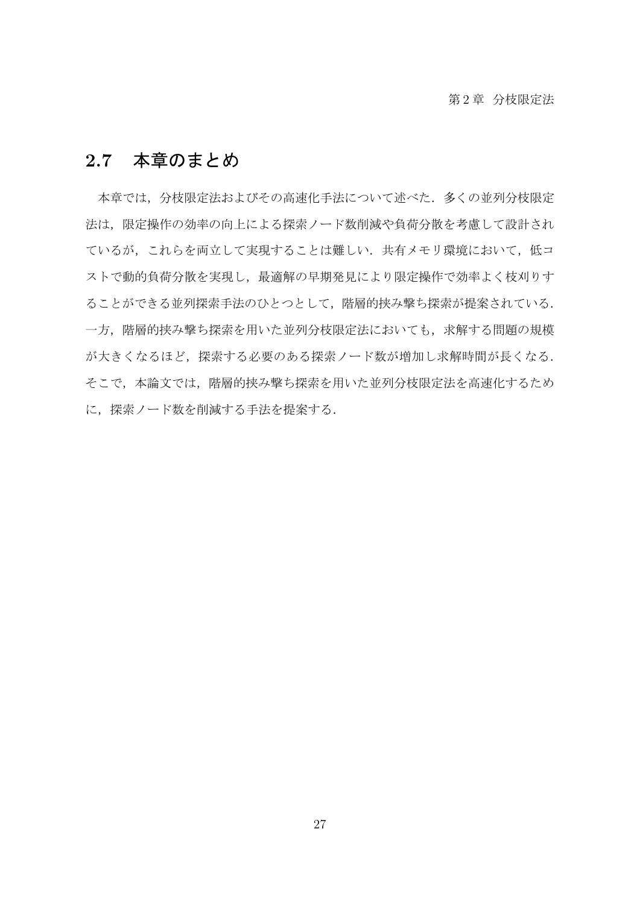## 2.7 本章のまとめ

本章では，分枝限定法およびその高速化手法について述べた．多くの並列分枝限定法は，限定操作の効率の向上による探索ノード数削減や負荷分散を考慮して設計されているが，これらを両立して実現することは難しい．共有メモリ環境において，低コストで動的負荷分散を実現し，最適解の早期発見により限定操作で効率よく枝刈りすることができる並列探索手法のひとつとして，階層的挟み撃ち探索が提案されている．一方，階層的挟み撃ち探索を用いた並列分枝限定法においても，求解する問題の規模が大きくなるほど，探索する必要のある探索ノード数が増加し求解時間が長くなる．そこで，本論文では，階層的挟み撃ち探索を用いた並列分枝限定法を高速化するために，探索ノード数を削減する手法を提案する．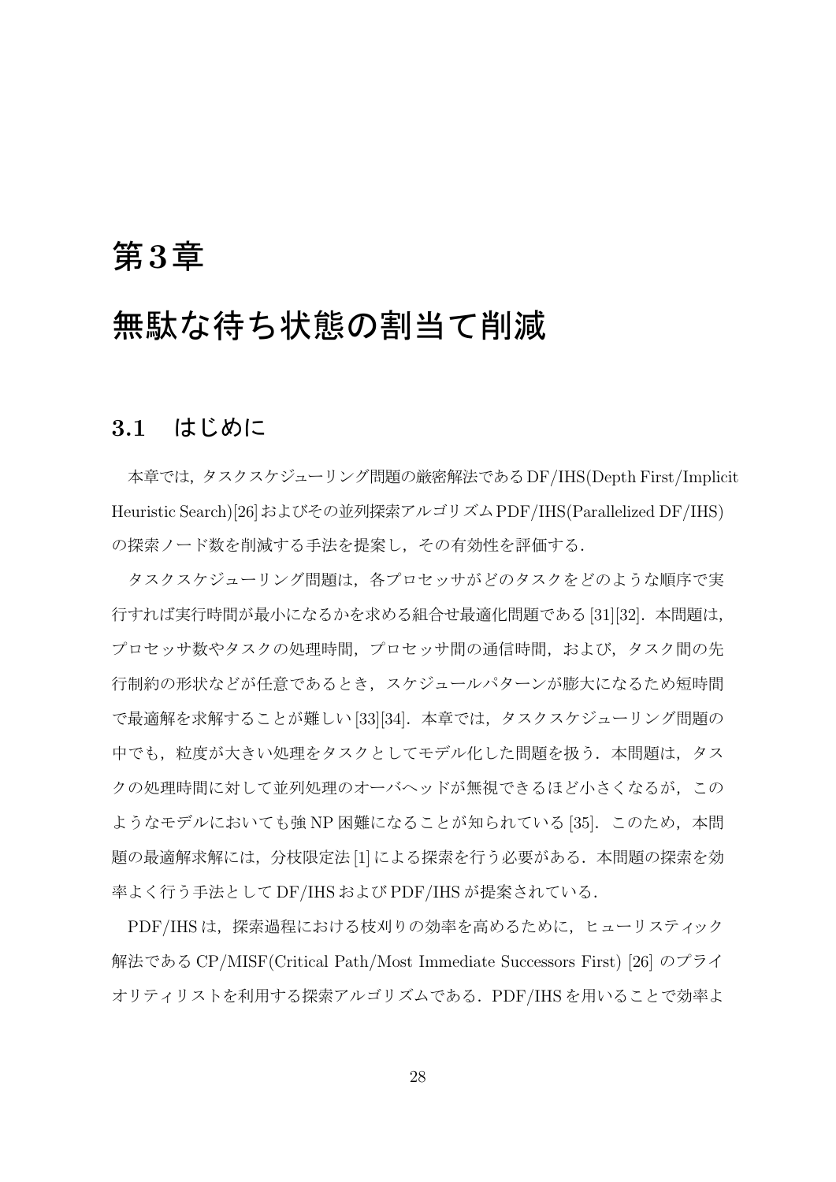# 第3章

# 無駄な待ち状態の割当て削減

## 3.1 はじめに

本章では，タスクスケジューリング問題の厳密解法であるDF/IHS(Depth First/Implicit Heuristic Search)[26]およびその並列探索アルゴリズムPDF/IHS(Parallelized DF/IHS)の探索ノード数を削減する手法を提案し，その有効性を評価する．

タスクスケジューリング問題は，各プロセッサがどのタスクをどのような順序で実行すれば実行時間が最小になるかを求める組合せ最適化問題である[31][32]．本問題は，プロセッサ数やタスクの処理時間，プロセッサ間の通信時間，および，タスク間の先行制約の形状などが任意であるとき，スケジュールパターンが膨大になるため短時間で最適解を求解することが難しい[33][34]．本章では，タスクスケジューリング問題の中でも，粒度が大きい処理をタスクとしてモデル化した問題を扱う．本問題は，タスクの処理時間に対して並列処理のオーバヘッドが無視できるほど小さくなるが，このようなモデルにおいても強NP困難になることが知られている[35]．このため，本問題の最適解求解には，分枝限定法[1]による探索を行う必要がある．本問題の探索を効率よく行う手法としてDF/IHSおよびPDF/IHSが提案されている．

PDF/IHSは，探索過程における枝刈りの効率を高めるために，ヒューリスティック解法であるCP/MISF(Critical Path/Most Immediate Successors First) [26] のプライオリティリストを利用する探索アルゴリズムである．PDF/IHSを用いることで効率よ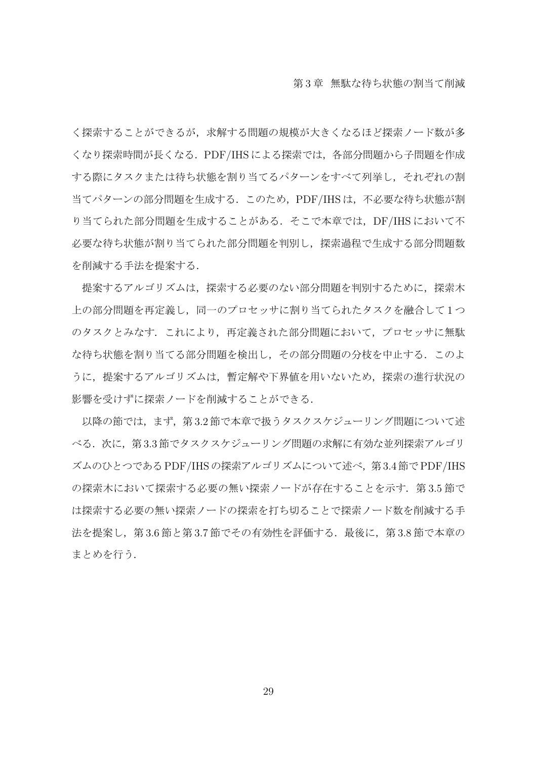く探索することができるが，求解する問題の規模が大きくなるほど探索ノード数が多くなり探索時間が長くなる．PDF/IHS による探索では，各部分問題から子問題を作成する際にタスクまたは待ち状態を割り当てるパターンをすべて列挙し，それぞれの割当てパターンの部分問題を生成する．このため，PDF/IHS は，不必要な待ち状態が割り当てられた部分問題を生成することがある．そこで本章では，DF/IHS において不必要な待ち状態が割り当てられた部分問題を判別し，探索過程で生成する部分問題数を削減する手法を提案する．

提案するアルゴリズムは，探索する必要のない部分問題を判別するために，探索木上の部分問題を再定義し，同一のプロセッサに割り当てられたタスクを融合して 1 つのタスクとみなす．これにより，再定義された部分問題において，プロセッサに無駄な待ち状態を割り当てる部分問題を検出し，その部分問題の分枝を中止する．このように，提案するアルゴリズムは，暫定解や下界値を用いないため，探索の進行状況の影響を受けずに探索ノードを削減することができる．

以降の節では，まず，第 3.2 節で本章で扱うタスクスケジューリング問題について述べる．次に，第 3.3 節でタスクスケジューリング問題の求解に有効な並列探索アルゴリズムのひとつである PDF/IHS の探索アルゴリズムについて述べ，第 3.4 節で PDF/IHS の探索木において探索する必要の無い探索ノードが存在することを示す．第 3.5 節では探索する必要の無い探索ノードの探索を打ち切ることで探索ノード数を削減する手法を提案し，第 3.6 節と第 3.7 節でその有効性を評価する．最後に，第 3.8 節で本章のまとめを行う．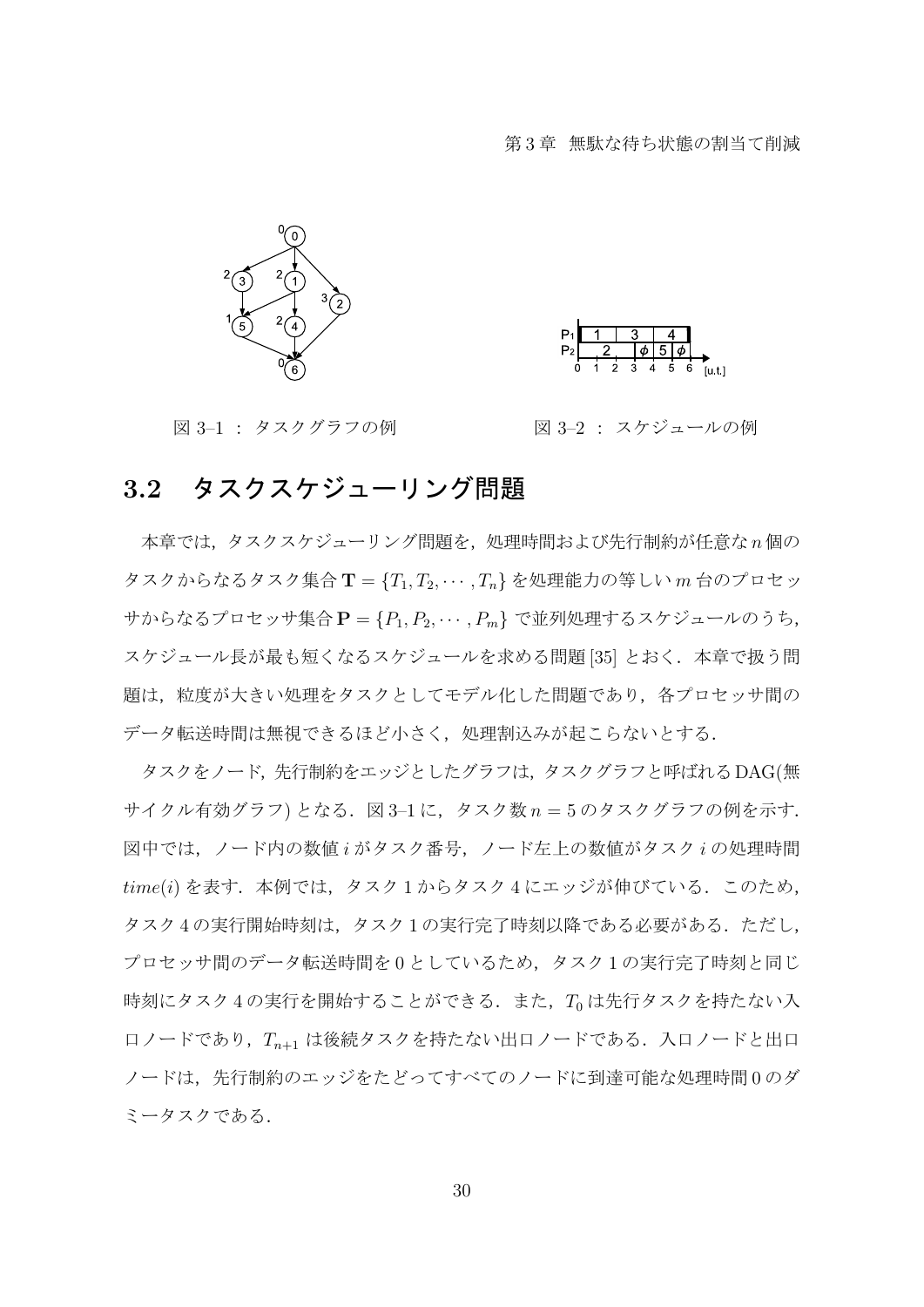図 3–1 ： タスクグラフの例

図 3–2 ： スケジュールの例

## 3.2　タスクスケジューリング問題

本章では，タスクスケジューリング問題を，処理時間および先行制約が任意な $n$ 個のタスクからなるタスク集合 $\mathbf{T} = \{T_1, T_2, \cdots, T_n\}$ を処理能力の等しい $m$ 台のプロセッサからなるプロセッサ集合 $\mathbf{P} = \{P_1, P_2, \cdots, P_m\}$ で並列処理するスケジュールのうち，スケジュール長が最も短くなるスケジュールを求める問題 [35] とおく．本章で扱う問題は，粒度が大きい処理をタスクとしてモデル化した問題であり，各プロセッサ間のデータ転送時間は無視できるほど小さく，処理割込みが起こらないとする．

タスクをノード，先行制約をエッジとしたグラフは，タスクグラフと呼ばれるDAG(無サイクル有効グラフ) となる．図 3–1 に，タスク数 $n = 5$ のタスクグラフの例を示す．図中では，ノード内の数値 $i$ がタスク番号，ノード左上の数値がタスク $i$ の処理時間 $time(i)$ を表す．本例では，タスク 1 からタスク 4 にエッジが伸びている．このため，タスク 4 の実行開始時刻は，タスク 1 の実行完了時刻以降である必要がある．ただし，プロセッサ間のデータ転送時間を 0 としているため，タスク 1 の実行完了時刻と同じ時刻にタスク 4 の実行を開始することができる．また，$T_0$ は先行タスクを持たない入口ノードであり，$T_{n+1}$ は後続タスクを持たない出口ノードである．入口ノードと出口ノードは，先行制約のエッジをたどってすべてのノードに到達可能な処理時間 0 のダミータスクである．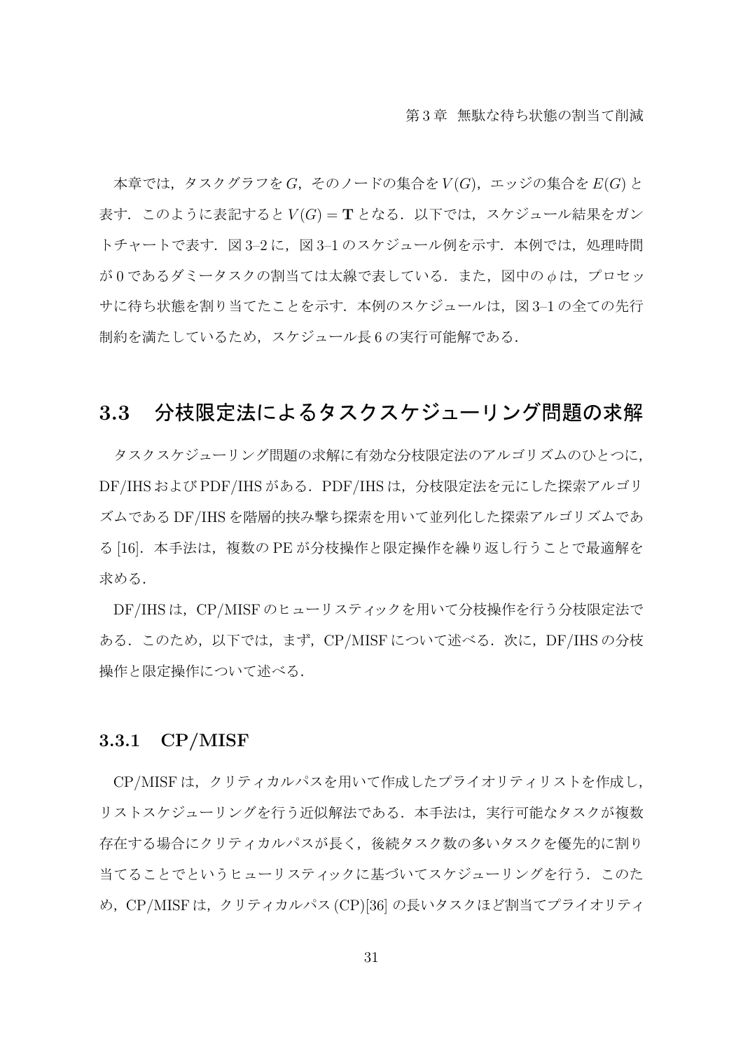本章では，タスクグラフを$G$，そのノードの集合を$V(G)$，エッジの集合を$E(G)$と表す．このように表記すると$V(G) = \mathbf{T}$となる．以下では，スケジュール結果をガントチャートで表す．図3–2に，図3–1のスケジュール例を示す．本例では，処理時間が0であるダミータスクの割当ては太線で表している．また，図中の$\phi$は，プロセッサに待ち状態を割り当てたことを示す．本例のスケジュールは，図3–1の全ての先行制約を満たしているため，スケジュール長6の実行可能解である．

## 3.3 分枝限定法によるタスクスケジューリング問題の求解

タスクスケジューリング問題の求解に有効な分枝限定法のアルゴリズムのひとつに，DF/IHSおよびPDF/IHSがある．PDF/IHSは，分枝限定法を元にした探索アルゴリズムであるDF/IHSを階層的挟み撃ち探索を用いて並列化した探索アルゴリズムである[16]．本手法は，複数のPEが分枝操作と限定操作を繰り返し行うことで最適解を求める．

DF/IHSは，CP/MISFのヒューリスティックを用いて分枝操作を行う分枝限定法である．このため，以下では，まず，CP/MISFについて述べる．次に，DF/IHSの分枝操作と限定操作について述べる．

### 3.3.1 CP/MISF

CP/MISFは，クリティカルパスを用いて作成したプライオリティリストを作成し，リストスケジューリングを行う近似解法である．本手法は，実行可能なタスクが複数存在する場合にクリティカルパスが長く，後続タスク数の多いタスクを優先的に割り当てることでというヒューリスティックに基づいてスケジューリングを行う．このため，CP/MISFは，クリティカルパス(CP)[36]の長いタスクほど割当てプライオリティ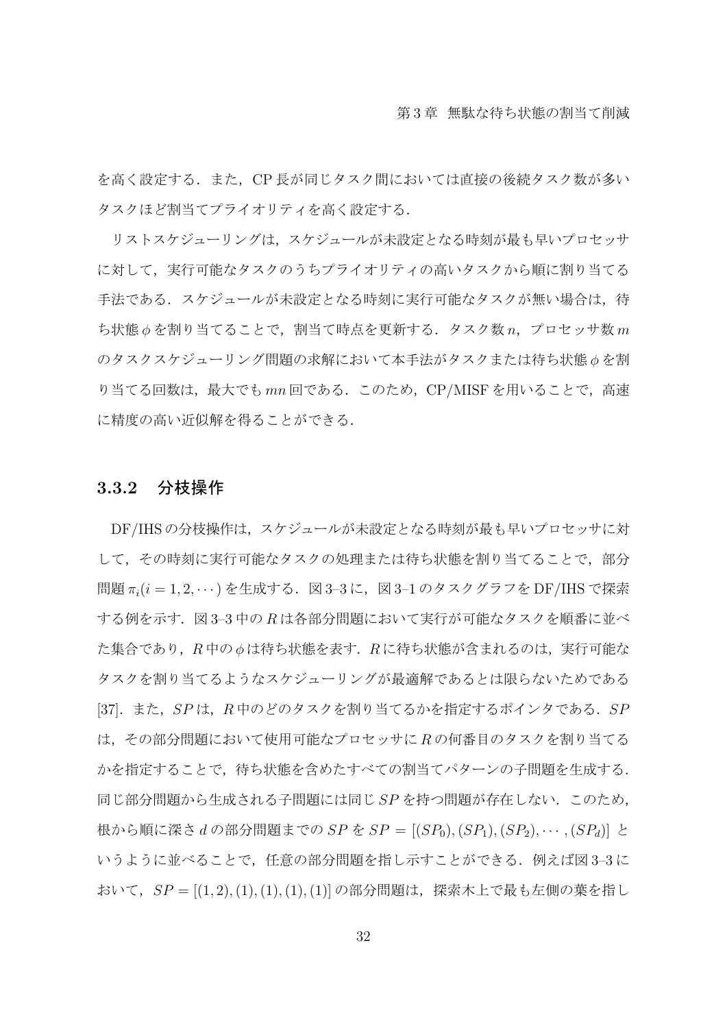を高く設定する．また，CP 長が同じタスク間においては直接の後続タスク数が多いタスクほど割当てプライオリティを高く設定する．

リストスケジューリングは，スケジュールが未設定となる時刻が最も早いプロセッサに対して，実行可能なタスクのうちプライオリティの高いタスクから順に割り当てる手法である．スケジュールが未設定となる時刻に実行可能なタスクが無い場合は，待ち状態 $\phi$ を割り当てることで，割当て時点を更新する．タスク数 $n$，プロセッサ数 $m$ のタスクスケジューリング問題の求解において本手法がタスクまたは待ち状態 $\phi$ を割り当てる回数は，最大でも $mn$ 回である．このため，CP/MISF を用いることで，高速に精度の高い近似解を得ることができる．

### 3.3.2 分枝操作

DF/IHS の分枝操作は，スケジュールが未設定となる時刻が最も早いプロセッサに対して，その時刻に実行可能なタスクの処理または待ち状態を割り当てることで，部分問題 $\pi_i (i = 1, 2, \cdots)$ を生成する．図 3–3 に，図 3–1 のタスクグラフを DF/IHS で探索する例を示す．図 3–3 中の $R$ は各部分問題において実行が可能なタスクを順番に並べた集合であり，$R$ 中の $\phi$ は待ち状態を表す．$R$ に待ち状態が含まれるのは，実行可能なタスクを割り当てるようなスケジューリングが最適解であるとは限らないためである [37]．また，$SP$ は，$R$ 中のどのタスクを割り当てるかを指定するポインタである．$SP$ は，その部分問題において使用可能なプロセッサに $R$ の何番目のタスクを割り当てるかを指定することで，待ち状態を含めたすべての割当てパターンの子問題を生成する．同じ部分問題から生成される子問題には同じ $SP$ を持つ問題が存在しない．このため，根から順に深さ $d$ の部分問題までの $SP$ を $SP = [(SP_0), (SP_1), (SP_2), \cdots, (SP_d)]$ というように並べることで，任意の部分問題を指し示すことができる．例えば図 3–3 において，$SP = [(1, 2), (1), (1), (1), (1)]$ の部分問題は，探索木上で最も左側の葉を指し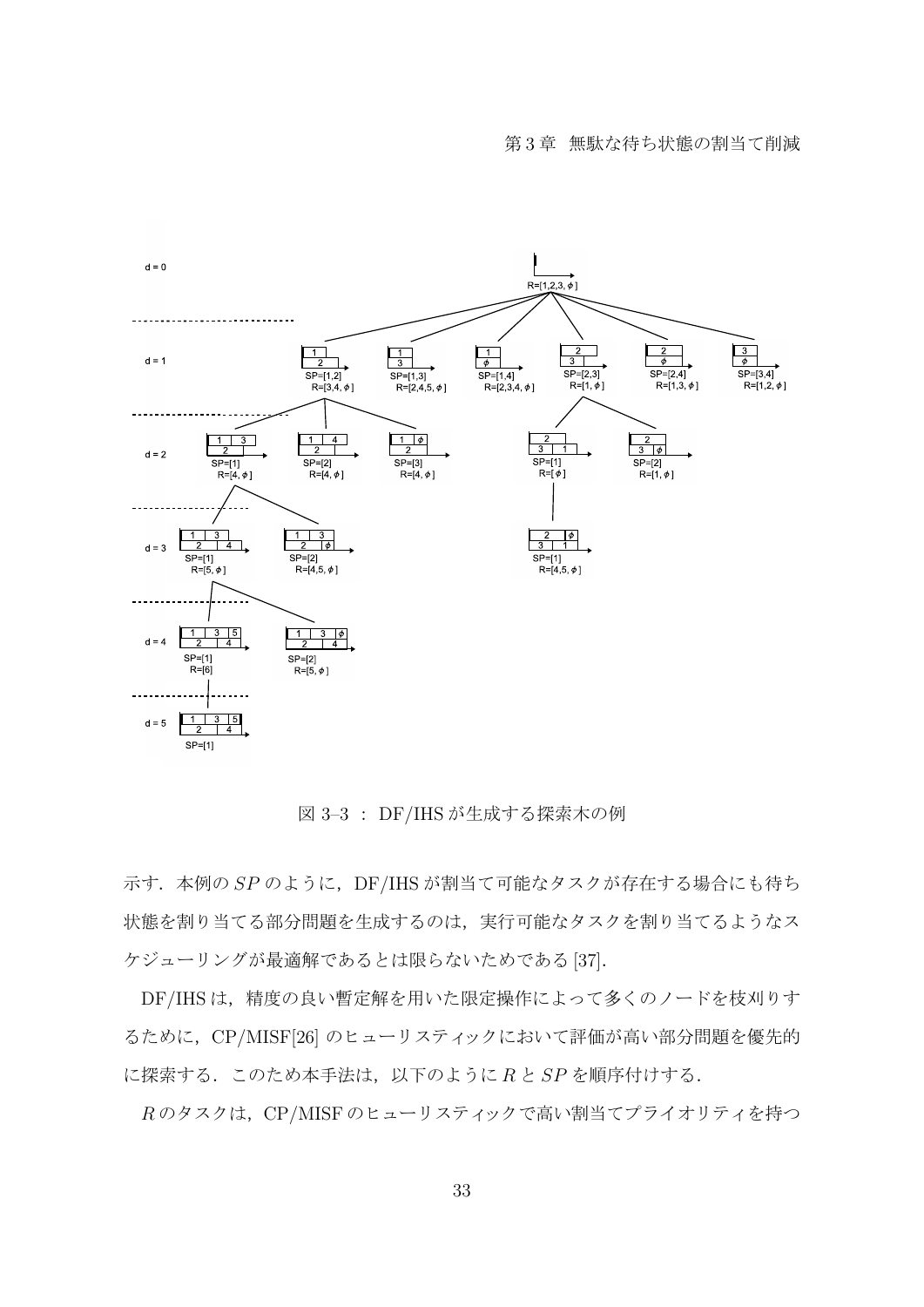図 3–3 ： DF/IHS が生成する探索木の例

示す．本例の $SP$ のように，DF/IHS が割当て可能なタスクが存在する場合にも待ち状態を割り当てる部分問題を生成するのは，実行可能なタスクを割り当てるようなスケジューリングが最適解であるとは限らないためである [37]．

DF/IHS は，精度の良い暫定解を用いた限定操作によって多くのノードを枝刈りするために，CP/MISF[26] のヒューリスティックにおいて評価が高い部分問題を優先的に探索する．このため本手法は，以下のように $R$ と $SP$ を順序付けする．

$R$ のタスクは，CP/MISF のヒューリスティックで高い割当てプライオリティを持つ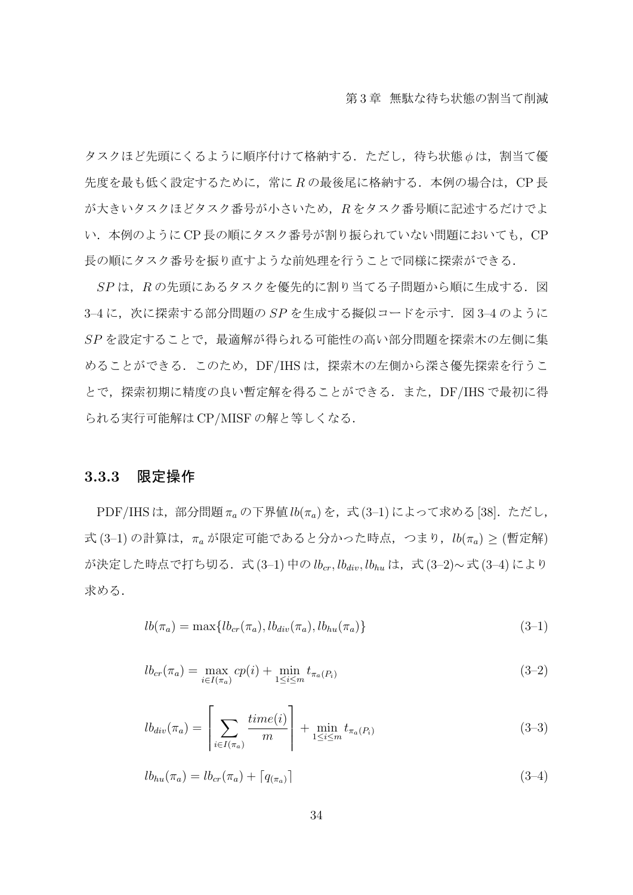タスクほど先頭にくるように順序付けて格納する．ただし，待ち状態 $\phi$ は，割当て優先度を最も低く設定するために，常に $R$ の最後尾に格納する．本例の場合は，CP 長が大きいタスクほどタスク番号が小さいため，$R$ をタスク番号順に記述するだけでよい．本例のように CP 長の順にタスク番号が割り振られていない問題においても，CP 長の順にタスク番号を振り直すような前処理を行うことで同様に探索ができる．

$SP$ は，$R$ の先頭にあるタスクを優先的に割り当てる子問題から順に生成する．図 3–4 に，次に探索する部分問題の $SP$ を生成する擬似コードを示す．図 3–4 のように $SP$ を設定することで，最適解が得られる可能性の高い部分問題を探索木の左側に集めることができる．このため，DF/IHS は，探索木の左側から深さ優先探索を行うことで，探索初期に精度の良い暫定解を得ることができる．また，DF/IHS で最初に得られる実行可能解は CP/MISF の解と等しくなる．

### 3.3.3 限定操作

PDF/IHS は，部分問題 $\pi_a$ の下界値 $lb(\pi_a)$ を，式 (3–1) によって求める [38]．ただし，式 (3–1) の計算は，$\pi_a$ が限定可能であると分かった時点，つまり，$lb(\pi_a) \geq$ (暫定解) が決定した時点で打ち切る．式 (3–1) 中の $lb_{cr}, lb_{div}, lb_{hu}$ は，式 (3–2)～式 (3–4) により求める．

$$lb(\pi_a) = \max\{lb_{cr}(\pi_a), lb_{div}(\pi_a), lb_{hu}(\pi_a)\} \tag{3–1}$$

$$lb_{cr}(\pi_a) = \max_{i \in I(\pi_a)} cp(i) + \min_{1 \leq i \leq m} t_{\pi_a(P_i)} \tag{3–2}$$

$$lb_{div}(\pi_a) = \left\lceil \sum_{i \in I(\pi_a)} \frac{time(i)}{m} \right\rceil + \min_{1 \leq i \leq m} t_{\pi_a(P_i)} \tag{3–3}$$

$$lb_{hu}(\pi_a) = lb_{cr}(\pi_a) + \lceil q_{(\pi_a)} \rceil \tag{3–4}$$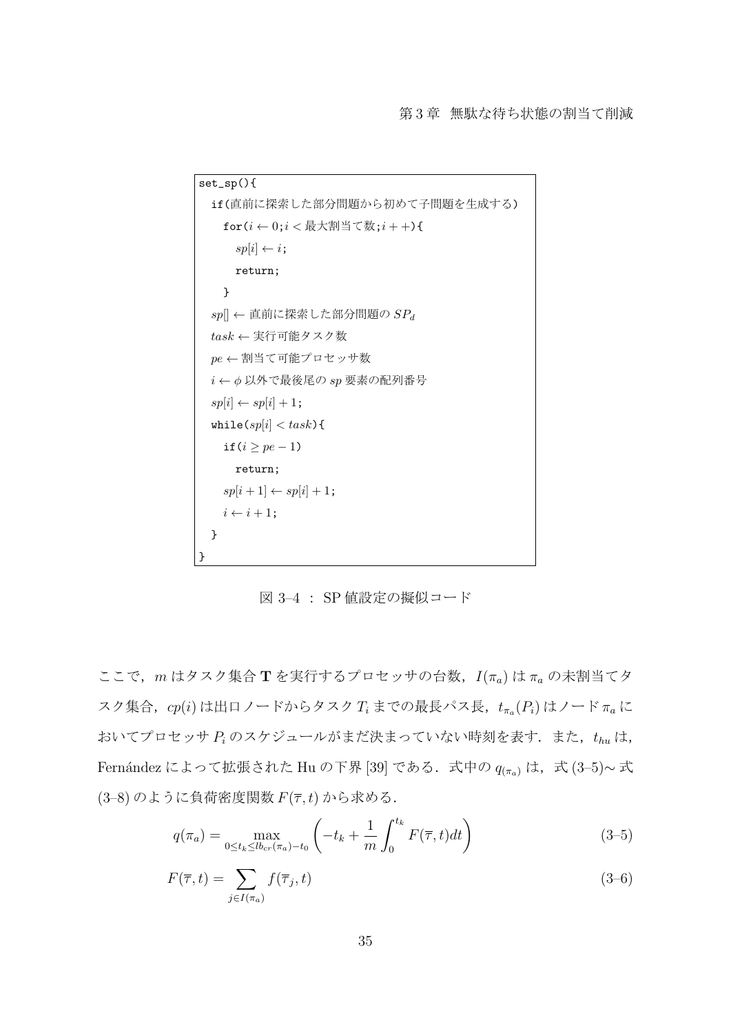```
set_sp(){
  if(直前に探索した部分問題から初めて子問題を生成する)
    for(i ← 0;i < 最大割当て数;i++){
      sp[i] ← i;
      return;
    }
  sp[] ← 直前に探索した部分問題の SP_d
  task ← 実行可能タスク数
  pe ← 割当て可能プロセッサ数
  i ← φ 以外で最後尾の sp 要素の配列番号
  sp[i] ← sp[i] + 1;
  while(sp[i] < task){
    if(i ≥ pe − 1)
      return;
    sp[i+1] ← sp[i] + 1;
    i ← i + 1;
  }
}
```

図 3–4 ： SP 値設定の擬似コード

ここで，$m$ はタスク集合 $\mathbf{T}$ を実行するプロセッサの台数，$I(\pi_a)$ は $\pi_a$ の未割当てタスク集合，$cp(i)$ は出口ノードからタスク $T_i$ までの最長パス長，$t_{\pi_a}(P_i)$ はノード $\pi_a$ においてプロセッサ $P_i$ のスケジュールがまだ決まっていない時刻を表す．また，$t_{hu}$ は，Fernández によって拡張された Hu の下界 [39] である．式中の $q_{(\pi_a)}$ は，式 (3–5)∼ 式 (3–8) のように負荷密度関数 $F(\overline{\tau}, t)$ から求める．

$$q(\pi_a) = \max_{0 \leq t_k \leq lb_{cr}(\pi_a) - t_0} \left( -t_k + \frac{1}{m} \int_0^{t_k} F(\overline{\tau}, t) dt \right) \tag{3–5}$$

$$F(\overline{\tau}, t) = \sum_{j \in I(\pi_a)} f(\overline{\tau}_j, t) \tag{3–6}$$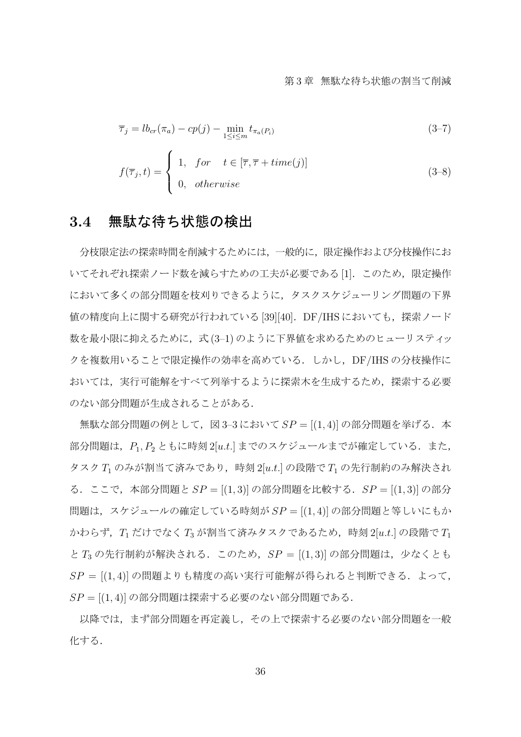$$\overline{\tau}_j = lb_{cr}(\pi_a) - cp(j) - \min_{1 \leq i \leq m} t_{\pi_a(P_i)} \tag{3–7}$$

$$f(\overline{\tau}_j, t) = \begin{cases} 1, & for \quad t \in [\overline{\tau}, \overline{\tau} + time(j)] \\ 0, & otherwise \end{cases} \tag{3–8}$$

## 3.4 無駄な待ち状態の検出

分枝限定法の探索時間を削減するためには，一般的に，限定操作および分枝操作においてそれぞれ探索ノード数を減らすための工夫が必要である [1]．このため，限定操作において多くの部分問題を枝刈りできるように，タスクスケジューリング問題の下界値の精度向上に関する研究が行われている [39][40]．DF/IHS においても，探索ノード数を最小限に抑えるために，式 (3–1) のように下界値を求めるためのヒューリスティックを複数用いることで限定操作の効率を高めている．しかし，DF/IHS の分枝操作においては，実行可能解をすべて列挙するように探索木を生成するため，探索する必要のない部分問題が生成されることがある．

無駄な部分問題の例として，図 3–3 において $SP = [(1,4)]$ の部分問題を挙げる．本部分問題は，$P_1, P_2$ ともに時刻 $2[u.t.]$ までのスケジュールまでが確定している．また，タスク $T_1$ のみが割当て済みであり，時刻 $2[u.t.]$ の段階で $T_1$ の先行制約のみ解決される．ここで，本部分問題と $SP = [(1,3)]$ の部分問題を比較する．$SP = [(1,3)]$ の部分問題は，スケジュールの確定している時刻が $SP = [(1,4)]$ の部分問題と等しいにもかかわらず，$T_1$ だけでなく $T_3$ が割当て済みタスクであるため，時刻 $2[u.t.]$ の段階で $T_1$ と $T_3$ の先行制約が解決される．このため，$SP = [(1,3)]$ の部分問題は，少なくとも $SP = [(1,4)]$ の問題よりも精度の高い実行可能解が得られると判断できる．よって，$SP = [(1,4)]$ の部分問題は探索する必要のない部分問題である．

以降では，まず部分問題を再定義し，その上で探索する必要のない部分問題を一般化する．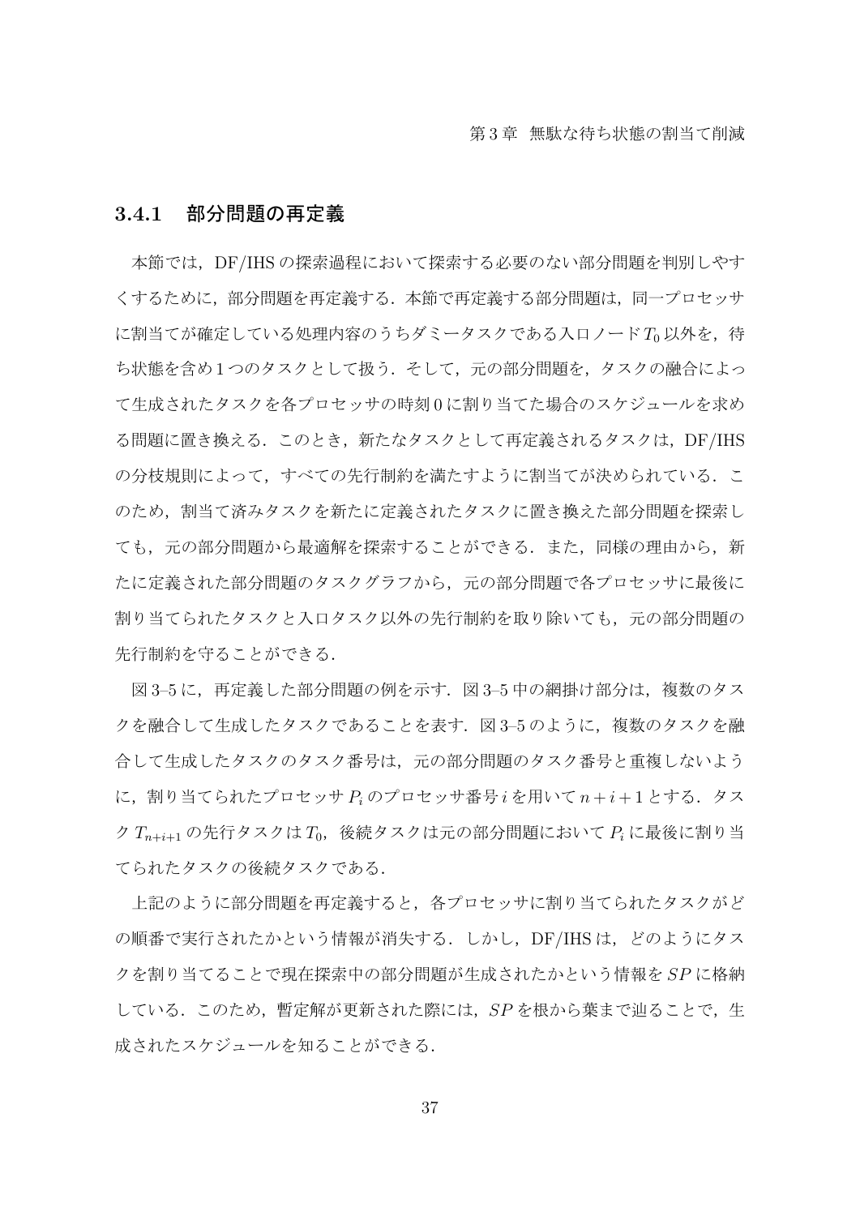### 3.4.1 部分問題の再定義

本節では，DF/IHS の探索過程において探索する必要のない部分問題を判別しやすくするために，部分問題を再定義する．本節で再定義する部分問題は，同一プロセッサに割当てが確定している処理内容のうちダミータスクである入口ノード $T_0$ 以外を，待ち状態を含め１つのタスクとして扱う．そして，元の部分問題を，タスクの融合によって生成されたタスクを各プロセッサの時刻０に割り当てた場合のスケジュールを求める問題に置き換える．このとき，新たなタスクとして再定義されるタスクは，DF/IHS の分枝規則によって，すべての先行制約を満たすように割当てが決められている．このため，割当て済みタスクを新たに定義されたタスクに置き換えた部分問題を探索しても，元の部分問題から最適解を探索することができる．また，同様の理由から，新たに定義された部分問題のタスクグラフから，元の部分問題で各プロセッサに最後に割り当てられたタスクと入口タスク以外の先行制約を取り除いても，元の部分問題の先行制約を守ることができる．

図 3–5 に，再定義した部分問題の例を示す．図 3–5 中の網掛け部分は，複数のタスクを融合して生成したタスクであることを表す．図 3–5 のように，複数のタスクを融合して生成したタスクのタスク番号は，元の部分問題のタスク番号と重複しないように，割り当てられたプロセッサ $P_i$ のプロセッサ番号 $i$ を用いて $n+i+1$ とする．タスク $T_{n+i+1}$ の先行タスクは $T_0$，後続タスクは元の部分問題において $P_i$ に最後に割り当てられたタスクの後続タスクである．

上記のように部分問題を再定義すると，各プロセッサに割り当てられたタスクがどの順番で実行されたかという情報が消失する．しかし，DF/IHS は，どのようにタスクを割り当てることで現在探索中の部分問題が生成されたかという情報を $SP$ に格納している．このため，暫定解が更新された際には，$SP$ を根から葉まで辿ることで，生成されたスケジュールを知ることができる．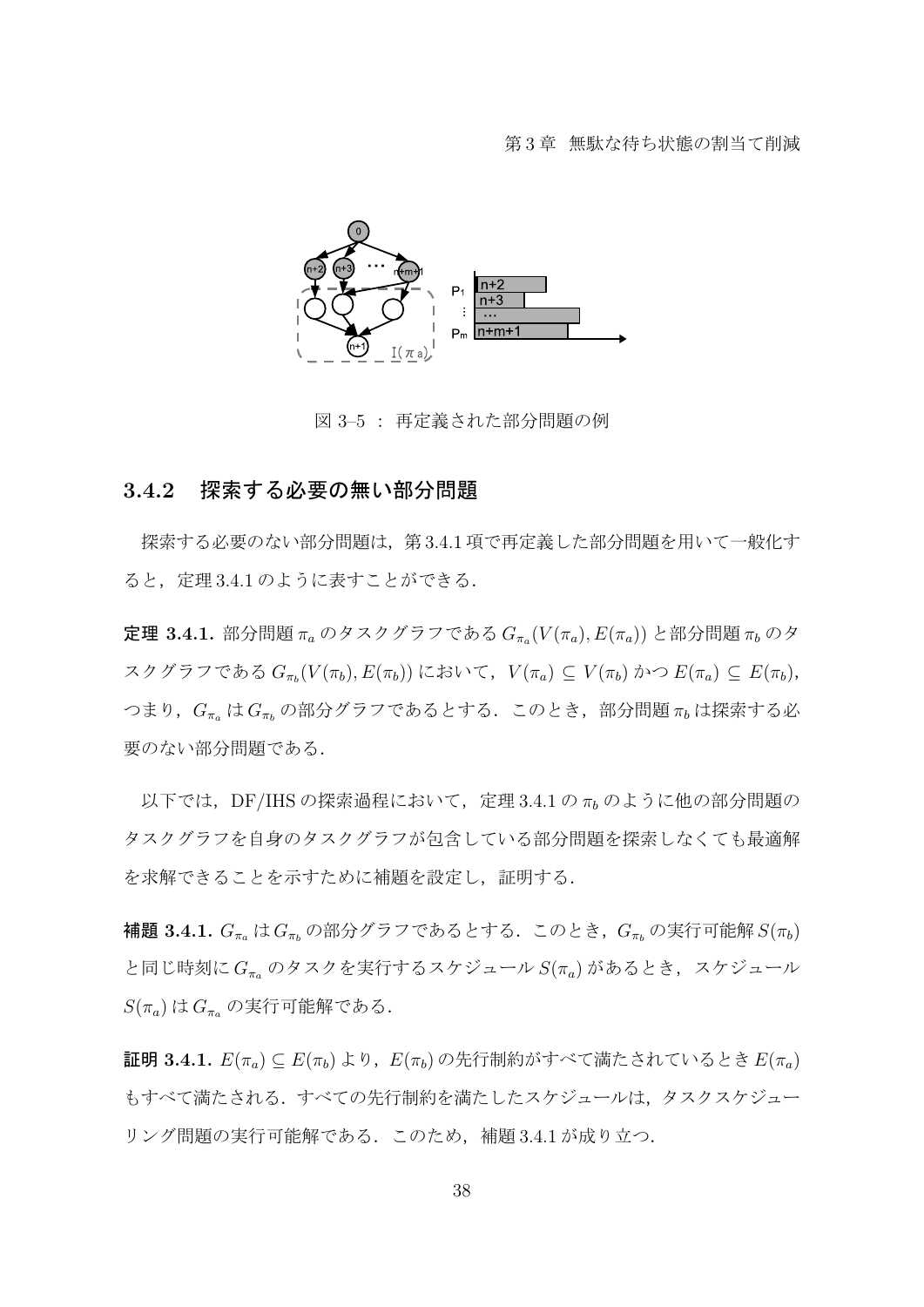図 3–5 ： 再定義された部分問題の例

### 3.4.2　探索する必要の無い部分問題

探索する必要のない部分問題は，第 3.4.1 項で再定義した部分問題を用いて一般化すると，定理 3.4.1 のように表すことができる．

**定理 3.4.1.** 部分問題 $\pi_a$ のタスクグラフである $G_{\pi_a}(V(\pi_a), E(\pi_a))$ と部分問題 $\pi_b$ のタスクグラフである $G_{\pi_b}(V(\pi_b), E(\pi_b))$ において，$V(\pi_a) \subseteq V(\pi_b)$ かつ $E(\pi_a) \subseteq E(\pi_b)$，つまり，$G_{\pi_a}$ は $G_{\pi_b}$ の部分グラフであるとする．このとき，部分問題 $\pi_b$ は探索する必要のない部分問題である．

以下では，DF/IHS の探索過程において，定理 3.4.1 の $\pi_b$ のように他の部分問題のタスクグラフを自身のタスクグラフが包含している部分問題を探索しなくても最適解を求解できることを示すために補題を設定し，証明する．

**補題 3.4.1.** $G_{\pi_a}$ は $G_{\pi_b}$ の部分グラフであるとする．このとき，$G_{\pi_b}$ の実行可能解 $S(\pi_b)$ と同じ時刻に $G_{\pi_a}$ のタスクを実行するスケジュール $S(\pi_a)$ があるとき，スケジュール $S(\pi_a)$ は $G_{\pi_a}$ の実行可能解である．

**証明 3.4.1.** $E(\pi_a) \subseteq E(\pi_b)$ より，$E(\pi_b)$ の先行制約がすべて満たされているとき $E(\pi_a)$ もすべて満たされる．すべての先行制約を満たしたスケジュールは，タスクスケジューリング問題の実行可能解である．このため，補題 3.4.1 が成り立つ．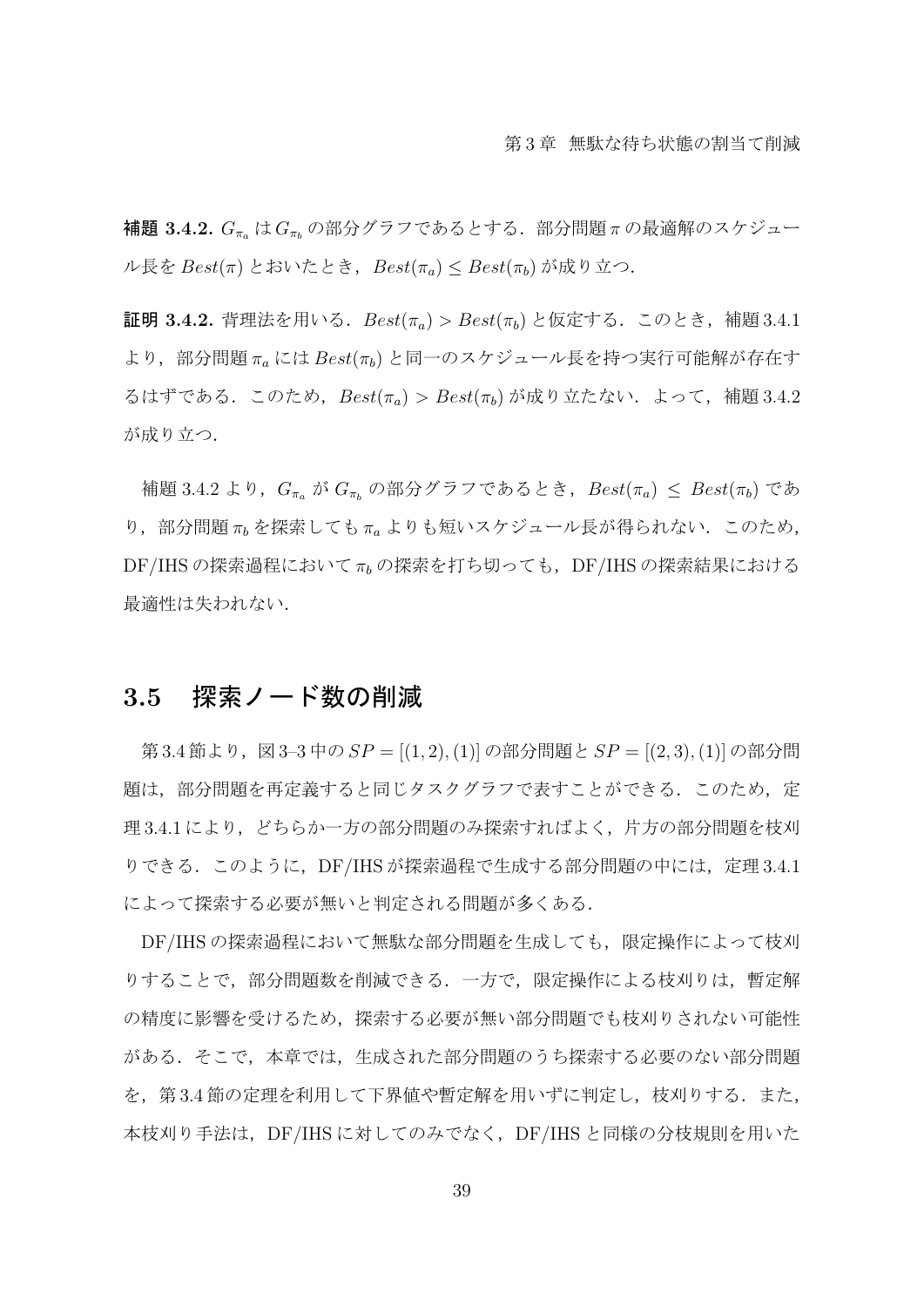**補題 3.4.2.** $G_{\pi_a}$ は $G_{\pi_b}$ の部分グラフであるとする．部分問題 $\pi$ の最適解のスケジュール長を $Best(\pi)$ とおいたとき，$Best(\pi_a) \leq Best(\pi_b)$ が成り立つ．

**証明 3.4.2.** 背理法を用いる．$Best(\pi_a) > Best(\pi_b)$ と仮定する．このとき，補題 3.4.1 より，部分問題 $\pi_a$ には $Best(\pi_b)$ と同一のスケジュール長を持つ実行可能解が存在するはずである．このため，$Best(\pi_a) > Best(\pi_b)$ が成り立たない．よって，補題 3.4.2 が成り立つ．

補題 3.4.2 より，$G_{\pi_a}$ が $G_{\pi_b}$ の部分グラフであるとき，$Best(\pi_a) \leq Best(\pi_b)$ であり，部分問題 $\pi_b$ を探索しても $\pi_a$ よりも短いスケジュール長が得られない．このため，DF/IHS の探索過程において $\pi_b$ の探索を打ち切っても，DF/IHS の探索結果における最適性は失われない．

## 3.5 探索ノード数の削減

第 3.4 節より，図 3–3 中の $SP = [(1,2),(1)]$ の部分問題と $SP = [(2,3),(1)]$ の部分問題は，部分問題を再定義すると同じタスクグラフで表すことができる．このため，定理 3.4.1 により，どちらか一方の部分問題のみ探索すればよく，片方の部分問題を枝刈りできる．このように，DF/IHS が探索過程で生成する部分問題の中には，定理 3.4.1 によって探索する必要が無いと判定される問題が多くある．

DF/IHS の探索過程において無駄な部分問題を生成しても，限定操作によって枝刈りすることで，部分問題数を削減できる．一方で，限定操作による枝刈りは，暫定解の精度に影響を受けるため，探索する必要が無い部分問題でも枝刈りされない可能性がある．そこで，本章では，生成された部分問題のうち探索する必要のない部分問題を，第 3.4 節の定理を利用して下界値や暫定解を用いずに判定し，枝刈りする．また，本枝刈り手法は，DF/IHS に対してのみでなく，DF/IHS と同様の分枝規則を用いた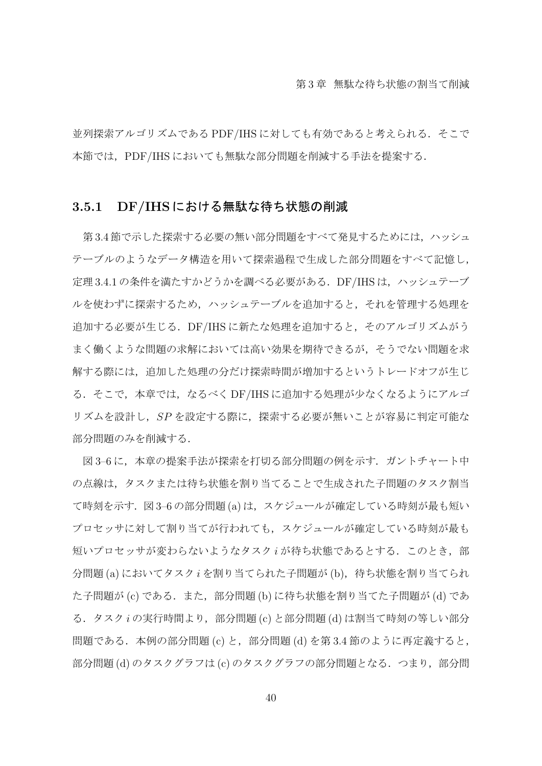並列探索アルゴリズムである PDF/IHS に対しても有効であると考えられる．そこで本節では，PDF/IHS においても無駄な部分問題を削減する手法を提案する．

### 3.5.1 DF/IHS における無駄な待ち状態の削減

第 3.4 節で示した探索する必要の無い部分問題をすべて発見するためには，ハッシュテーブルのようなデータ構造を用いて探索過程で生成した部分問題をすべて記憶し，定理 3.4.1 の条件を満たすかどうかを調べる必要がある．DF/IHS は，ハッシュテーブルを使わずに探索するため，ハッシュテーブルを追加すると，それを管理する処理を追加する必要が生じる．DF/IHS に新たな処理を追加すると，そのアルゴリズムがうまく働くような問題の求解においては高い効果を期待できるが，そうでない問題を求解する際には，追加した処理の分だけ探索時間が増加するというトレードオフが生じる．そこで，本章では，なるべく DF/IHS に追加する処理が少なくなるようにアルゴリズムを設計し，$SP$ を設定する際に，探索する必要が無いことが容易に判定可能な部分問題のみを削減する．

図 3–6 に，本章の提案手法が探索を打切る部分問題の例を示す．ガントチャート中の点線は，タスクまたは待ち状態を割り当てることで生成された子問題のタスク割当て時刻を示す．図 3–6 の部分問題 (a) は，スケジュールが確定している時刻が最も短いプロセッサに対して割り当てが行われても，スケジュールが確定している時刻が最も短いプロセッサが変わらないようなタスク $i$ が待ち状態であるとする．このとき，部分問題 (a) においてタスク $i$ を割り当てられた子問題が (b)，待ち状態を割り当てられた子問題が (c) である．また，部分問題 (b) に待ち状態を割り当てた子問題が (d) である．タスク $i$ の実行時間より，部分問題 (c) と部分問題 (d) は割当て時刻の等しい部分問題である．本例の部分問題 (c) と，部分問題 (d) を第 3.4 節のように再定義すると，部分問題 (d) のタスクグラフは (c) のタスクグラフの部分問題となる．つまり，部分問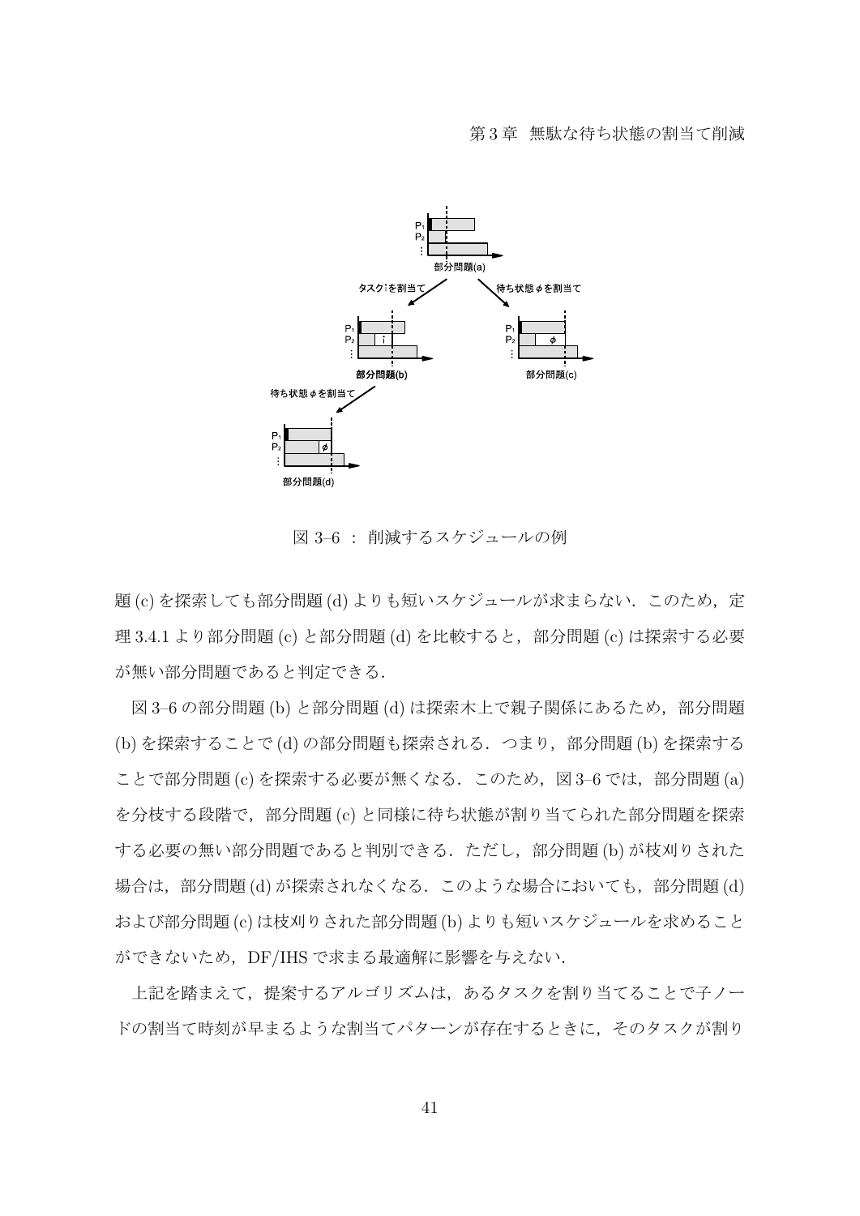図 3–6 ： 削減するスケジュールの例

題 (c) を探索しても部分問題 (d) よりも短いスケジュールが求まらない．このため，定理 3.4.1 より部分問題 (c) と部分問題 (d) を比較すると，部分問題 (c) は探索する必要が無い部分問題であると判定できる．

図 3–6 の部分問題 (b) と部分問題 (d) は探索木上で親子関係にあるため，部分問題 (b) を探索することで (d) の部分問題も探索される．つまり，部分問題 (b) を探索することで部分問題 (c) を探索する必要が無くなる．このため，図 3–6 では，部分問題 (a) を分枝する段階で，部分問題 (c) と同様に待ち状態が割り当てられた部分問題を探索する必要の無い部分問題であると判別できる．ただし，部分問題 (b) が枝刈りされた場合は，部分問題 (d) が探索されなくなる．このような場合においても，部分問題 (d) および部分問題 (c) は枝刈りされた部分問題 (b) よりも短いスケジュールを求めることができないため，DF/IHS で求まる最適解に影響を与えない．

上記を踏まえて，提案するアルゴリズムは，あるタスクを割り当てることで子ノードの割当て時刻が早まるような割当てパターンが存在するときに，そのタスクが割り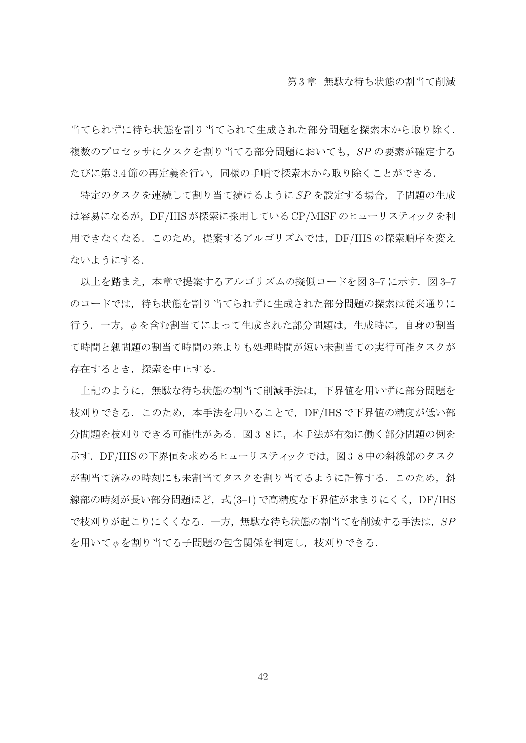当てられずに待ち状態を割り当てられて生成された部分問題を探索木から取り除く．複数のプロセッサにタスクを割り当てる部分問題においても，$SP$ の要素が確定するたびに第 3.4 節の再定義を行い，同様の手順で探索木から取り除くことができる．

特定のタスクを連続して割り当て続けるように $SP$ を設定する場合，子問題の生成は容易になるが，DF/IHS が探索に採用している CP/MISF のヒューリスティックを利用できなくなる．このため，提案するアルゴリズムでは，DF/IHS の探索順序を変えないようにする．

以上を踏まえ，本章で提案するアルゴリズムの擬似コードを図 3–7 に示す．図 3–7 のコードでは，待ち状態を割り当てられずに生成された部分問題の探索は従来通りに行う．一方，$\phi$ を含む割当てによって生成された部分問題は，生成時に，自身の割当て時間と親問題の割当て時間の差よりも処理時間が短い未割当ての実行可能タスクが存在するとき，探索を中止する．

上記のように，無駄な待ち状態の割当て削減手法は，下界値を用いずに部分問題を枝刈りできる．このため，本手法を用いることで，DF/IHS で下界値の精度が低い部分問題を枝刈りできる可能性がある．図 3–8 に，本手法が有効に働く部分問題の例を示す．DF/IHS の下界値を求めるヒューリスティックでは，図 3–8 中の斜線部のタスクが割当て済みの時刻にも未割当てタスクを割り当てるように計算する．このため，斜線部の時刻が長い部分問題ほど，式 (3–1) で高精度な下界値が求まりにくく，DF/IHS で枝刈りが起こりにくくなる．一方，無駄な待ち状態の割当てを削減する手法は，$SP$ を用いて $\phi$ を割り当てる子問題の包含関係を判定し，枝刈りできる．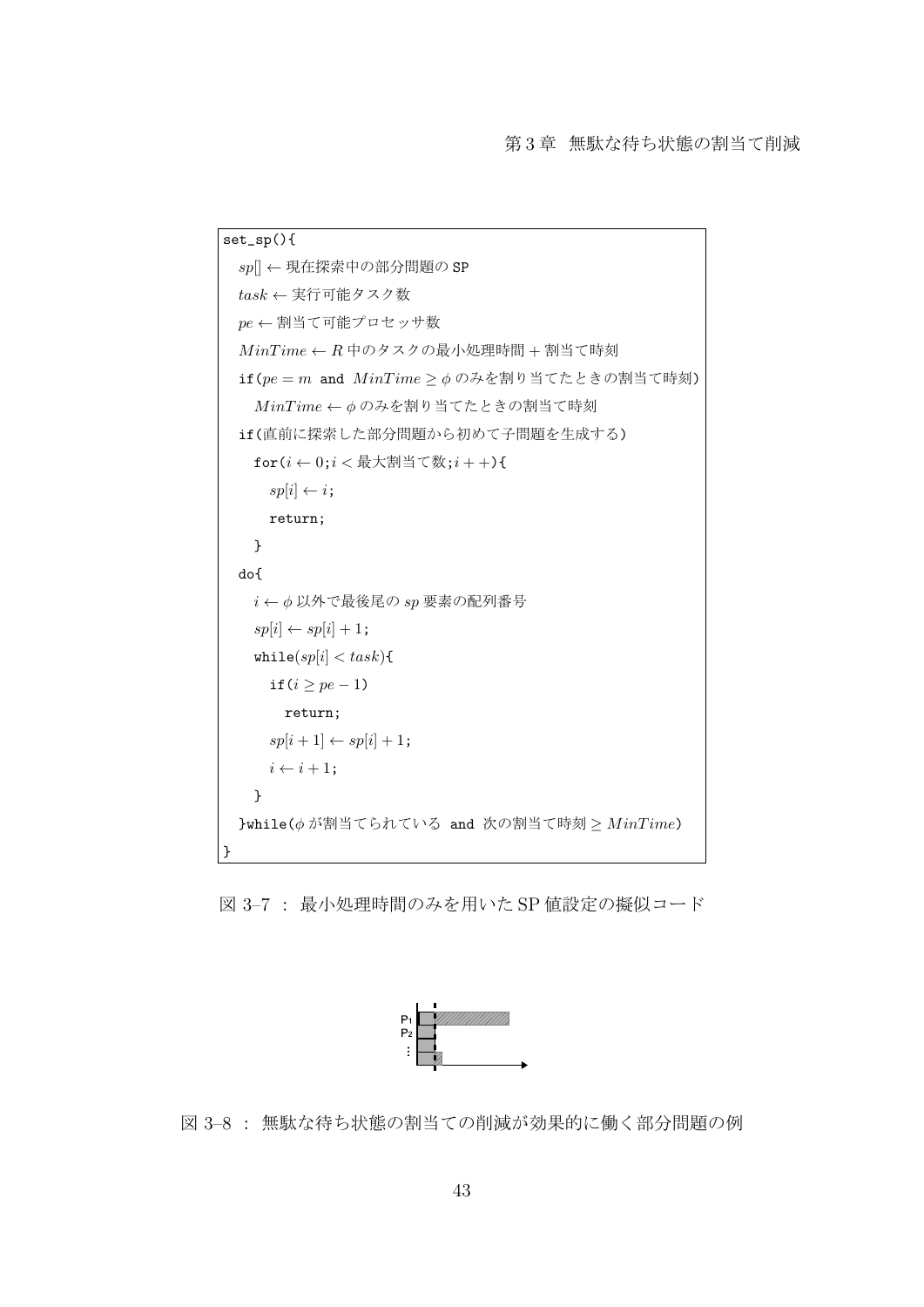```
set_sp(){
  sp[] ← 現在探索中の部分問題の SP
  task ← 実行可能タスク数
  pe ← 割当て可能プロセッサ数
  MinTime ← R 中のタスクの最小処理時間 + 割当て時刻
  if(pe = m and MinTime ≥ φ のみを割り当てたときの割当て時刻)
    MinTime ← φ のみを割り当てたときの割当て時刻
  if(直前に探索した部分問題から初めて子問題を生成する)
    for(i ← 0;i < 最大割当て数;i++){
      sp[i] ← i;
      return;
    }
  do{
    i ← φ 以外で最後尾の sp 要素の配列番号
    sp[i] ← sp[i] + 1;
    while(sp[i] < task){
      if(i ≥ pe − 1)
        return;
      sp[i + 1] ← sp[i] + 1;
      i ← i + 1;
    }
  }while(φ が割当てられている and 次の割当て時刻 ≥ MinTime)
}
```

図 3–7 ： 最小処理時間のみを用いた SP 値設定の擬似コード

図 3–8 ： 無駄な待ち状態の割当ての削減が効果的に働く部分問題の例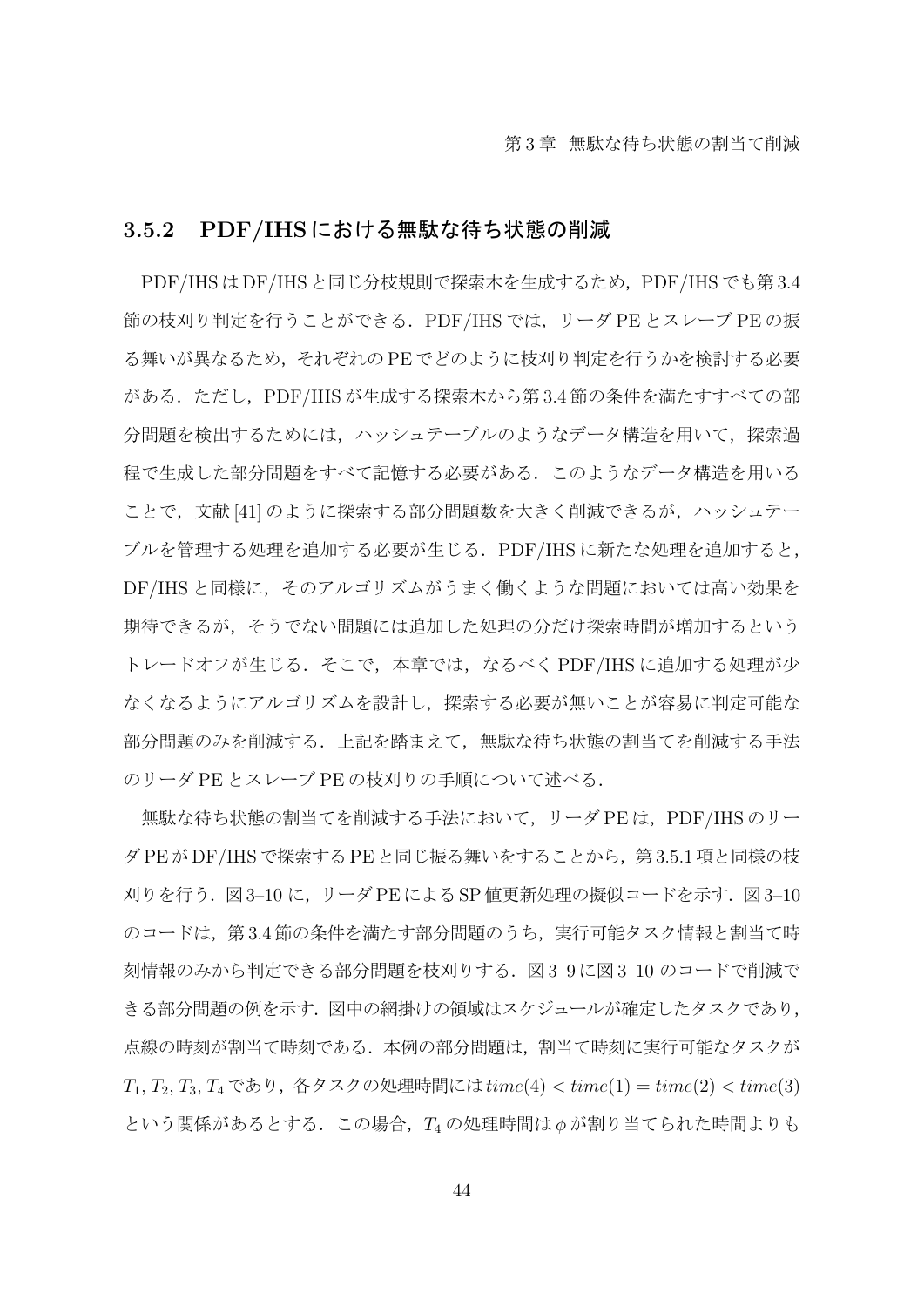### 3.5.2 PDF/IHS における無駄な待ち状態の削減

PDF/IHS は DF/IHS と同じ分枝規則で探索木を生成するため，PDF/IHS でも第 3.4 節の枝刈り判定を行うことができる．PDF/IHS では，リーダ PE とスレーブ PE の振る舞いが異なるため，それぞれの PE でどのように枝刈り判定を行うかを検討する必要がある．ただし，PDF/IHS が生成する探索木から第 3.4 節の条件を満たすすべての部分問題を検出するためには，ハッシュテーブルのようなデータ構造を用いて，探索過程で生成した部分問題をすべて記憶する必要がある．このようなデータ構造を用いることで，文献 [41] のように探索する部分問題数を大きく削減できるが，ハッシュテーブルを管理する処理を追加する必要が生じる．PDF/IHS に新たな処理を追加すると，DF/IHS と同様に，そのアルゴリズムがうまく働くような問題においては高い効果を期待できるが，そうでない問題には追加した処理の分だけ探索時間が増加するというトレードオフが生じる．そこで，本章では，なるべく PDF/IHS に追加する処理が少なくなるようにアルゴリズムを設計し，探索する必要が無いことが容易に判定可能な部分問題のみを削減する．上記を踏まえて，無駄な待ち状態の割当てを削減する手法のリーダ PE とスレーブ PE の枝刈りの手順について述べる．

無駄な待ち状態の割当てを削減する手法において，リーダ PE は，PDF/IHS のリーダ PE が DF/IHS で探索する PE と同じ振る舞いをすることから，第 3.5.1 項と同様の枝刈りを行う．図 3–10 に，リーダ PE による SP 値更新処理の擬似コードを示す．図 3–10 のコードは，第 3.4 節の条件を満たす部分問題のうち，実行可能タスク情報と割当て時刻情報のみから判定できる部分問題を枝刈りする．図 3–9 に図 3–10 のコードで削減できる部分問題の例を示す．図中の網掛けの領域はスケジュールが確定したタスクであり，点線の時刻が割当て時刻である．本例の部分問題は，割当て時刻に実行可能なタスクが $T_1, T_2, T_3, T_4$ であり，各タスクの処理時間には $time(4) < time(1) = time(2) < time(3)$ という関係があるとする．この場合，$T_4$ の処理時間は $\phi$ が割り当てられた時間よりも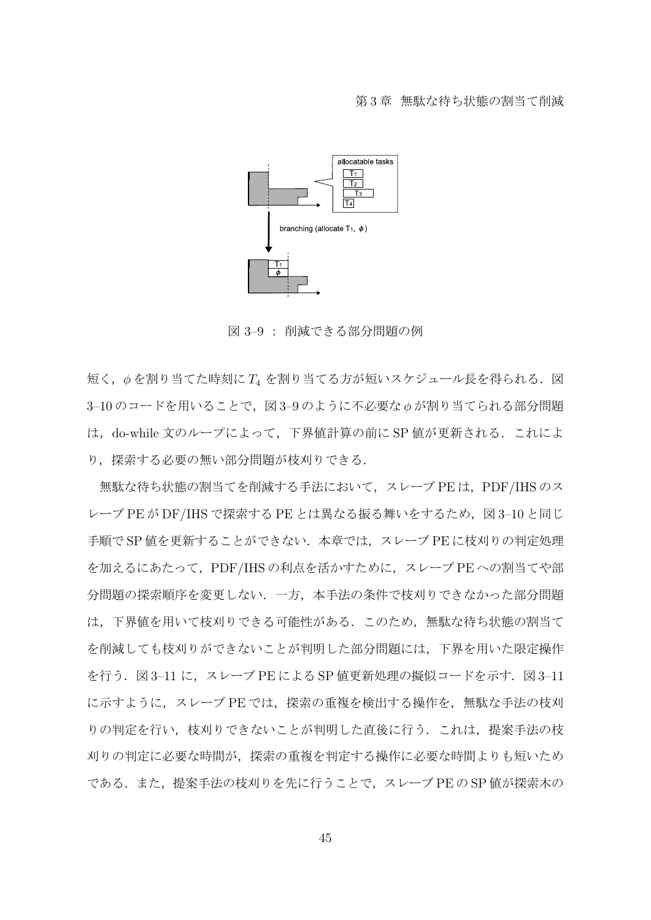図 3–9 ： 削減できる部分問題の例

短く，$\phi$ を割り当てた時刻に $T_4$ を割り当てる方が短いスケジュール長を得られる．図 3–10 のコードを用いることで，図 3–9 のように不必要な $\phi$ が割り当てられる部分問題は，do-while 文のループによって，下界値計算の前に SP 値が更新される．これにより，探索する必要の無い部分問題が枝刈りできる．

無駄な待ち状態の割当てを削減する手法において，スレーブ PE は，PDF/IHS のスレーブ PE が DF/IHS で探索する PE とは異なる振る舞いをするため，図 3–10 と同じ手順で SP 値を更新することができない．本章では，スレーブ PE に枝刈りの判定処理を加えるにあたって，PDF/IHS の利点を活かすために，スレーブ PE への割当てや部分問題の探索順序を変更しない．一方，本手法の条件で枝刈りできなかった部分問題は，下界値を用いて枝刈りできる可能性がある．このため，無駄な待ち状態の割当てを削減しても枝刈りができないことが判明した部分問題には，下界を用いた限定操作を行う．図 3–11 に，スレーブ PE による SP 値更新処理の擬似コードを示す．図 3–11 に示すように，スレーブ PE では，探索の重複を検出する操作を，無駄な手法の枝刈りの判定を行い，枝刈りできないことが判明した直後に行う．これは，提案手法の枝刈りの判定に必要な時間が，探索の重複を判定する操作に必要な時間よりも短いためである．また，提案手法の枝刈りを先に行うことで，スレーブ PE の SP 値が探索木の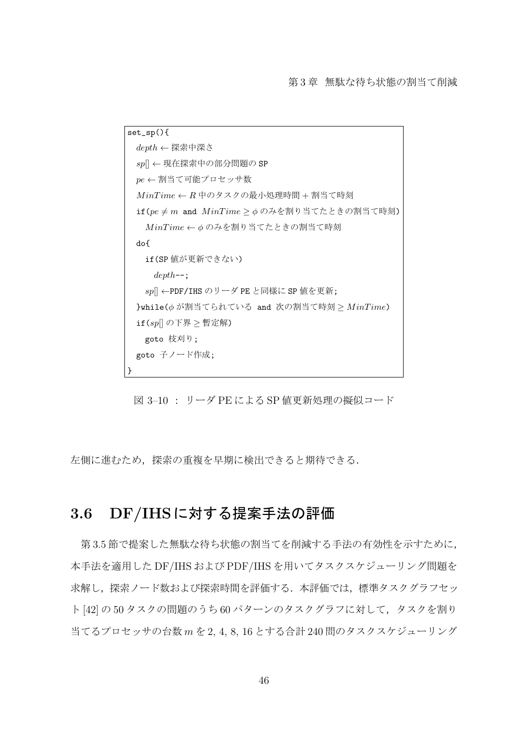```
set_sp(){
  depth ← 探索中深さ
  sp[] ← 現在探索中の部分問題の SP
  pe ← 割当て可能プロセッサ数
  MinTime ← R 中のタスクの最小処理時間 + 割当て時刻
  if(pe ≠ m and MinTime ≥ φ のみを割り当てたときの割当て時刻)
    MinTime ← φ のみを割り当てたときの割当て時刻
  do{
    if(SP 値が更新できない)
      depth--;
    sp[] ←PDF/IHS のリーダ PE と同様に SP 値を更新;
  }while(φ が割当てられている and 次の割当て時刻 ≥ MinTime)
  if(sp[] の下界 ≥ 暫定解)
    goto 枝刈り;
  goto 子ノード作成;
}
```

図 3–10 ： リーダ PE による SP 値更新処理の擬似コード

左側に進むため，探索の重複を早期に検出できると期待できる．

## 3.6 DF/IHS に対する提案手法の評価

第 3.5 節で提案した無駄な待ち状態の割当てを削減する手法の有効性を示すために，本手法を適用した DF/IHS および PDF/IHS を用いてタスクスケジューリング問題を求解し，探索ノード数および探索時間を評価する．本評価では，標準タスクグラフセット [42] の 50 タスクの問題のうち 60 パターンのタスクグラフに対して，タスクを割り当てるプロセッサの台数 $m$ を 2, 4, 8, 16 とする合計 240 問のタスクスケジューリング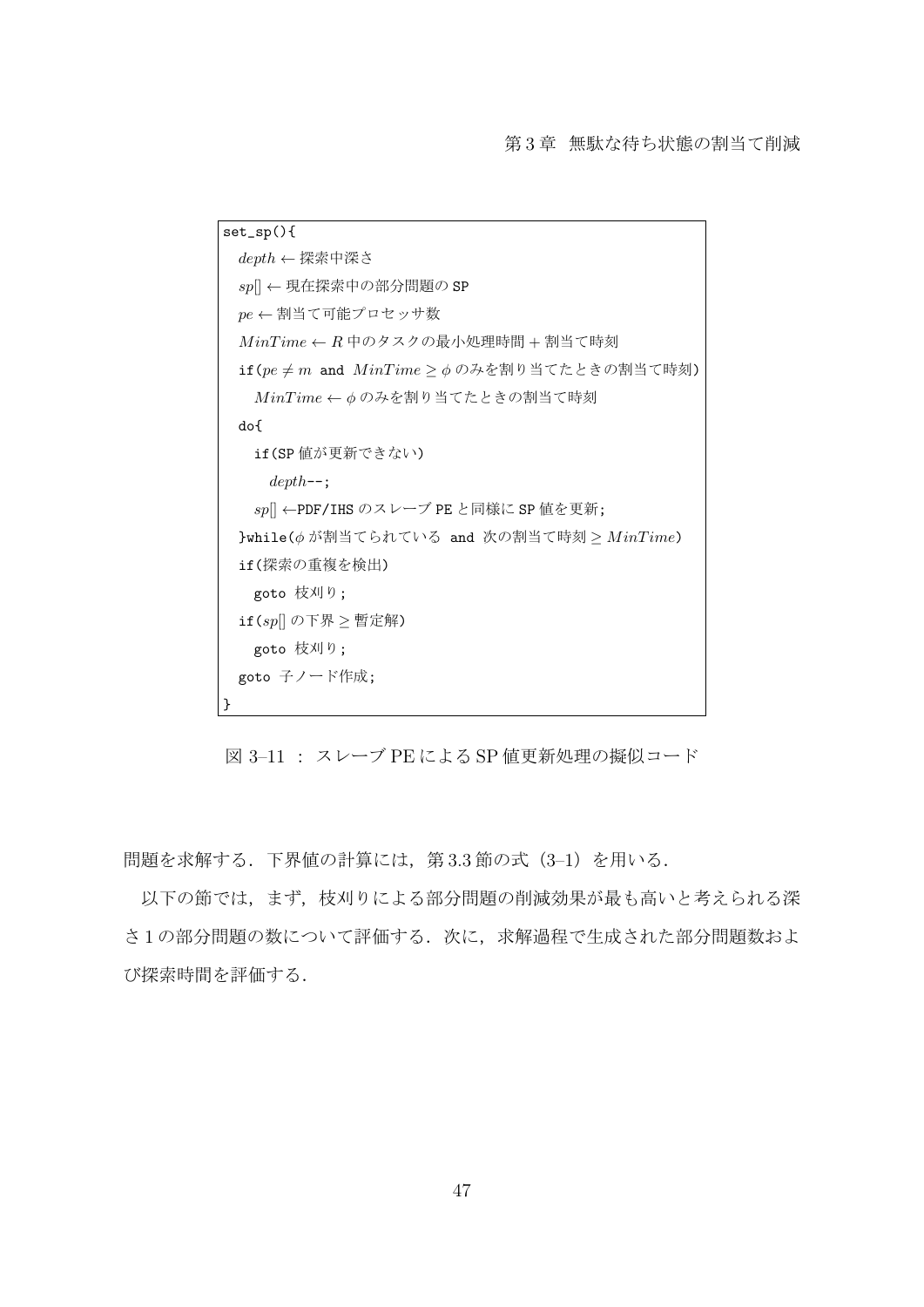```
set_sp(){
  depth ← 探索中深さ
  sp[] ← 現在探索中の部分問題の SP
  pe ← 割当て可能プロセッサ数
  MinTime ← R 中のタスクの最小処理時間 + 割当て時刻
  if(pe ≠ m and MinTime ≥ φ のみを割り当てたときの割当て時刻)
    MinTime ← φ のみを割り当てたときの割当て時刻
  do{
    if(SP 値が更新できない)
      depth--;
    sp[] ←PDF/IHS のスレーブ PE と同様に SP 値を更新;
  }while(φ が割当てられている and 次の割当て時刻 ≥ MinTime)
  if(探索の重複を検出)
    goto 枝刈り;
  if(sp[] の下界 ≥ 暫定解)
    goto 枝刈り;
  goto 子ノード作成;
}
```

図 3–11 ： スレーブ PE による SP 値更新処理の擬似コード

問題を求解する．下界値の計算には，第 3.3 節の式（3–1）を用いる．

以下の節では，まず，枝刈りによる部分問題の削減効果が最も高いと考えられる深さ 1 の部分問題の数について評価する．次に，求解過程で生成された部分問題数および探索時間を評価する．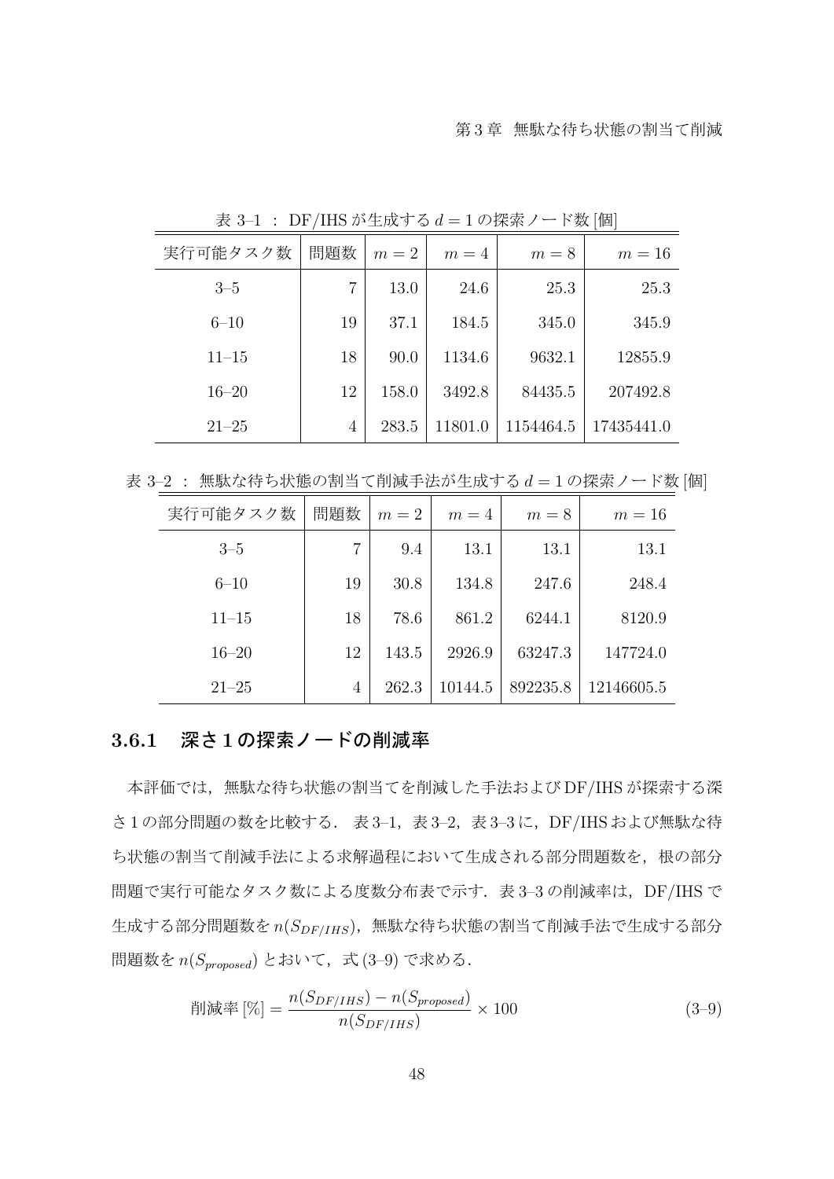表 3–1 ： DF/IHS が生成する $d = 1$ の探索ノード数 [個]

| 実行可能タスク数 | 問題数 | $m = 2$ | $m = 4$ | $m = 8$ | $m = 16$ |
|---|---|---|---|---|---|
| 3–5 | 7 | 13.0 | 24.6 | 25.3 | 25.3 |
| 6–10 | 19 | 37.1 | 184.5 | 345.0 | 345.9 |
| 11–15 | 18 | 90.0 | 1134.6 | 9632.1 | 12855.9 |
| 16–20 | 12 | 158.0 | 3492.8 | 84435.5 | 207492.8 |
| 21–25 | 4 | 283.5 | 11801.0 | 1154464.5 | 17435441.0 |

表 3–2 ： 無駄な待ち状態の割当て削減手法が生成する $d = 1$ の探索ノード数 [個]

| 実行可能タスク数 | 問題数 | $m = 2$ | $m = 4$ | $m = 8$ | $m = 16$ |
|---|---|---|---|---|---|
| 3–5 | 7 | 9.4 | 13.1 | 13.1 | 13.1 |
| 6–10 | 19 | 30.8 | 134.8 | 247.6 | 248.4 |
| 11–15 | 18 | 78.6 | 861.2 | 6244.1 | 8120.9 |
| 16–20 | 12 | 143.5 | 2926.9 | 63247.3 | 147724.0 |
| 21–25 | 4 | 262.3 | 10144.5 | 892235.8 | 12146605.5 |

### 3.6.1 深さ 1 の探索ノードの削減率

本評価では，無駄な待ち状態の割当てを削減した手法および DF/IHS が探索する深さ 1 の部分問題の数を比較する． 表 3–1，表 3–2，表 3–3 に，DF/IHS および無駄な待ち状態の割当て削減手法による求解過程において生成される部分問題数を，根の部分問題で実行可能なタスク数による度数分布表で示す．表 3–3 の削減率は，DF/IHS で生成する部分問題数を $n(S_{DF/IHS})$，無駄な待ち状態の割当て削減手法で生成する部分問題数を $n(S_{proposed})$ とおいて，式 (3–9) で求める．

$$\text{削減率}\,[\%] = \frac{n(S_{DF/IHS}) - n(S_{proposed})}{n(S_{DF/IHS})} \times 100 \qquad (3\text{–}9)$$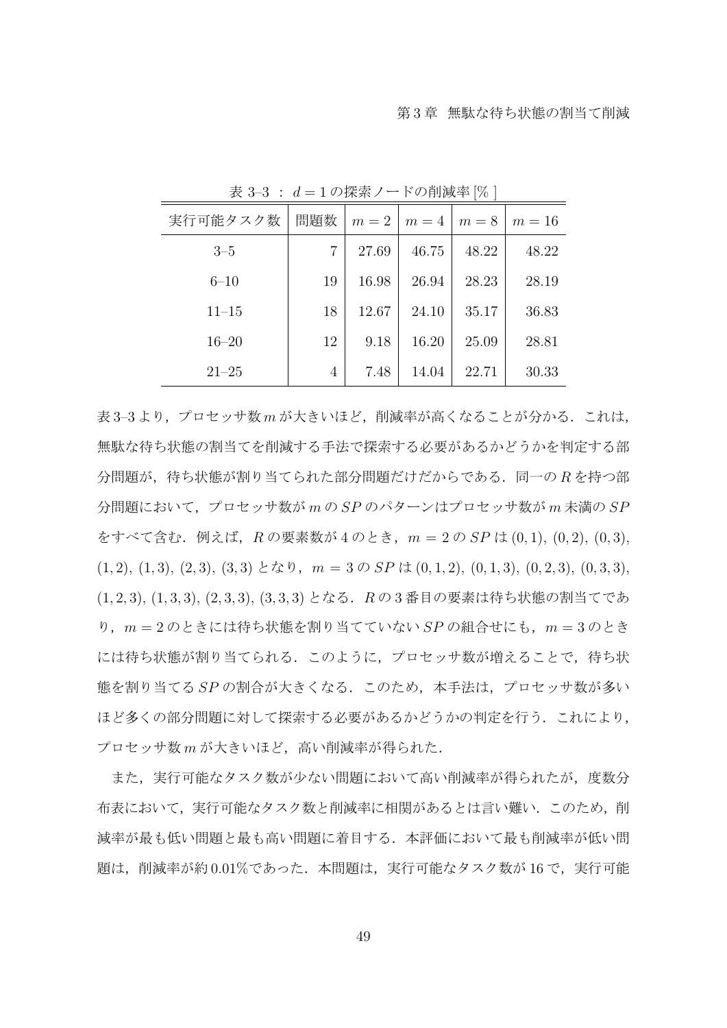表 3–3 ： $d = 1$ の探索ノードの削減率 [% ]

| 実行可能タスク数 | 問題数 | $m = 2$ | $m = 4$ | $m = 8$ | $m = 16$ |
|---|---|---|---|---|---|
| 3–5 | 7 | 27.69 | 46.75 | 48.22 | 48.22 |
| 6–10 | 19 | 16.98 | 26.94 | 28.23 | 28.19 |
| 11–15 | 18 | 12.67 | 24.10 | 35.17 | 36.83 |
| 16–20 | 12 | 9.18 | 16.20 | 25.09 | 28.81 |
| 21–25 | 4 | 7.48 | 14.04 | 22.71 | 30.33 |

表 3–3 より，プロセッサ数 $m$ が大きいほど，削減率が高くなることが分かる．これは，無駄な待ち状態の割当てを削減する手法で探索する必要があるかどうかを判定する部分問題が，待ち状態が割り当てられた部分問題だけだからである．同一の $R$ を持つ部分問題において，プロセッサ数が $m$ の $SP$ のパターンはプロセッサ数が $m$ 未満の $SP$ をすべて含む．例えば，$R$ の要素数が 4 のとき，$m = 2$ の $SP$ は $(0, 1)$, $(0, 2)$, $(0, 3)$, $(1, 2)$, $(1, 3)$, $(2, 3)$, $(3, 3)$ となり，$m = 3$ の $SP$ は $(0, 1, 2)$, $(0, 1, 3)$, $(0, 2, 3)$, $(0, 3, 3)$, $(1, 2, 3)$, $(1, 3, 3)$, $(2, 3, 3)$, $(3, 3, 3)$ となる．$R$ の 3 番目の要素は待ち状態の割当てであり，$m = 2$ のときには待ち状態を割り当てていない $SP$ の組合せにも，$m = 3$ のときには待ち状態が割り当てられる．このように，プロセッサ数が増えることで，待ち状態を割り当てる $SP$ の割合が大きくなる．このため，本手法は，プロセッサ数が多いほど多くの部分問題に対して探索する必要があるかどうかの判定を行う．これにより，プロセッサ数 $m$ が大きいほど，高い削減率が得られた．

また，実行可能なタスク数が少ない問題において高い削減率が得られたが，度数分布表において，実行可能なタスク数と削減率に相関があるとは言い難い．このため，削減率が最も低い問題と最も高い問題に着目する．本評価において最も削減率が低い問題は，削減率が約 0.01%であった．本問題は，実行可能なタスク数が 16 で，実行可能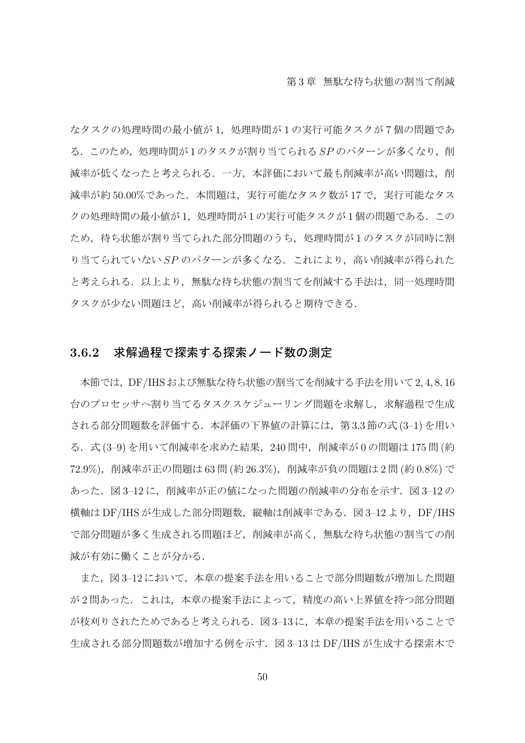なタスクの処理時間の最小値が 1，処理時間が 1 の実行可能タスクが 7 個の問題である．このため，処理時間が 1 のタスクが割り当てられる $SP$ のパターンが多くなり，削減率が低くなったと考えられる．一方，本評価において最も削減率が高い問題は，削減率が約 50.00%であった．本問題は，実行可能なタスク数が 17 で，実行可能なタスクの処理時間の最小値が 1，処理時間が 1 の実行可能タスクが 1 個の問題である．このため，待ち状態が割り当てられた部分問題のうち，処理時間が 1 のタスクが同時に割り当てられていない $SP$ のパターンが多くなる．これにより，高い削減率が得られたと考えられる．以上より，無駄な待ち状態の割当てを削減する手法は，同一処理時間タスクが少ない問題ほど，高い削減率が得られると期待できる．

### 3.6.2 求解過程で探索する探索ノード数の測定

本節では，DF/IHS および無駄な待ち状態の割当てを削減する手法を用いて 2, 4, 8, 16 台のプロセッサへ割り当てるタスクスケジューリング問題を求解し，求解過程で生成される部分問題数を評価する．本評価の下界値の計算には，第 3.3 節の式 (3–1) を用いる．式 (3–9) を用いて削減率を求めた結果，240 問中，削減率が 0 の問題は 175 問 (約 72.9%)，削減率が正の問題は 63 問 (約 26.3%)，削減率が負の問題は 2 問 (約 0.8%) であった．図 3–12 に，削減率が正の値になった問題の削減率の分布を示す．図 3–12 の横軸は DF/IHS が生成した部分問題数，縦軸は削減率である．図 3–12 より，DF/IHS で部分問題が多く生成される問題ほど，削減率が高く，無駄な待ち状態の割当ての削減が有効に働くことが分かる．

また，図 3–12 において，本章の提案手法を用いることで部分問題数が増加した問題が 2 問あった．これは，本章の提案手法によって，精度の高い上界値を持つ部分問題が枝刈りされたためであると考えられる．図 3–13 に，本章の提案手法を用いることで生成される部分問題数が増加する例を示す．図 3–13 は DF/IHS が生成する探索木で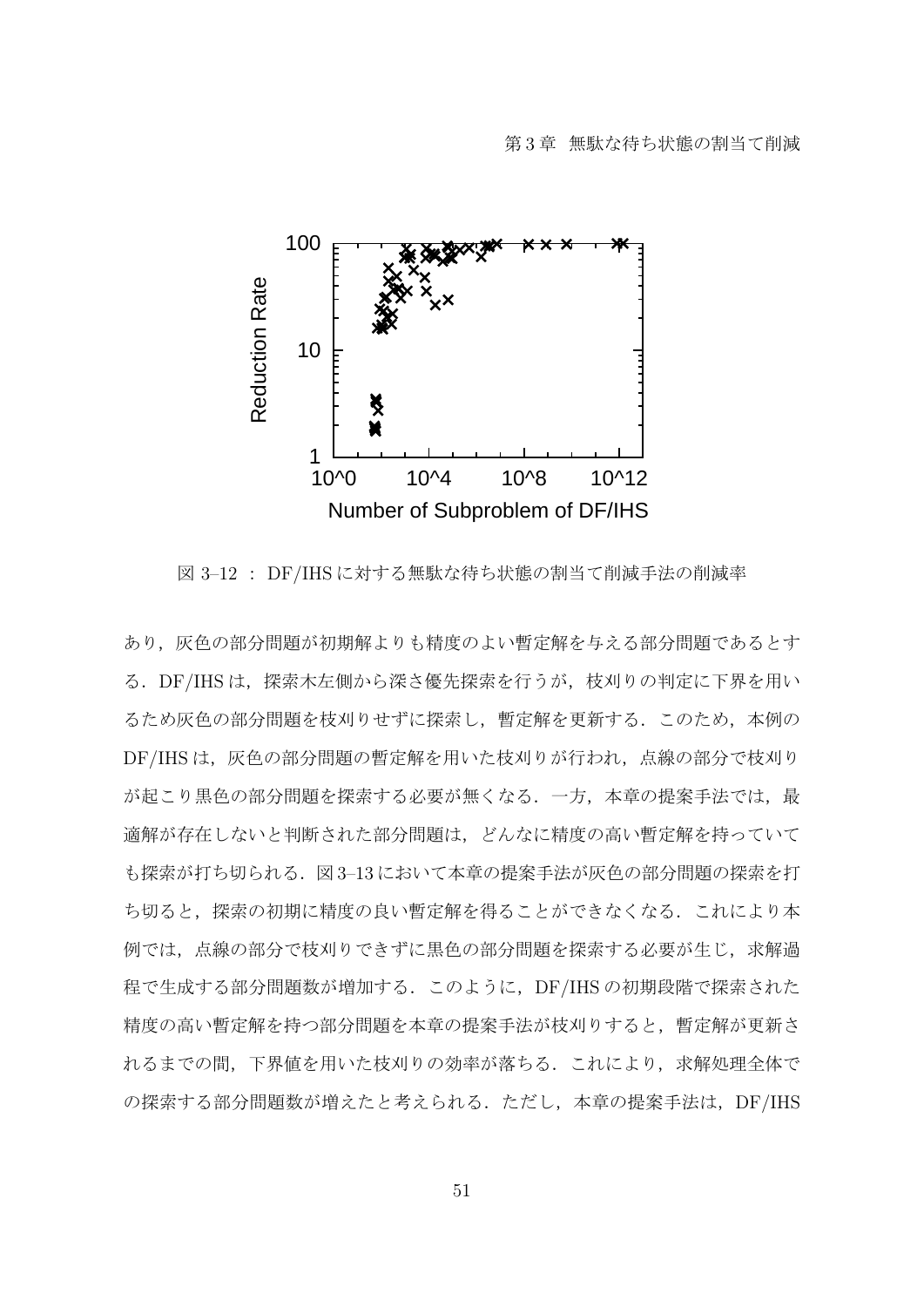図 3–12 ： DF/IHS に対する無駄な待ち状態の割当て削減手法の削減率

あり，灰色の部分問題が初期解よりも精度のよい暫定解を与える部分問題であるとする．DF/IHS は，探索木左側から深さ優先探索を行うが，枝刈りの判定に下界を用いるため灰色の部分問題を枝刈りせずに探索し，暫定解を更新する．このため，本例の DF/IHS は，灰色の部分問題の暫定解を用いた枝刈りが行われ，点線の部分で枝刈りが起こり黒色の部分問題を探索する必要が無くなる．一方，本章の提案手法では，最適解が存在しないと判断された部分問題は，どんなに精度の高い暫定解を持っていても探索が打ち切られる．図 3–13 において本章の提案手法が灰色の部分問題の探索を打ち切ると，探索の初期に精度の良い暫定解を得ることができなくなる．これにより本例では，点線の部分で枝刈りできずに黒色の部分問題を探索する必要が生じ，求解過程で生成する部分問題数が増加する．このように，DF/IHS の初期段階で探索された精度の高い暫定解を持つ部分問題を本章の提案手法が枝刈りすると，暫定解が更新されるまでの間，下界値を用いた枝刈りの効率が落ちる．これにより，求解処理全体での探索する部分問題数が増えたと考えられる．ただし，本章の提案手法は，DF/IHS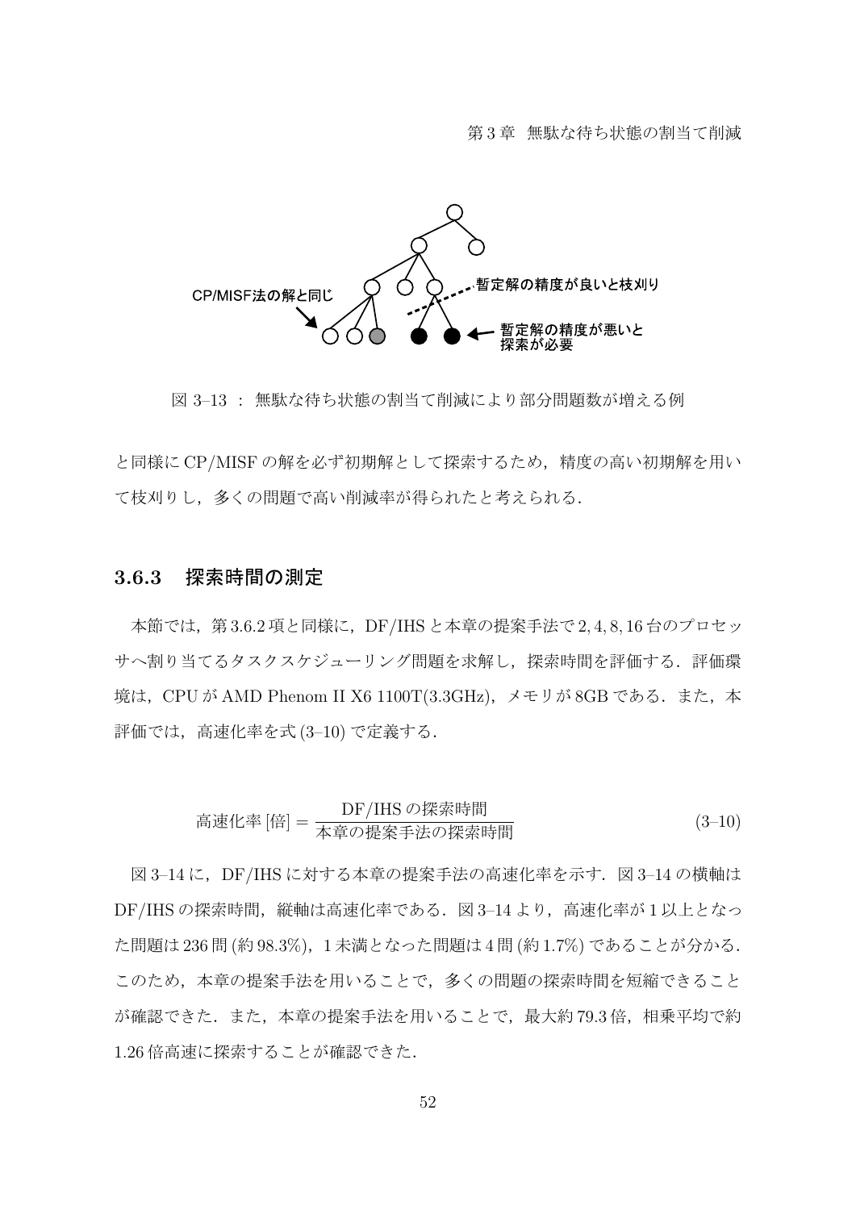CP/MISF法の解と同じ

暫定解の精度が良いと枝刈り

暫定解の精度が悪いと探索が必要

図 3–13 ： 無駄な待ち状態の割当て削減により部分問題数が増える例

と同様に CP/MISF の解を必ず初期解として探索するため，精度の高い初期解を用い て枝刈りし，多くの問題で高い削減率が得られたと考えられる．

### 3.6.3 探索時間の測定

本節では，第 3.6.2 項と同様に，DF/IHS と本章の提案手法で 2, 4, 8, 16 台のプロセッサへ割り当てるタスクスケジューリング問題を求解し，探索時間を評価する．評価環境は，CPU が AMD Phenom II X6 1100T(3.3GHz)，メモリが 8GB である．また，本評価では，高速化率を式 (3–10) で定義する．

$$
\text{高速化率}\ [\text{倍}] = \frac{\text{DF/IHS の探索時間}}{\text{本章の提案手法の探索時間}} \tag{3–10}
$$

図 3–14 に，DF/IHS に対する本章の提案手法の高速化率を示す．図 3–14 の横軸は DF/IHS の探索時間，縦軸は高速化率である．図 3–14 より，高速化率が 1 以上となった問題は 236 問 (約 98.3%)，1 未満となった問題は 4 問 (約 1.7%) であることが分かる．このため，本章の提案手法を用いることで，多くの問題の探索時間を短縮できることが確認できた．また，本章の提案手法を用いることで，最大約 79.3 倍，相乗平均で約 1.26 倍高速に探索することが確認できた．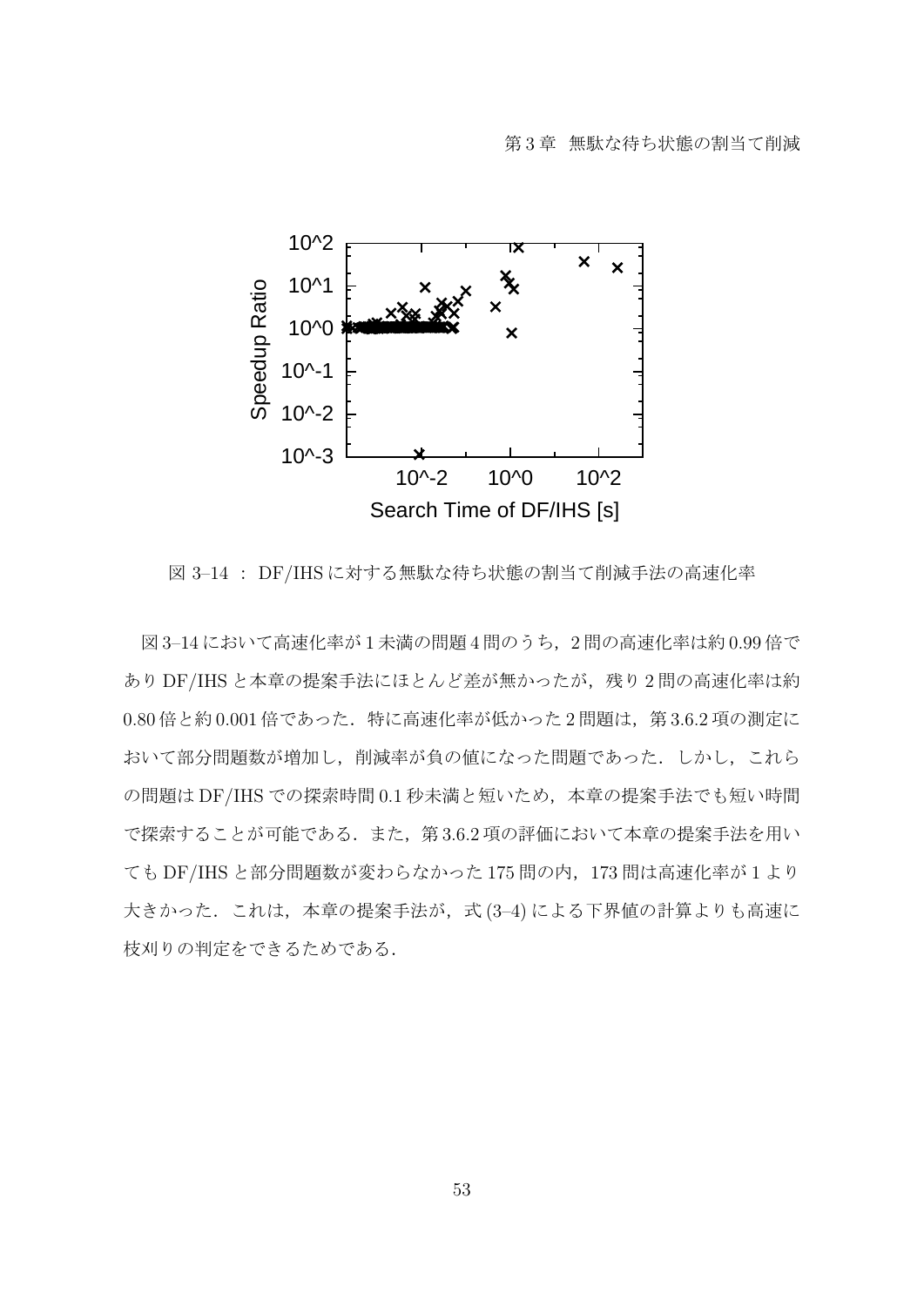図 3–14 ： DF/IHS に対する無駄な待ち状態の割当て削減手法の高速化率

図 3–14 において高速化率が 1 未満の問題 4 問のうち，2 問の高速化率は約 0.99 倍であり DF/IHS と本章の提案手法にほとんど差が無かったが，残り 2 問の高速化率は約 0.80 倍と約 0.001 倍であった．特に高速化率が低かった 2 問題は，第 3.6.2 項の測定において部分問題数が増加し，削減率が負の値になった問題であった．しかし，これらの問題は DF/IHS での探索時間 0.1 秒未満と短いため，本章の提案手法でも短い時間で探索することが可能である．また，第 3.6.2 項の評価において本章の提案手法を用いても DF/IHS と部分問題数が変わらなかった 175 問の内，173 問は高速化率が 1 より大きかった．これは，本章の提案手法が，式 (3–4) による下界値の計算よりも高速に枝刈りの判定をできるためである．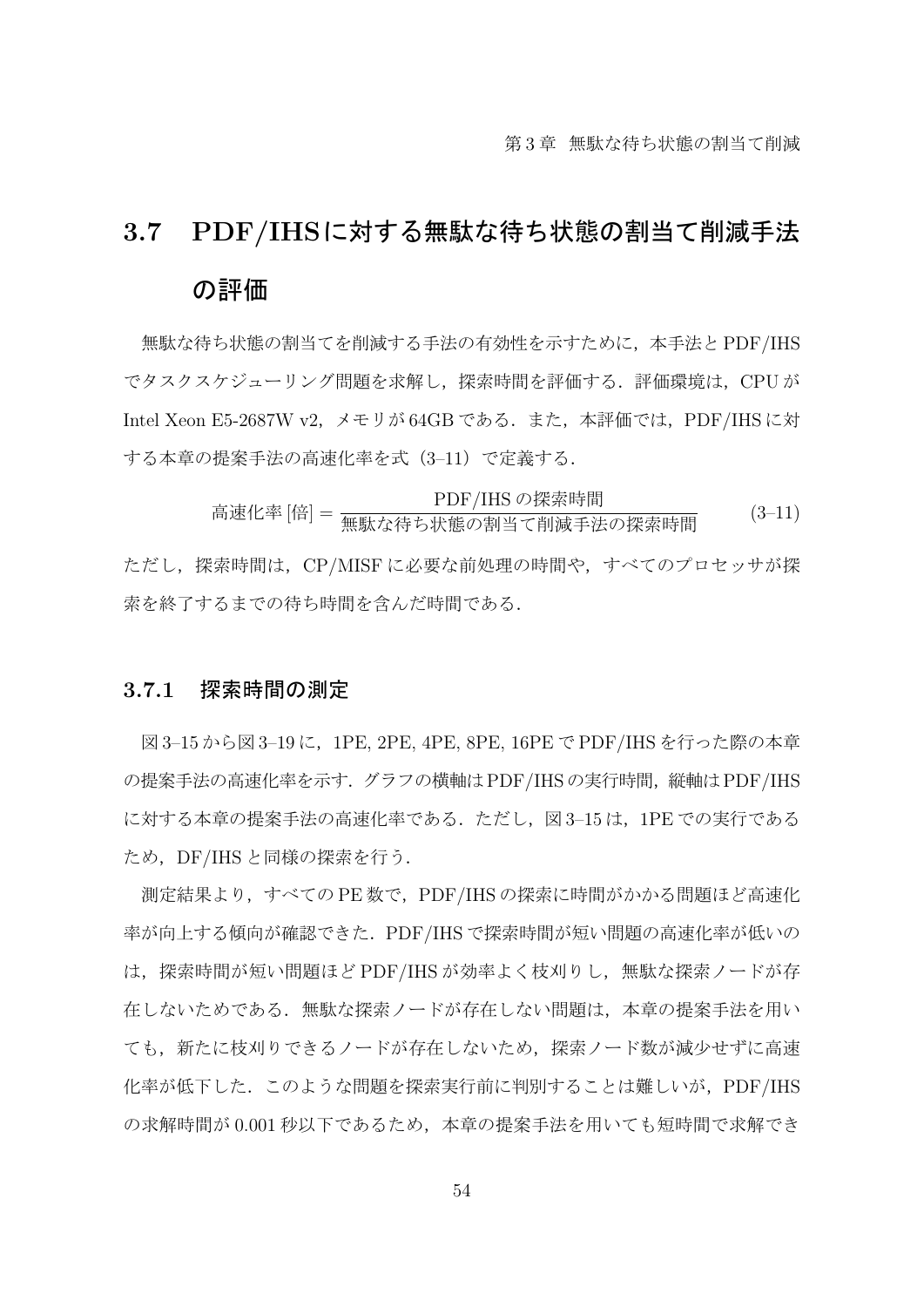## 3.7 PDF/IHSに対する無駄な待ち状態の割当て削減手法の評価

無駄な待ち状態の割当てを削減する手法の有効性を示すために，本手法とPDF/IHSでタスクスケジューリング問題を求解し，探索時間を評価する．評価環境は，CPUがIntel Xeon E5-2687W v2，メモリが64GBである．また，本評価では，PDF/IHSに対する本章の提案手法の高速化率を式（3–11）で定義する．

$$\text{高速化率 [倍]} = \frac{\text{PDF/IHS の探索時間}}{\text{無駄な待ち状態の割当て削減手法の探索時間}} \tag{3–11}$$

ただし，探索時間は，CP/MISFに必要な前処理の時間や，すべてのプロセッサが探索を終了するまでの待ち時間を含んだ時間である．

### 3.7.1 探索時間の測定

図3–15から図3–19に，1PE, 2PE, 4PE, 8PE, 16PEでPDF/IHSを行った際の本章の提案手法の高速化率を示す．グラフの横軸はPDF/IHSの実行時間，縦軸はPDF/IHSに対する本章の提案手法の高速化率である．ただし，図3–15は，1PEでの実行であるため，DF/IHSと同様の探索を行う．

測定結果より，すべてのPE数で，PDF/IHSの探索に時間がかかる問題ほど高速化率が向上する傾向が確認できた．PDF/IHSで探索時間が短い問題の高速化率が低いのは，探索時間が短い問題ほどPDF/IHSが効率よく枝刈りし，無駄な探索ノードが存在しないためである．無駄な探索ノードが存在しない問題は，本章の提案手法を用いても，新たに枝刈りできるノードが存在しないため，探索ノード数が減少せずに高速化率が低下した．このような問題を探索実行前に判別することは難しいが，PDF/IHSの求解時間が0.001秒以下であるため，本章の提案手法を用いても短時間で求解でき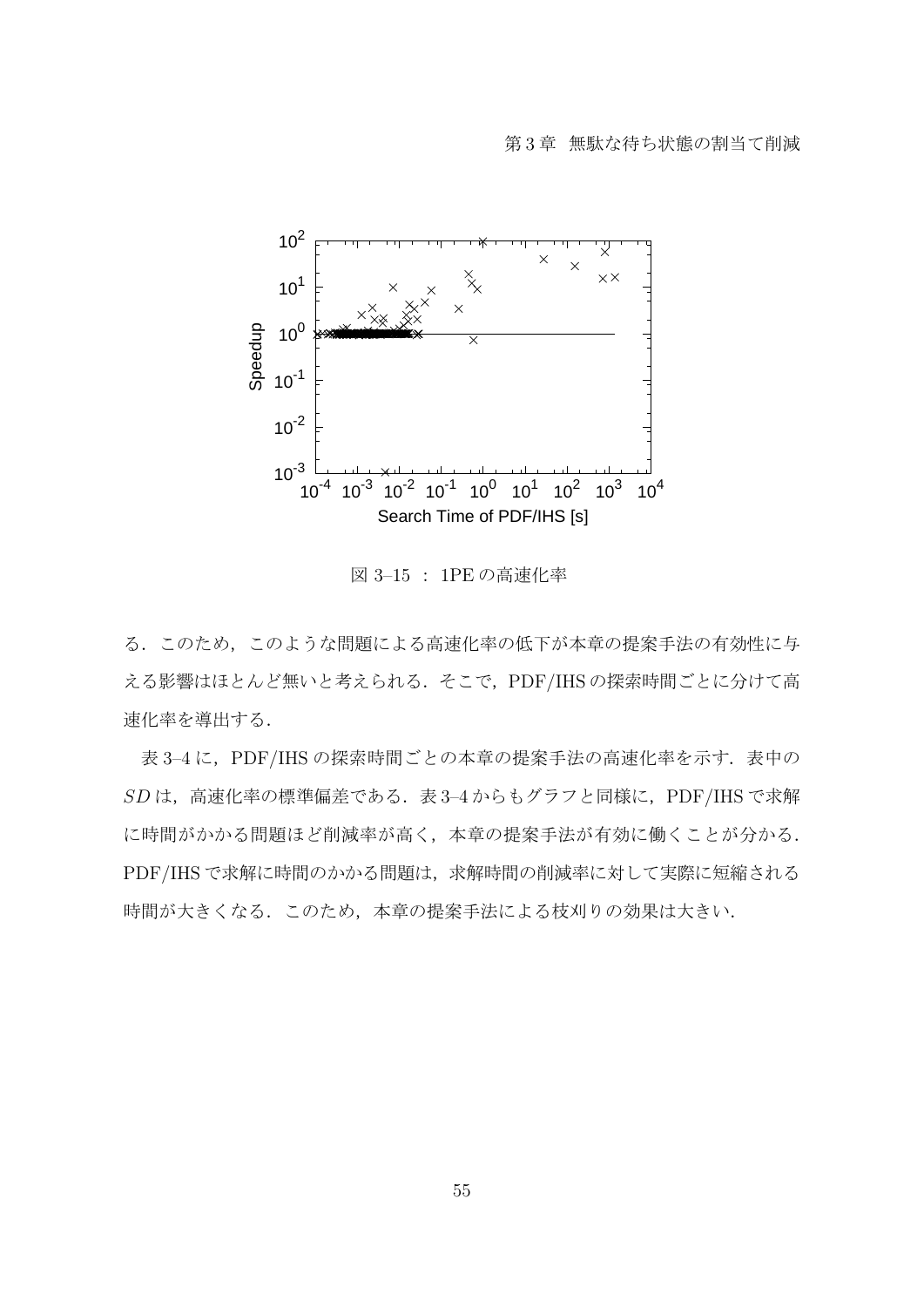図 3–15 ： 1PE の高速化率

る．このため，このような問題による高速化率の低下が本章の提案手法の有効性に与える影響はほとんど無いと考えられる．そこで，PDF/IHS の探索時間ごとに分けて高速化率を導出する．

表 3–4 に，PDF/IHS の探索時間ごとの本章の提案手法の高速化率を示す．表中の $SD$ は，高速化率の標準偏差である．表 3–4 からもグラフと同様に，PDF/IHS で求解に時間がかかる問題ほど削減率が高く，本章の提案手法が有効に働くことが分かる．PDF/IHS で求解に時間のかかる問題は，求解時間の削減率に対して実際に短縮される時間が大きくなる．このため，本章の提案手法による枝刈りの効果は大きい．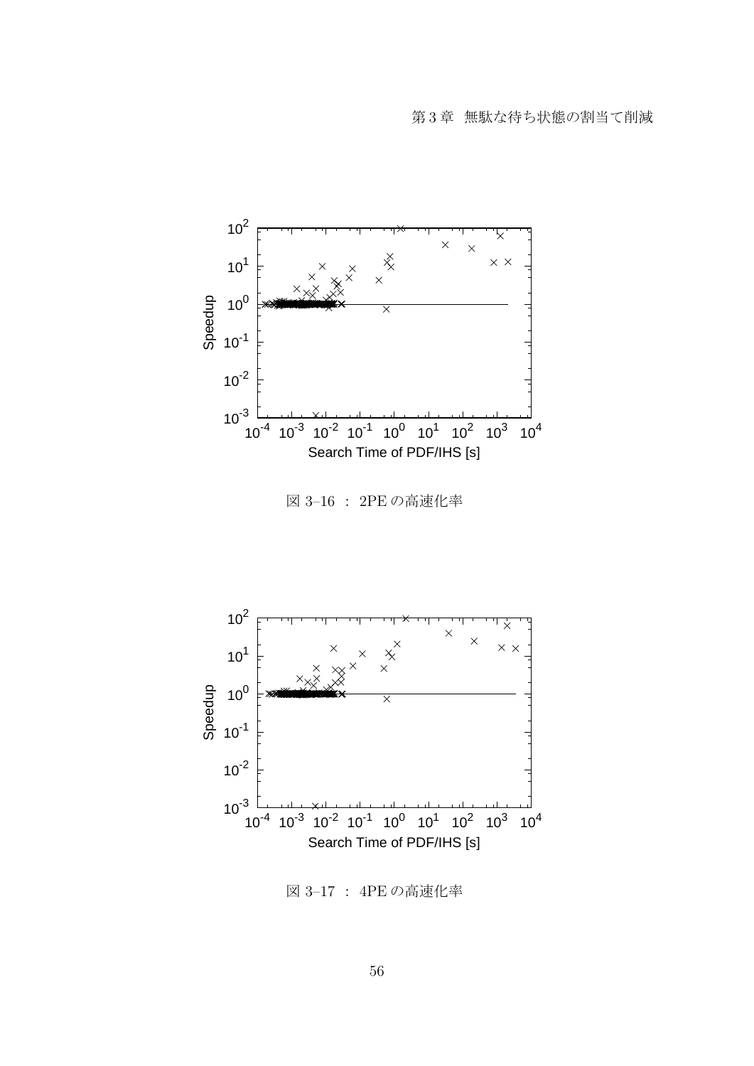図 3–16 ： 2PE の高速化率

図 3–17 ： 4PE の高速化率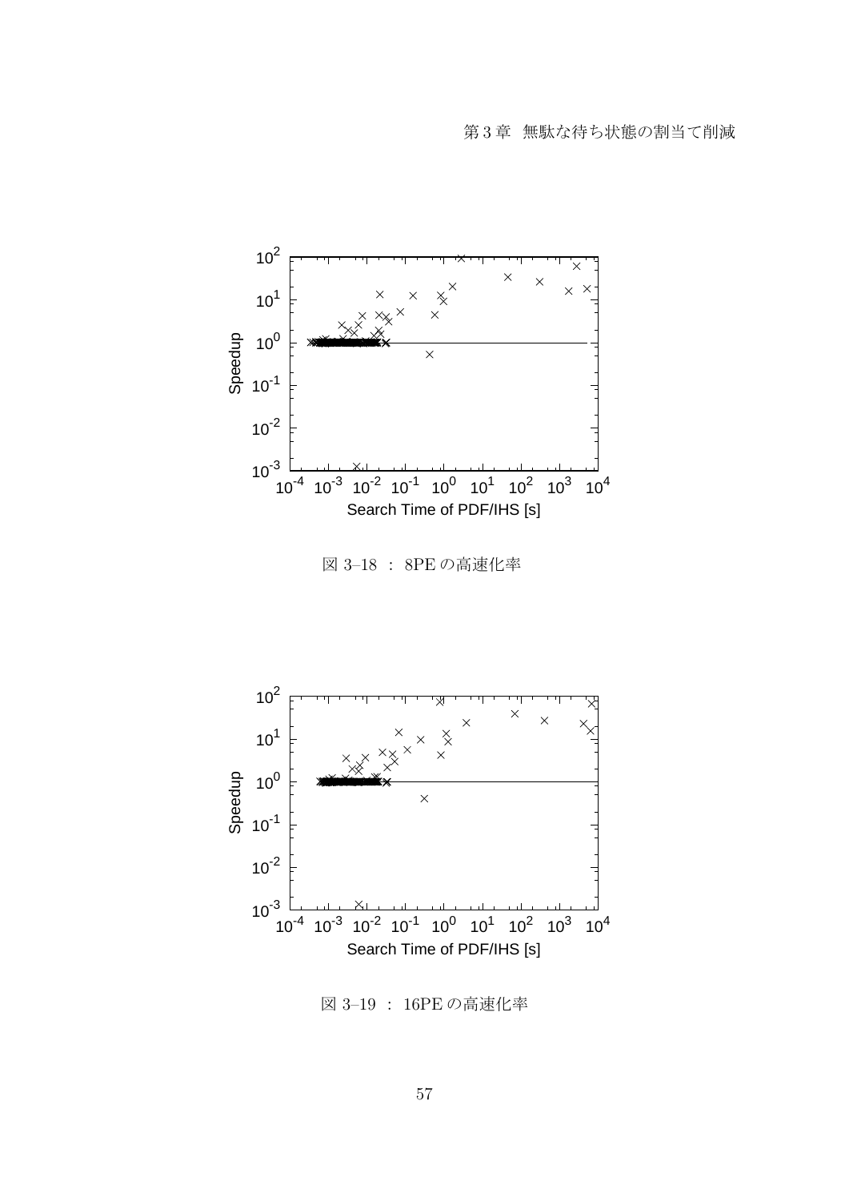図 3–18 ： 8PE の高速化率

図 3–19 ： 16PE の高速化率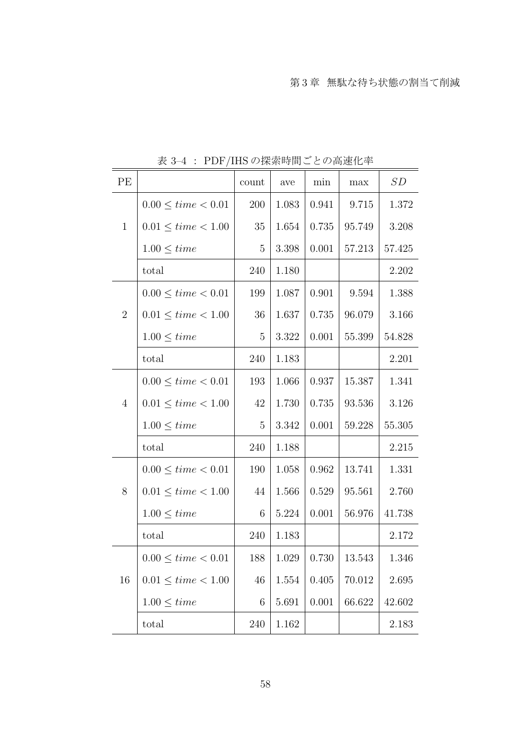表 3–4 ： PDF/IHS の探索時間ごとの高速化率

| PE | | count | ave | min | max | $SD$ |
|---|---|---|---|---|---|---|
| 1 | $0.00 \leq time < 0.01$ | 200 | 1.083 | 0.941 | 9.715 | 1.372 |
| | $0.01 \leq time < 1.00$ | 35 | 1.654 | 0.735 | 95.749 | 3.208 |
| | $1.00 \leq time$ | 5 | 3.398 | 0.001 | 57.213 | 57.425 |
| | total | 240 | 1.180 | | | 2.202 |
| 2 | $0.00 \leq time < 0.01$ | 199 | 1.087 | 0.901 | 9.594 | 1.388 |
| | $0.01 \leq time < 1.00$ | 36 | 1.637 | 0.735 | 96.079 | 3.166 |
| | $1.00 \leq time$ | 5 | 3.322 | 0.001 | 55.399 | 54.828 |
| | total | 240 | 1.183 | | | 2.201 |
| 4 | $0.00 \leq time < 0.01$ | 193 | 1.066 | 0.937 | 15.387 | 1.341 |
| | $0.01 \leq time < 1.00$ | 42 | 1.730 | 0.735 | 93.536 | 3.126 |
| | $1.00 \leq time$ | 5 | 3.342 | 0.001 | 59.228 | 55.305 |
| | total | 240 | 1.188 | | | 2.215 |
| 8 | $0.00 \leq time < 0.01$ | 190 | 1.058 | 0.962 | 13.741 | 1.331 |
| | $0.01 \leq time < 1.00$ | 44 | 1.566 | 0.529 | 95.561 | 2.760 |
| | $1.00 \leq time$ | 6 | 5.224 | 0.001 | 56.976 | 41.738 |
| | total | 240 | 1.183 | | | 2.172 |
| 16 | $0.00 \leq time < 0.01$ | 188 | 1.029 | 0.730 | 13.543 | 1.346 |
| | $0.01 \leq time < 1.00$ | 46 | 1.554 | 0.405 | 70.012 | 2.695 |
| | $1.00 \leq time$ | 6 | 5.691 | 0.001 | 66.622 | 42.602 |
| | total | 240 | 1.162 | | | 2.183 |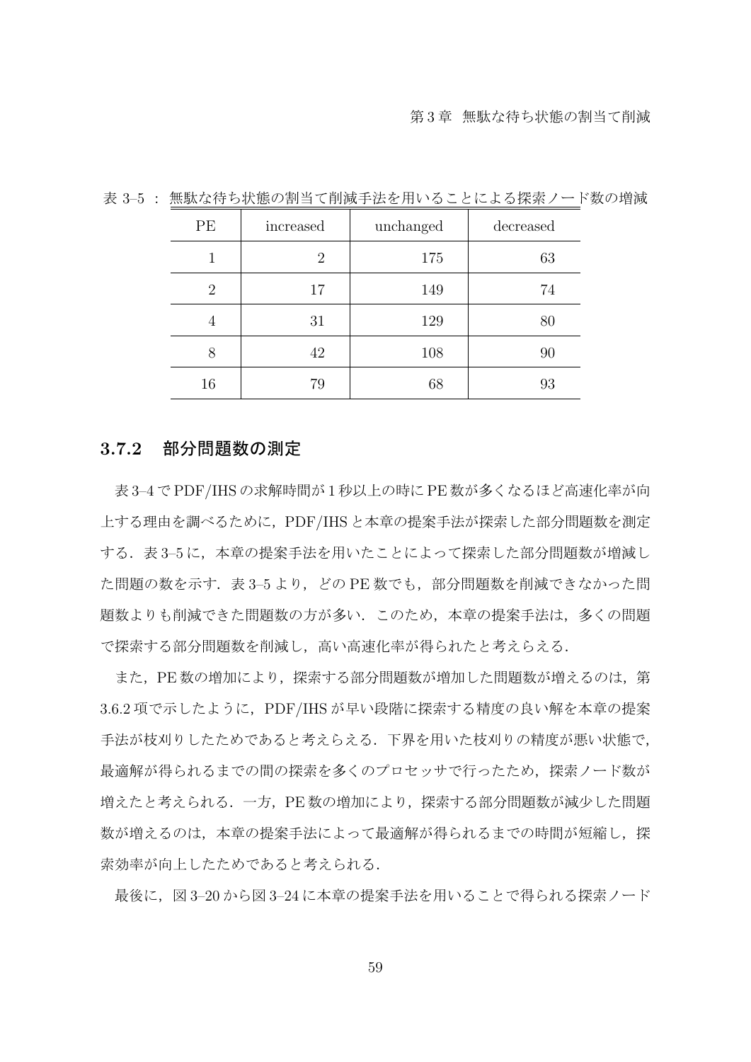表 3–5 : 無駄な待ち状態の割当て削減手法を用いることによる探索ノード数の増減

| PE | increased | unchanged | decreased |
|---|---|---|---|
| 1 | 2 | 175 | 63 |
| 2 | 17 | 149 | 74 |
| 4 | 31 | 129 | 80 |
| 8 | 42 | 108 | 90 |
| 16 | 79 | 68 | 93 |

### 3.7.2 部分問題数の測定

表 3–4 で PDF/IHS の求解時間が 1 秒以上の時に PE 数が多くなるほど高速化率が向上する理由を調べるために，PDF/IHS と本章の提案手法が探索した部分問題数を測定する．表 3–5 に，本章の提案手法を用いたことによって探索した部分問題数が増減した問題の数を示す．表 3–5 より，どの PE 数でも，部分問題数を削減できなかった問題数よりも削減できた問題数の方が多い．このため，本章の提案手法は，多くの問題で探索する部分問題数を削減し，高い高速化率が得られたと考えらえる．

また，PE 数の増加により，探索する部分問題数が増加した問題数が増えるのは，第 3.6.2 項で示したように，PDF/IHS が早い段階に探索する精度の良い解を本章の提案手法が枝刈りしたためであると考えらえる．下界を用いた枝刈りの精度が悪い状態で，最適解が得られるまでの間の探索を多くのプロセッサで行ったため，探索ノード数が増えたと考えられる．一方，PE 数の増加により，探索する部分問題数が減少した問題数が増えるのは，本章の提案手法によって最適解が得られるまでの時間が短縮し，探索効率が向上したためであると考えられる．

最後に，図 3–20 から図 3–24 に本章の提案手法を用いることで得られる探索ノード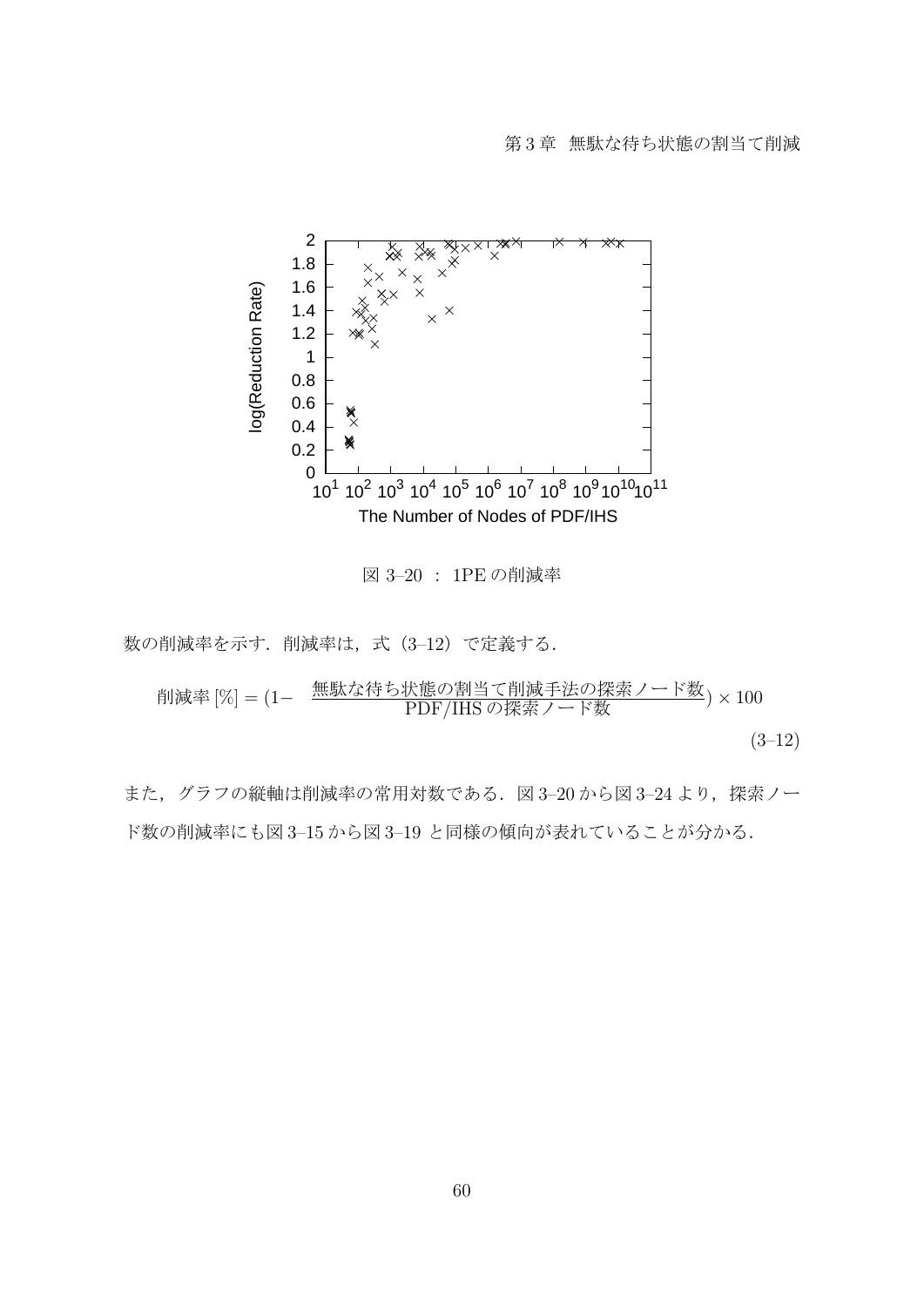図 3–20 ： 1PE の削減率

数の削減率を示す．削減率は，式（3–12）で定義する．

$$削減率\,[\%] = (1 - \frac{無駄な待ち状態の割当て削減手法の探索ノード数}{\mathrm{PDF/IHS}\,の探索ノード数}) \times 100 \tag{3–12}$$

また，グラフの縦軸は削減率の常用対数である．図 3–20 から図 3–24 より，探索ノード数の削減率にも図 3–15 から図 3–19 と同様の傾向が表れていることが分かる．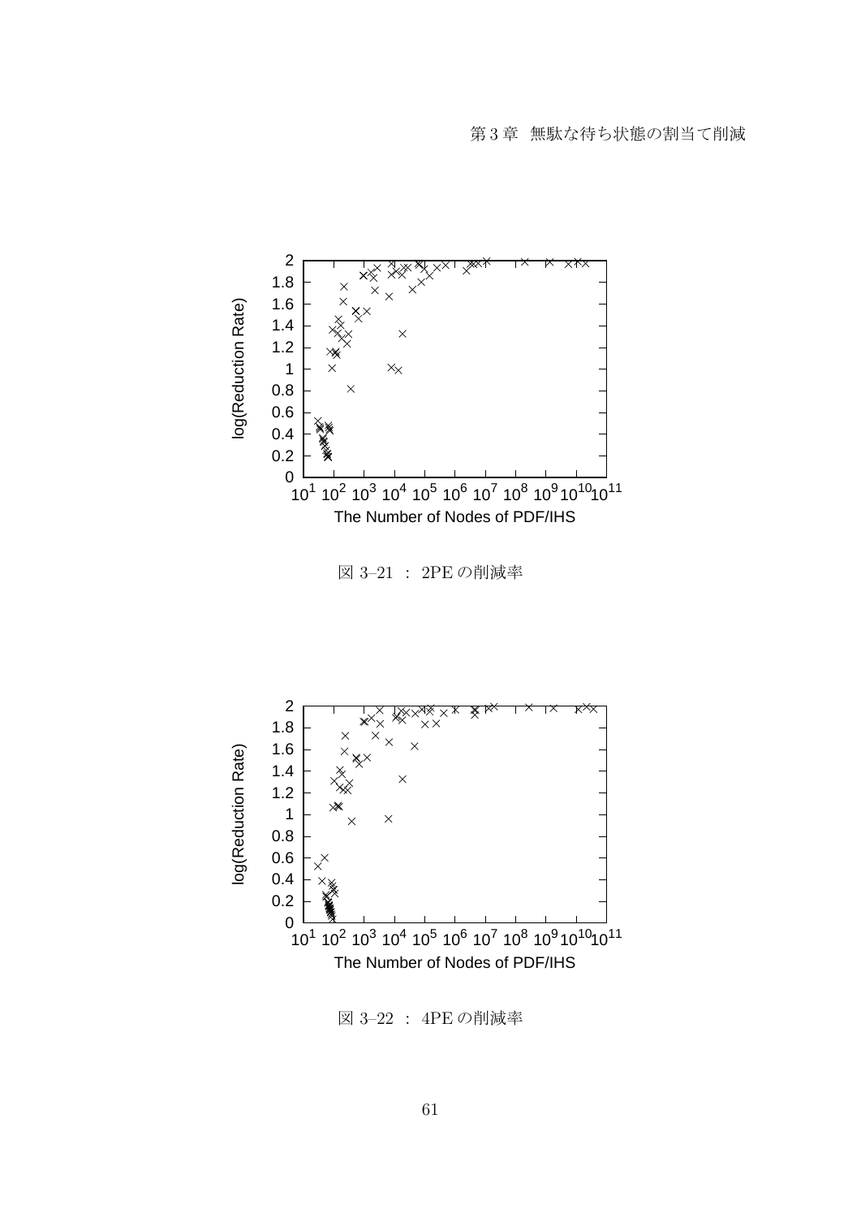図 3–21 : 2PE の削減率

図 3–22 : 4PE の削減率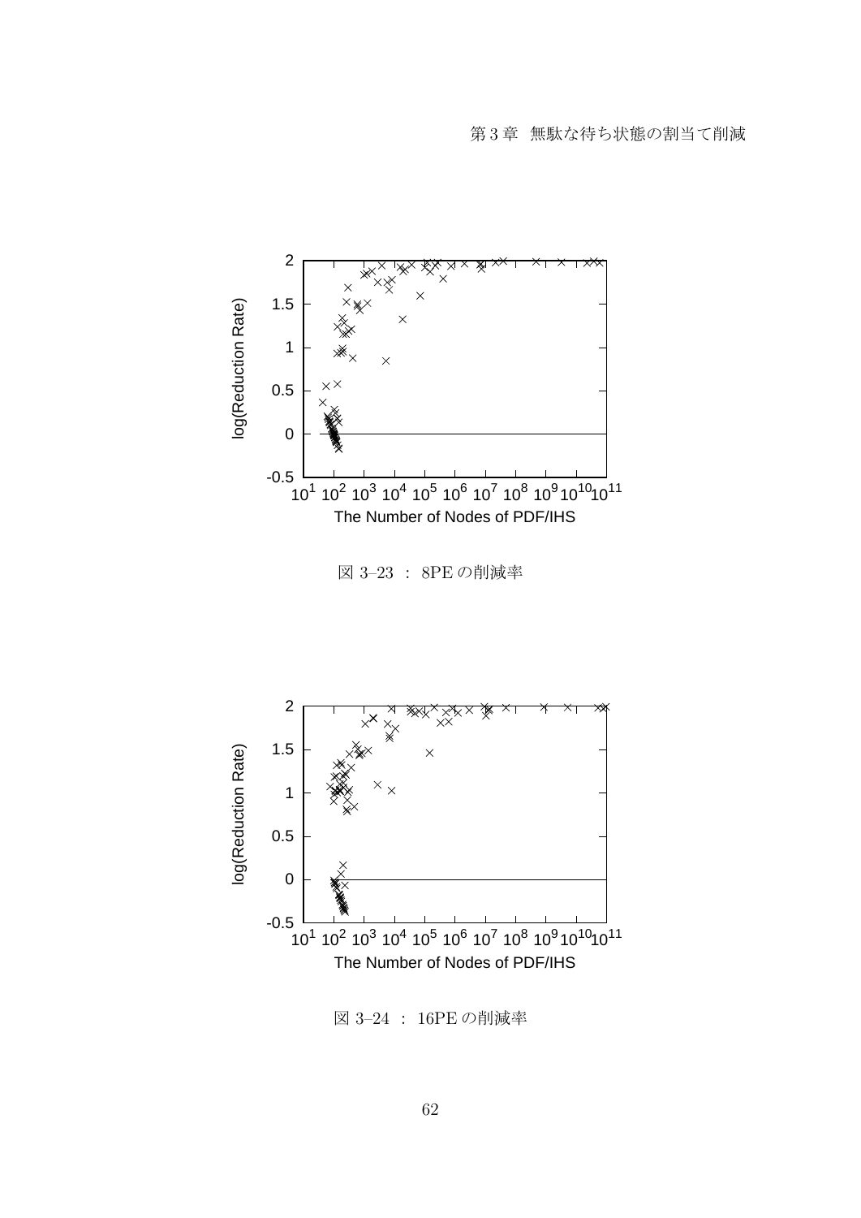図 3–23 : 8PE の削減率

図 3–24 : 16PE の削減率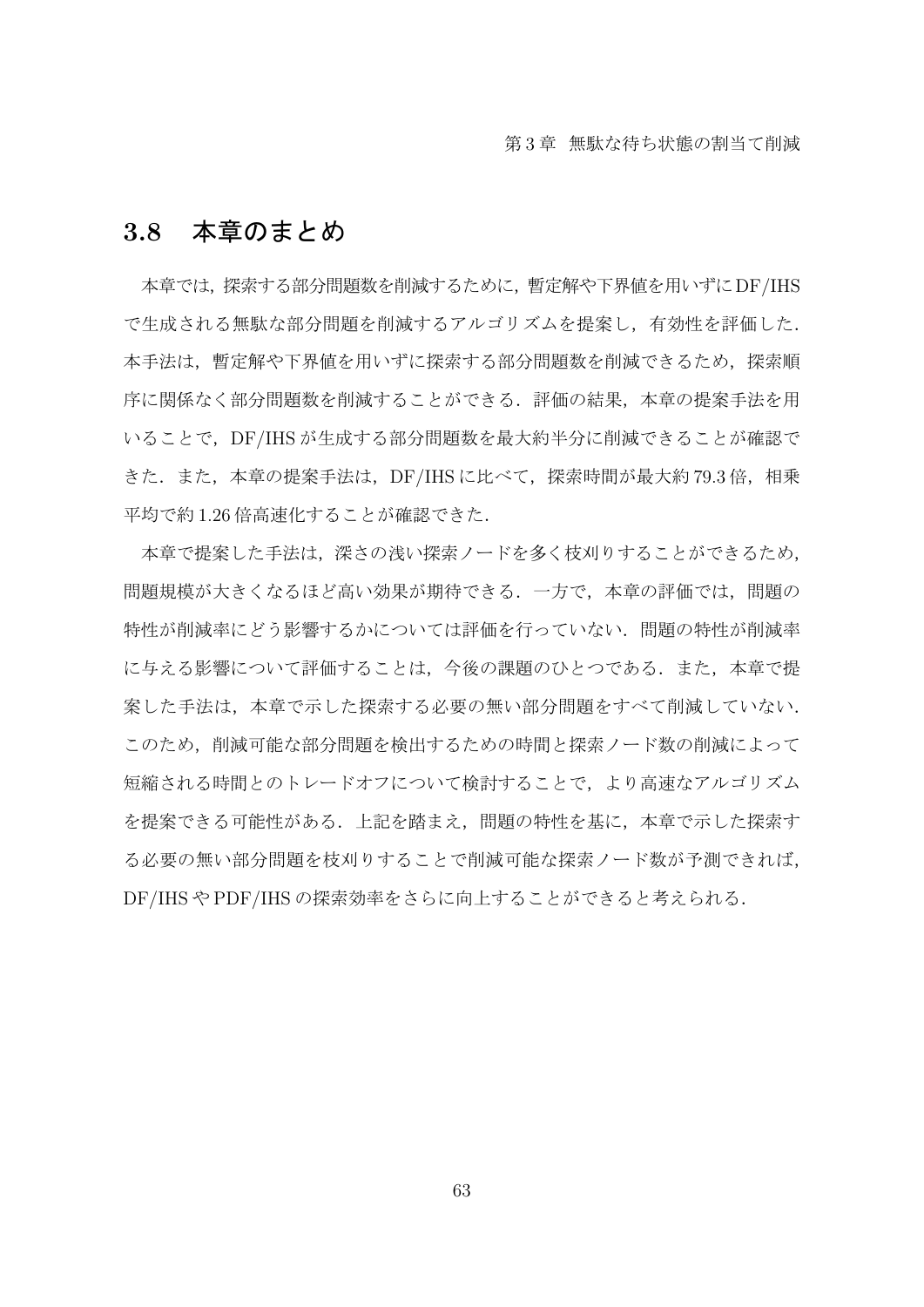## 3.8 本章のまとめ

本章では，探索する部分問題数を削減するために，暫定解や下界値を用いずにDF/IHSで生成される無駄な部分問題を削減するアルゴリズムを提案し，有効性を評価した．本手法は，暫定解や下界値を用いずに探索する部分問題数を削減できるため，探索順序に関係なく部分問題数を削減することができる．評価の結果，本章の提案手法を用いることで，DF/IHS が生成する部分問題数を最大約半分に削減できることが確認できた．また，本章の提案手法は，DF/IHS に比べて，探索時間が最大約 79.3 倍，相乗平均で約 1.26 倍高速化することが確認できた．

本章で提案した手法は，深さの浅い探索ノードを多く枝刈りすることができるため，問題規模が大きくなるほど高い効果が期待できる．一方で，本章の評価では，問題の特性が削減率にどう影響するかについては評価を行っていない．問題の特性が削減率に与える影響について評価することは，今後の課題のひとつである．また，本章で提案した手法は，本章で示した探索する必要の無い部分問題をすべて削減していない．このため，削減可能な部分問題を検出するための時間と探索ノード数の削減によって短縮される時間とのトレードオフについて検討することで，より高速なアルゴリズムを提案できる可能性がある．上記を踏まえ，問題の特性を基に，本章で示した探索する必要の無い部分問題を枝刈りすることで削減可能な探索ノード数が予測できれば，DF/IHS や PDF/IHS の探索効率をさらに向上することができると考えられる．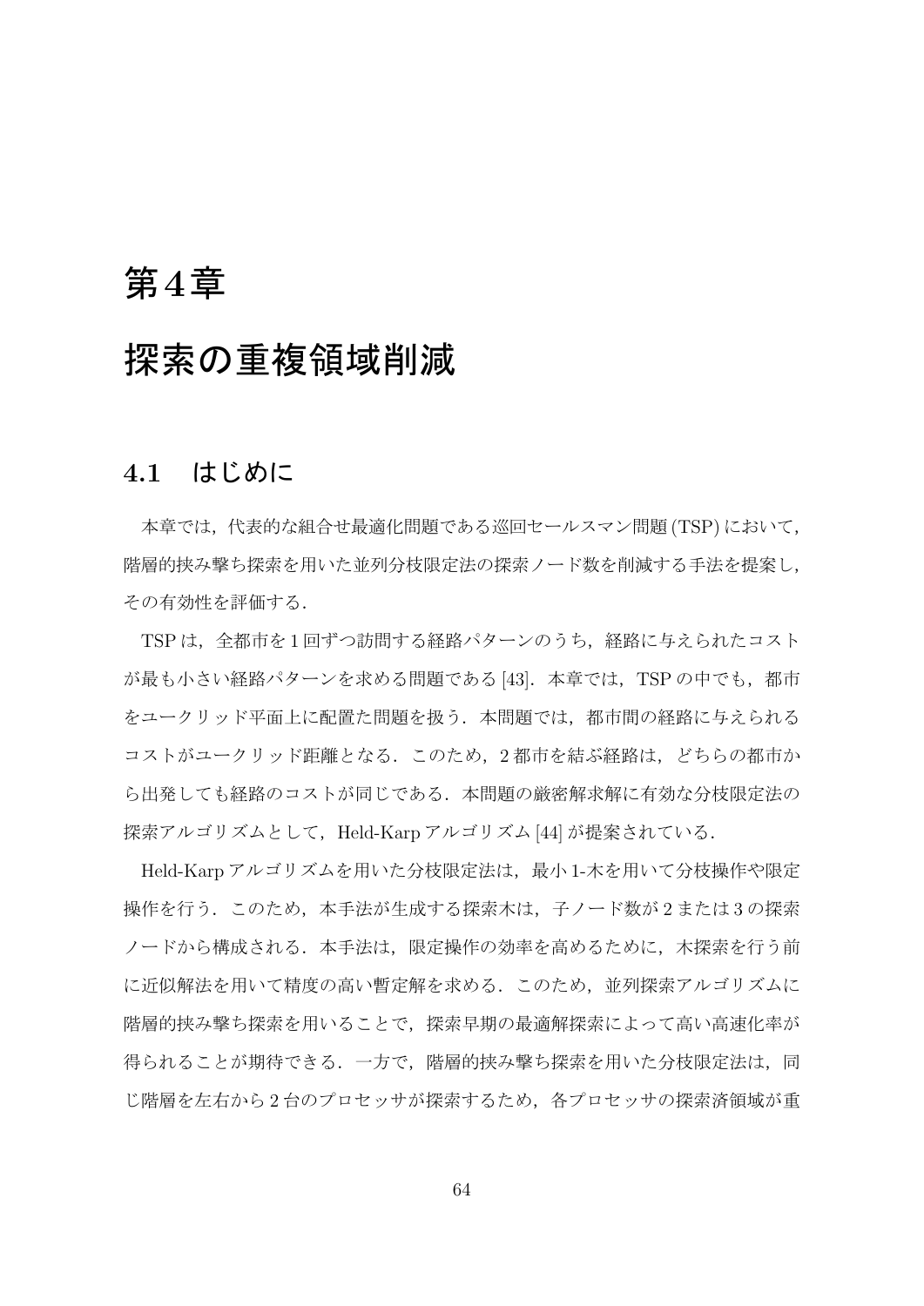# 第4章

# 探索の重複領域削減

## 4.1 はじめに

本章では，代表的な組合せ最適化問題である巡回セールスマン問題 (TSP) において，階層的挟み撃ち探索を用いた並列分枝限定法の探索ノード数を削減する手法を提案し，その有効性を評価する．

TSP は，全都市を 1 回ずつ訪問する経路パターンのうち，経路に与えられたコストが最も小さい経路パターンを求める問題である [43]．本章では，TSP の中でも，都市をユークリッド平面上に配置た問題を扱う．本問題では，都市間の経路に与えられるコストがユークリッド距離となる．このため，2 都市を結ぶ経路は，どちらの都市から出発しても経路のコストが同じである．本問題の厳密解求解に有効な分枝限定法の探索アルゴリズムとして，Held-Karp アルゴリズム [44] が提案されている．

Held-Karp アルゴリズムを用いた分枝限定法は，最小 1-木を用いて分枝操作や限定操作を行う．このため，本手法が生成する探索木は，子ノード数が 2 または 3 の探索ノードから構成される．本手法は，限定操作の効率を高めるために，木探索を行う前に近似解法を用いて精度の高い暫定解を求める．このため，並列探索アルゴリズムに階層的挟み撃ち探索を用いることで，探索早期の最適解探索によって高い高速化率が得られることが期待できる．一方で，階層的挟み撃ち探索を用いた分枝限定法は，同じ階層を左右から 2 台のプロセッサが探索するため，各プロセッサの探索済領域が重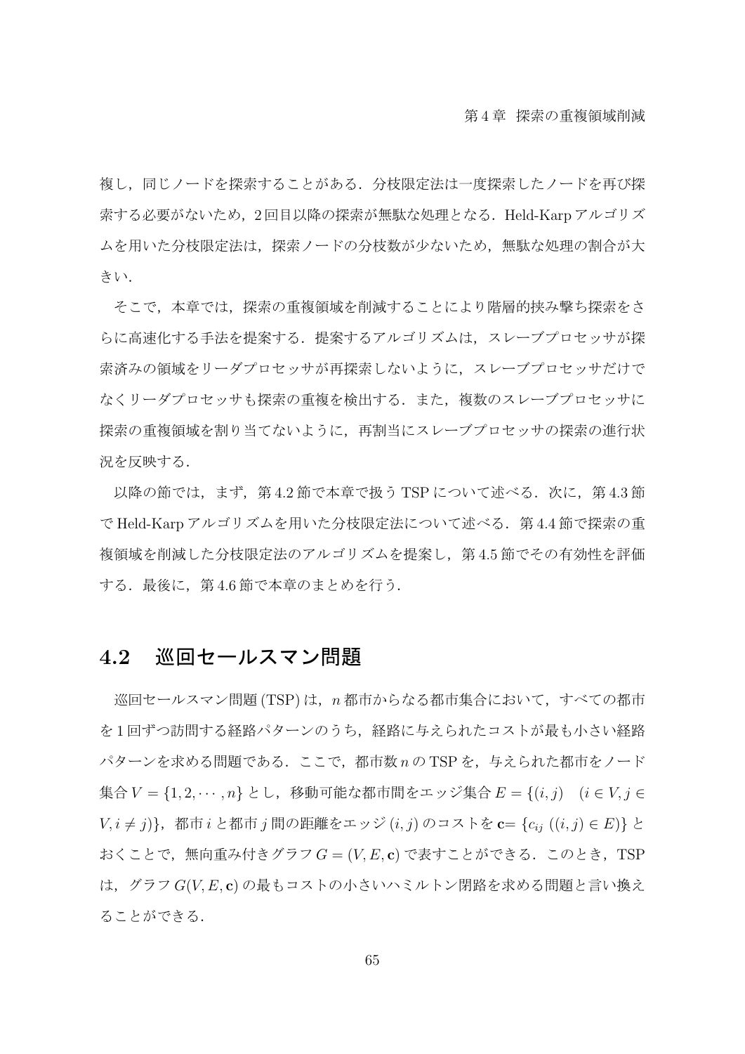複し，同じノードを探索することがある．分枝限定法は一度探索したノードを再び探索する必要がないため，2 回目以降の探索が無駄な処理となる．Held-Karp アルゴリズムを用いた分枝限定法は，探索ノードの分枝数が少ないため，無駄な処理の割合が大きい．

そこで，本章では，探索の重複領域を削減することにより階層的挟み撃ち探索をさらに高速化する手法を提案する．提案するアルゴリズムは，スレーブプロセッサが探索済みの領域をリーダプロセッサが再探索しないように，スレーブプロセッサだけでなくリーダプロセッサも探索の重複を検出する．また，複数のスレーブプロセッサに探索の重複領域を割り当てないように，再割当にスレーブプロセッサの探索の進行状況を反映する．

以降の節では，まず，第 4.2 節で本章で扱う TSP について述べる．次に，第 4.3 節で Held-Karp アルゴリズムを用いた分枝限定法について述べる．第 4.4 節で探索の重複領域を削減した分枝限定法のアルゴリズムを提案し，第 4.5 節でその有効性を評価する．最後に，第 4.6 節で本章のまとめを行う．

## 4.2 巡回セールスマン問題

巡回セールスマン問題 (TSP) は，$n$ 都市からなる都市集合において，すべての都市を 1 回ずつ訪問する経路パターンのうち，経路に与えられたコストが最も小さい経路パターンを求める問題である．ここで，都市数 $n$ の TSP を，与えられた都市をノード集合 $V = \{1, 2, \cdots, n\}$ とし，移動可能な都市間をエッジ集合 $E = \{(i, j) \quad (i \in V, j \in V, i \neq j)\}$，都市 $i$ と都市 $j$ 間の距離をエッジ $(i, j)$ のコストを $\mathbf{c} = \{c_{ij} \ ((i, j) \in E)\}$ とおくことで，無向重み付きグラフ $G = (V, E, \mathbf{c})$ で表すことができる．このとき，TSP は，グラフ $G(V, E, \mathbf{c})$ の最もコストの小さいハミルトン閉路を求める問題と言い換えることができる．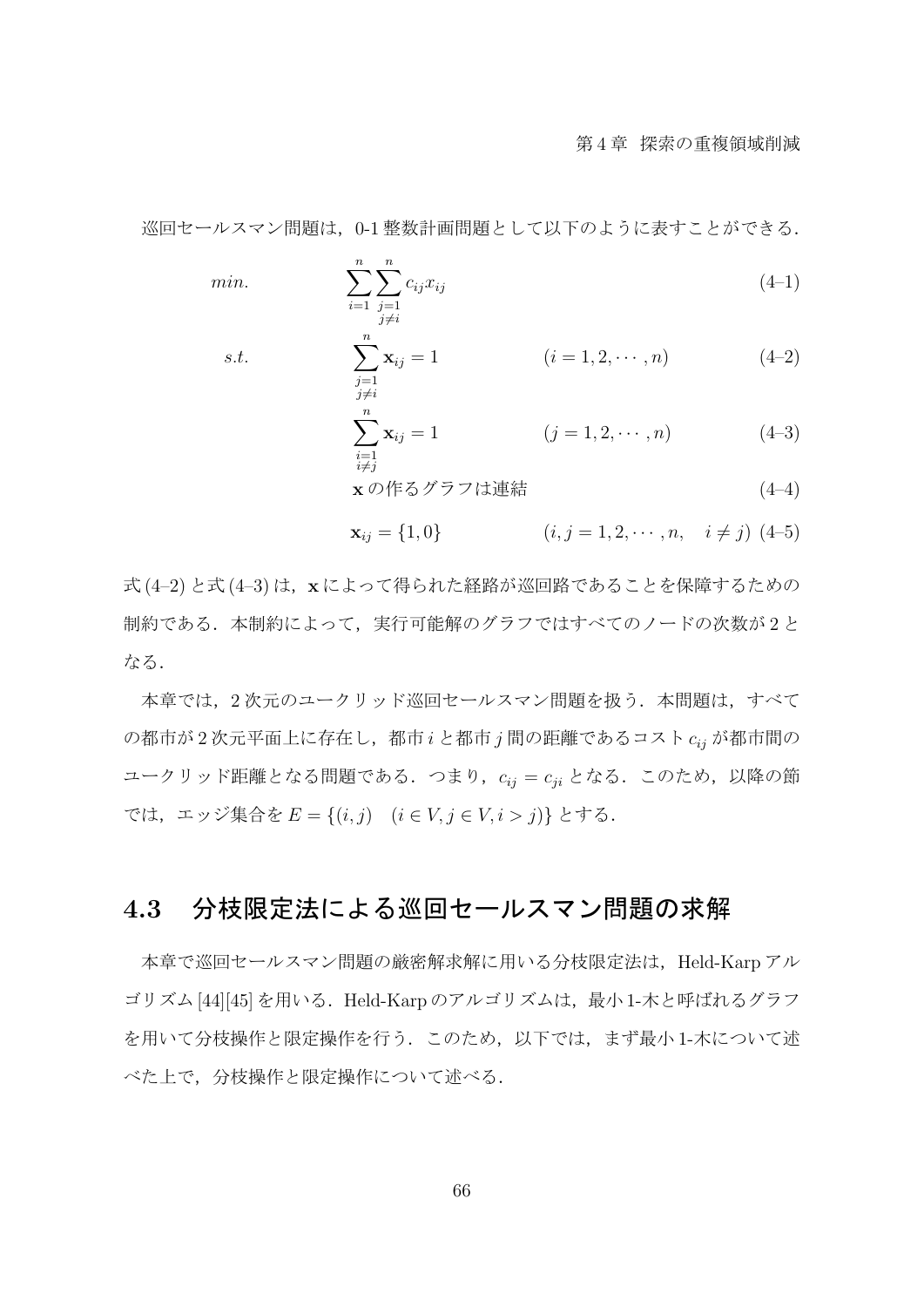巡回セールスマン問題は，0-1 整数計画問題として以下のように表すことができる．

$$
\begin{aligned}
&min. && \sum_{i=1}^{n}\sum_{\substack{j=1\\ j\neq i}}^{n} c_{ij}x_{ij} && && (4\text{–}1)\\
&s.t. && \sum_{\substack{j=1\\ j\neq i}}^{n} \mathbf{x}_{ij} = 1 && (i = 1, 2, \cdots, n) && (4\text{–}2)\\
& && \sum_{\substack{i=1\\ i\neq j}}^{n} \mathbf{x}_{ij} = 1 && (j = 1, 2, \cdots, n) && (4\text{–}3)\\
& && \mathbf{x}\text{ の作るグラフは連結} && && (4\text{–}4)\\
& && \mathbf{x}_{ij} = \{1, 0\} && (i, j = 1, 2, \cdots, n, \quad i \neq j) && (4\text{–}5)
\end{aligned}
$$

式 (4–2) と式 (4–3) は，$\mathbf{x}$ によって得られた経路が巡回路であることを保障するための制約である．本制約によって，実行可能解のグラフではすべてのノードの次数が 2 となる．

本章では，2 次元のユークリッド巡回セールスマン問題を扱う．本問題は，すべての都市が 2 次元平面上に存在し，都市 $i$ と都市 $j$ 間の距離であるコスト $c_{ij}$ が都市間のユークリッド距離となる問題である．つまり，$c_{ij} = c_{ji}$ となる．このため，以降の節では，エッジ集合を $E = \{(i, j) \quad (i \in V, j \in V, i > j)\}$ とする．

## 4.3 分枝限定法による巡回セールスマン問題の求解

本章で巡回セールスマン問題の厳密解求解に用いる分枝限定法は，Held-Karp アルゴリズム [44][45] を用いる．Held-Karp のアルゴリズムは，最小 1-木と呼ばれるグラフを用いて分枝操作と限定操作を行う．このため，以下では，まず最小 1-木について述べた上で，分枝操作と限定操作について述べる．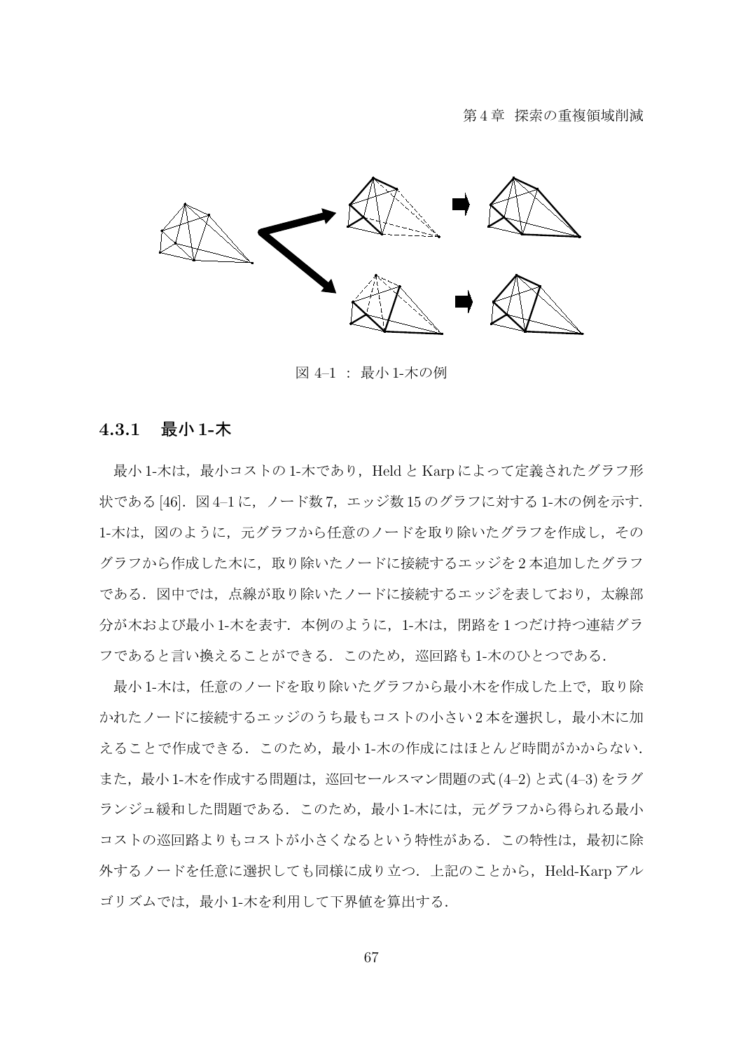図 4–1 ： 最小 1-木の例

### 4.3.1 最小 1-木

最小 1-木は，最小コストの 1-木であり，Held と Karp によって定義されたグラフ形状である [46]．図 4–1 に，ノード数 7，エッジ数 15 のグラフに対する 1-木の例を示す．1-木は，図のように，元グラフから任意のノードを取り除いたグラフを作成し，そのグラフから作成した木に，取り除いたノードに接続するエッジを 2 本追加したグラフである．図中では，点線が取り除いたノードに接続するエッジを表しており，太線部分が木および最小 1-木を表す．本例のように，1-木は，閉路を 1 つだけ持つ連結グラフであると言い換えることができる．このため，巡回路も 1-木のひとつである．

最小 1-木は，任意のノードを取り除いたグラフから最小木を作成した上で，取り除かれたノードに接続するエッジのうち最もコストの小さい 2 本を選択し，最小木に加えることで作成できる．このため，最小 1-木の作成にはほとんど時間がかからない．また，最小 1-木を作成する問題は，巡回セールスマン問題の式 (4–2) と式 (4–3) をラグランジュ緩和した問題である．このため，最小 1-木には，元グラフから得られる最小コストの巡回路よりもコストが小さくなるという特性がある．この特性は，最初に除外するノードを任意に選択しても同様に成り立つ．上記のことから，Held-Karp アルゴリズムでは，最小 1-木を利用して下界値を算出する．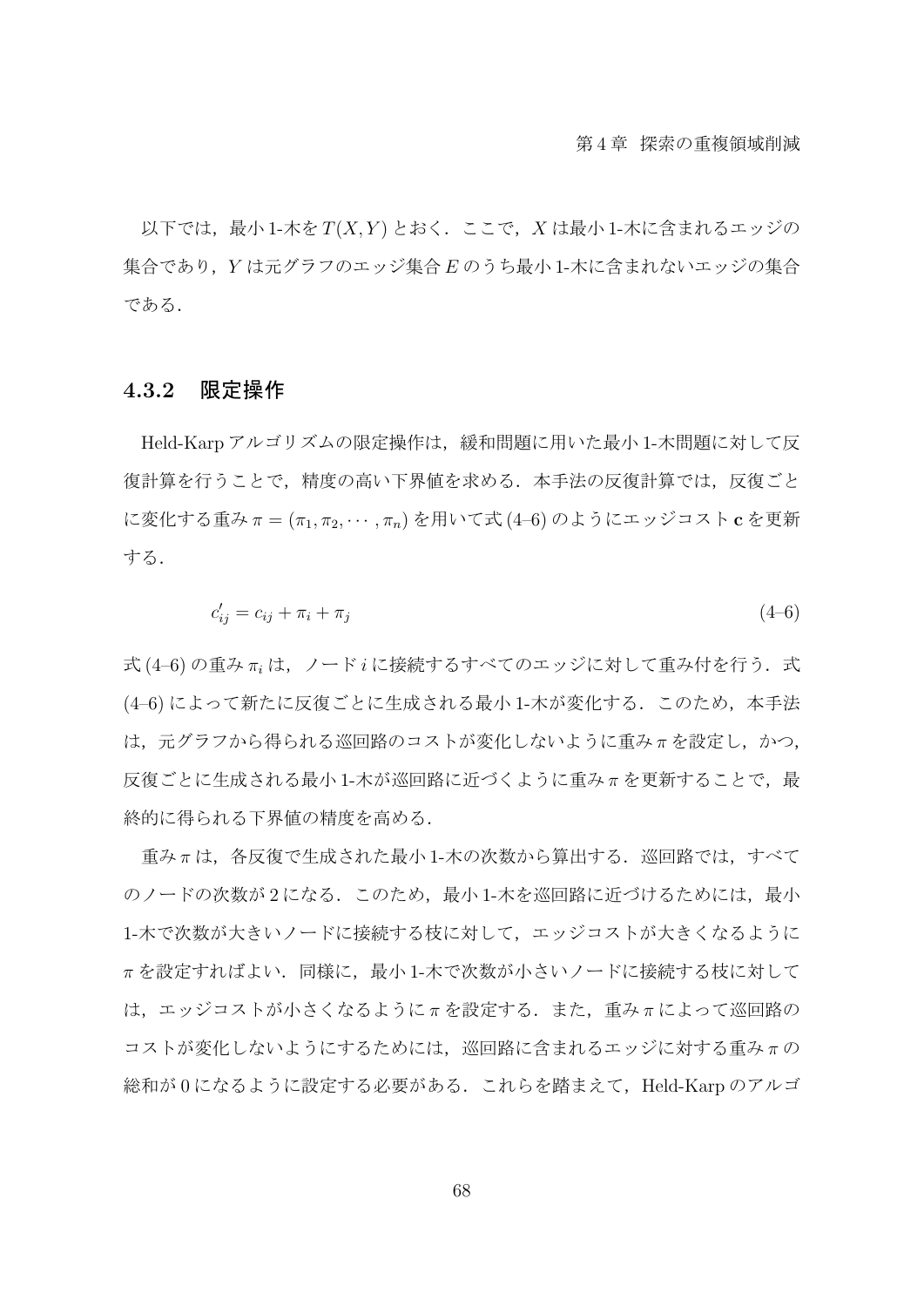以下では，最小 1-木を $T(X,Y)$ とおく．ここで，$X$ は最小 1-木に含まれるエッジの集合であり，$Y$ は元グラフのエッジ集合 $E$ のうち最小 1-木に含まれないエッジの集合である．

### 4.3.2 限定操作

Held-Karp アルゴリズムの限定操作は，緩和問題に用いた最小 1-木問題に対して反復計算を行うことで，精度の高い下界値を求める．本手法の反復計算では，反復ごとに変化する重み $\pi = (\pi_1, \pi_2, \cdots, \pi_n)$ を用いて式 (4–6) のようにエッジコスト $\mathbf{c}$ を更新する．

$$c'_{ij} = c_{ij} + \pi_i + \pi_j \tag{4–6}$$

式 (4–6) の重み $\pi_i$ は，ノード $i$ に接続するすべてのエッジに対して重み付を行う．式 (4–6) によって新たに反復ごとに生成される最小 1-木が変化する．このため，本手法は，元グラフから得られる巡回路のコストが変化しないように重み $\pi$ を設定し，かつ，反復ごとに生成される最小 1-木が巡回路に近づくように重み $\pi$ を更新することで，最終的に得られる下界値の精度を高める．

重み $\pi$ は，各反復で生成された最小 1-木の次数から算出する．巡回路では，すべてのノードの次数が 2 になる．このため，最小 1-木を巡回路に近づけるためには，最小 1-木で次数が大きいノードに接続する枝に対して，エッジコストが大きくなるように $\pi$ を設定すればよい．同様に，最小 1-木で次数が小さいノードに接続する枝に対しては，エッジコストが小さくなるように $\pi$ を設定する．また，重み $\pi$ によって巡回路のコストが変化しないようにするためには，巡回路に含まれるエッジに対する重み $\pi$ の総和が 0 になるように設定する必要がある．これらを踏まえて，Held-Karp のアルゴ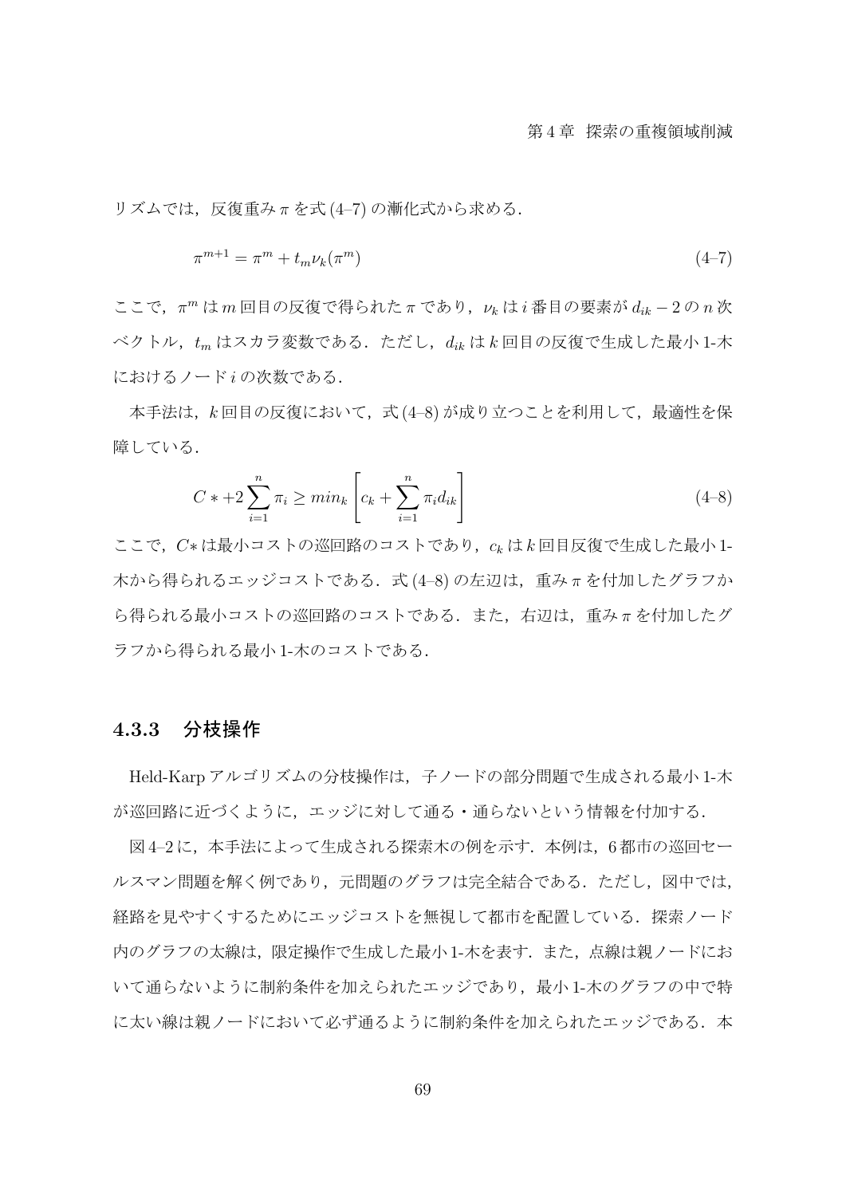リズムでは，反復重み $\pi$ を式 (4–7) の漸化式から求める．

$$\pi^{m+1} = \pi^m + t_m \nu_k(\pi^m) \tag{4–7}$$

ここで，$\pi^m$ は $m$ 回目の反復で得られた $\pi$ であり，$\nu_k$ は $i$ 番目の要素が $d_{ik} - 2$ の $n$ 次ベクトル，$t_m$ はスカラ変数である．ただし，$d_{ik}$ は $k$ 回目の反復で生成した最小 1-木におけるノード $i$ の次数である．

本手法は，$k$ 回目の反復において，式 (4–8) が成り立つことを利用して，最適性を保障している．

$$C * + 2\sum_{i=1}^{n} \pi_i \geq min_k \left[ c_k + \sum_{i=1}^{n} \pi_i d_{ik} \right] \tag{4–8}$$

ここで，$C*$ は最小コストの巡回路のコストであり，$c_k$ は $k$ 回目反復で生成した最小 1-木から得られるエッジコストである．式 (4–8) の左辺は，重み $\pi$ を付加したグラフから得られる最小コストの巡回路のコストである．また，右辺は，重み $\pi$ を付加したグラフから得られる最小 1-木のコストである．

### 4.3.3 分枝操作

Held-Karp アルゴリズムの分枝操作は，子ノードの部分問題で生成される最小 1-木が巡回路に近づくように，エッジに対して通る・通らないという情報を付加する．

図 4–2 に，本手法によって生成される探索木の例を示す．本例は，6 都市の巡回セールスマン問題を解く例であり，元問題のグラフは完全結合である．ただし，図中では，経路を見やすくするためにエッジコストを無視して都市を配置している．探索ノード内のグラフの太線は，限定操作で生成した最小 1-木を表す．また，点線は親ノードにおいて通らないように制約条件を加えられたエッジであり，最小 1-木のグラフの中で特に太い線は親ノードにおいて必ず通るように制約条件を加えられたエッジである．本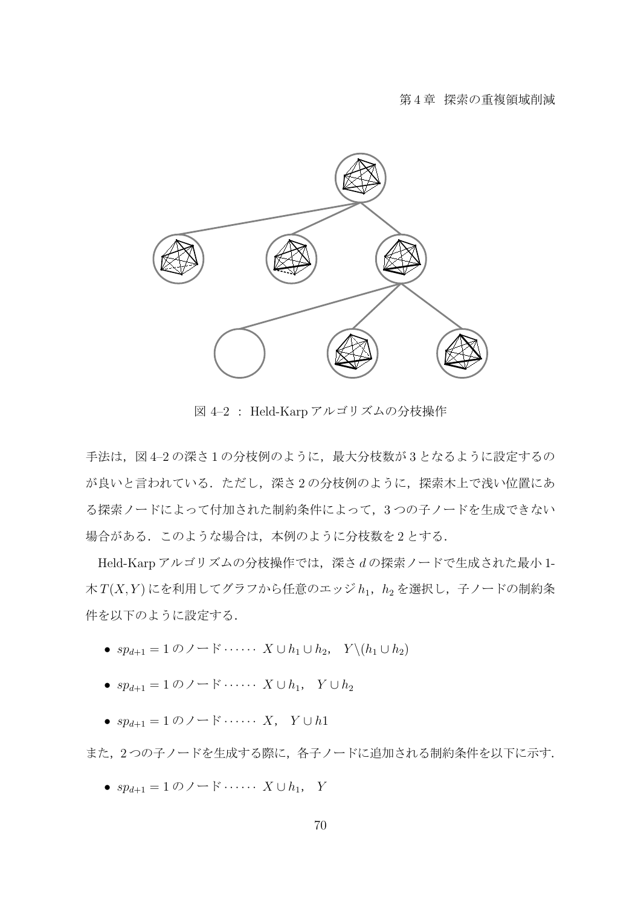図 4–2 ： Held-Karp アルゴリズムの分枝操作

手法は，図 4–2 の深さ 1 の分枝例のように，最大分枝数が 3 となるように設定するのが良いと言われている．ただし，深さ 2 の分枝例のように，探索木上で浅い位置にある探索ノードによって付加された制約条件によって，3 つの子ノードを生成できない場合がある．このような場合は，本例のように分枝数を 2 とする．

Held-Karp アルゴリズムの分枝操作では，深さ $d$ の探索ノードで生成された最小 1-木 $T(X,Y)$ にを利用してグラフから任意のエッジ $h_1$，$h_2$ を選択し，子ノードの制約条件を以下のように設定する．

- $sp_{d+1} = 1$ のノード…… $X \cup h_1 \cup h_2$，$Y \backslash (h_1 \cup h_2)$
- $sp_{d+1} = 1$ のノード…… $X \cup h_1$，$Y \cup h_2$
- $sp_{d+1} = 1$ のノード…… $X$，$Y \cup h1$

また，2 つの子ノードを生成する際に，各子ノードに追加される制約条件を以下に示す．

- $sp_{d+1} = 1$ のノード…… $X \cup h_1$，$Y$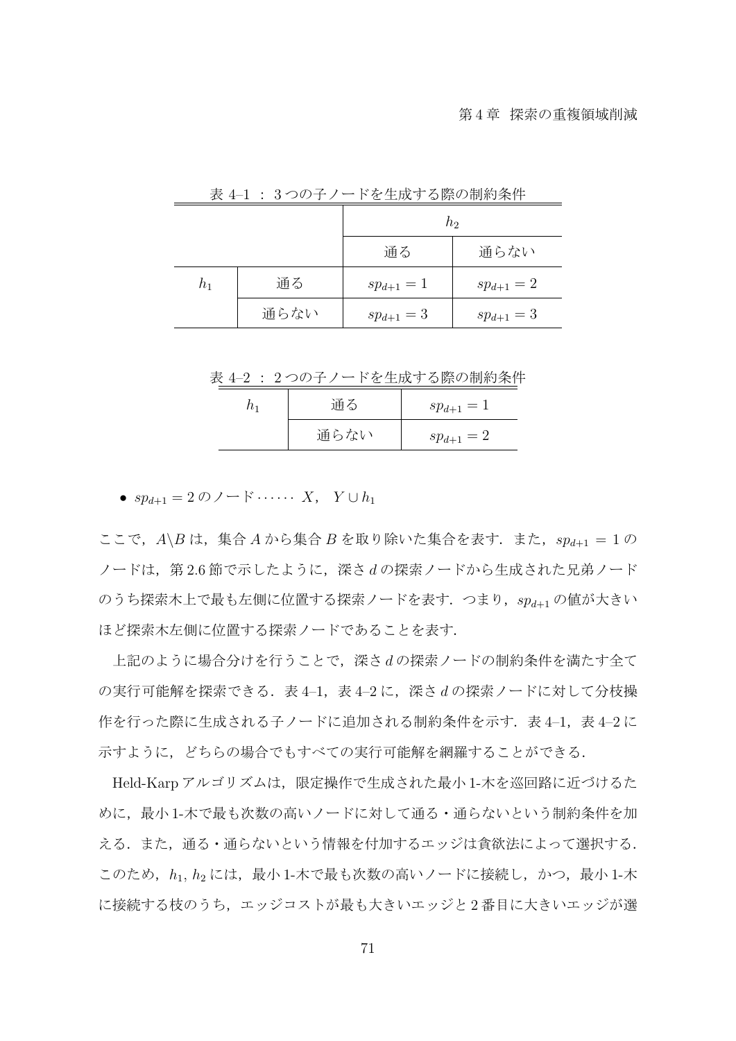表 4–1 ： 3 つの子ノードを生成する際の制約条件

| | | $h_2$ | |
|---|---|---|---|
| | | 通る | 通らない |
| $h_1$ | 通る | $sp_{d+1} = 1$ | $sp_{d+1} = 2$ |
| | 通らない | $sp_{d+1} = 3$ | $sp_{d+1} = 3$ |

表 4–2 ： 2 つの子ノードを生成する際の制約条件

| | | |
|---|---|---|
| $h_1$ | 通る | $sp_{d+1} = 1$ |
| | 通らない | $sp_{d+1} = 2$ |

- $sp_{d+1} = 2$ のノード …… $X$， $Y \cup h_1$

ここで，$A \backslash B$ は，集合 $A$ から集合 $B$ を取り除いた集合を表す．また，$sp_{d+1} = 1$ のノードは，第 2.6 節で示したように，深さ $d$ の探索ノードから生成された兄弟ノードのうち探索木上で最も左側に位置する探索ノードを表す．つまり，$sp_{d+1}$ の値が大きいほど探索木左側に位置する探索ノードであることを表す.

上記のように場合分けを行うことで，深さ $d$ の探索ノードの制約条件を満たす全ての実行可能解を探索できる．表 4–1，表 4–2 に，深さ $d$ の探索ノードに対して分枝操作を行った際に生成される子ノードに追加される制約条件を示す．表 4–1，表 4–2 に示すように，どちらの場合でもすべての実行可能解を網羅することができる.

Held-Karp アルゴリズムは，限定操作で生成された最小 1-木を巡回路に近づけるために，最小 1-木で最も次数の高いノードに対して通る・通らないという制約条件を加える．また，通る・通らないという情報を付加するエッジは貪欲法によって選択する．このため，$h_1, h_2$ には，最小 1-木で最も次数の高いノードに接続し，かつ，最小 1-木に接続する枝のうち，エッジコストが最も大きいエッジと 2 番目に大きいエッジが選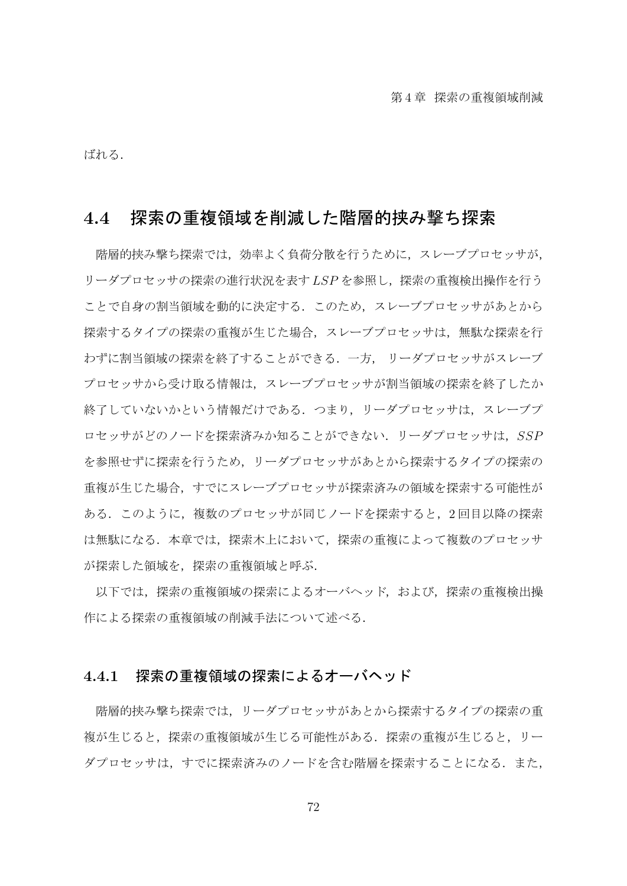ばれる．

## 4.4　探索の重複領域を削減した階層的挟み撃ち探索

階層的挟み撃ち探索では，効率よく負荷分散を行うために，スレーブプロセッサが，リーダプロセッサの探索の進行状況を表す$LSP$を参照し，探索の重複検出操作を行うことで自身の割当領域を動的に決定する．このため，スレーブプロセッサがあとから探索するタイプの探索の重複が生じた場合，スレーブプロセッサは，無駄な探索を行わずに割当領域の探索を終了することができる．一方， リーダプロセッサがスレーブプロセッサから受け取る情報は，スレーブプロセッサが割当領域の探索を終了したか終了していないかという情報だけである．つまり，リーダプロセッサは，スレーブプロセッサがどのノードを探索済みか知ることができない．リーダプロセッサは，$SSP$を参照せずに探索を行うため，リーダプロセッサがあとから探索するタイプの探索の重複が生じた場合，すでにスレーブプロセッサが探索済みの領域を探索する可能性がある．このように，複数のプロセッサが同じノードを探索すると，2 回目以降の探索は無駄になる．本章では，探索木上において，探索の重複によって複数のプロセッサが探索した領域を，探索の重複領域と呼ぶ．

以下では，探索の重複領域の探索によるオーバヘッド，および，探索の重複検出操作による探索の重複領域の削減手法について述べる．

### 4.4.1　探索の重複領域の探索によるオーバヘッド

階層的挟み撃ち探索では，リーダプロセッサがあとから探索するタイプの探索の重複が生じると，探索の重複領域が生じる可能性がある．探索の重複が生じると，リーダプロセッサは，すでに探索済みのノードを含む階層を探索することになる．また，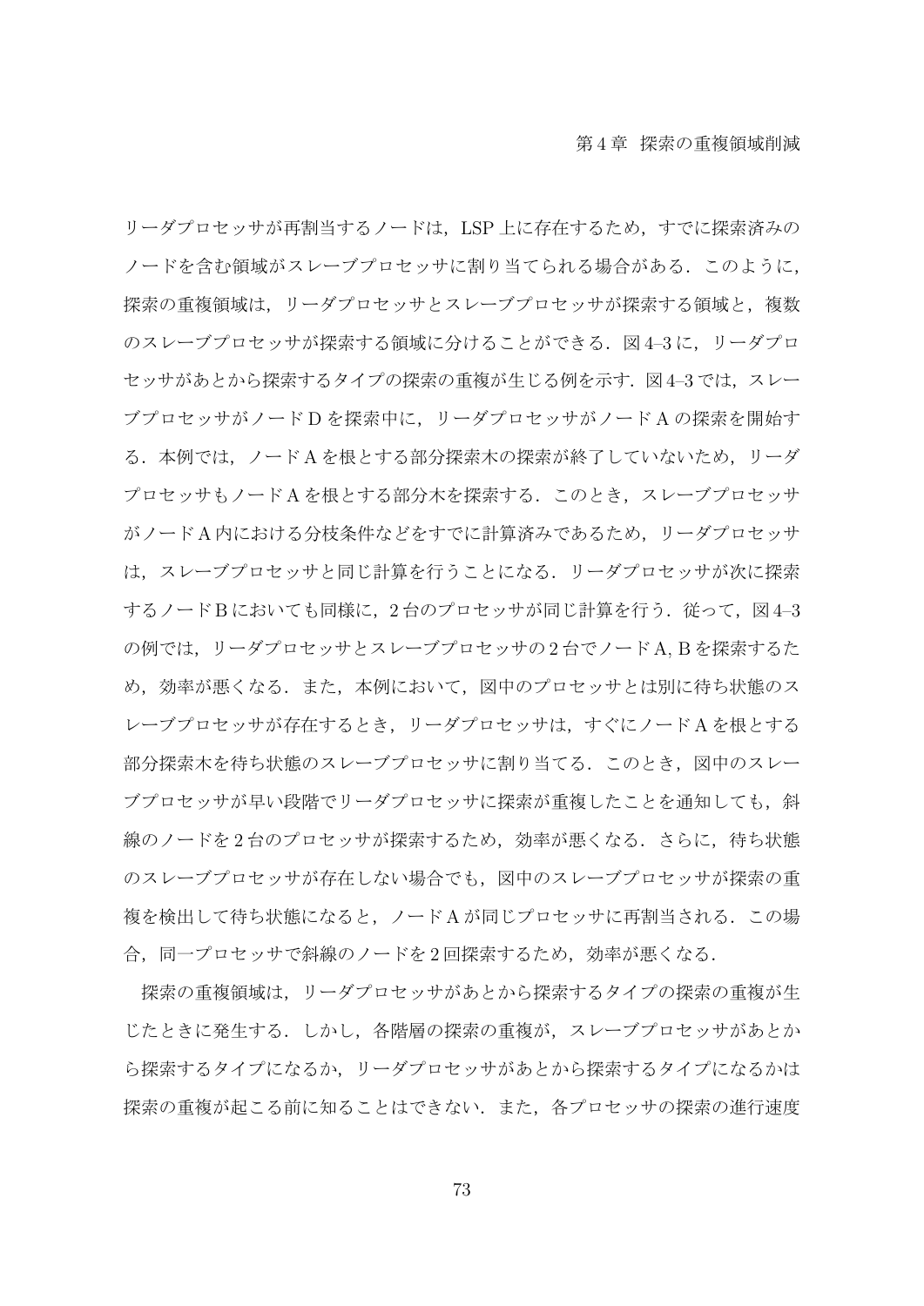リーダプロセッサが再割当するノードは，LSP 上に存在するため，すでに探索済みのノードを含む領域がスレーブプロセッサに割り当てられる場合がある．このように，探索の重複領域は，リーダプロセッサとスレーブプロセッサが探索する領域と，複数のスレーブプロセッサが探索する領域に分けることができる．図 4–3 に，リーダプロセッサがあとから探索するタイプの探索の重複が生じる例を示す．図 4–3 では，スレーブプロセッサがノード D を探索中に，リーダプロセッサがノード A の探索を開始する．本例では，ノード A を根とする部分探索木の探索が終了していないため，リーダプロセッサもノード A を根とする部分木を探索する．このとき，スレーブプロセッサがノード A 内における分枝条件などをすでに計算済みであるため，リーダプロセッサは，スレーブプロセッサと同じ計算を行うことになる．リーダプロセッサが次に探索するノード B においても同様に，2 台のプロセッサが同じ計算を行う．従って，図 4–3 の例では，リーダプロセッサとスレーブプロセッサの 2 台でノード A, B を探索するため，効率が悪くなる．また，本例において，図中のプロセッサとは別に待ち状態のスレーブプロセッサが存在するとき，リーダプロセッサは，すぐにノード A を根とする部分探索木を待ち状態のスレーブプロセッサに割り当てる．このとき，図中のスレーブプロセッサが早い段階でリーダプロセッサに探索が重複したことを通知しても，斜線のノードを 2 台のプロセッサが探索するため，効率が悪くなる．さらに，待ち状態のスレーブプロセッサが存在しない場合でも，図中のスレーブプロセッサが探索の重複を検出して待ち状態になると，ノード A が同じプロセッサに再割当される．この場合，同一プロセッサで斜線のノードを 2 回探索するため，効率が悪くなる．

探索の重複領域は，リーダプロセッサがあとから探索するタイプの探索の重複が生じたときに発生する．しかし，各階層の探索の重複が，スレーブプロセッサがあとから探索するタイプになるか，リーダプロセッサがあとから探索するタイプになるかは探索の重複が起こる前に知ることはできない．また，各プロセッサの探索の進行速度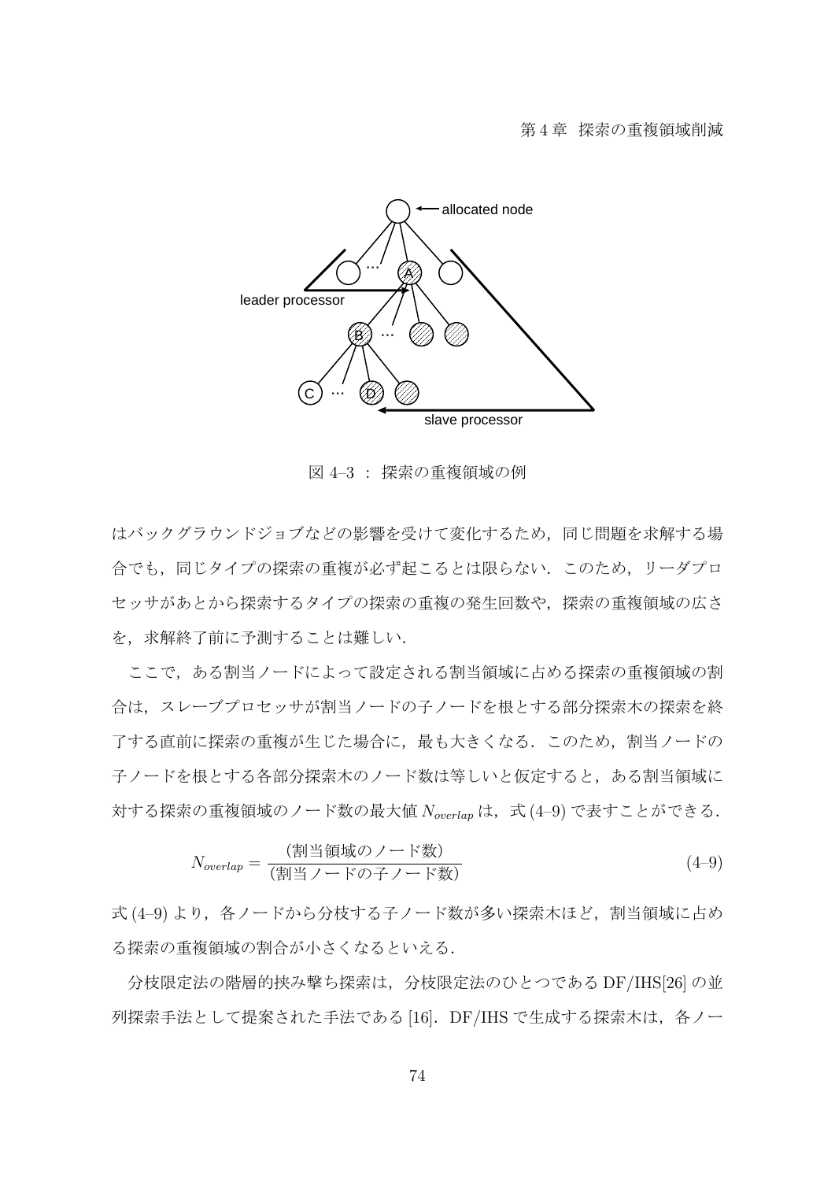図 4–3 ： 探索の重複領域の例

はバックグラウンドジョブなどの影響を受けて変化するため，同じ問題を求解する場合でも，同じタイプの探索の重複が必ず起こるとは限らない．このため，リーダプロセッサがあとから探索するタイプの探索の重複の発生回数や，探索の重複領域の広さを，求解終了前に予測することは難しい．

ここで，ある割当ノードによって設定される割当領域に占める探索の重複領域の割合は，スレーブプロセッサが割当ノードの子ノードを根とする部分探索木の探索を終了する直前に探索の重複が生じた場合に，最も大きくなる．このため，割当ノードの子ノードを根とする各部分探索木のノード数は等しいと仮定すると，ある割当領域に対する探索の重複領域のノード数の最大値 $N_{overlap}$ は，式 (4–9) で表すことができる．

$$N_{overlap} = \frac{(\text{割当領域のノード数})}{(\text{割当ノードの子ノード数})} \tag{4–9}$$

式 (4–9) より，各ノードから分枝する子ノード数が多い探索木ほど，割当領域に占める探索の重複領域の割合が小さくなるといえる．

分枝限定法の階層的挟み撃ち探索は，分枝限定法のひとつである DF/IHS[26] の並列探索手法として提案された手法である [16]．DF/IHS で生成する探索木は，各ノー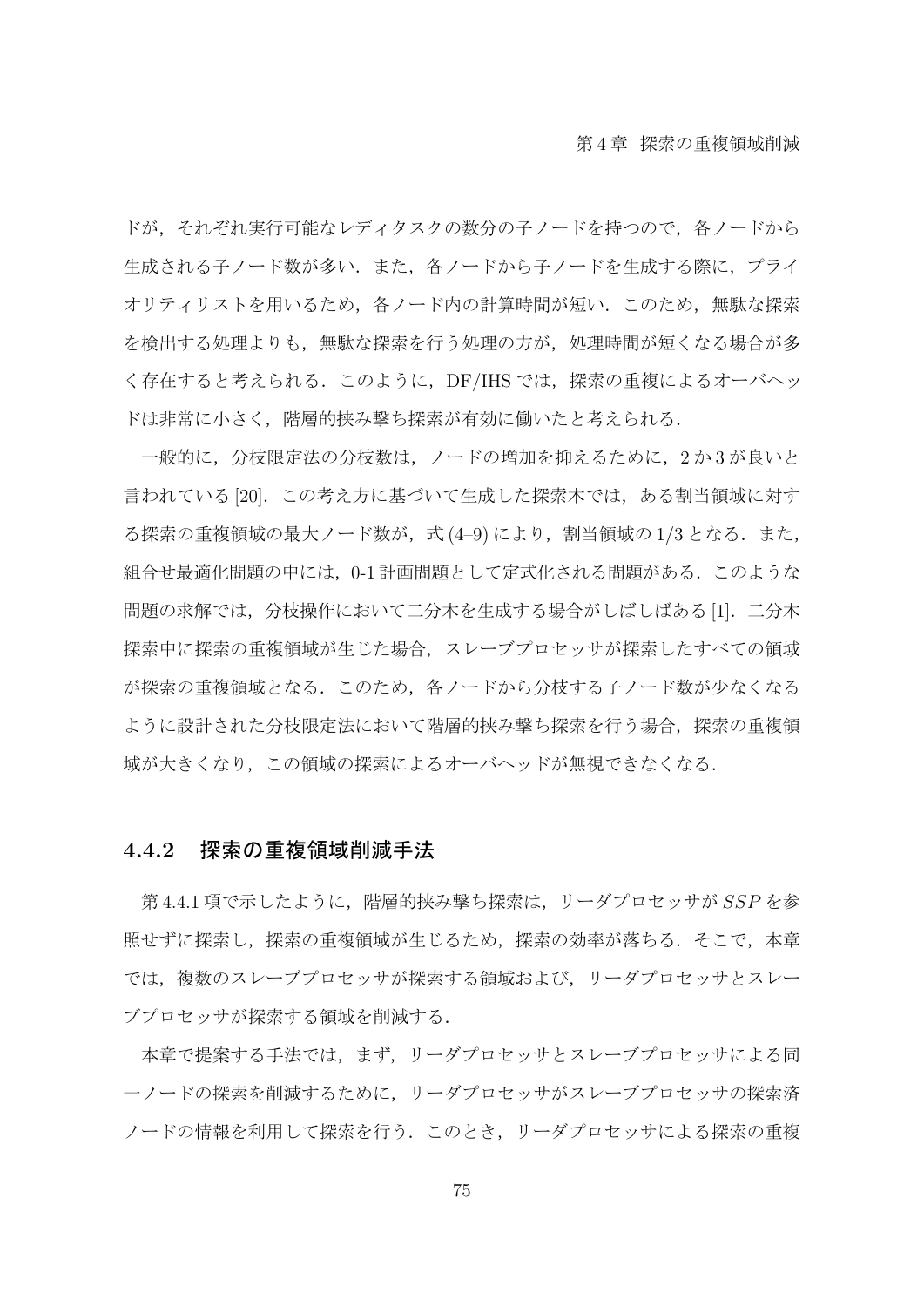ドが，それぞれ実行可能なレディタスクの数分の子ノードを持つので，各ノードから生成される子ノード数が多い．また，各ノードから子ノードを生成する際に，プライオリティリストを用いるため，各ノード内の計算時間が短い．このため，無駄な探索を検出する処理よりも，無駄な探索を行う処理の方が，処理時間が短くなる場合が多く存在すると考えられる．このように，DF/IHS では，探索の重複によるオーバヘッドは非常に小さく，階層的挟み撃ち探索が有効に働いたと考えられる．

一般的に，分枝限定法の分枝数は，ノードの増加を抑えるために，2 か 3 が良いと言われている [20]．この考え方に基づいて生成した探索木では，ある割当領域に対する探索の重複領域の最大ノード数が，式 (4–9) により，割当領域の 1/3 となる．また，組合せ最適化問題の中には，0-1 計画問題として定式化される問題がある．このような問題の求解では，分枝操作において二分木を生成する場合がしばしばある [1]．二分木探索中に探索の重複領域が生じた場合，スレーブプロセッサが探索したすべての領域が探索の重複領域となる．このため，各ノードから分枝する子ノード数が少なくなるように設計された分枝限定法において階層的挟み撃ち探索を行う場合，探索の重複領域が大きくなり，この領域の探索によるオーバヘッドが無視できなくなる．

### 4.4.2　探索の重複領域削減手法

第 4.4.1 項で示したように，階層的挟み撃ち探索は，リーダプロセッサが $SSP$ を参照せずに探索し，探索の重複領域が生じるため，探索の効率が落ちる．そこで，本章では，複数のスレーブプロセッサが探索する領域および，リーダプロセッサとスレーブプロセッサが探索する領域を削減する．

本章で提案する手法では，まず，リーダプロセッサとスレーブプロセッサによる同一ノードの探索を削減するために，リーダプロセッサがスレーブプロセッサの探索済ノードの情報を利用して探索を行う．このとき，リーダプロセッサによる探索の重複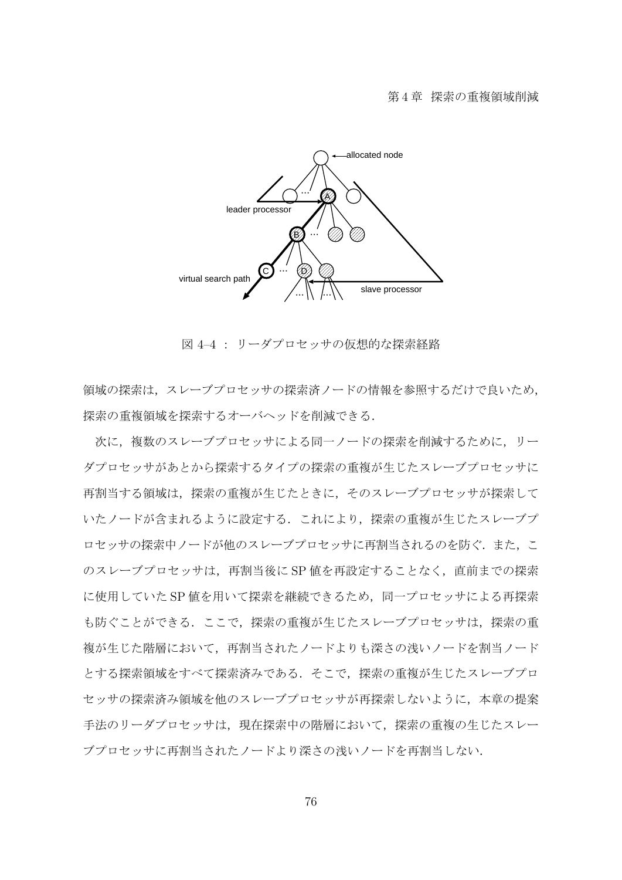図 4–4 ： リーダプロセッサの仮想的な探索経路

領域の探索は，スレーブプロセッサの探索済ノードの情報を参照するだけで良いため，探索の重複領域を探索するオーバヘッドを削減できる．

次に，複数のスレーブプロセッサによる同一ノードの探索を削減するために，リーダプロセッサがあとから探索するタイプの探索の重複が生じたスレーブプロセッサに再割当する領域は，探索の重複が生じたときに，そのスレーブプロセッサが探索していたノードが含まれるように設定する．これにより，探索の重複が生じたスレーブプロセッサの探索中ノードが他のスレーブプロセッサに再割当されるのを防ぐ．また，このスレーブプロセッサは，再割当後に SP 値を再設定することなく，直前までの探索に使用していた SP 値を用いて探索を継続できるため，同一プロセッサによる再探索も防ぐことができる．ここで，探索の重複が生じたスレーブプロセッサは，探索の重複が生じた階層において，再割当されたノードよりも深さの浅いノードを割当ノードとする探索領域をすべて探索済みである．そこで，探索の重複が生じたスレーブプロセッサの探索済み領域を他のスレーブプロセッサが再探索しないように，本章の提案手法のリーダプロセッサは，現在探索中の階層において，探索の重複の生じたスレーブプロセッサに再割当されたノードより深さの浅いノードを再割当しない．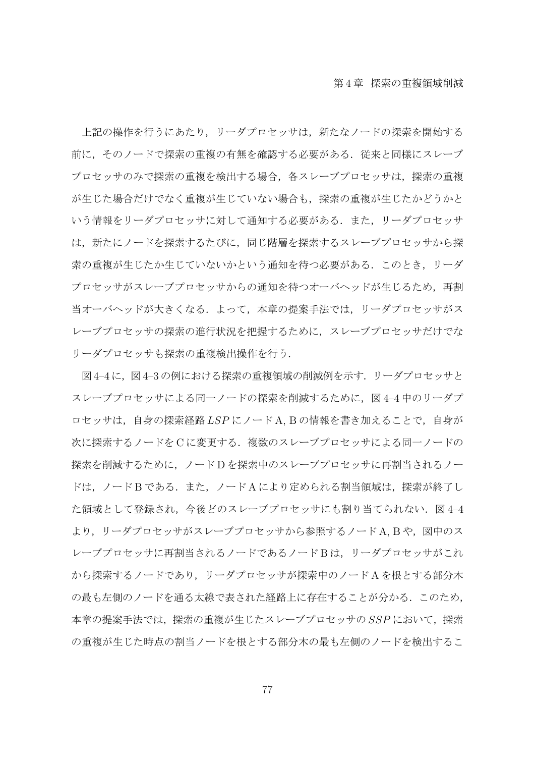上記の操作を行うにあたり，リーダプロセッサは，新たなノードの探索を開始する前に，そのノードで探索の重複の有無を確認する必要がある．従来と同様にスレーブプロセッサのみで探索の重複を検出する場合，各スレーブプロセッサは，探索の重複が生じた場合だけでなく重複が生じていない場合も，探索の重複が生じたかどうかという情報をリーダプロセッサに対して通知する必要がある．また，リーダプロセッサは，新たにノードを探索するたびに，同じ階層を探索するスレーブプロセッサから探索の重複が生じたか生じていないかという通知を待つ必要がある．このとき，リーダプロセッサがスレーブプロセッサからの通知を待つオーバヘッドが生じるため，再割当オーバヘッドが大きくなる．よって，本章の提案手法では，リーダプロセッサがスレーブプロセッサの探索の進行状況を把握するために，スレーブプロセッサだけでなくリーダプロセッサも探索の重複検出操作を行う．

図 4–4 に，図 4–3 の例における探索の重複領域の削減例を示す．リーダプロセッサとスレーブプロセッサによる同一ノードの探索を削減するために，図 4–4 中のリーダプロセッサは，自身の探索経路 $LSP$ にノード A, B の情報を書き加えることで，自身が次に探索するノードを C に変更する．複数のスレーブプロセッサによる同一ノードの探索を削減するために，ノード D を探索中のスレーブプロセッサに再割当されるノードは，ノード B である．また，ノード A により定められる割当領域は，探索が終了した領域として登録され，今後どのスレーブプロセッサにも割り当てられない．図 4–4 より，リーダプロセッサがスレーブプロセッサから参照するノード A, B や，図中のスレーブプロセッサに再割当されるノードであるノード B は，リーダプロセッサがこれから探索するノードであり，リーダプロセッサが探索中のノード A を根とする部分木の最も左側のノードを通る太線で表された経路上に存在することが分かる．このため，本章の提案手法では，探索の重複が生じたスレーブプロセッサの $SSP$ において，探索の重複が生じた時点の割当ノードを根とする部分木の最も左側のノードを検出するこ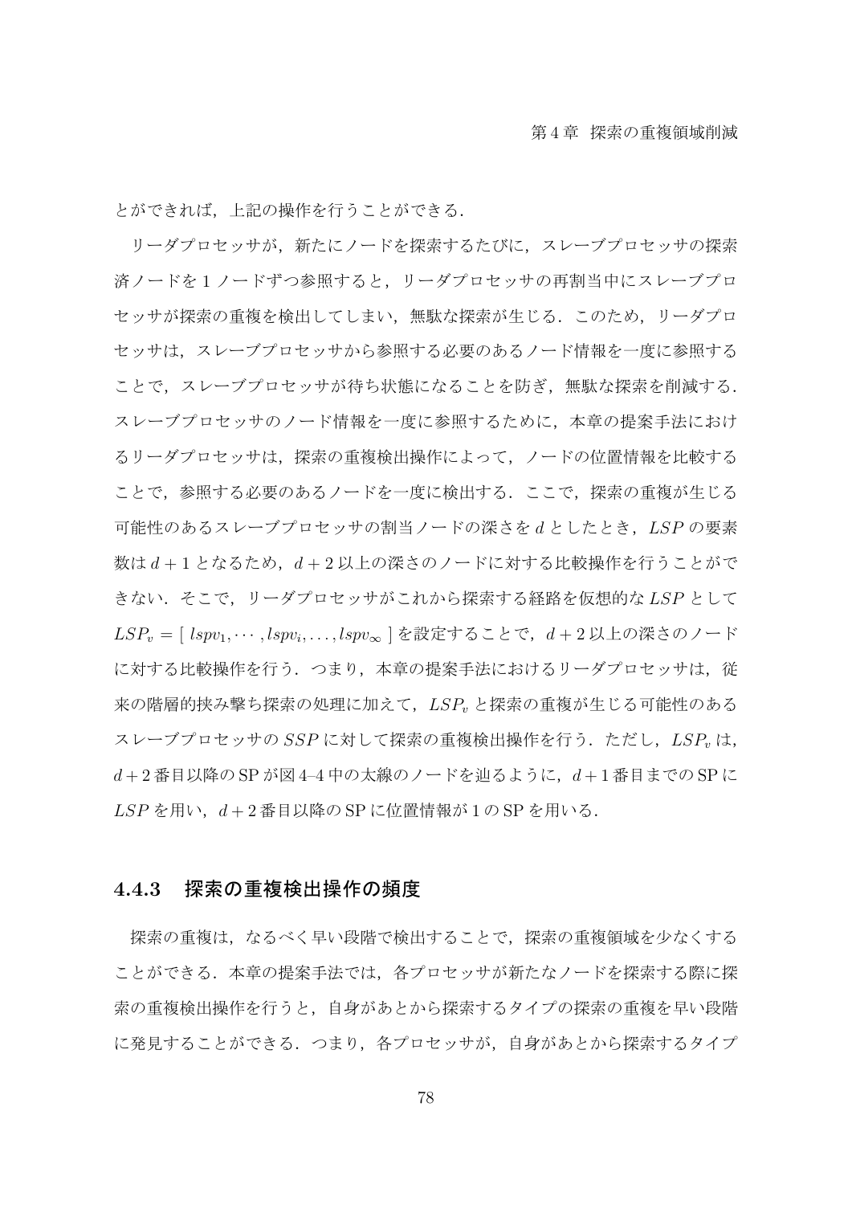とができれば，上記の操作を行うことができる．

リーダプロセッサが，新たにノードを探索するたびに，スレーブプロセッサの探索済ノードを 1 ノードずつ参照すると，リーダプロセッサの再割当中にスレーブプロセッサが探索の重複を検出してしまい，無駄な探索が生じる．このため，リーダプロセッサは，スレーブプロセッサから参照する必要のあるノード情報を一度に参照することで，スレーブプロセッサが待ち状態になることを防ぎ，無駄な探索を削減する．スレーブプロセッサのノード情報を一度に参照するために，本章の提案手法におけるリーダプロセッサは，探索の重複検出操作によって，ノードの位置情報を比較することで，参照する必要のあるノードを一度に検出する．ここで，探索の重複が生じる可能性のあるスレーブプロセッサの割当ノードの深さを $d$ としたとき，$LSP$ の要素数は $d+1$ となるため，$d+2$ 以上の深さのノードに対する比較操作を行うことができない．そこで，リーダプロセッサがこれから探索する経路を仮想的な $LSP$ として $LSP_v = [\ lspv_1, \cdots, lspv_i, \ldots, lspv_\infty\ ]$ を設定することで，$d+2$ 以上の深さのノードに対する比較操作を行う．つまり，本章の提案手法におけるリーダプロセッサは，従来の階層的挟み撃ち探索の処理に加えて，$LSP_v$ と探索の重複が生じる可能性のあるスレーブプロセッサの $SSP$ に対して探索の重複検出操作を行う．ただし，$LSP_v$ は，$d+2$ 番目以降の SP が図 4–4 中の太線のノードを辿るように，$d+1$ 番目までの SP に $LSP$ を用い，$d+2$ 番目以降の SP に位置情報が 1 の SP を用いる．

### 4.4.3 探索の重複検出操作の頻度

探索の重複は，なるべく早い段階で検出することで，探索の重複領域を少なくすることができる．本章の提案手法では，各プロセッサが新たなノードを探索する際に探索の重複検出操作を行うと，自身があとから探索するタイプの探索の重複を早い段階に発見することができる．つまり，各プロセッサが，自身があとから探索するタイプ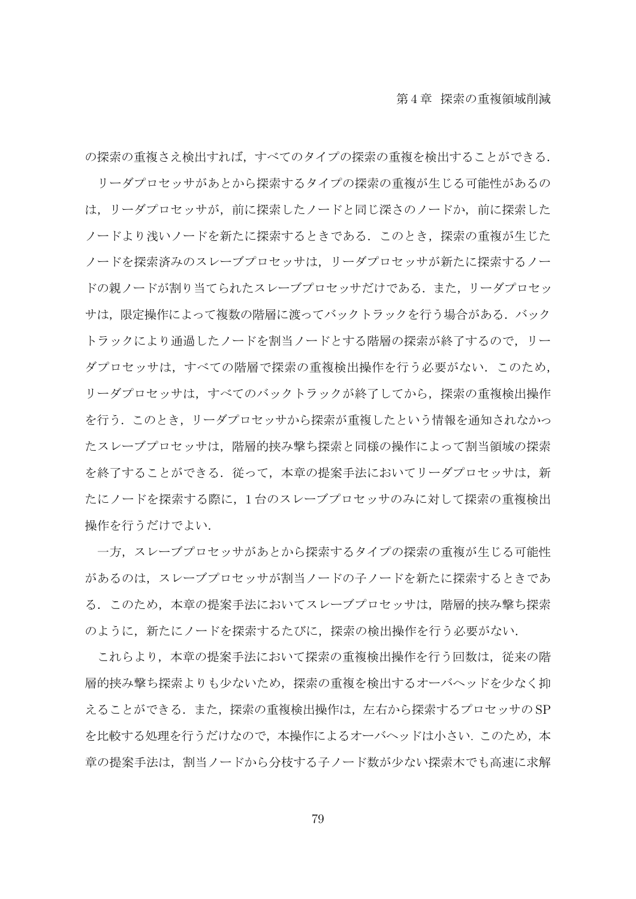の探索の重複さえ検出すれば，すべてのタイプの探索の重複を検出することができる．

リーダプロセッサがあとから探索するタイプの探索の重複が生じる可能性があるのは，リーダプロセッサが，前に探索したノードと同じ深さのノードか，前に探索したノードより浅いノードを新たに探索するときである．このとき，探索の重複が生じたノードを探索済みのスレーブプロセッサは，リーダプロセッサが新たに探索するノードの親ノードが割り当てられたスレーブプロセッサだけである．また，リーダプロセッサは，限定操作によって複数の階層に渡ってバックトラックを行う場合がある．バックトラックにより通過したノードを割当ノードとする階層の探索が終了するので，リーダプロセッサは，すべての階層で探索の重複検出操作を行う必要がない．このため，リーダプロセッサは，すべてのバックトラックが終了してから，探索の重複検出操作を行う．このとき，リーダプロセッサから探索が重複したという情報を通知されなかったスレーブプロセッサは，階層的挟み撃ち探索と同様の操作によって割当領域の探索を終了することができる．従って，本章の提案手法においてリーダプロセッサは，新たにノードを探索する際に，1 台のスレーブプロセッサのみに対して探索の重複検出操作を行うだけでよい．

一方，スレーブプロセッサがあとから探索するタイプの探索の重複が生じる可能性があるのは，スレーブプロセッサが割当ノードの子ノードを新たに探索するときである．このため，本章の提案手法においてスレーブプロセッサは，階層的挟み撃ち探索のように，新たにノードを探索するたびに，探索の検出操作を行う必要がない．

これらより，本章の提案手法において探索の重複検出操作を行う回数は，従来の階層的挟み撃ち探索よりも少ないため，探索の重複を検出するオーバヘッドを少なく抑えることができる．また，探索の重複検出操作は，左右から探索するプロセッサの SP を比較する処理を行うだけなので，本操作によるオーバヘッドは小さい．このため，本章の提案手法は，割当ノードから分枝する子ノード数が少ない探索木でも高速に求解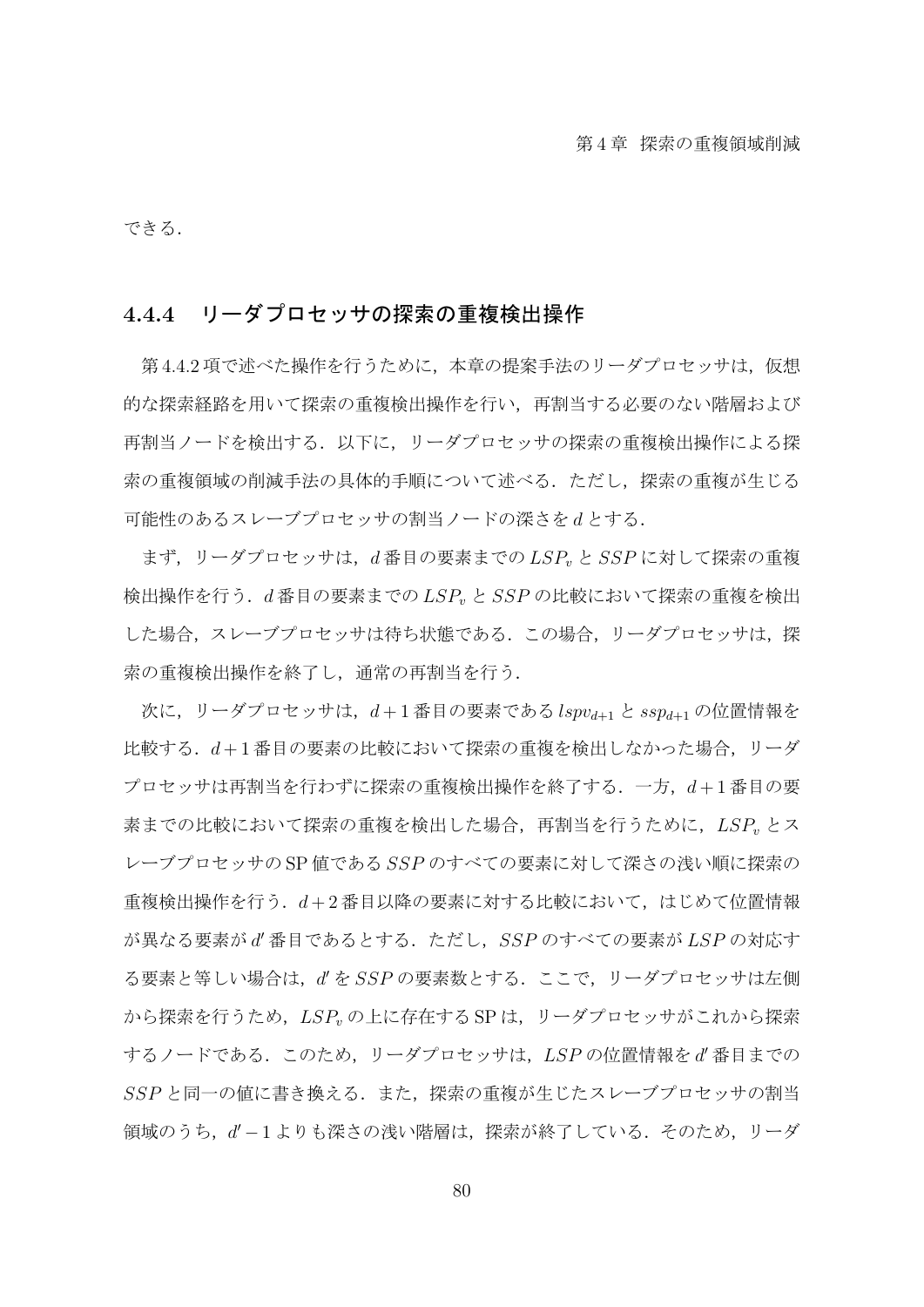できる．

### 4.4.4 リーダプロセッサの探索の重複検出操作

第 4.4.2 項で述べた操作を行うために，本章の提案手法のリーダプロセッサは，仮想的な探索経路を用いて探索の重複検出操作を行い，再割当する必要のない階層および再割当ノードを検出する．以下に，リーダプロセッサの探索の重複検出操作による探索の重複領域の削減手法の具体的手順について述べる．ただし，探索の重複が生じる可能性のあるスレーブプロセッサの割当ノードの深さを $d$ とする．

まず，リーダプロセッサは，$d$ 番目の要素までの $LSP_v$ と $SSP$ に対して探索の重複検出操作を行う．$d$ 番目の要素までの $LSP_v$ と $SSP$ の比較において探索の重複を検出した場合，スレーブプロセッサは待ち状態である．この場合，リーダプロセッサは，探索の重複検出操作を終了し，通常の再割当を行う．

次に，リーダプロセッサは，$d+1$ 番目の要素である $lspv_{d+1}$ と $ssp_{d+1}$ の位置情報を比較する．$d+1$ 番目の要素の比較において探索の重複を検出しなかった場合，リーダプロセッサは再割当を行わずに探索の重複検出操作を終了する．一方，$d+1$ 番目の要素までの比較において探索の重複を検出した場合，再割当を行うために，$LSP_v$ とスレーブプロセッサの SP 値である $SSP$ のすべての要素に対して深さの浅い順に探索の重複検出操作を行う．$d+2$ 番目以降の要素に対する比較において，はじめて位置情報が異なる要素が $d'$ 番目であるとする．ただし，$SSP$ のすべての要素が $LSP$ の対応する要素と等しい場合は，$d'$ を $SSP$ の要素数とする．ここで，リーダプロセッサは左側から探索を行うため，$LSP_v$ の上に存在する SP は，リーダプロセッサがこれから探索するノードである．このため，リーダプロセッサは，$LSP$ の位置情報を $d'$ 番目までの $SSP$ と同一の値に書き換える．また，探索の重複が生じたスレーブプロセッサの割当領域のうち，$d'-1$ よりも深さの浅い階層は，探索が終了している．そのため，リーダ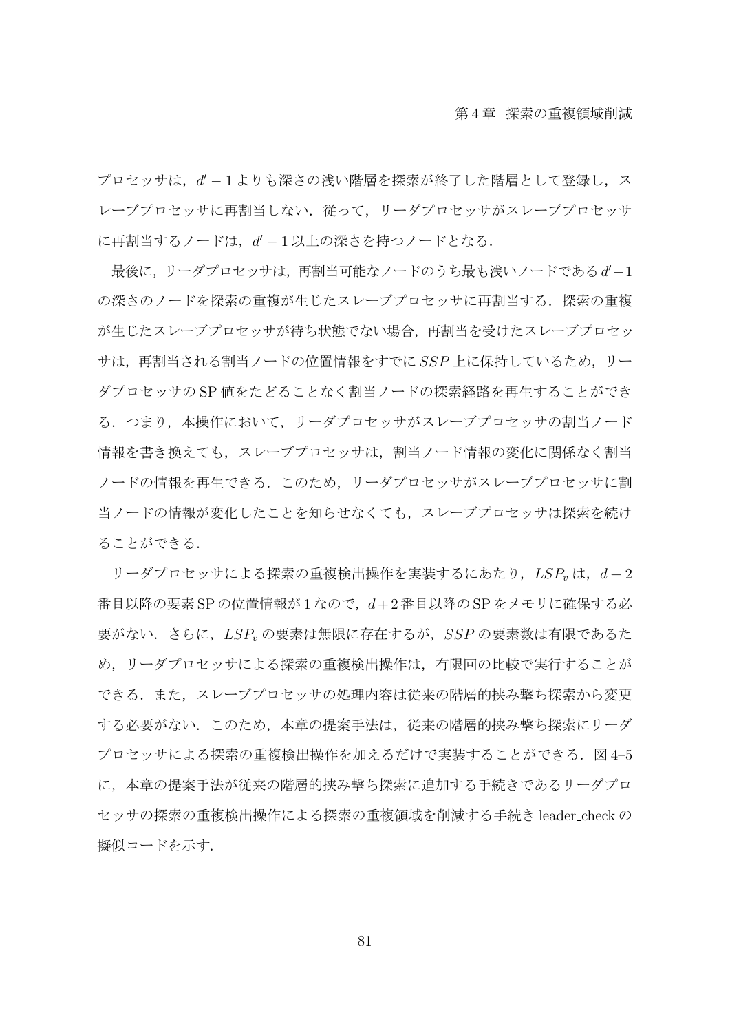プロセッサは，$d'-1$ よりも深さの浅い階層を探索が終了した階層として登録し，スレーブプロセッサに再割当しない．従って，リーダプロセッサがスレーブプロセッサに再割当するノードは，$d'-1$ 以上の深さを持つノードとなる．

最後に，リーダプロセッサは，再割当可能なノードのうち最も浅いノードである $d'-1$ の深さのノードを探索の重複が生じたスレーブプロセッサに再割当する．探索の重複が生じたスレーブプロセッサが待ち状態でない場合，再割当を受けたスレーブプロセッサは，再割当される割当ノードの位置情報をすでに $SSP$ 上に保持しているため，リーダプロセッサの SP 値をたどることなく割当ノードの探索経路を再生することができる．つまり，本操作において，リーダプロセッサがスレーブプロセッサの割当ノード情報を書き換えても，スレーブプロセッサは，割当ノード情報の変化に関係なく割当ノードの情報を再生できる．このため，リーダプロセッサがスレーブプロセッサに割当ノードの情報が変化したことを知らせなくても，スレーブプロセッサは探索を続けることができる．

リーダプロセッサによる探索の重複検出操作を実装するにあたり，$LSP_v$ は，$d+2$ 番目以降の要素 SP の位置情報が 1 なので，$d+2$ 番目以降の SP をメモリに確保する必要がない．さらに，$LSP_v$ の要素は無限に存在するが，$SSP$ の要素数は有限であるため，リーダプロセッサによる探索の重複検出操作は，有限回の比較で実行することができる．また，スレーブプロセッサの処理内容は従来の階層的挟み撃ち探索から変更する必要がない．このため，本章の提案手法は，従来の階層的挟み撃ち探索にリーダプロセッサによる探索の重複検出操作を加えるだけで実装することができる．図 4–5 に，本章の提案手法が従来の階層的挟み撃ち探索に追加する手続きであるリーダプロセッサの探索の重複検出操作による探索の重複領域を削減する手続き leader_check の擬似コードを示す．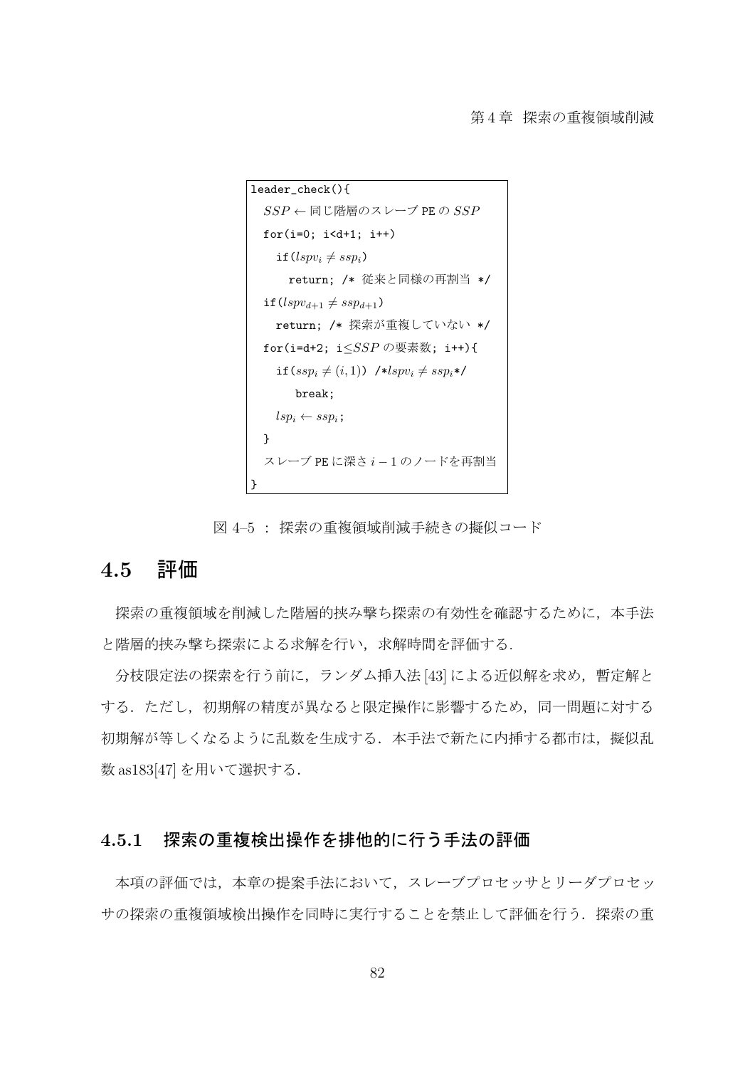```
leader_check(){
  SSP ← 同じ階層のスレーブ PE の SSP
  for(i=0; i<d+1; i++)
    if(lspv_i ≠ ssp_i)
      return; /* 従来と同様の再割当 */
  if(lspv_{d+1} ≠ ssp_{d+1})
    return; /* 探索が重複していない */
  for(i=d+2; i≤SSP の要素数; i++){
    if(ssp_i ≠ (i,1)) /*lspv_i ≠ ssp_i*/
      break;
    lsp_i ← ssp_i;
  }
  スレーブ PE に深さ i − 1 のノードを再割当
}
```

図 4–5 ： 探索の重複領域削減手続きの擬似コード

## 4.5 評価

探索の重複領域を削減した階層的挟み撃ち探索の有効性を確認するために，本手法と階層的挟み撃ち探索による求解を行い，求解時間を評価する．

分枝限定法の探索を行う前に，ランダム挿入法 [43] による近似解を求め，暫定解とする．ただし，初期解の精度が異なると限定操作に影響するため，同一問題に対する初期解が等しくなるように乱数を生成する．本手法で新たに内挿する都市は，擬似乱数 as183[47] を用いて選択する．

### 4.5.1 探索の重複検出操作を排他的に行う手法の評価

本項の評価では，本章の提案手法において，スレーブプロセッサとリーダプロセッサの探索の重複領域検出操作を同時に実行することを禁止して評価を行う．探索の重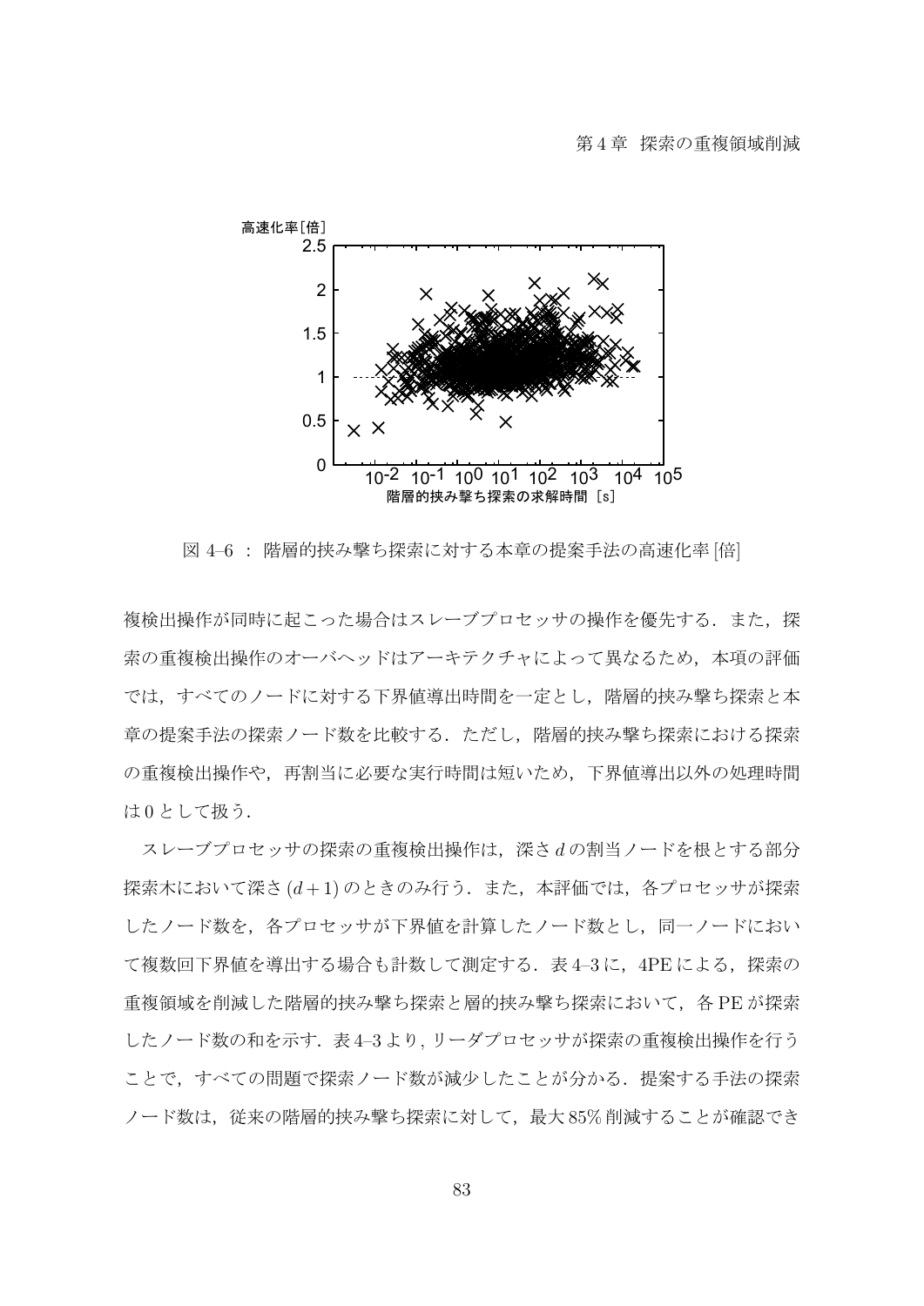図 4–6 ： 階層的挟み撃ち探索に対する本章の提案手法の高速化率 [倍]

複検出操作が同時に起こった場合はスレーブプロセッサの操作を優先する．また，探索の重複検出操作のオーバヘッドはアーキテクチャによって異なるため，本項の評価では，すべてのノードに対する下界値導出時間を一定とし，階層的挟み撃ち探索と本章の提案手法の探索ノード数を比較する．ただし，階層的挟み撃ち探索における探索の重複検出操作や，再割当に必要な実行時間は短いため，下界値導出以外の処理時間は 0 として扱う．

スレーブプロセッサの探索の重複検出操作は，深さ $d$ の割当ノードを根とする部分探索木において深さ $(d+1)$ のときのみ行う．また，本評価では，各プロセッサが探索したノード数を，各プロセッサが下界値を計算したノード数とし，同一ノードにおいて複数回下界値を導出する場合も計数して測定する．表 4–3 に，4PE による，探索の重複領域を削減した階層的挟み撃ち探索と層的挟み撃ち探索において，各 PE が探索したノード数の和を示す．表 4–3 より，リーダプロセッサが探索の重複検出操作を行うことで，すべての問題で探索ノード数が減少したことが分かる．提案する手法の探索ノード数は，従来の階層的挟み撃ち探索に対して，最大 85% 削減することが確認でき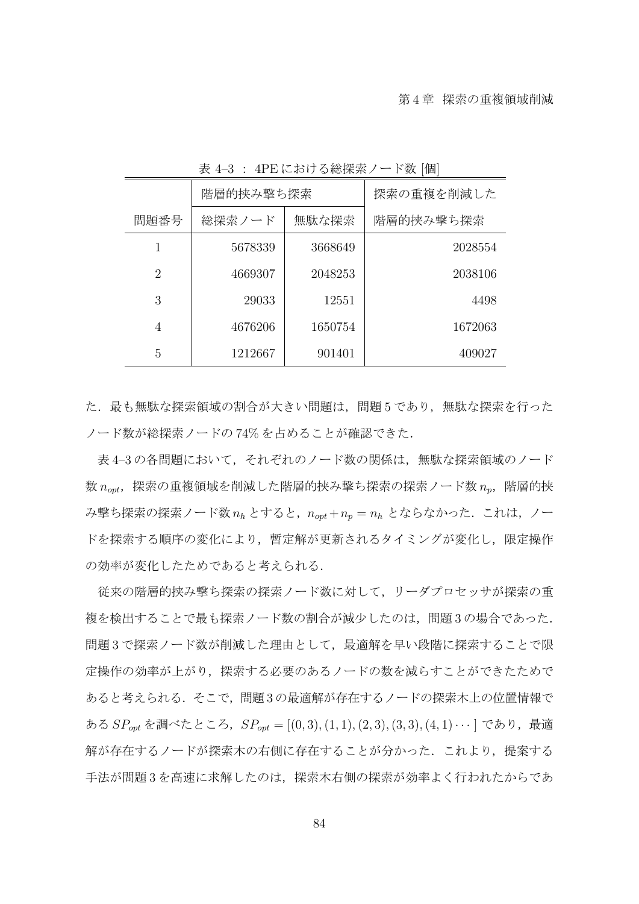表 4–3 ： 4PE における総探索ノード数 [個]

| | 階層的挟み撃ち探索 | | 探索の重複を削減した |
|---|---|---|---|
| 問題番号 | 総探索ノード | 無駄な探索 | 階層的挟み撃ち探索 |
| 1 | 5678339 | 3668649 | 2028554 |
| 2 | 4669307 | 2048253 | 2038106 |
| 3 | 29033 | 12551 | 4498 |
| 4 | 4676206 | 1650754 | 1672063 |
| 5 | 1212667 | 901401 | 409027 |

た．最も無駄な探索領域の割合が大きい問題は，問題 5 であり，無駄な探索を行ったノード数が総探索ノードの 74% を占めることが確認できた．

表 4–3 の各問題において，それぞれのノード数の関係は，無駄な探索領域のノード数 $n_{opt}$，探索の重複領域を削減した階層的挟み撃ち探索の探索ノード数 $n_p$，階層的挟み撃ち探索の探索ノード数 $n_h$ とすると，$n_{opt} + n_p = n_h$ とならなかった．これは，ノードを探索する順序の変化により，暫定解が更新されるタイミングが変化し，限定操作の効率が変化したためであると考えられる．

従来の階層的挟み撃ち探索の探索ノード数に対して，リーダプロセッサが探索の重複を検出することで最も探索ノード数の割合が減少したのは，問題 3 の場合であった．問題 3 で探索ノード数が削減した理由として，最適解を早い段階に探索することで限定操作の効率が上がり，探索する必要のあるノードの数を減らすことができたためであると考えられる．そこで，問題 3 の最適解が存在するノードの探索木上の位置情報である $SP_{opt}$ を調べたところ，$SP_{opt} = [(0,3),(1,1),(2,3),(3,3),(4,1)\cdots]$ であり，最適解が存在するノードが探索木の右側に存在することが分かった．これより，提案する手法が問題 3 を高速に求解したのは，探索木右側の探索が効率よく行われたからであ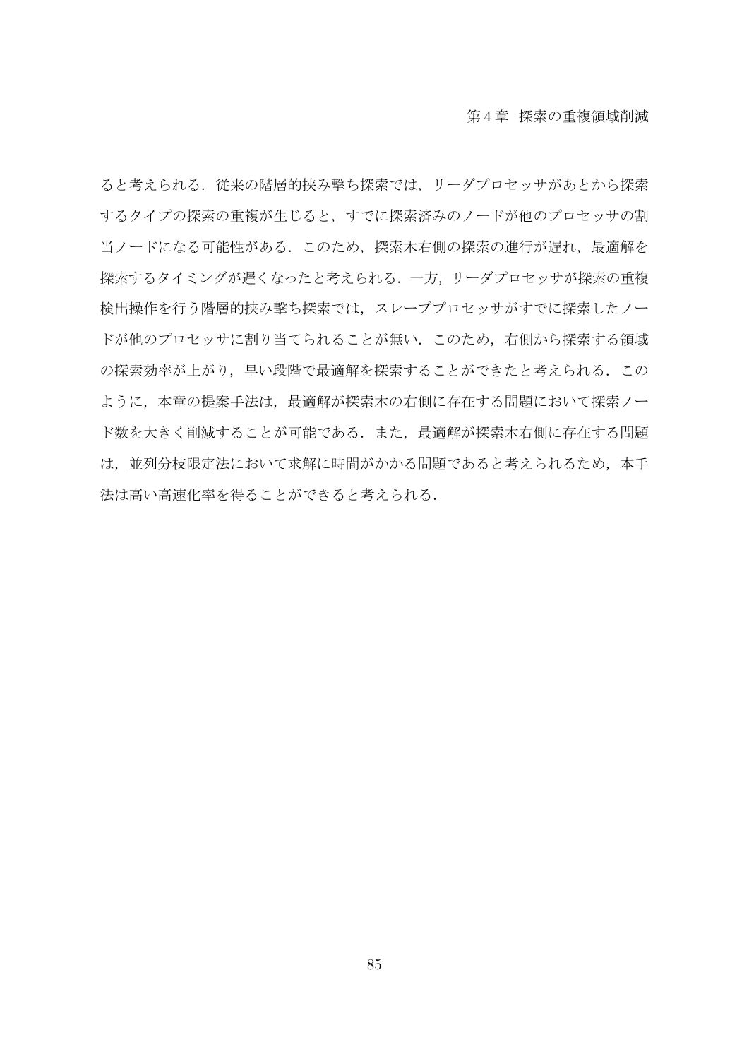ると考えられる．従来の階層的挟み撃ち探索では，リーダプロセッサがあとから探索するタイプの探索の重複が生じると，すでに探索済みのノードが他のプロセッサの割当ノードになる可能性がある．このため，探索木右側の探索の進行が遅れ，最適解を探索するタイミングが遅くなったと考えられる．一方，リーダプロセッサが探索の重複検出操作を行う階層的挟み撃ち探索では，スレーブプロセッサがすでに探索したノードが他のプロセッサに割り当てられることが無い．このため，右側から探索する領域の探索効率が上がり，早い段階で最適解を探索することができたと考えられる．このように，本章の提案手法は，最適解が探索木の右側に存在する問題において探索ノード数を大きく削減することが可能である．また，最適解が探索木右側に存在する問題は，並列分枝限定法において求解に時間がかかる問題であると考えられるため，本手法は高い高速化率を得ることができると考えられる．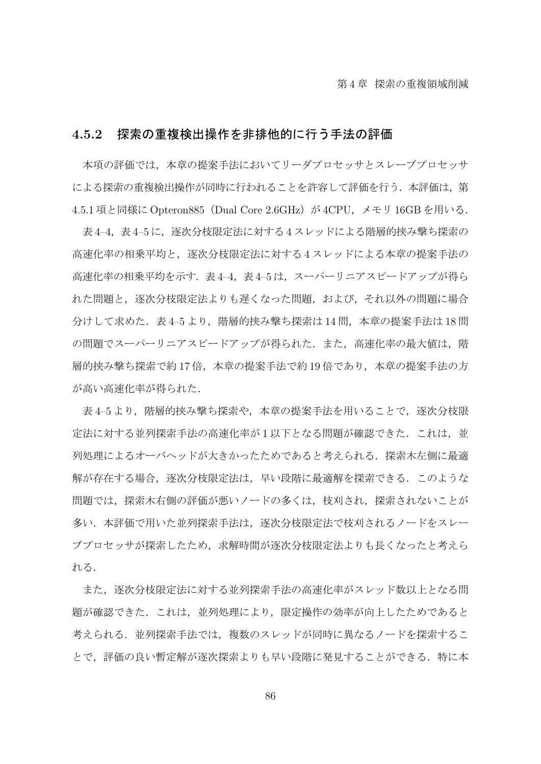### 4.5.2　探索の重複検出操作を非排他的に行う手法の評価

本項の評価では，本章の提案手法においてリーダプロセッサとスレーブプロセッサによる探索の重複検出操作が同時に行われることを許容して評価を行う．本評価は，第4.5.1項と同様にOpteron885（Dual Core 2.6GHz）が4CPU，メモリ16GBを用いる．

表4–4，表4–5に，逐次分枝限定法に対する4スレッドによる階層的挟み撃ち探索の高速化率の相乗平均と，逐次分枝限定法に対する4スレッドによる本章の提案手法の高速化率の相乗平均を示す．表4–4，表4–5は，スーパーリニアスピードアップが得られた問題と，逐次分枝限定法よりも遅くなった問題，および，それ以外の問題に場合分けして求めた．表4–5より，階層的挟み撃ち探索は14問，本章の提案手法は18問の問題でスーパーリニアスピードアップが得られた．また，高速化率の最大値は，階層的挟み撃ち探索で約17倍，本章の提案手法で約19倍であり，本章の提案手法の方が高い高速化率が得られた．

表4–5より，階層的挟み撃ち探索や，本章の提案手法を用いることで，逐次分枝限定法に対する並列探索手法の高速化率が1以下となる問題が確認できた．これは，並列処理によるオーバヘッドが大きかったためであると考えられる．探索木左側に最適解が存在する場合，逐次分枝限定法は，早い段階に最適解を探索できる．このような問題では，探索木右側の評価が悪いノードの多くは，枝刈され，探索されないことが多い．本評価で用いた並列探索手法は，逐次分枝限定法で枝刈されるノードをスレーブプロセッサが探索したため，求解時間が逐次分枝限定法よりも長くなったと考えられる．

また，逐次分枝限定法に対する並列探索手法の高速化率がスレッド数以上となる問題が確認できた．これは，並列処理により，限定操作の効率が向上したためであると考えられる．並列探索手法では，複数のスレッドが同時に異なるノードを探索することで，評価の良い暫定解が逐次探索よりも早い段階に発見することができる．特に本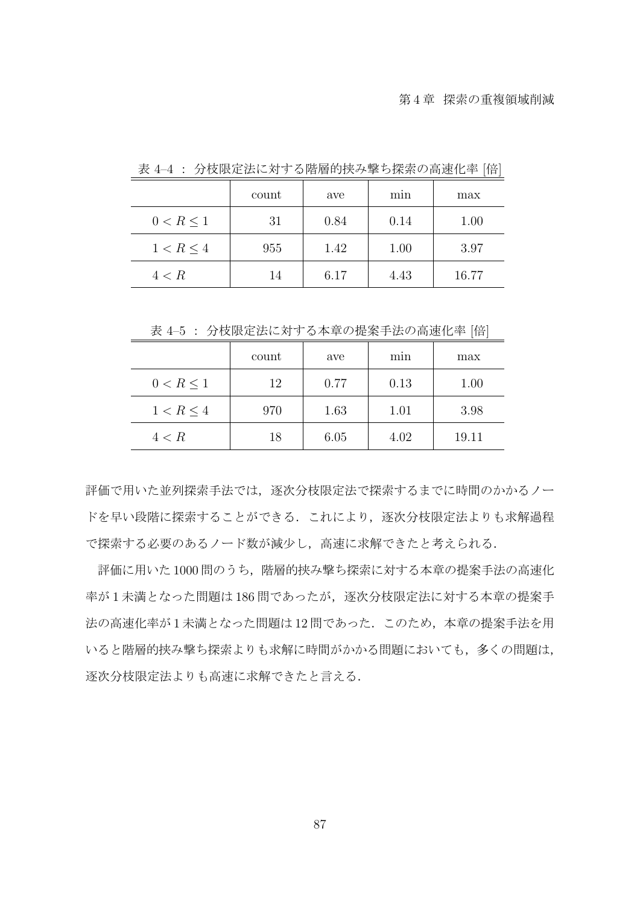表 4–4 ： 分枝限定法に対する階層的挟み撃ち探索の高速化率 [倍]

|  | count | ave | min | max |
|---|---|---|---|---|
| $0 < R \leq 1$ | 31 | 0.84 | 0.14 | 1.00 |
| $1 < R \leq 4$ | 955 | 1.42 | 1.00 | 3.97 |
| $4 < R$ | 14 | 6.17 | 4.43 | 16.77 |

表 4–5 ： 分枝限定法に対する本章の提案手法の高速化率 [倍]

|  | count | ave | min | max |
|---|---|---|---|---|
| $0 < R \leq 1$ | 12 | 0.77 | 0.13 | 1.00 |
| $1 < R \leq 4$ | 970 | 1.63 | 1.01 | 3.98 |
| $4 < R$ | 18 | 6.05 | 4.02 | 19.11 |

評価で用いた並列探索手法では，逐次分枝限定法で探索するまでに時間のかかるノードを早い段階に探索することができる．これにより，逐次分枝限定法よりも求解過程で探索する必要のあるノード数が減少し，高速に求解できたと考えられる．

評価に用いた 1000 問のうち，階層的挟み撃ち探索に対する本章の提案手法の高速化率が 1 未満となった問題は 186 問であったが，逐次分枝限定法に対する本章の提案手法の高速化率が 1 未満となった問題は 12 問であった．このため，本章の提案手法を用いると階層的挟み撃ち探索よりも求解に時間がかかる問題においても，多くの問題は，逐次分枝限定法よりも高速に求解できたと言える．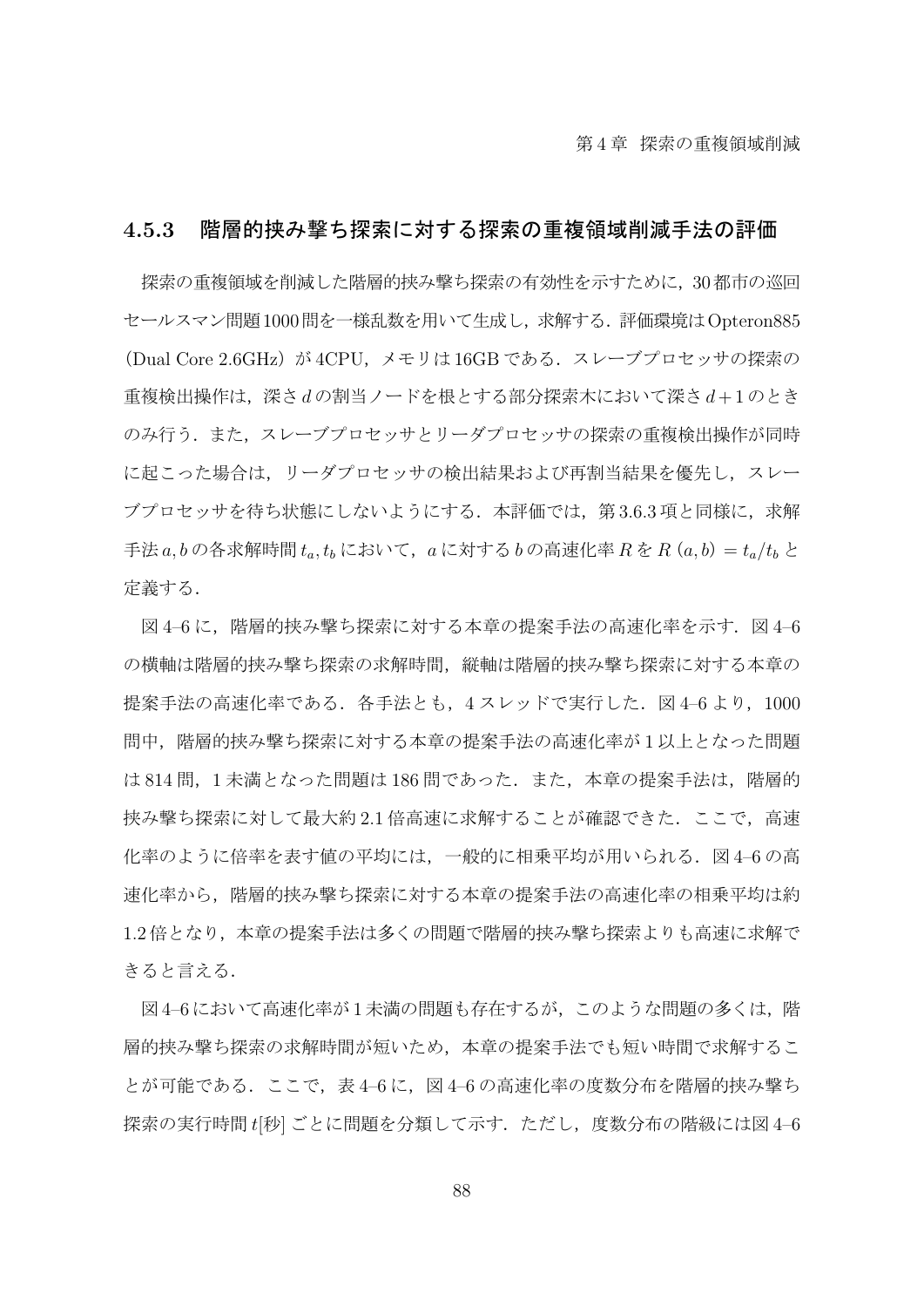### 4.5.3　階層的挟み撃ち探索に対する探索の重複領域削減手法の評価

探索の重複領域を削減した階層的挟み撃ち探索の有効性を示すために，30 都市の巡回セールスマン問題1000問を一様乱数を用いて生成し，求解する．評価環境はOpteron885（Dual Core 2.6GHz）が 4CPU，メモリは 16GB である．スレーブプロセッサの探索の重複検出操作は，深さ $d$ の割当ノードを根とする部分探索木において深さ $d+1$ のときのみ行う．また，スレーブプロセッサとリーダプロセッサの探索の重複検出操作が同時に起こった場合は，リーダプロセッサの検出結果および再割当結果を優先し，スレーブプロセッサを待ち状態にしないようにする．本評価では，第 3.6.3 項と同様に，求解手法 $a, b$ の各求解時間 $t_a, t_b$ において，$a$ に対する $b$ の高速化率 $R$ を $R\,(a,b) = t_a/t_b$ と定義する．

図 4–6 に，階層的挟み撃ち探索に対する本章の提案手法の高速化率を示す．図 4–6 の横軸は階層的挟み撃ち探索の求解時間，縦軸は階層的挟み撃ち探索に対する本章の提案手法の高速化率である．各手法とも，4 スレッドで実行した．図 4–6 より，1000 問中，階層的挟み撃ち探索に対する本章の提案手法の高速化率が 1 以上となった問題は 814 問，1 未満となった問題は 186 問であった．また，本章の提案手法は，階層的挟み撃ち探索に対して最大約 2.1 倍高速に求解することが確認できた．ここで，高速化率のように倍率を表す値の平均には，一般的に相乗平均が用いられる．図 4–6 の高速化率から，階層的挟み撃ち探索に対する本章の提案手法の高速化率の相乗平均は約 1.2 倍となり，本章の提案手法は多くの問題で階層的挟み撃ち探索よりも高速に求解できると言える．

図 4–6 において高速化率が 1 未満の問題も存在するが，このような問題の多くは，階層的挟み撃ち探索の求解時間が短いため，本章の提案手法でも短い時間で求解することが可能である．ここで，表 4–6 に，図 4–6 の高速化率の度数分布を階層的挟み撃ち探索の実行時間 $t$[秒] ごとに問題を分類して示す．ただし，度数分布の階級には図 4–6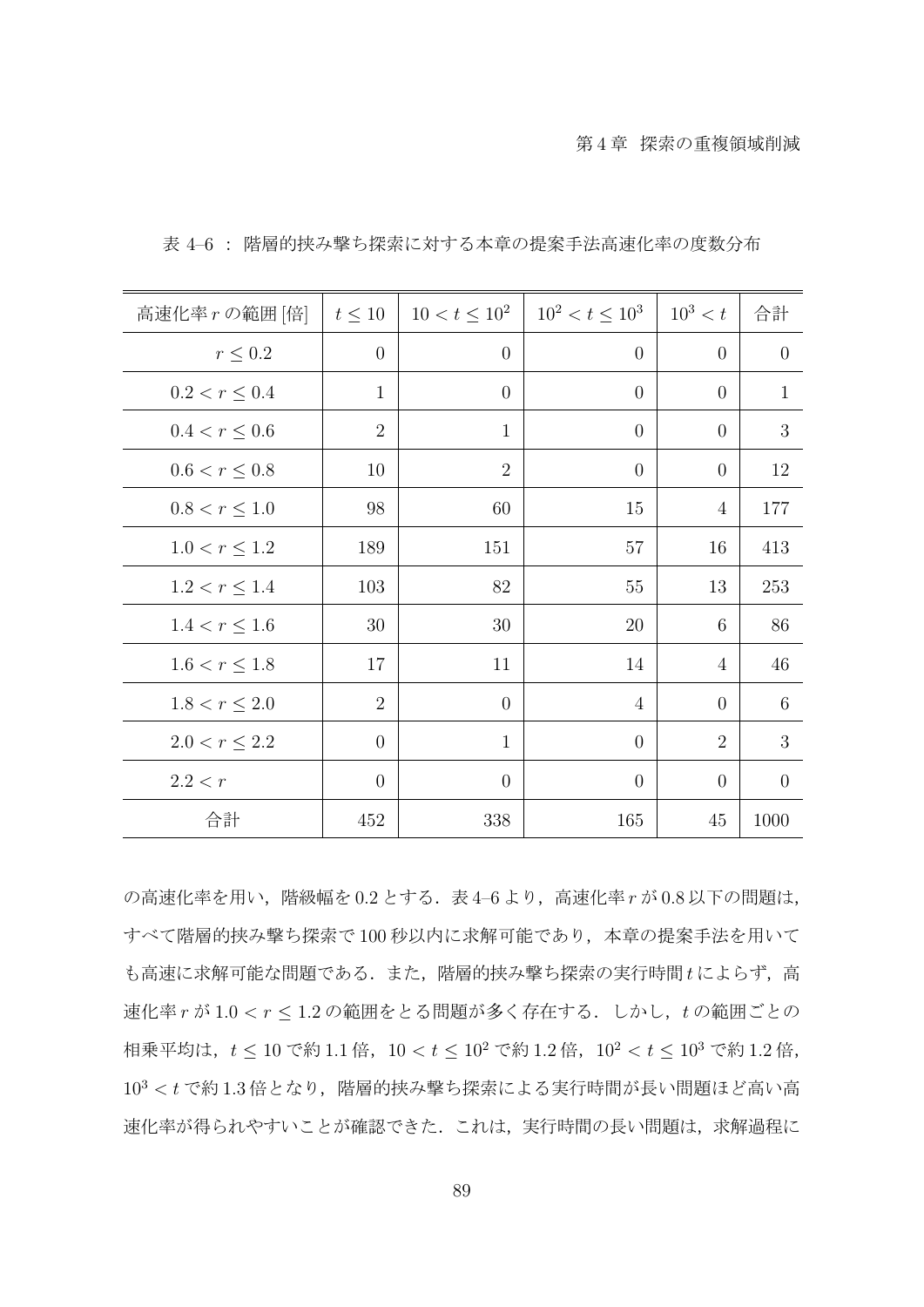表 4–6 ： 階層的挟み撃ち探索に対する本章の提案手法高速化率の度数分布

| 高速化率 $r$ の範囲 [倍] | $t \leq 10$ | $10 < t \leq 10^2$ | $10^2 < t \leq 10^3$ | $10^3 < t$ | 合計 |
|---|---|---|---|---|---|
| $r \leq 0.2$ | 0 | 0 | 0 | 0 | 0 |
| $0.2 < r \leq 0.4$ | 1 | 0 | 0 | 0 | 1 |
| $0.4 < r \leq 0.6$ | 2 | 1 | 0 | 0 | 3 |
| $0.6 < r \leq 0.8$ | 10 | 2 | 0 | 0 | 12 |
| $0.8 < r \leq 1.0$ | 98 | 60 | 15 | 4 | 177 |
| $1.0 < r \leq 1.2$ | 189 | 151 | 57 | 16 | 413 |
| $1.2 < r \leq 1.4$ | 103 | 82 | 55 | 13 | 253 |
| $1.4 < r \leq 1.6$ | 30 | 30 | 20 | 6 | 86 |
| $1.6 < r \leq 1.8$ | 17 | 11 | 14 | 4 | 46 |
| $1.8 < r \leq 2.0$ | 2 | 0 | 4 | 0 | 6 |
| $2.0 < r \leq 2.2$ | 0 | 1 | 0 | 2 | 3 |
| $2.2 < r$ | 0 | 0 | 0 | 0 | 0 |
| 合計 | 452 | 338 | 165 | 45 | 1000 |

の高速化率を用い，階級幅を 0.2 とする．表 4–6 より，高速化率 $r$ が 0.8 以下の問題は，すべて階層的挟み撃ち探索で 100 秒以内に求解可能であり，本章の提案手法を用いても高速に求解可能な問題である．また，階層的挟み撃ち探索の実行時間 $t$ によらず，高速化率 $r$ が $1.0 < r \leq 1.2$ の範囲をとる問題が多く存在する．しかし，$t$ の範囲ごとの相乗平均は，$t \leq 10$ で約 1.1 倍，$10 < t \leq 10^2$ で約 1.2 倍，$10^2 < t \leq 10^3$ で約 1.2 倍，$10^3 < t$ で約 1.3 倍となり，階層的挟み撃ち探索による実行時間が長い問題ほど高い高速化率が得られやすいことが確認できた．これは，実行時間の長い問題は，求解過程に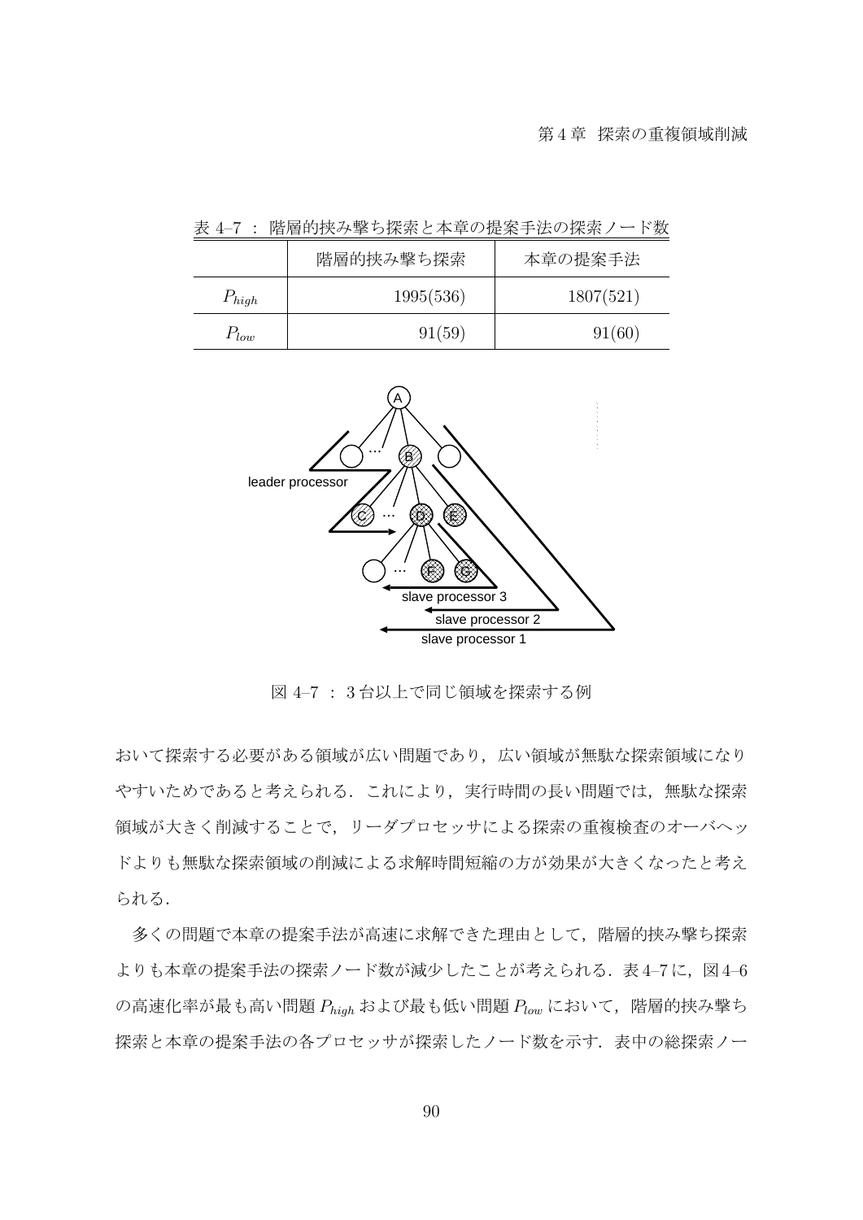表 4–7 ： 階層的挟み撃ち探索と本章の提案手法の探索ノード数

| | 階層的挟み撃ち探索 | 本章の提案手法 |
|---|---|---|
| $P_{high}$ | 1995(536) | 1807(521) |
| $P_{low}$ | 91(59) | 91(60) |

図 4–7 ： 3 台以上で同じ領域を探索する例

おいて探索する必要がある領域が広い問題であり，広い領域が無駄な探索領域になりやすいためであると考えられる．これにより，実行時間の長い問題では，無駄な探索領域が大きく削減することで，リーダプロセッサによる探索の重複検査のオーバヘッドよりも無駄な探索領域の削減による求解時間短縮の方が効果が大きくなったと考えられる．

多くの問題で本章の提案手法が高速に求解できた理由として，階層的挟み撃ち探索よりも本章の提案手法の探索ノード数が減少したことが考えられる．表 4–7 に，図 4–6 の高速化率が最も高い問題 $P_{high}$ および最も低い問題 $P_{low}$ において，階層的挟み撃ち探索と本章の提案手法の各プロセッサが探索したノード数を示す．表中の総探索ノー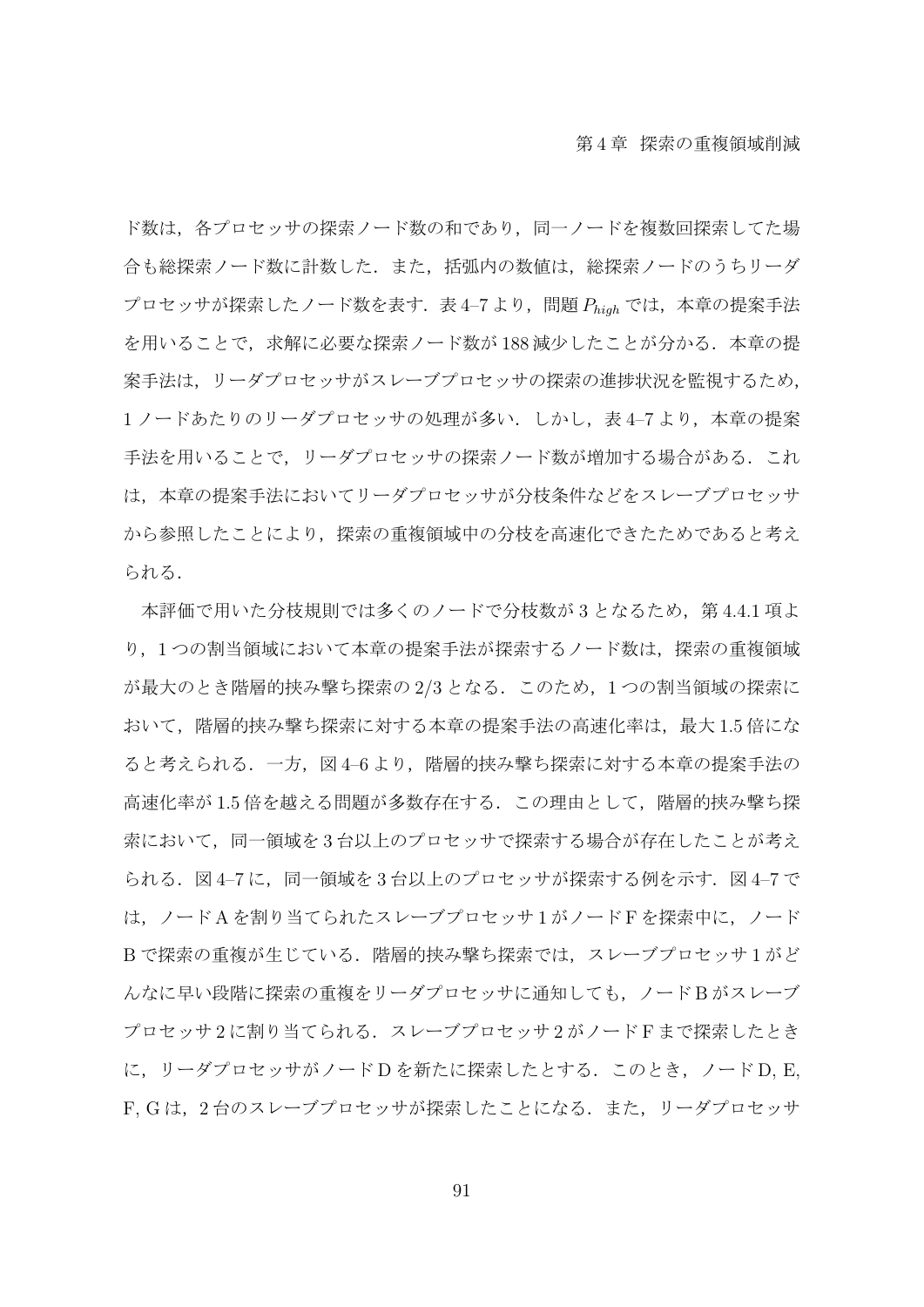ド数は，各プロセッサの探索ノード数の和であり，同一ノードを複数回探索してた場合も総探索ノード数に計数した．また，括弧内の数値は，総探索ノードのうちリーダプロセッサが探索したノード数を表す．表 4–7 より，問題 $P_{high}$ では，本章の提案手法を用いることで，求解に必要な探索ノード数が 188 減少したことが分かる．本章の提案手法は，リーダプロセッサがスレーブプロセッサの探索の進捗状況を監視するため，1 ノードあたりのリーダプロセッサの処理が多い．しかし，表 4–7 より，本章の提案手法を用いることで，リーダプロセッサの探索ノード数が増加する場合がある．これは，本章の提案手法においてリーダプロセッサが分枝条件などをスレーブプロセッサから参照したことにより，探索の重複領域中の分枝を高速化できたためであると考えられる．

本評価で用いた分枝規則では多くのノードで分枝数が 3 となるため，第 4.4.1 項より，1 つの割当領域において本章の提案手法が探索するノード数は，探索の重複領域が最大のとき階層的挟み撃ち探索の 2/3 となる．このため，1 つの割当領域の探索において，階層的挟み撃ち探索に対する本章の提案手法の高速化率は，最大 1.5 倍になると考えられる．一方，図 4–6 より，階層的挟み撃ち探索に対する本章の提案手法の高速化率が 1.5 倍を越える問題が多数存在する．この理由として，階層的挟み撃ち探索において，同一領域を 3 台以上のプロセッサで探索する場合が存在したことが考えられる．図 4–7 に，同一領域を 3 台以上のプロセッサが探索する例を示す．図 4–7 では，ノード A を割り当てられたスレーブプロセッサ 1 がノード F を探索中に，ノード B で探索の重複が生じている．階層的挟み撃ち探索では，スレーブプロセッサ 1 がどんなに早い段階に探索の重複をリーダプロセッサに通知しても，ノード B がスレーブプロセッサ 2 に割り当てられる．スレーブプロセッサ 2 がノード F まで探索したときに，リーダプロセッサがノード D を新たに探索したとする．このとき，ノード D, E, F, G は，2 台のスレーブプロセッサが探索したことになる．また，リーダプロセッサ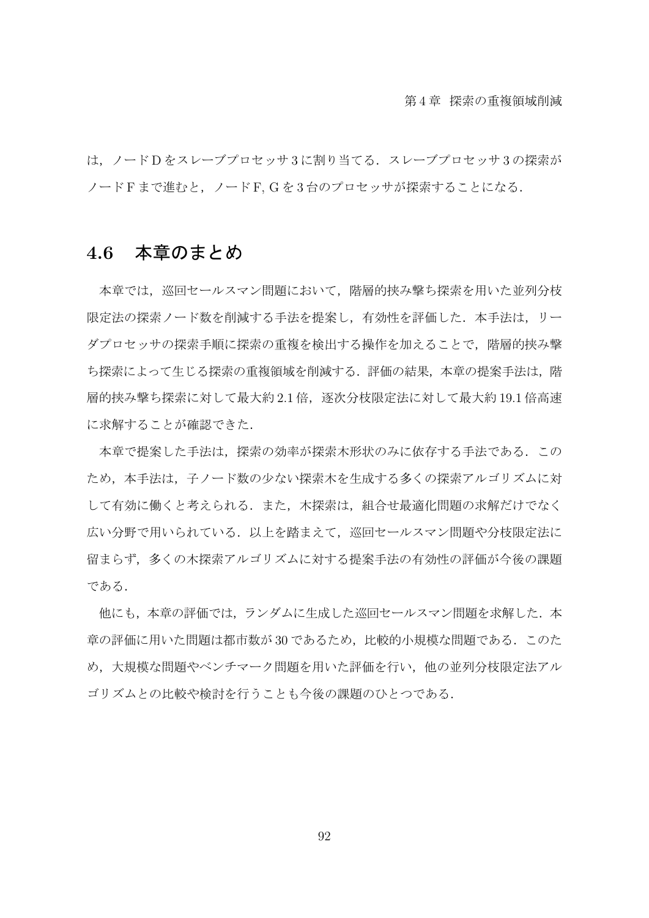は，ノードDをスレーブプロセッサ3に割り当てる．スレーブプロセッサ3の探索がノードFまで進むと，ノードF, Gを3台のプロセッサが探索することになる．

## 4.6 本章のまとめ

本章では，巡回セールスマン問題において，階層的挟み撃ち探索を用いた並列分枝限定法の探索ノード数を削減する手法を提案し，有効性を評価した．本手法は，リーダプロセッサの探索手順に探索の重複を検出する操作を加えることで，階層的挟み撃ち探索によって生じる探索の重複領域を削減する．評価の結果，本章の提案手法は，階層的挟み撃ち探索に対して最大約2.1倍，逐次分枝限定法に対して最大約19.1倍高速に求解することが確認できた．

本章で提案した手法は，探索の効率が探索木形状のみに依存する手法である．このため，本手法は，子ノード数の少ない探索木を生成する多くの探索アルゴリズムに対して有効に働くと考えられる．また，木探索は，組合せ最適化問題の求解だけでなく広い分野で用いられている．以上を踏まえて，巡回セールスマン問題や分枝限定法に留まらず，多くの木探索アルゴリズムに対する提案手法の有効性の評価が今後の課題である．

他にも，本章の評価では，ランダムに生成した巡回セールスマン問題を求解した．本章の評価に用いた問題は都市数が30であるため，比較的小規模な問題である．このため，大規模な問題やベンチマーク問題を用いた評価を行い，他の並列分枝限定法アルゴリズムとの比較や検討を行うことも今後の課題のひとつである．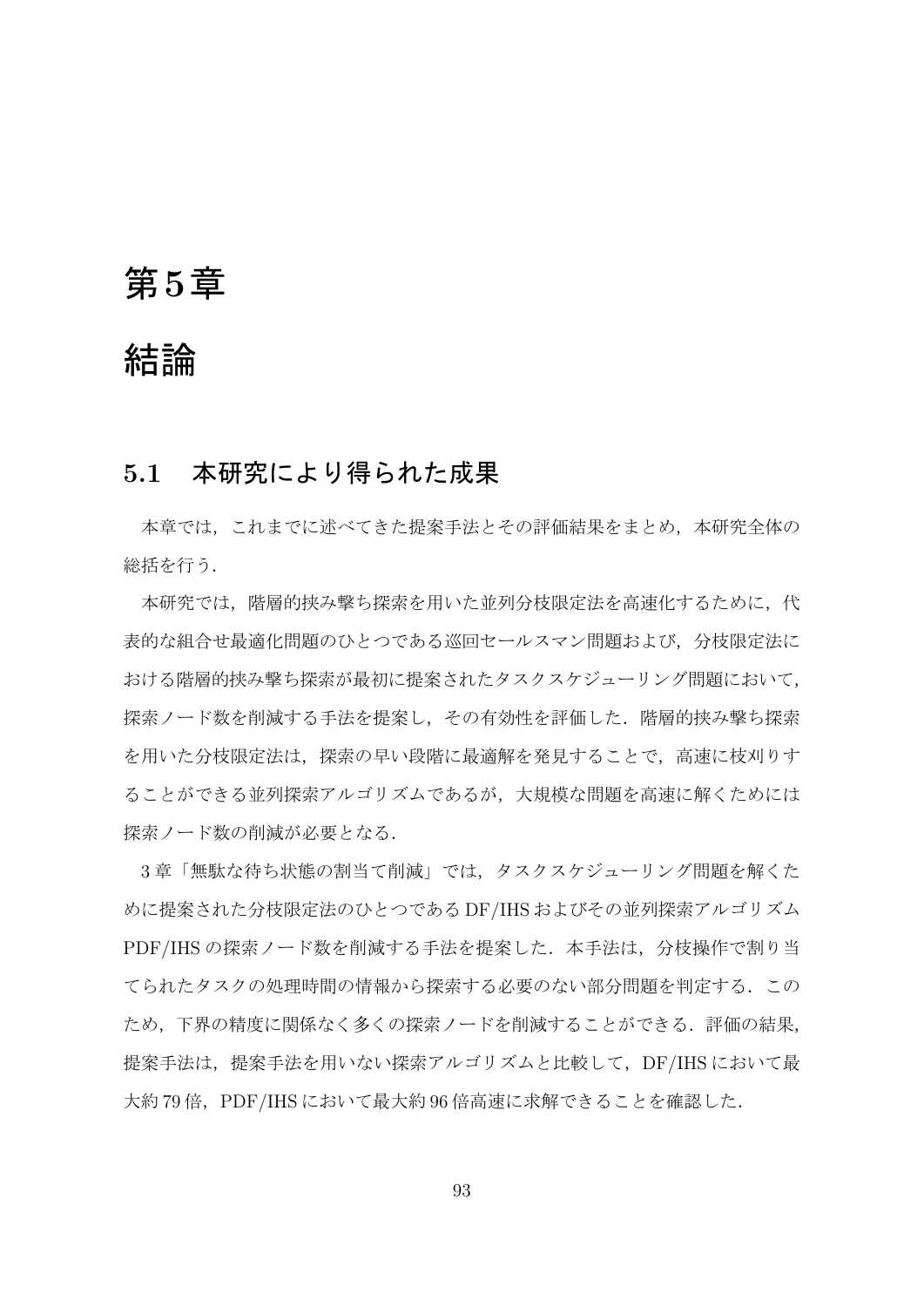# 第5章

# 結論

## 5.1　本研究により得られた成果

本章では，これまでに述べてきた提案手法とその評価結果をまとめ，本研究全体の総括を行う．

本研究では，階層的挟み撃ち探索を用いた並列分枝限定法を高速化するために，代表的な組合せ最適化問題のひとつである巡回セールスマン問題および，分枝限定法における階層的挟み撃ち探索が最初に提案されたタスクスケジューリング問題において，探索ノード数を削減する手法を提案し，その有効性を評価した．階層的挟み撃ち探索を用いた分枝限定法は，探索の早い段階に最適解を発見することで，高速に枝刈りすることができる並列探索アルゴリズムであるが，大規模な問題を高速に解くためには探索ノード数の削減が必要となる．

3章「無駄な待ち状態の割当て削減」では，タスクスケジューリング問題を解くために提案された分枝限定法のひとつであるDF/IHSおよびその並列探索アルゴリズムPDF/IHSの探索ノード数を削減する手法を提案した．本手法は，分枝操作で割り当てられたタスクの処理時間の情報から探索する必要のない部分問題を判定する．このため，下界の精度に関係なく多くの探索ノードを削減することができる．評価の結果，提案手法は，提案手法を用いない探索アルゴリズムと比較して，DF/IHSにおいて最大約79倍，PDF/IHSにおいて最大約96倍高速に求解できることを確認した．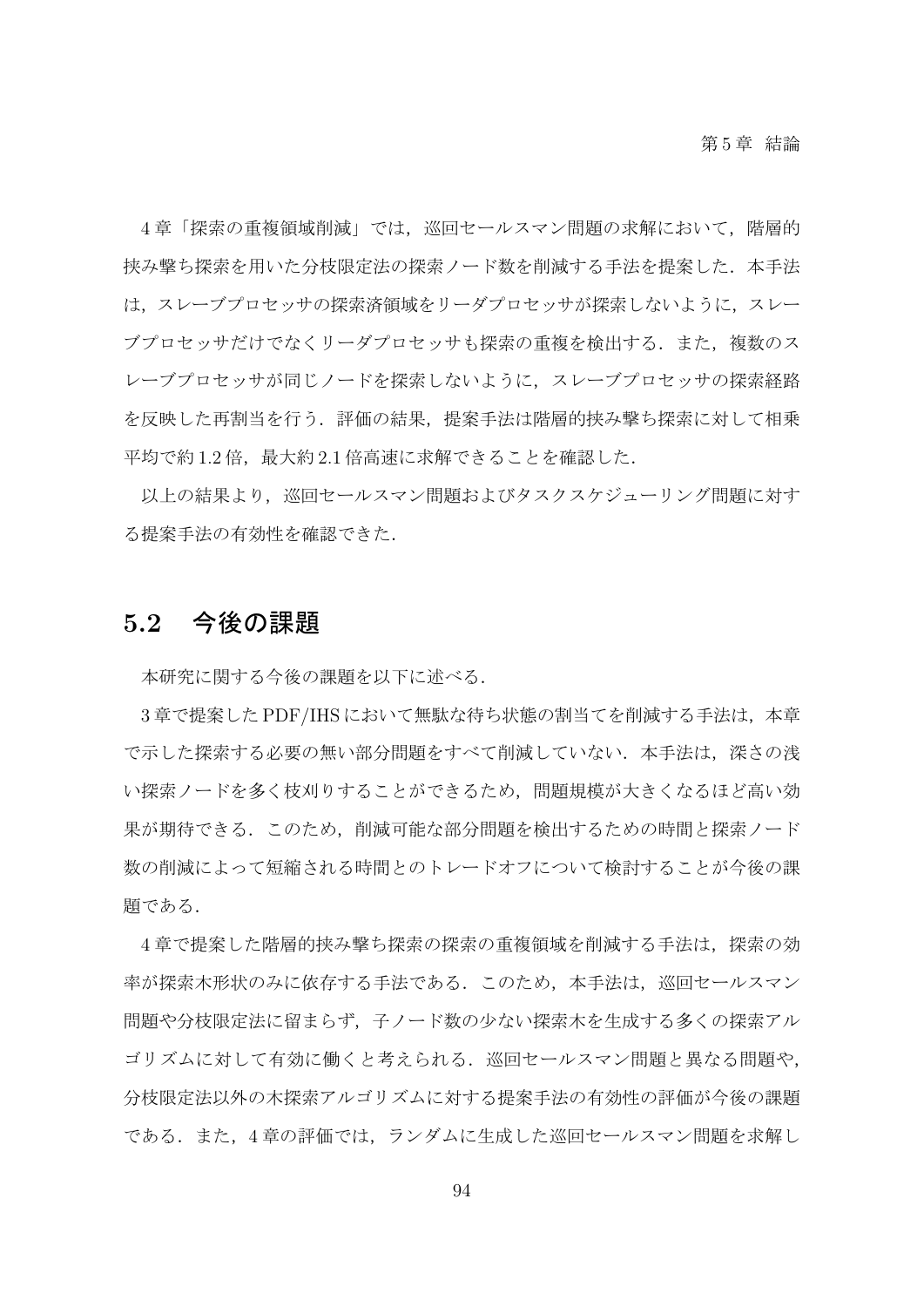4 章「探索の重複領域削減」では，巡回セールスマン問題の求解において，階層的挟み撃ち探索を用いた分枝限定法の探索ノード数を削減する手法を提案した．本手法は，スレーブプロセッサの探索済領域をリーダプロセッサが探索しないように，スレーブプロセッサだけでなくリーダプロセッサも探索の重複を検出する．また，複数のスレーブプロセッサが同じノードを探索しないように，スレーブプロセッサの探索経路を反映した再割当を行う．評価の結果，提案手法は階層的挟み撃ち探索に対して相乗平均で約 1.2 倍，最大約 2.1 倍高速に求解できることを確認した．

以上の結果より，巡回セールスマン問題およびタスクスケジューリング問題に対する提案手法の有効性を確認できた．

## 5.2 今後の課題

本研究に関する今後の課題を以下に述べる．

3 章で提案した PDF/IHS において無駄な待ち状態の割当てを削減する手法は，本章で示した探索する必要の無い部分問題をすべて削減していない．本手法は，深さの浅い探索ノードを多く枝刈りすることができるため，問題規模が大きくなるほど高い効果が期待できる．このため，削減可能な部分問題を検出するための時間と探索ノード数の削減によって短縮される時間とのトレードオフについて検討することが今後の課題である．

4 章で提案した階層的挟み撃ち探索の探索の重複領域を削減する手法は，探索の効率が探索木形状のみに依存する手法である．このため，本手法は，巡回セールスマン問題や分枝限定法に留まらず，子ノード数の少ない探索木を生成する多くの探索アルゴリズムに対して有効に働くと考えられる．巡回セールスマン問題と異なる問題や，分枝限定法以外の木探索アルゴリズムに対する提案手法の有効性の評価が今後の課題である．また，4 章の評価では，ランダムに生成した巡回セールスマン問題を求解し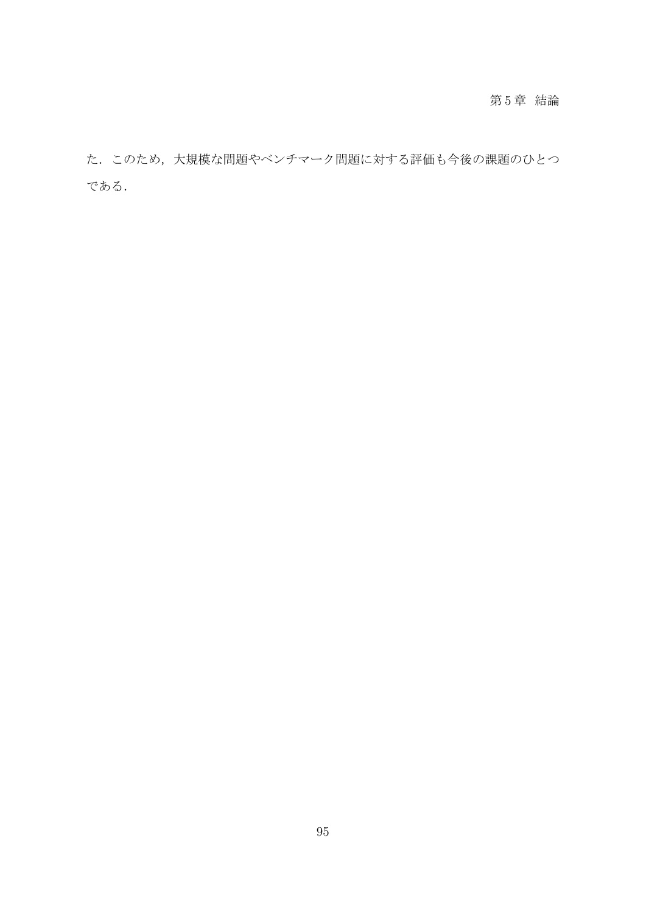た．このため，大規模な問題やベンチマーク問題に対する評価も今後の課題のひとつである．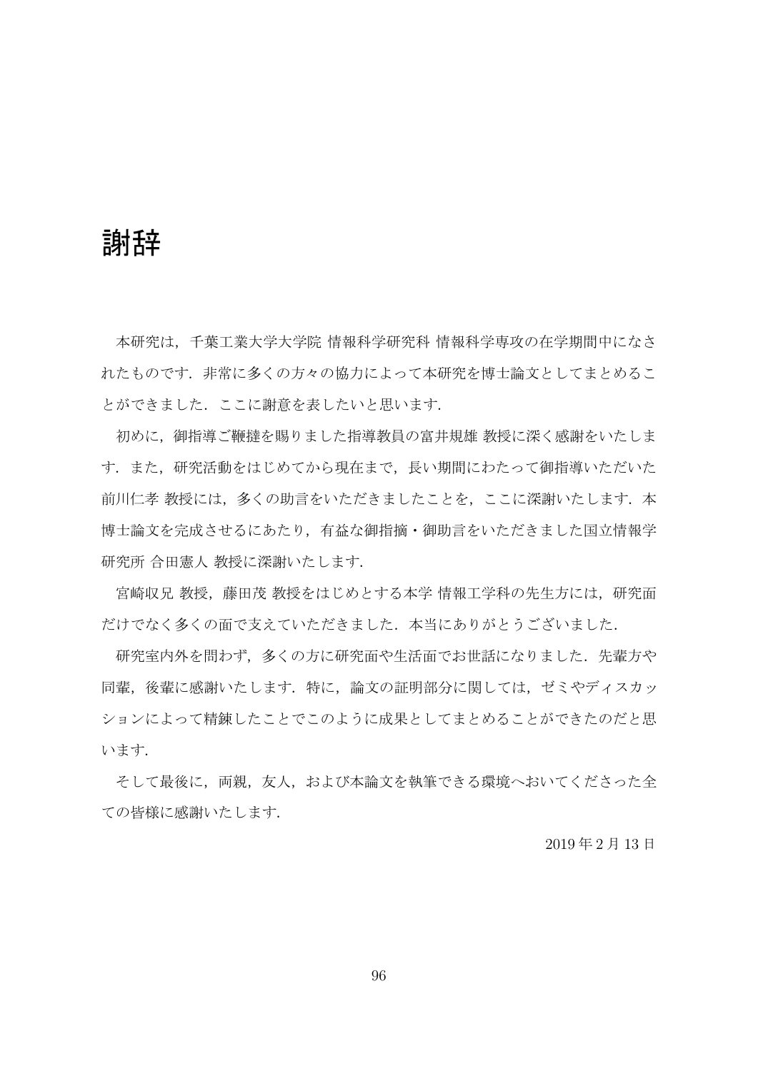# 謝辞

本研究は，千葉工業大学大学院 情報科学研究科 情報科学専攻の在学期間中になされたものです．非常に多くの方々の協力によって本研究を博士論文としてまとめることができました．ここに謝意を表したいと思います．

初めに，御指導ご鞭撻を賜りました指導教員の富井規雄 教授に深く感謝をいたします．また，研究活動をはじめてから現在まで，長い期間にわたって御指導いただいた前川仁孝 教授には，多くの助言をいただきましたことを，ここに深謝いたします．本博士論文を完成させるにあたり，有益な御指摘・御助言をいただきました国立情報学研究所 合田憲人 教授に深謝いたします．

宮崎収兄 教授，藤田茂 教授をはじめとする本学 情報工学科の先生方には，研究面だけでなく多くの面で支えていただきました．本当にありがとうございました．

研究室内外を問わず，多くの方に研究面や生活面でお世話になりました．先輩方や同輩，後輩に感謝いたします．特に，論文の証明部分に関しては，ゼミやディスカッションによって精錬したことでこのように成果としてまとめることができたのだと思います．

そして最後に，両親，友人，および本論文を執筆できる環境へおいてくださった全ての皆様に感謝いたします．

2019 年 2 月 13 日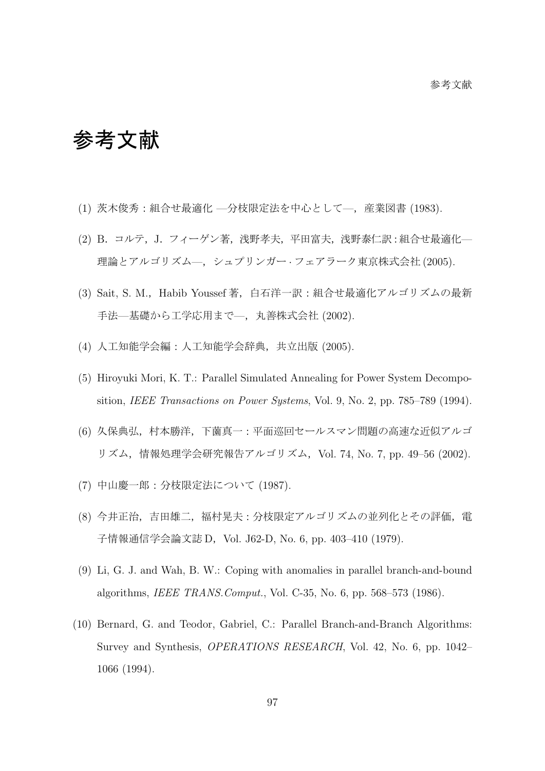# 参考文献

(1) 茨木俊秀：組合せ最適化 —分枝限定法を中心として—，産業図書 (1983).

(2) B．コルテ，J．フィーゲン著，浅野孝夫，平田富夫，浅野泰仁訳 : 組合せ最適化—理論とアルゴリズム—，シュプリンガー・フェアラーク東京株式会社 (2005).

(3) Sait, S. M.，Habib Youssef 著，白石洋一訳：組合せ最適化アルゴリズムの最新手法—基礎から工学応用まで—，丸善株式会社 (2002).

(4) 人工知能学会編：人工知能学会辞典，共立出版 (2005).

(5) Hiroyuki Mori, K. T.: Parallel Simulated Annealing for Power System Decomposition, *IEEE Transactions on Power Systems*, Vol. 9, No. 2, pp. 785–789 (1994).

(6) 久保典弘，村本勝洋，下薗真一：平面巡回セールスマン問題の高速な近似アルゴリズム，情報処理学会研究報告アルゴリズム，Vol. 74, No. 7, pp. 49–56 (2002).

(7) 中山慶一郎：分枝限定法について (1987).

(8) 今井正治，吉田雄二，福村晃夫 : 分枝限定アルゴリズムの並列化とその評価，電子情報通信学会論文誌 D，Vol. J62-D, No. 6, pp. 403–410 (1979).

(9) Li, G. J. and Wah, B. W.: Coping with anomalies in parallel branch-and-bound algorithms, *IEEE TRANS.Comput.*, Vol. C-35, No. 6, pp. 568–573 (1986).

(10) Bernard, G. and Teodor, Gabriel, C.: Parallel Branch-and-Branch Algorithms: Survey and Synthesis, *OPERATIONS RESEARCH*, Vol. 42, No. 6, pp. 1042–1066 (1994).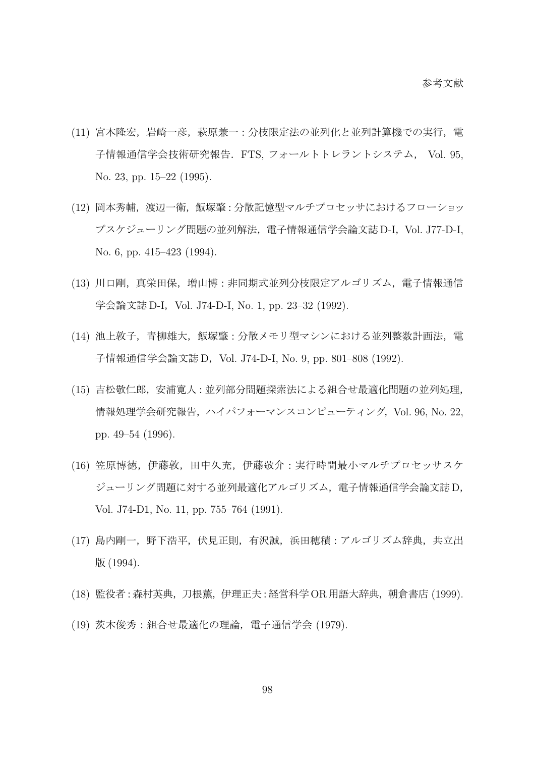(11) 宮本隆宏，岩崎一彦，萩原兼一 : 分枝限定法の並列化と並列計算機での実行，電子情報通信学会技術研究報告．FTS, フォールトトレラントシステム， Vol. 95, No. 23, pp. 15–22 (1995).

(12) 岡本秀輔，渡辺一衛，飯塚肇 : 分散記憶型マルチプロセッサにおけるフローショップスケジューリング問題の並列解法，電子情報通信学会論文誌 D-I，Vol. J77-D-I, No. 6, pp. 415–423 (1994).

(13) 川口剛，真栄田保，増山博 : 非同期式並列分枝限定アルゴリズム，電子情報通信学会論文誌 D-I，Vol. J74-D-I, No. 1, pp. 23–32 (1992).

(14) 池上敦子，青柳雄大，飯塚肇 : 分散メモリ型マシンにおける並列整数計画法，電子情報通信学会論文誌 D，Vol. J74-D-I, No. 9, pp. 801–808 (1992).

(15) 吉松敬仁郎，安浦寛人 : 並列部分問題探索法による組合せ最適化問題の並列処理，情報処理学会研究報告，ハイパフォーマンスコンピューティング，Vol. 96, No. 22, pp. 49–54 (1996).

(16) 笠原博徳，伊藤敦，田中久充，伊藤敬介 : 実行時間最小マルチプロセッサスケジューリング問題に対する並列最適化アルゴリズム，電子情報通信学会論文誌 D，Vol. J74-D1, No. 11, pp. 755–764 (1991).

(17) 島内剛一，野下浩平，伏見正則，有沢誠，浜田穂積 : アルゴリズム辞典，共立出版 (1994).

(18) 監役者 : 森村英典，刀根薫，伊理正夫 : 経営科学 OR 用語大辞典，朝倉書店 (1999).

(19) 茨木俊秀 : 組合せ最適化の理論，電子通信学会 (1979).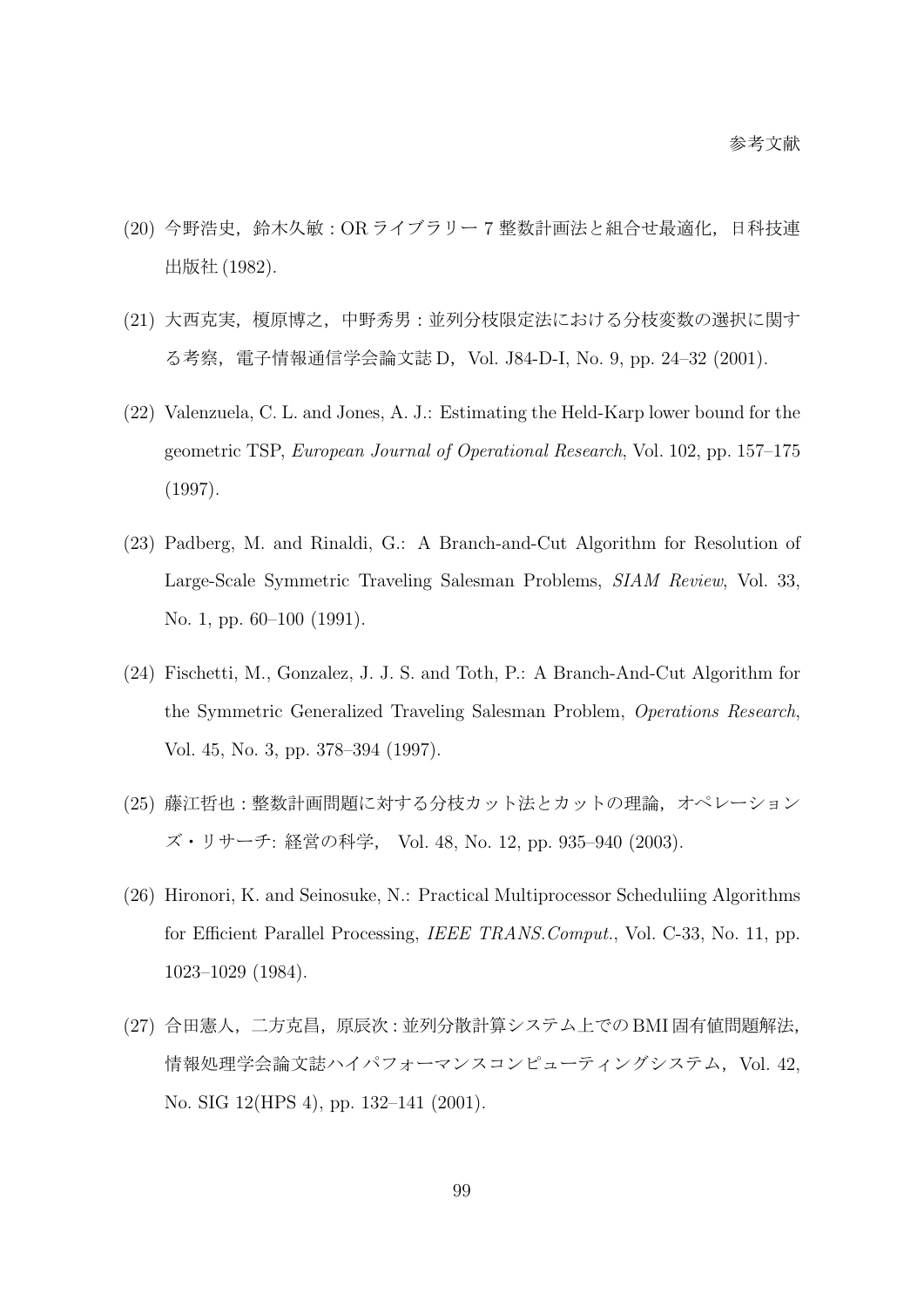(20) 今野浩史，鈴木久敏：OR ライブラリー 7 整数計画法と組合せ最適化，日科技連出版社 (1982).

(21) 大西克実，榎原博之，中野秀男：並列分枝限定法における分枝変数の選択に関する考察，電子情報通信学会論文誌 D，Vol. J84-D-I, No. 9, pp. 24–32 (2001).

(22) Valenzuela, C. L. and Jones, A. J.: Estimating the Held-Karp lower bound for the geometric TSP, *European Journal of Operational Research*, Vol. 102, pp. 157–175 (1997).

(23) Padberg, M. and Rinaldi, G.: A Branch-and-Cut Algorithm for Resolution of Large-Scale Symmetric Traveling Salesman Problems, *SIAM Review*, Vol. 33, No. 1, pp. 60–100 (1991).

(24) Fischetti, M., Gonzalez, J. J. S. and Toth, P.: A Branch-And-Cut Algorithm for the Symmetric Generalized Traveling Salesman Problem, *Operations Research*, Vol. 45, No. 3, pp. 378–394 (1997).

(25) 藤江哲也：整数計画問題に対する分枝カット法とカットの理論，オペレーションズ・リサーチ: 経営の科学， Vol. 48, No. 12, pp. 935–940 (2003).

(26) Hironori, K. and Seinosuke, N.: Practical Multiprocessor Scheduliing Algorithms for Efficient Parallel Processing, *IEEE TRANS.Comput.*, Vol. C-33, No. 11, pp. 1023–1029 (1984).

(27) 合田憲人，二方克昌，原辰次：並列分散計算システム上での BMI 固有値問題解法，情報処理学会論文誌ハイパフォーマンスコンピューティングシステム，Vol. 42, No. SIG 12(HPS 4), pp. 132–141 (2001).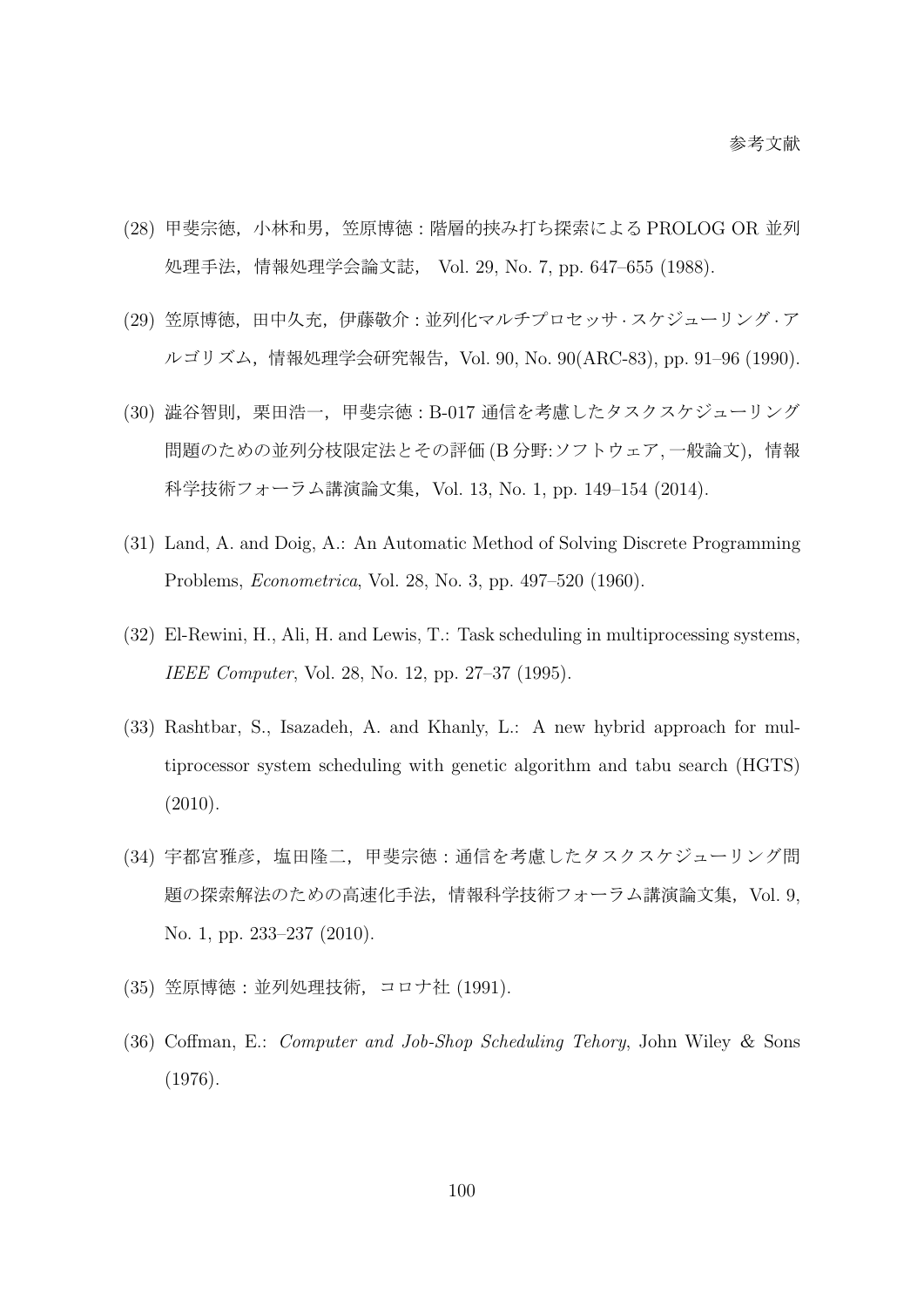(28) 甲斐宗徳，小林和男，笠原博徳 : 階層的挟み打ち探索による PROLOG OR 並列処理手法，情報処理学会論文誌， Vol. 29, No. 7, pp. 647–655 (1988).

(29) 笠原博徳，田中久充，伊藤敬介 : 並列化マルチプロセッサ · スケジューリング · アルゴリズム，情報処理学会研究報告，Vol. 90, No. 90(ARC-83), pp. 91–96 (1990).

(30) 澁谷智則，栗田浩一，甲斐宗徳 : B-017 通信を考慮したタスクスケジューリング問題のための並列分枝限定法とその評価 (B 分野:ソフトウェア, 一般論文)，情報科学技術フォーラム講演論文集，Vol. 13, No. 1, pp. 149–154 (2014).

(31) Land, A. and Doig, A.: An Automatic Method of Solving Discrete Programming Problems, *Econometrica*, Vol. 28, No. 3, pp. 497–520 (1960).

(32) El-Rewini, H., Ali, H. and Lewis, T.: Task scheduling in multiprocessing systems, *IEEE Computer*, Vol. 28, No. 12, pp. 27–37 (1995).

(33) Rashtbar, S., Isazadeh, A. and Khanly, L.: A new hybrid approach for multiprocessor system scheduling with genetic algorithm and tabu search (HGTS) (2010).

(34) 宇都宮雅彦，塩田隆二，甲斐宗徳 : 通信を考慮したタスクスケジューリング問題の探索解法のための高速化手法，情報科学技術フォーラム講演論文集，Vol. 9, No. 1, pp. 233–237 (2010).

(35) 笠原博徳 : 並列処理技術，コロナ社 (1991).

(36) Coffman, E.: *Computer and Job-Shop Scheduling Tehory*, John Wiley & Sons (1976).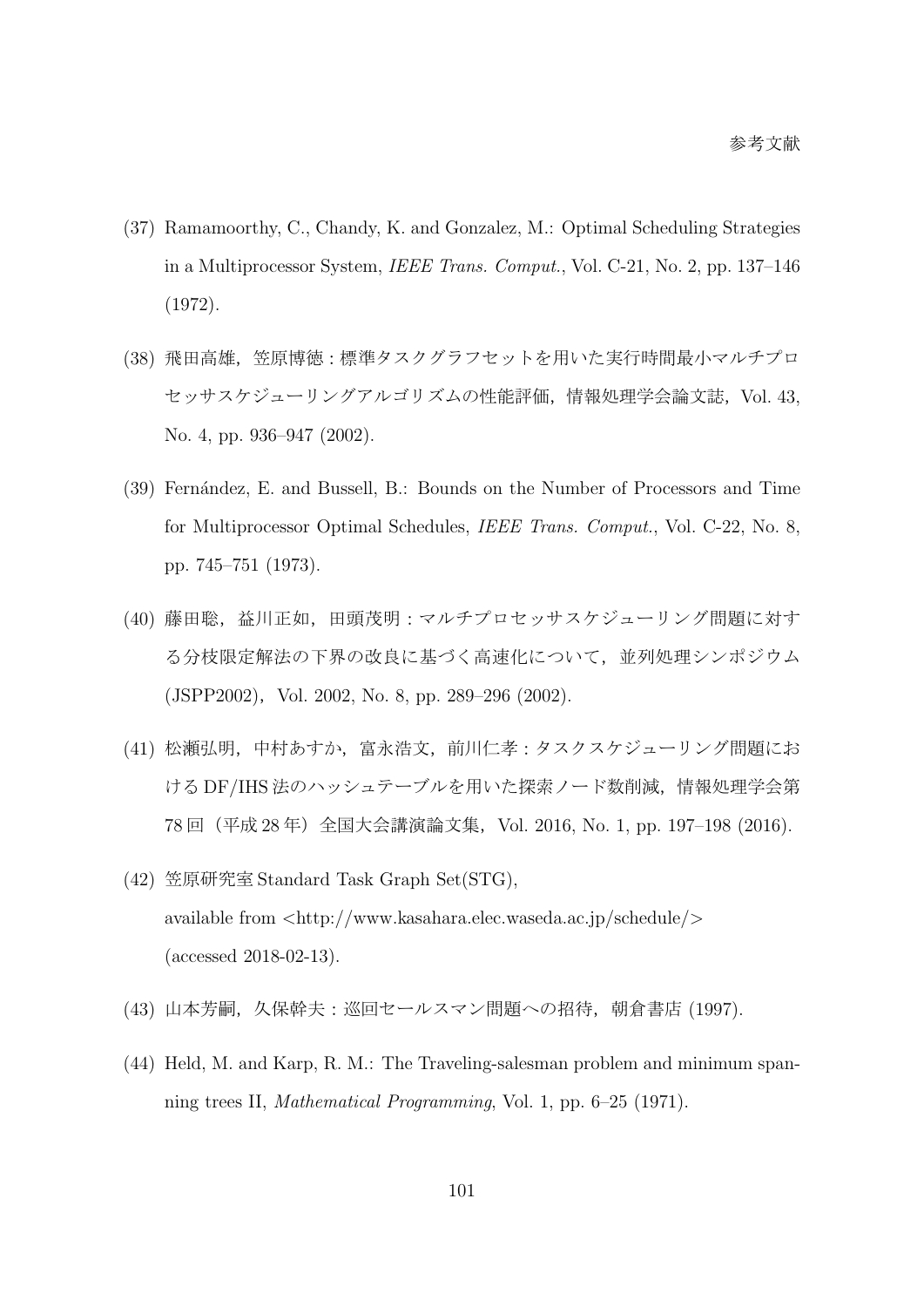(37) Ramamoorthy, C., Chandy, K. and Gonzalez, M.: Optimal Scheduling Strategies in a Multiprocessor System, *IEEE Trans. Comput.*, Vol. C-21, No. 2, pp. 137–146 (1972).

(38) 飛田高雄，笠原博徳：標準タスクグラフセットを用いた実行時間最小マルチプロセッサスケジューリングアルゴリズムの性能評価，情報処理学会論文誌，Vol. 43, No. 4, pp. 936–947 (2002).

(39) Fernández, E. and Bussell, B.: Bounds on the Number of Processors and Time for Multiprocessor Optimal Schedules, *IEEE Trans. Comput.*, Vol. C-22, No. 8, pp. 745–751 (1973).

(40) 藤田聡，益川正如，田頭茂明：マルチプロセッサスケジューリング問題に対する分枝限定解法の下界の改良に基づく高速化について，並列処理シンポジウム (JSPP2002)，Vol. 2002, No. 8, pp. 289–296 (2002).

(41) 松瀬弘明，中村あすか，富永浩文，前川仁孝：タスクスケジューリング問題における DF/IHS 法のハッシュテーブルを用いた探索ノード数削減，情報処理学会第 78 回（平成 28 年）全国大会講演論文集，Vol. 2016, No. 1, pp. 197–198 (2016).

(42) 笠原研究室 Standard Task Graph Set(STG),
available from <http://www.kasahara.elec.waseda.ac.jp/schedule/>
(accessed 2018-02-13).

(43) 山本芳嗣，久保幹夫：巡回セールスマン問題への招待，朝倉書店 (1997).

(44) Held, M. and Karp, R. M.: The Traveling-salesman problem and minimum spanning trees II, *Mathematical Programming*, Vol. 1, pp. 6–25 (1971).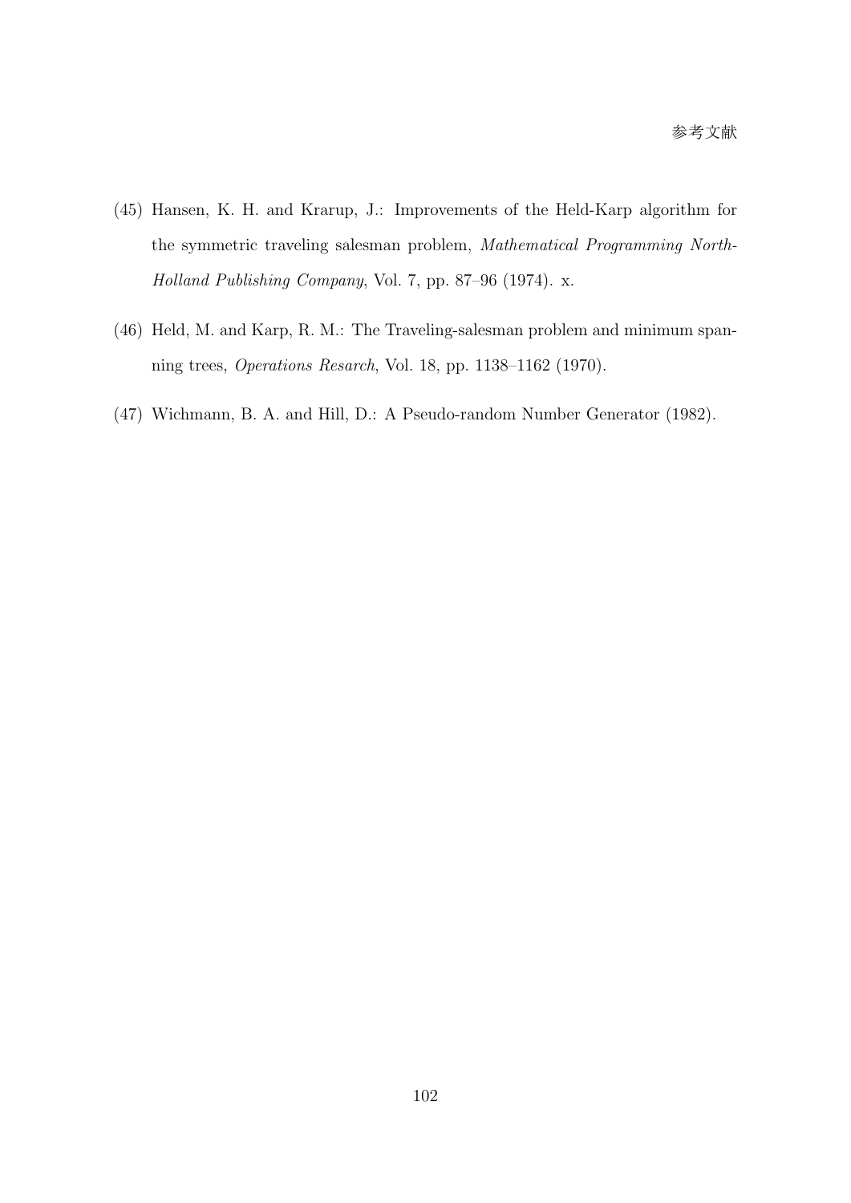(45) Hansen, K. H. and Krarup, J.: Improvements of the Held-Karp algorithm for the symmetric traveling salesman problem, *Mathematical Programming North-Holland Publishing Company*, Vol. 7, pp. 87–96 (1974). x.

(46) Held, M. and Karp, R. M.: The Traveling-salesman problem and minimum spanning trees, *Operations Resarch*, Vol. 18, pp. 1138–1162 (1970).

(47) Wichmann, B. A. and Hill, D.: A Pseudo-random Number Generator (1982).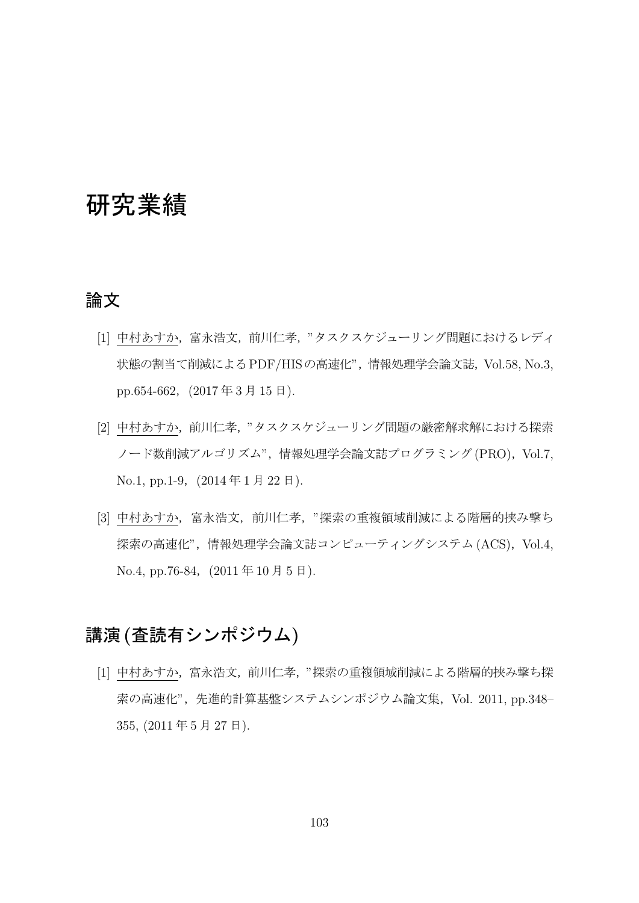# 研究業績

## 論文

[1] 中村あすか，富永浩文，前川仁孝，"タスクスケジューリング問題におけるレディ状態の割当て削減によるPDF/HISの高速化"，情報処理学会論文誌，Vol.58, No.3, pp.654-662，(2017年3月15日).

[2] 中村あすか，前川仁孝，"タスクスケジューリング問題の厳密解求解における探索ノード数削減アルゴリズム"，情報処理学会論文誌プログラミング(PRO)，Vol.7, No.1, pp.1-9，(2014年1月22日).

[3] 中村あすか，富永浩文，前川仁孝，"探索の重複領域削減による階層的挟み撃ち探索の高速化"，情報処理学会論文誌コンピューティングシステム(ACS)，Vol.4, No.4, pp.76-84，(2011年10月5日).

## 講演(査読有シンポジウム)

[1] 中村あすか，富永浩文，前川仁孝，"探索の重複領域削減による階層的挟み撃ち探索の高速化"，先進的計算基盤システムシンポジウム論文集，Vol. 2011, pp.348–355, (2011年5月27日).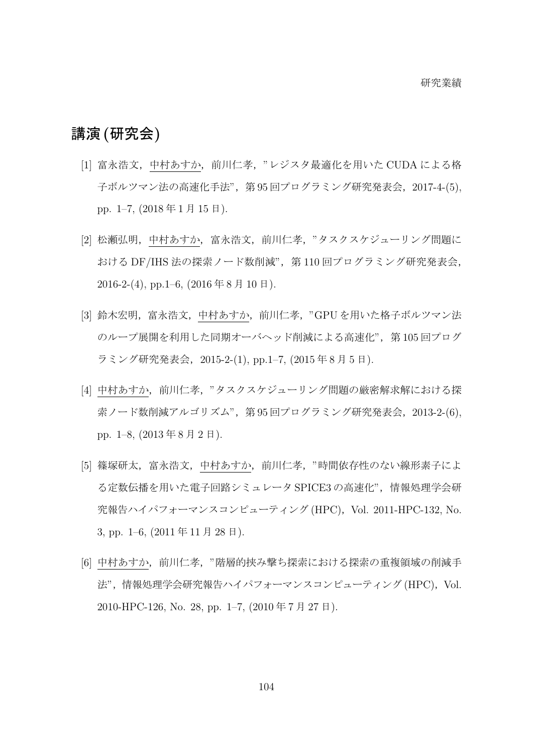## 講演 (研究会)

[1] 富永浩文，<u>中村あすか</u>，前川仁孝，"レジスタ最適化を用いた CUDA による格子ボルツマン法の高速化手法"，第 95 回プログラミング研究発表会，2017-4-(5), pp. 1–7, (2018 年 1 月 15 日).

[2] 松瀬弘明，<u>中村あすか</u>，富永浩文，前川仁孝，"タスクスケジューリング問題における DF/IHS 法の探索ノード数削減"，第 110 回プログラミング研究発表会，2016-2-(4), pp.1–6, (2016 年 8 月 10 日).

[3] 鈴木宏明，富永浩文，<u>中村あすか</u>，前川仁孝，"GPU を用いた格子ボルツマン法のループ展開を利用した同期オーバヘッド削減による高速化"，第 105 回プログラミング研究発表会，2015-2-(1), pp.1–7, (2015 年 8 月 5 日).

[4] <u>中村あすか</u>，前川仁孝，"タスクスケジューリング問題の厳密解求解における探索ノード数削減アルゴリズム"，第 95 回プログラミング研究発表会，2013-2-(6), pp. 1–8, (2013 年 8 月 2 日).

[5] 篠塚研太，富永浩文，<u>中村あすか</u>，前川仁孝，"時間依存性のない線形素子による定数伝播を用いた電子回路シミュレータ SPICE3 の高速化"，情報処理学会研究報告ハイパフォーマンスコンピューティング (HPC)，Vol. 2011-HPC-132, No. 3, pp. 1–6, (2011 年 11 月 28 日).

[6] <u>中村あすか</u>，前川仁孝，"階層的挟み撃ち探索における探索の重複領域の削減手法"，情報処理学会研究報告ハイパフォーマンスコンピューティング (HPC)，Vol. 2010-HPC-126, No. 28, pp. 1–7, (2010 年 7 月 27 日).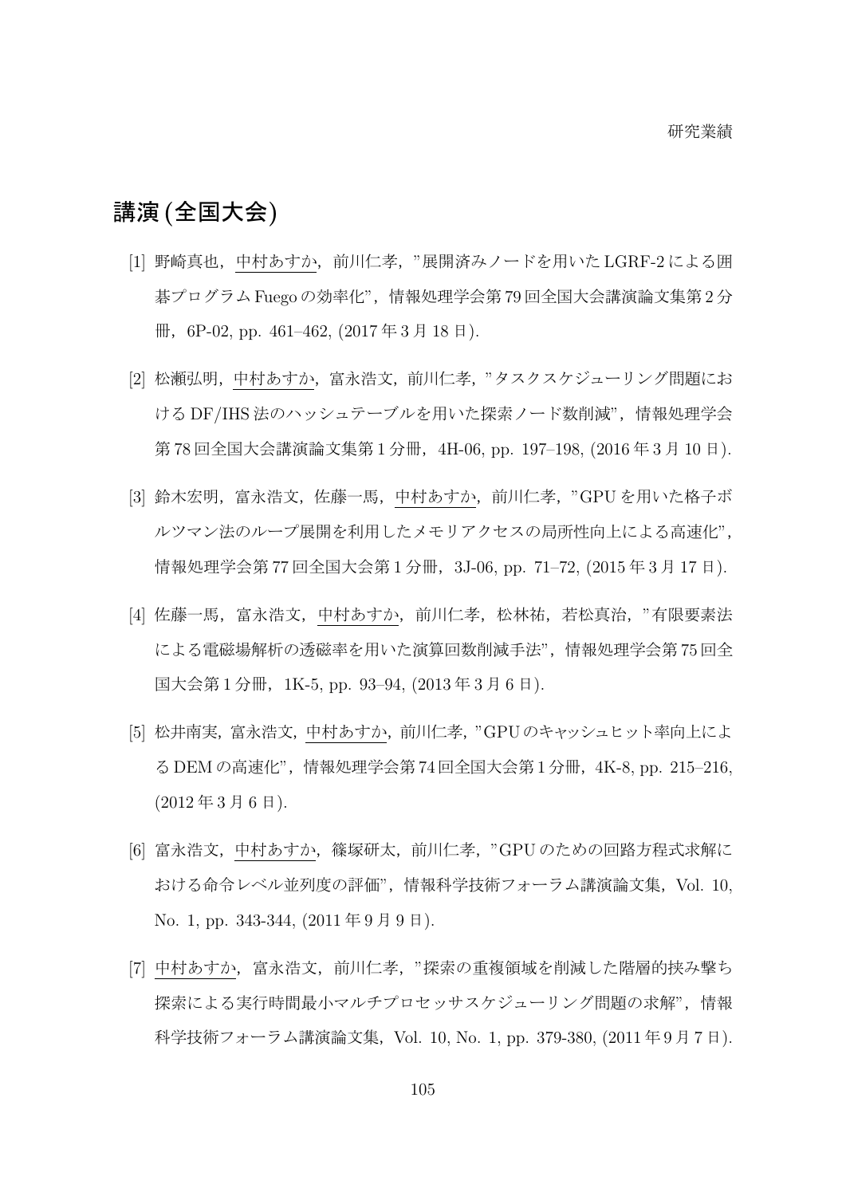## 講演 (全国大会)

[1] 野崎真也，中村あすか，前川仁孝，"展開済みノードを用いたLGRF-2による囲碁プログラムFuegoの効率化"，情報処理学会第79回全国大会講演論文集第2分冊，6P-02, pp. 461–462, (2017年3月18日).

[2] 松瀬弘明，中村あすか，富永浩文，前川仁孝，"タスクスケジューリング問題におけるDF/IHS法のハッシュテーブルを用いた探索ノード数削減"，情報処理学会第78回全国大会講演論文集第1分冊，4H-06, pp. 197–198, (2016年3月10日).

[3] 鈴木宏明，富永浩文，佐藤一馬，中村あすか，前川仁孝，"GPUを用いた格子ボルツマン法のループ展開を利用したメモリアクセスの局所性向上による高速化"，情報処理学会第77回全国大会第1分冊，3J-06, pp. 71–72, (2015年3月17日).

[4] 佐藤一馬，富永浩文，中村あすか，前川仁孝，松林祐，若松真治，"有限要素法による電磁場解析の透磁率を用いた演算回数削減手法"，情報処理学会第75回全国大会第1分冊，1K-5, pp. 93–94, (2013年3月6日).

[5] 松井南実，富永浩文，中村あすか，前川仁孝，"GPUのキャッシュヒット率向上によるDEMの高速化"，情報処理学会第74回全国大会第1分冊，4K-8, pp. 215–216, (2012年3月6日).

[6] 富永浩文，中村あすか，篠塚研太，前川仁孝，"GPUのための回路方程式求解における命令レベル並列度の評価"，情報科学技術フォーラム講演論文集，Vol. 10, No. 1, pp. 343-344, (2011年9月9日).

[7] 中村あすか，富永浩文，前川仁孝，"探索の重複領域を削減した階層的挟み撃ち探索による実行時間最小マルチプロセッサスケジューリング問題の求解"，情報科学技術フォーラム講演論文集，Vol. 10, No. 1, pp. 379-380, (2011年9月7日).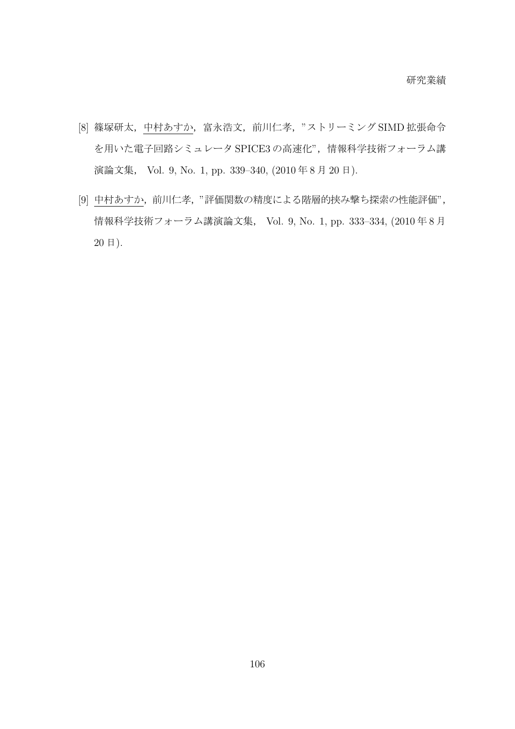[8] 篠塚研太，中村あすか，富永浩文，前川仁孝，”ストリーミング SIMD 拡張命令を用いた電子回路シミュレータ SPICE3 の高速化”，情報科学技術フォーラム講演論文集， Vol. 9, No. 1, pp. 339–340, (2010 年 8 月 20 日).

[9] 中村あすか，前川仁孝，”評価関数の精度による階層的挟み撃ち探索の性能評価”，情報科学技術フォーラム講演論文集， Vol. 9, No. 1, pp. 333–334, (2010 年 8 月 20 日).